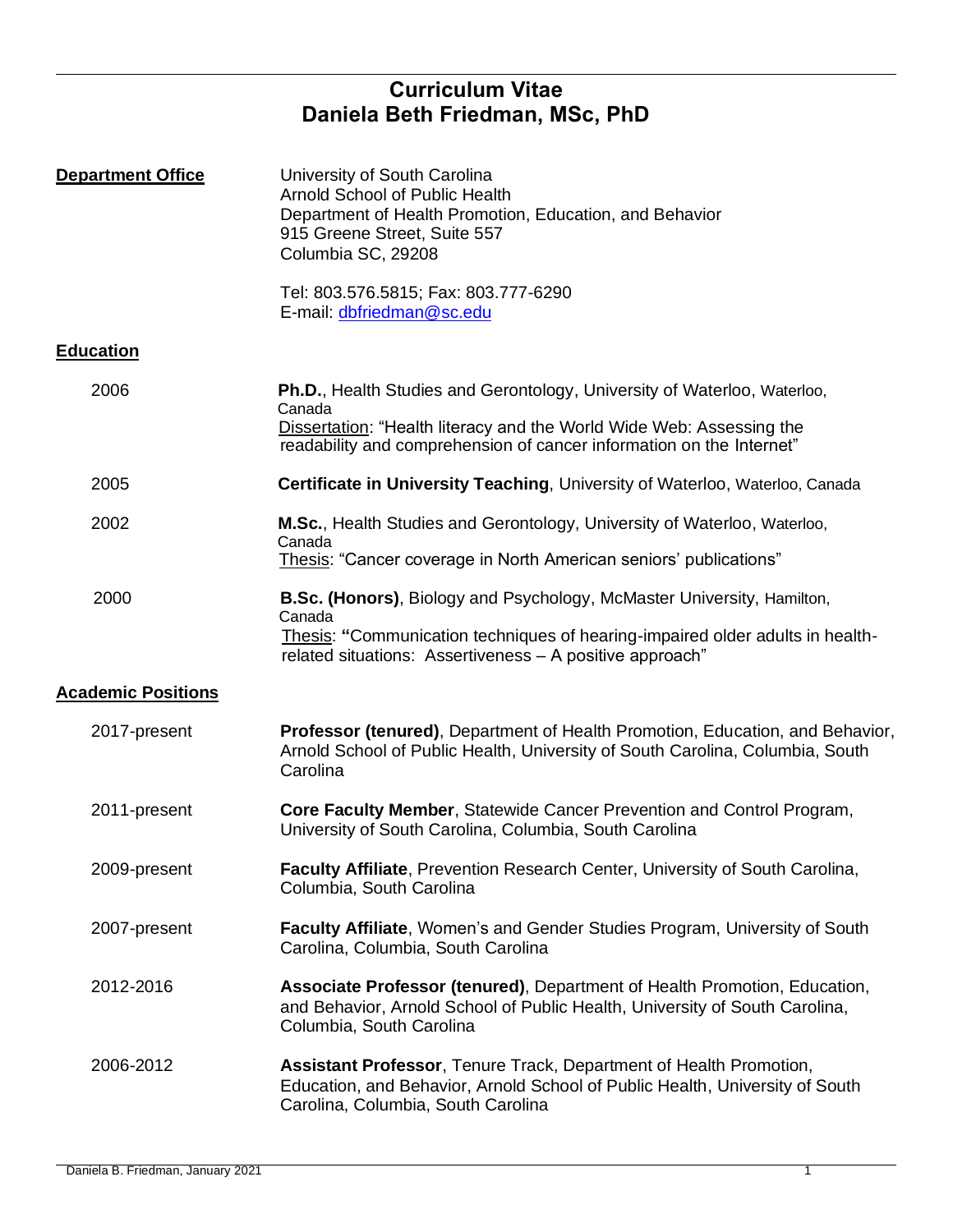# Curriculum Vitae
# Daniela Beth Friedman, MSc, PhD

**Department Office**

University of South Carolina
Arnold School of Public Health
Department of Health Promotion, Education, and Behavior
915 Greene Street, Suite 557
Columbia SC, 29208

Tel: 803.576.5815; Fax: 803.777-6290
E-mail: dbfriedman@sc.edu

## Education

**2006** — **Ph.D.**, Health Studies and Gerontology, University of Waterloo, Waterloo, Canada
Dissertation: "Health literacy and the World Wide Web: Assessing the readability and comprehension of cancer information on the Internet"

**2005** — **Certificate in University Teaching**, University of Waterloo, Waterloo, Canada

**2002** — **M.Sc.**, Health Studies and Gerontology, University of Waterloo, Waterloo, Canada
Thesis: "Cancer coverage in North American seniors' publications"

**2000** — **B.Sc. (Honors)**, Biology and Psychology, McMaster University, Hamilton, Canada
Thesis: **"**Communication techniques of hearing-impaired older adults in health-related situations: Assertiveness – A positive approach"

## Academic Positions

**2017-present** — **Professor (tenured)**, Department of Health Promotion, Education, and Behavior, Arnold School of Public Health, University of South Carolina, Columbia, South Carolina

**2011-present** — **Core Faculty Member**, Statewide Cancer Prevention and Control Program, University of South Carolina, Columbia, South Carolina

**2009-present** — **Faculty Affiliate**, Prevention Research Center, University of South Carolina, Columbia, South Carolina

**2007-present** — **Faculty Affiliate**, Women's and Gender Studies Program, University of South Carolina, Columbia, South Carolina

**2012-2016** — **Associate Professor (tenured)**, Department of Health Promotion, Education, and Behavior, Arnold School of Public Health, University of South Carolina, Columbia, South Carolina

**2006-2012** — **Assistant Professor**, Tenure Track, Department of Health Promotion, Education, and Behavior, Arnold School of Public Health, University of South Carolina, Columbia, South Carolina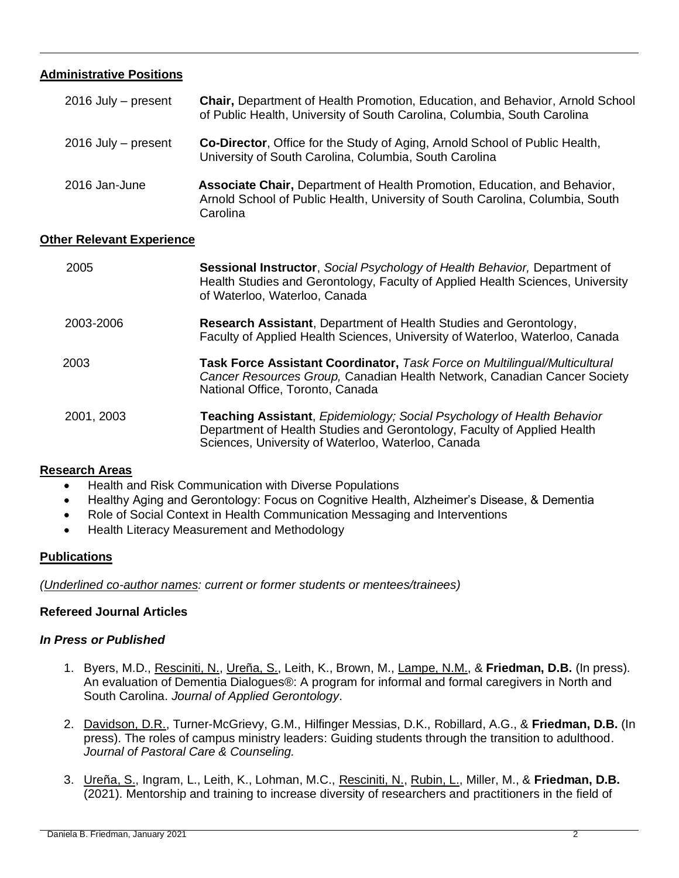## Administrative Positions

| | |
|---|---|
| 2016 July – present | **Chair,** Department of Health Promotion, Education, and Behavior, Arnold School of Public Health, University of South Carolina, Columbia, South Carolina |
| 2016 July – present | **Co-Director**, Office for the Study of Aging, Arnold School of Public Health, University of South Carolina, Columbia, South Carolina |
| 2016 Jan-June | **Associate Chair,** Department of Health Promotion, Education, and Behavior, Arnold School of Public Health, University of South Carolina, Columbia, South Carolina |

## Other Relevant Experience

| | |
|---|---|
| 2005 | **Sessional Instructor**, *Social Psychology of Health Behavior,* Department of Health Studies and Gerontology, Faculty of Applied Health Sciences, University of Waterloo, Waterloo, Canada |
| 2003-2006 | **Research Assistant**, Department of Health Studies and Gerontology, Faculty of Applied Health Sciences, University of Waterloo, Waterloo, Canada |
| 2003 | **Task Force Assistant Coordinator,** *Task Force on Multilingual/Multicultural Cancer Resources Group,* Canadian Health Network, Canadian Cancer Society National Office, Toronto, Canada |
| 2001, 2003 | **Teaching Assistant**, *Epidemiology; Social Psychology of Health Behavior* Department of Health Studies and Gerontology, Faculty of Applied Health Sciences, University of Waterloo, Waterloo, Canada |

## Research Areas

- Health and Risk Communication with Diverse Populations
- Healthy Aging and Gerontology: Focus on Cognitive Health, Alzheimer's Disease, & Dementia
- Role of Social Context in Health Communication Messaging and Interventions
- Health Literacy Measurement and Methodology

## Publications

*(Underlined co-author names: current or former students or mentees/trainees)*

### Refereed Journal Articles

#### *In Press or Published*

1. Byers, M.D., Resciniti, N., Ureña, S., Leith, K., Brown, M., Lampe, N.M., & **Friedman, D.B.** (In press). An evaluation of Dementia Dialogues®: A program for informal and formal caregivers in North and South Carolina. *Journal of Applied Gerontology*.

2. Davidson, D.R., Turner-McGrievy, G.M., Hilfinger Messias, D.K., Robillard, A.G., & **Friedman, D.B.** (In press). The roles of campus ministry leaders: Guiding students through the transition to adulthood. *Journal of Pastoral Care & Counseling.*

3. Ureña, S., Ingram, L., Leith, K., Lohman, M.C., Resciniti, N., Rubin, L., Miller, M., & **Friedman, D.B.** (2021). Mentorship and training to increase diversity of researchers and practitioners in the field of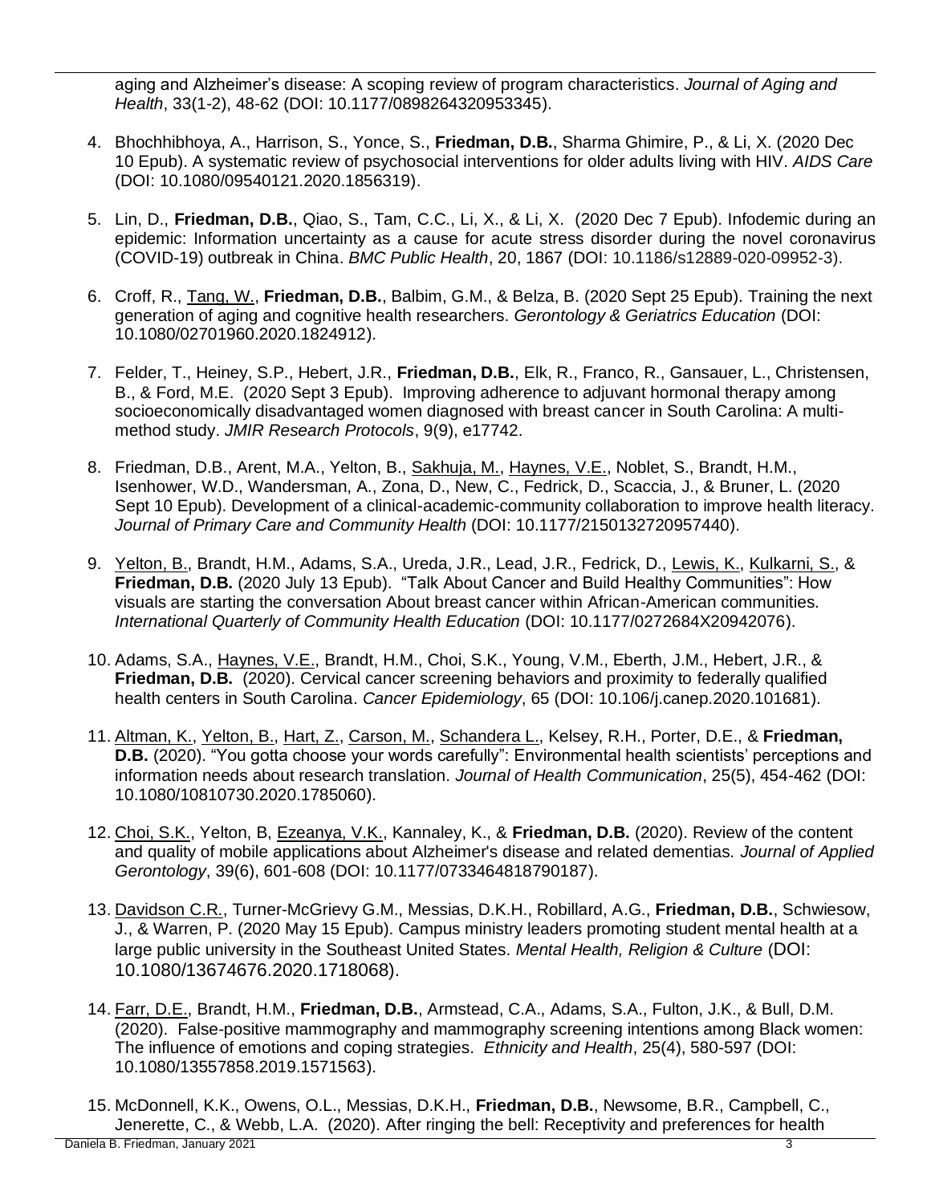aging and Alzheimer's disease: A scoping review of program characteristics. *Journal of Aging and Health*, 33(1-2), 48-62 (DOI: 10.1177/0898264320953345).

4. Bhochhibhoya, A., Harrison, S., Yonce, S., **Friedman, D.B.**, Sharma Ghimire, P., & Li, X. (2020 Dec 10 Epub). A systematic review of psychosocial interventions for older adults living with HIV. *AIDS Care* (DOI: 10.1080/09540121.2020.1856319).

5. Lin, D., **Friedman, D.B.**, Qiao, S., Tam, C.C., Li, X., & Li, X. (2020 Dec 7 Epub). Infodemic during an epidemic: Information uncertainty as a cause for acute stress disorder during the novel coronavirus (COVID-19) outbreak in China. *BMC Public Health*, 20, 1867 (DOI: 10.1186/s12889-020-09952-3).

6. Croff, R., <u>Tang, W.</u>, **Friedman, D.B.**, Balbim, G.M., & Belza, B. (2020 Sept 25 Epub). Training the next generation of aging and cognitive health researchers. *Gerontology & Geriatrics Education* (DOI: 10.1080/02701960.2020.1824912).

7. Felder, T., Heiney, S.P., Hebert, J.R., **Friedman, D.B.**, Elk, R., Franco, R., Gansauer, L., Christensen, B., & Ford, M.E. (2020 Sept 3 Epub). Improving adherence to adjuvant hormonal therapy among socioeconomically disadvantaged women diagnosed with breast cancer in South Carolina: A multi-method study. *JMIR Research Protocols*, 9(9), e17742.

8. Friedman, D.B., Arent, M.A., Yelton, B., <u>Sakhuja, M.</u>, <u>Haynes, V.E.</u>, Noblet, S., Brandt, H.M., Isenhower, W.D., Wandersman, A., Zona, D., New, C., Fedrick, D., Scaccia, J., & Bruner, L. (2020 Sept 10 Epub). Development of a clinical-academic-community collaboration to improve health literacy. *Journal of Primary Care and Community Health* (DOI: 10.1177/2150132720957440).

9. <u>Yelton, B.</u>, Brandt, H.M., Adams, S.A., Ureda, J.R., Lead, J.R., Fedrick, D., <u>Lewis, K.</u>, <u>Kulkarni, S.</u>, & **Friedman, D.B.** (2020 July 13 Epub). "Talk About Cancer and Build Healthy Communities": How visuals are starting the conversation About breast cancer within African-American communities. *International Quarterly of Community Health Education* (DOI: 10.1177/0272684X20942076).

10. Adams, S.A., <u>Haynes, V.E.</u>, Brandt, H.M., Choi, S.K., Young, V.M., Eberth, J.M., Hebert, J.R., & **Friedman, D.B.** (2020). Cervical cancer screening behaviors and proximity to federally qualified health centers in South Carolina. *Cancer Epidemiology*, 65 (DOI: 10.106/j.canep.2020.101681).

11. <u>Altman, K.</u>, <u>Yelton, B.</u>, <u>Hart, Z.</u>, <u>Carson, M.</u>, <u>Schandera L.</u>, Kelsey, R.H., Porter, D.E., & **Friedman, D.B.** (2020). "You gotta choose your words carefully": Environmental health scientists' perceptions and information needs about research translation. *Journal of Health Communication*, 25(5), 454-462 (DOI: 10.1080/10810730.2020.1785060).

12. <u>Choi, S.K.</u>, Yelton, B, <u>Ezeanya, V.K.</u>, Kannaley, K., & **Friedman, D.B.** (2020). Review of the content and quality of mobile applications about Alzheimer's disease and related dementias. *Journal of Applied Gerontology*, 39(6), 601-608 (DOI: 10.1177/0733464818790187).

13. <u>Davidson C.R.</u>, Turner-McGrievy G.M., Messias, D.K.H., Robillard, A.G., **Friedman, D.B.**, Schwiesow, J., & Warren, P. (2020 May 15 Epub). Campus ministry leaders promoting student mental health at a large public university in the Southeast United States. *Mental Health, Religion & Culture* (DOI: 10.1080/13674676.2020.1718068).

14. <u>Farr, D.E.</u>, Brandt, H.M., **Friedman, D.B.**, Armstead, C.A., Adams, S.A., Fulton, J.K., & Bull, D.M. (2020). False-positive mammography and mammography screening intentions among Black women: The influence of emotions and coping strategies. *Ethnicity and Health*, 25(4), 580-597 (DOI: 10.1080/13557858.2019.1571563).

15. McDonnell, K.K., Owens, O.L., Messias, D.K.H., **Friedman, D.B.**, Newsome, B.R., Campbell, C., Jenerette, C., & Webb, L.A. (2020). After ringing the bell: Receptivity and preferences for health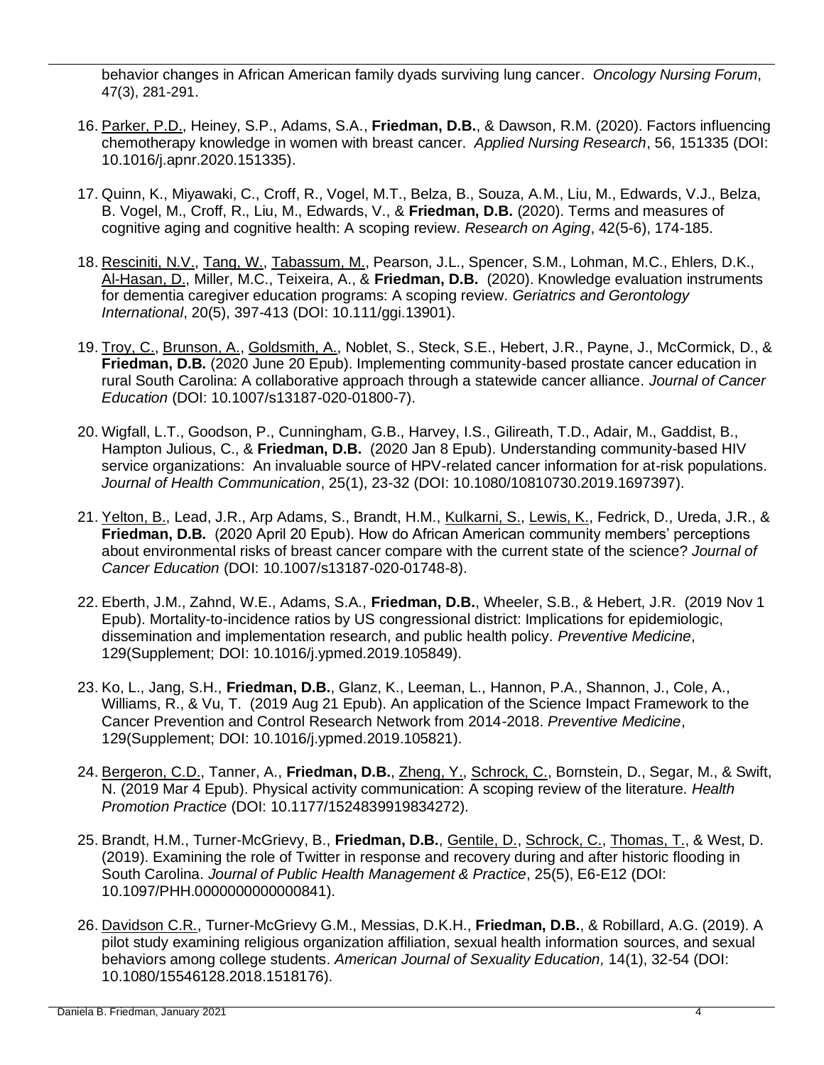behavior changes in African American family dyads surviving lung cancer. *Oncology Nursing Forum*, 47(3), 281-291.

16. <u>Parker, P.D.</u>, Heiney, S.P., Adams, S.A., **Friedman, D.B.**, & Dawson, R.M. (2020). Factors influencing chemotherapy knowledge in women with breast cancer. *Applied Nursing Research*, 56, 151335 (DOI: 10.1016/j.apnr.2020.151335).

17. Quinn, K., Miyawaki, C., Croff, R., Vogel, M.T., Belza, B., Souza, A.M., Liu, M., Edwards, V.J., Belza, B. Vogel, M., Croff, R., Liu, M., Edwards, V., & **Friedman, D.B.** (2020). Terms and measures of cognitive aging and cognitive health: A scoping review. *Research on Aging*, 42(5-6), 174-185.

18. <u>Resciniti, N.V.</u>, <u>Tang, W.</u>, <u>Tabassum, M.</u>, Pearson, J.L., Spencer, S.M., Lohman, M.C., Ehlers, D.K., <u>Al-Hasan, D.</u>, Miller, M.C., Teixeira, A., & **Friedman, D.B.** (2020). Knowledge evaluation instruments for dementia caregiver education programs: A scoping review. *Geriatrics and Gerontology International*, 20(5), 397-413 (DOI: 10.111/ggi.13901).

19. <u>Troy, C.</u>, <u>Brunson, A.</u>, <u>Goldsmith, A.</u>, Noblet, S., Steck, S.E., Hebert, J.R., Payne, J., McCormick, D., & **Friedman, D.B.** (2020 June 20 Epub). Implementing community-based prostate cancer education in rural South Carolina: A collaborative approach through a statewide cancer alliance. *Journal of Cancer Education* (DOI: 10.1007/s13187-020-01800-7).

20. Wigfall, L.T., Goodson, P., Cunningham, G.B., Harvey, I.S., Gilireath, T.D., Adair, M., Gaddist, B., Hampton Julious, C., & **Friedman, D.B.** (2020 Jan 8 Epub). Understanding community-based HIV service organizations: An invaluable source of HPV-related cancer information for at-risk populations. *Journal of Health Communication*, 25(1), 23-32 (DOI: 10.1080/10810730.2019.1697397).

21. <u>Yelton, B.</u>, Lead, J.R., Arp Adams, S., Brandt, H.M., <u>Kulkarni, S.</u>, <u>Lewis, K.</u>, Fedrick, D., Ureda, J.R., & **Friedman, D.B.** (2020 April 20 Epub). How do African American community members' perceptions about environmental risks of breast cancer compare with the current state of the science? *Journal of Cancer Education* (DOI: 10.1007/s13187-020-01748-8).

22. Eberth, J.M., Zahnd, W.E., Adams, S.A., **Friedman, D.B.**, Wheeler, S.B., & Hebert, J.R. (2019 Nov 1 Epub). Mortality-to-incidence ratios by US congressional district: Implications for epidemiologic, dissemination and implementation research, and public health policy. *Preventive Medicine*, 129(Supplement; DOI: 10.1016/j.ypmed.2019.105849).

23. Ko, L., Jang, S.H., **Friedman, D.B.**, Glanz, K., Leeman, L., Hannon, P.A., Shannon, J., Cole, A., Williams, R., & Vu, T. (2019 Aug 21 Epub). An application of the Science Impact Framework to the Cancer Prevention and Control Research Network from 2014-2018. *Preventive Medicine*, 129(Supplement; DOI: 10.1016/j.ypmed.2019.105821).

24. <u>Bergeron, C.D.</u>, Tanner, A., **Friedman, D.B.**, <u>Zheng, Y.</u>, <u>Schrock, C.</u>, Bornstein, D., Segar, M., & Swift, N. (2019 Mar 4 Epub). Physical activity communication: A scoping review of the literature. *Health Promotion Practice* (DOI: 10.1177/1524839919834272).

25. Brandt, H.M., Turner-McGrievy, B., **Friedman, D.B.**, <u>Gentile, D.</u>, <u>Schrock, C.</u>, <u>Thomas, T.</u>, & West, D. (2019). Examining the role of Twitter in response and recovery during and after historic flooding in South Carolina. *Journal of Public Health Management & Practice*, 25(5), E6-E12 (DOI: 10.1097/PHH.0000000000000841).

26. <u>Davidson C.R.</u>, Turner-McGrievy G.M., Messias, D.K.H., **Friedman, D.B.**, & Robillard, A.G. (2019). A pilot study examining religious organization affiliation, sexual health information sources, and sexual behaviors among college students. *American Journal of Sexuality Education,* 14(1), 32-54 (DOI: 10.1080/15546128.2018.1518176).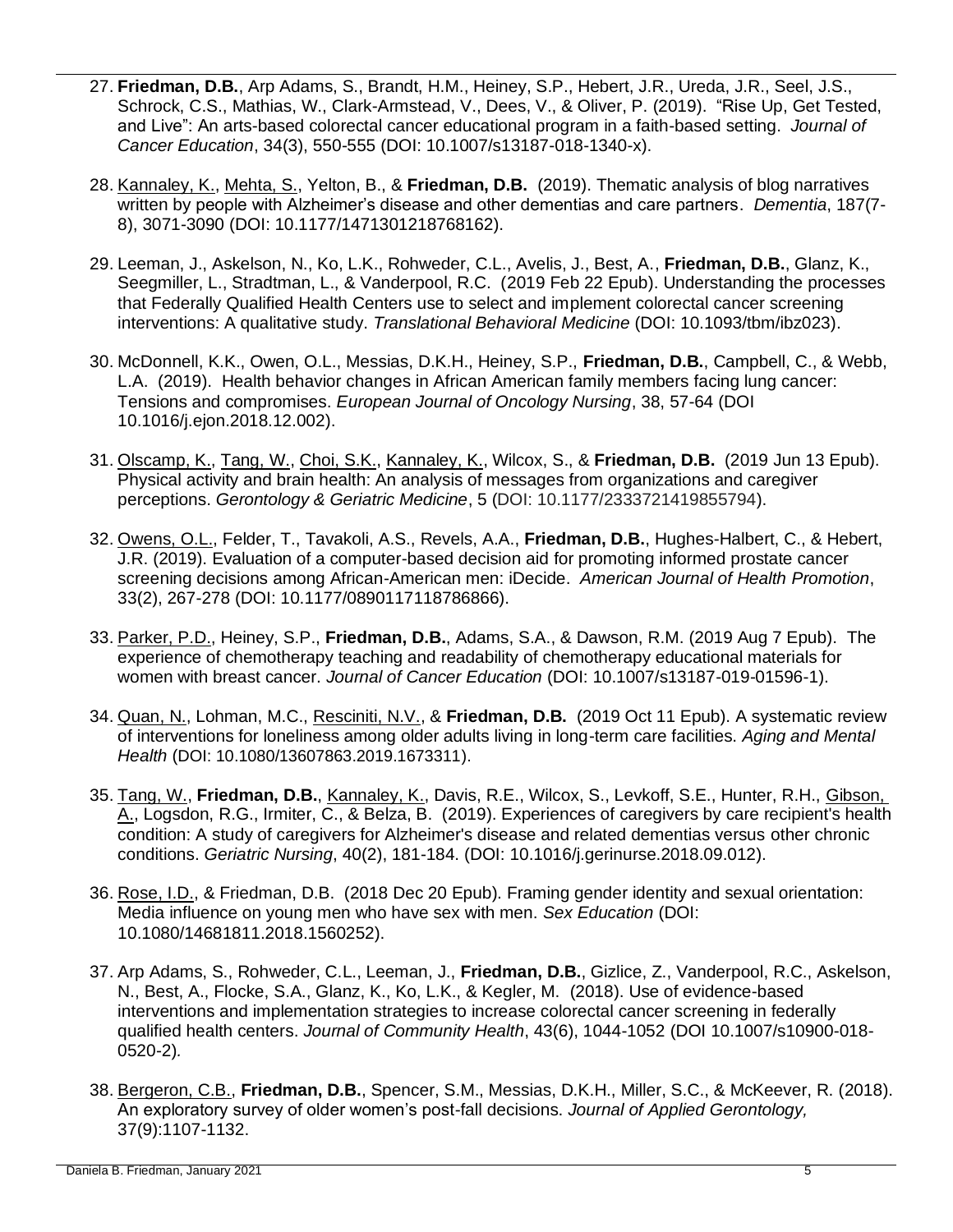27. **Friedman, D.B.**, Arp Adams, S., Brandt, H.M., Heiney, S.P., Hebert, J.R., Ureda, J.R., Seel, J.S., Schrock, C.S., Mathias, W., Clark-Armstead, V., Dees, V., & Oliver, P. (2019). "Rise Up, Get Tested, and Live": An arts-based colorectal cancer educational program in a faith-based setting. *Journal of Cancer Education*, 34(3), 550-555 (DOI: 10.1007/s13187-018-1340-x).

28. Kannaley, K., Mehta, S., Yelton, B., & **Friedman, D.B.** (2019). Thematic analysis of blog narratives written by people with Alzheimer's disease and other dementias and care partners. *Dementia*, 187(7-8), 3071-3090 (DOI: 10.1177/1471301218768162).

29. Leeman, J., Askelson, N., Ko, L.K., Rohweder, C.L., Avelis, J., Best, A., **Friedman, D.B.**, Glanz, K., Seegmiller, L., Stradtman, L., & Vanderpool, R.C. (2019 Feb 22 Epub). Understanding the processes that Federally Qualified Health Centers use to select and implement colorectal cancer screening interventions: A qualitative study. *Translational Behavioral Medicine* (DOI: 10.1093/tbm/ibz023).

30. McDonnell, K.K., Owen, O.L., Messias, D.K.H., Heiney, S.P., **Friedman, D.B.**, Campbell, C., & Webb, L.A. (2019). Health behavior changes in African American family members facing lung cancer: Tensions and compromises. *European Journal of Oncology Nursing*, 38, 57-64 (DOI 10.1016/j.ejon.2018.12.002).

31. Olscamp, K., Tang, W., Choi, S.K., Kannaley, K., Wilcox, S., & **Friedman, D.B.** (2019 Jun 13 Epub). Physical activity and brain health: An analysis of messages from organizations and caregiver perceptions. *Gerontology & Geriatric Medicine*, 5 (DOI: 10.1177/2333721419855794).

32. Owens, O.L., Felder, T., Tavakoli, A.S., Revels, A.A., **Friedman, D.B.**, Hughes-Halbert, C., & Hebert, J.R. (2019). Evaluation of a computer-based decision aid for promoting informed prostate cancer screening decisions among African-American men: iDecide. *American Journal of Health Promotion*, 33(2), 267-278 (DOI: 10.1177/0890117118786866).

33. Parker, P.D., Heiney, S.P., **Friedman, D.B.**, Adams, S.A., & Dawson, R.M. (2019 Aug 7 Epub). The experience of chemotherapy teaching and readability of chemotherapy educational materials for women with breast cancer. *Journal of Cancer Education* (DOI: 10.1007/s13187-019-01596-1).

34. Quan, N., Lohman, M.C., Resciniti, N.V., & **Friedman, D.B.** (2019 Oct 11 Epub). A systematic review of interventions for loneliness among older adults living in long-term care facilities. *Aging and Mental Health* (DOI: 10.1080/13607863.2019.1673311).

35. Tang, W., **Friedman, D.B.**, Kannaley, K., Davis, R.E., Wilcox, S., Levkoff, S.E., Hunter, R.H., Gibson, A., Logsdon, R.G., Irmiter, C., & Belza, B. (2019). Experiences of caregivers by care recipient's health condition: A study of caregivers for Alzheimer's disease and related dementias versus other chronic conditions. *Geriatric Nursing*, 40(2), 181-184. (DOI: 10.1016/j.gerinurse.2018.09.012).

36. Rose, I.D., & Friedman, D.B. (2018 Dec 20 Epub). Framing gender identity and sexual orientation: Media influence on young men who have sex with men. *Sex Education* (DOI: 10.1080/14681811.2018.1560252).

37. Arp Adams, S., Rohweder, C.L., Leeman, J., **Friedman, D.B.**, Gizlice, Z., Vanderpool, R.C., Askelson, N., Best, A., Flocke, S.A., Glanz, K., Ko, L.K., & Kegler, M. (2018). Use of evidence-based interventions and implementation strategies to increase colorectal cancer screening in federally qualified health centers. *Journal of Community Health*, 43(6), 1044-1052 (DOI 10.1007/s10900-018-0520-2).

38. Bergeron, C.B., **Friedman, D.B.**, Spencer, S.M., Messias, D.K.H., Miller, S.C., & McKeever, R. (2018). An exploratory survey of older women's post-fall decisions. *Journal of Applied Gerontology,* 37(9):1107-1132.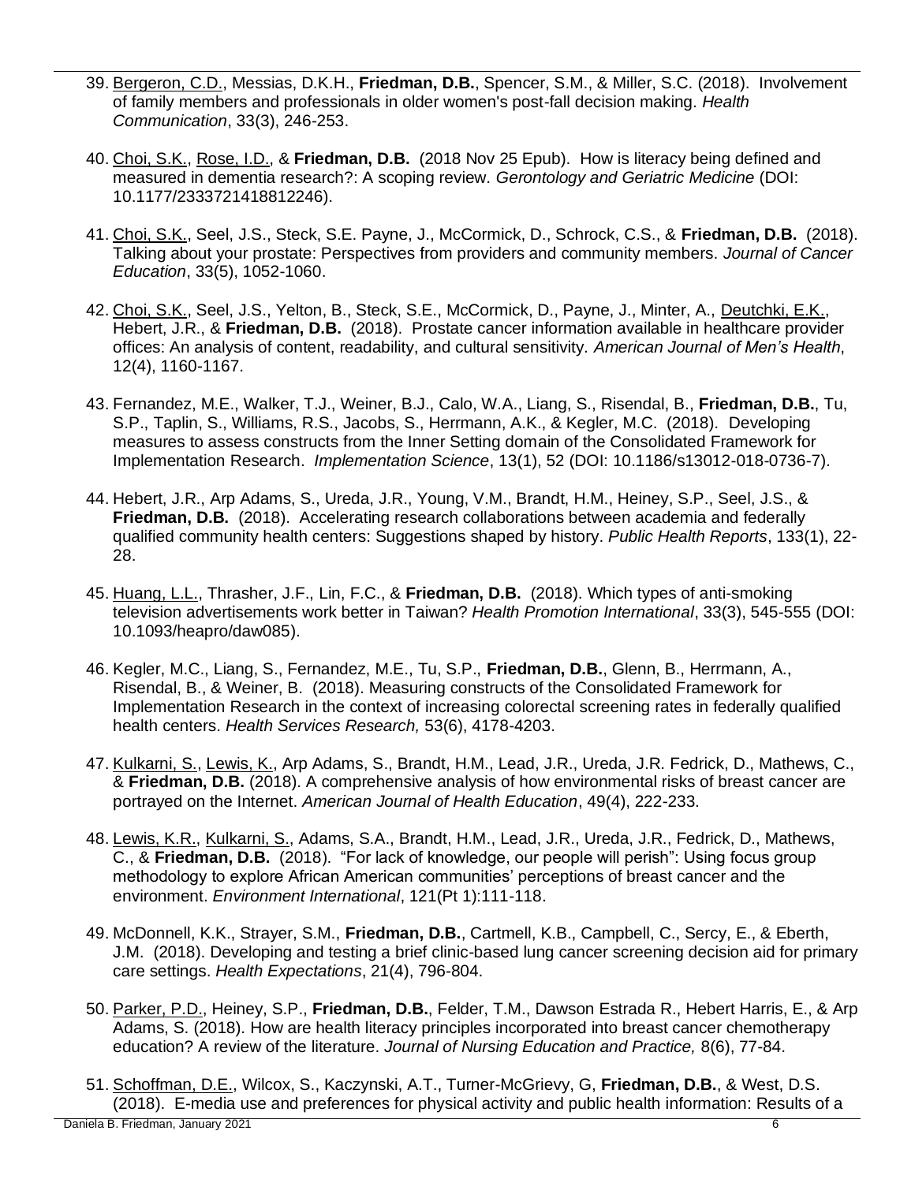39. <u>Bergeron, C.D.</u>, Messias, D.K.H., **Friedman, D.B.**, Spencer, S.M., & Miller, S.C. (2018). Involvement of family members and professionals in older women's post-fall decision making. *Health Communication*, 33(3), 246-253.

40. <u>Choi, S.K.</u>, <u>Rose, I.D.</u>, & **Friedman, D.B.** (2018 Nov 25 Epub). How is literacy being defined and measured in dementia research?: A scoping review. *Gerontology and Geriatric Medicine* (DOI: 10.1177/2333721418812246).

41. <u>Choi, S.K.</u>, Seel, J.S., Steck, S.E. Payne, J., McCormick, D., Schrock, C.S., & **Friedman, D.B.** (2018). Talking about your prostate: Perspectives from providers and community members. *Journal of Cancer Education*, 33(5), 1052-1060.

42. <u>Choi, S.K.</u>, Seel, J.S., Yelton, B., Steck, S.E., McCormick, D., Payne, J., Minter, A., <u>Deutchki, E.K.</u>, Hebert, J.R., & **Friedman, D.B.** (2018). Prostate cancer information available in healthcare provider offices: An analysis of content, readability, and cultural sensitivity. *American Journal of Men's Health*, 12(4), 1160-1167.

43. Fernandez, M.E., Walker, T.J., Weiner, B.J., Calo, W.A., Liang, S., Risendal, B., **Friedman, D.B.**, Tu, S.P., Taplin, S., Williams, R.S., Jacobs, S., Herrmann, A.K., & Kegler, M.C. (2018). Developing measures to assess constructs from the Inner Setting domain of the Consolidated Framework for Implementation Research. *Implementation Science*, 13(1), 52 (DOI: 10.1186/s13012-018-0736-7).

44. Hebert, J.R., Arp Adams, S., Ureda, J.R., Young, V.M., Brandt, H.M., Heiney, S.P., Seel, J.S., & **Friedman, D.B.** (2018). Accelerating research collaborations between academia and federally qualified community health centers: Suggestions shaped by history. *Public Health Reports*, 133(1), 22-28.

45. <u>Huang, L.L.</u>, Thrasher, J.F., Lin, F.C., & **Friedman, D.B.** (2018). Which types of anti-smoking television advertisements work better in Taiwan? *Health Promotion International*, 33(3), 545-555 (DOI: 10.1093/heapro/daw085).

46. Kegler, M.C., Liang, S., Fernandez, M.E., Tu, S.P., **Friedman, D.B.**, Glenn, B., Herrmann, A., Risendal, B., & Weiner, B. (2018). Measuring constructs of the Consolidated Framework for Implementation Research in the context of increasing colorectal screening rates in federally qualified health centers. *Health Services Research,* 53(6), 4178-4203.

47. <u>Kulkarni, S.</u>, <u>Lewis, K.</u>, Arp Adams, S., Brandt, H.M., Lead, J.R., Ureda, J.R. Fedrick, D., Mathews, C., & **Friedman, D.B.** (2018). A comprehensive analysis of how environmental risks of breast cancer are portrayed on the Internet. *American Journal of Health Education*, 49(4), 222-233.

48. <u>Lewis, K.R.</u>, <u>Kulkarni, S.</u>, Adams, S.A., Brandt, H.M., Lead, J.R., Ureda, J.R., Fedrick, D., Mathews, C., & **Friedman, D.B.** (2018). "For lack of knowledge, our people will perish": Using focus group methodology to explore African American communities' perceptions of breast cancer and the environment. *Environment International*, 121(Pt 1):111-118.

49. McDonnell, K.K., Strayer, S.M., **Friedman, D.B.**, Cartmell, K.B., Campbell, C., Sercy, E., & Eberth, J.M. (2018). Developing and testing a brief clinic-based lung cancer screening decision aid for primary care settings. *Health Expectations*, 21(4), 796-804.

50. <u>Parker, P.D.</u>, Heiney, S.P., **Friedman, D.B.**, Felder, T.M., Dawson Estrada R., Hebert Harris, E., & Arp Adams, S. (2018). How are health literacy principles incorporated into breast cancer chemotherapy education? A review of the literature. *Journal of Nursing Education and Practice,* 8(6), 77-84.

51. <u>Schoffman, D.E.</u>, Wilcox, S., Kaczynski, A.T., Turner-McGrievy, G, **Friedman, D.B.**, & West, D.S. (2018). E-media use and preferences for physical activity and public health information: Results of a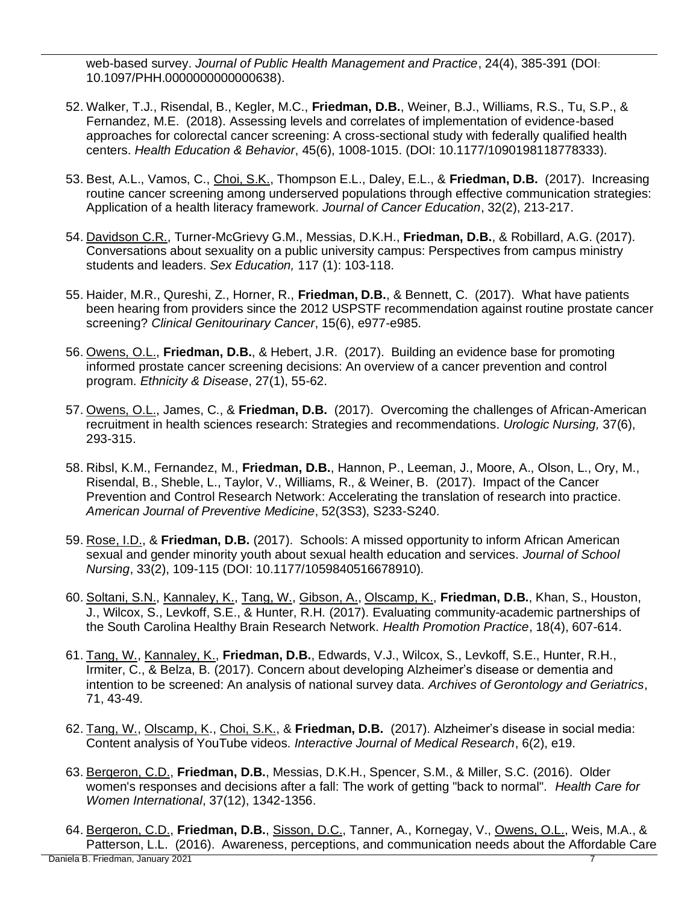web-based survey. *Journal of Public Health Management and Practice*, 24(4), 385-391 (DOI: 10.1097/PHH.0000000000000638).

52. Walker, T.J., Risendal, B., Kegler, M.C., **Friedman, D.B.**, Weiner, B.J., Williams, R.S., Tu, S.P., & Fernandez, M.E. (2018). Assessing levels and correlates of implementation of evidence-based approaches for colorectal cancer screening: A cross-sectional study with federally qualified health centers. *Health Education & Behavior*, 45(6), 1008-1015. (DOI: 10.1177/1090198118778333).

53. Best, A.L., Vamos, C., Choi, S.K., Thompson E.L., Daley, E.L., & **Friedman, D.B.** (2017). Increasing routine cancer screening among underserved populations through effective communication strategies: Application of a health literacy framework. *Journal of Cancer Education*, 32(2), 213-217.

54. Davidson C.R., Turner-McGrievy G.M., Messias, D.K.H., **Friedman, D.B.**, & Robillard, A.G. (2017). Conversations about sexuality on a public university campus: Perspectives from campus ministry students and leaders. *Sex Education,* 117 (1): 103-118.

55. Haider, M.R., Qureshi, Z., Horner, R., **Friedman, D.B.**, & Bennett, C. (2017). What have patients been hearing from providers since the 2012 USPSTF recommendation against routine prostate cancer screening? *Clinical Genitourinary Cancer*, 15(6), e977-e985.

56. Owens, O.L., **Friedman, D.B.**, & Hebert, J.R. (2017). Building an evidence base for promoting informed prostate cancer screening decisions: An overview of a cancer prevention and control program. *Ethnicity & Disease*, 27(1), 55-62.

57. Owens, O.L., James, C., & **Friedman, D.B.** (2017). Overcoming the challenges of African-American recruitment in health sciences research: Strategies and recommendations. *Urologic Nursing,* 37(6), 293-315.

58. Ribsl, K.M., Fernandez, M., **Friedman, D.B.**, Hannon, P., Leeman, J., Moore, A., Olson, L., Ory, M., Risendal, B., Sheble, L., Taylor, V., Williams, R., & Weiner, B. (2017). Impact of the Cancer Prevention and Control Research Network: Accelerating the translation of research into practice. *American Journal of Preventive Medicine*, 52(3S3), S233-S240.

59. Rose, I.D., & **Friedman, D.B.** (2017). Schools: A missed opportunity to inform African American sexual and gender minority youth about sexual health education and services. *Journal of School Nursing*, 33(2), 109-115 (DOI: 10.1177/1059840516678910).

60. Soltani, S.N., Kannaley, K., Tang, W., Gibson, A., Olscamp, K., **Friedman, D.B.**, Khan, S., Houston, J., Wilcox, S., Levkoff, S.E., & Hunter, R.H. (2017). Evaluating community-academic partnerships of the South Carolina Healthy Brain Research Network. *Health Promotion Practice*, 18(4), 607-614.

61. Tang, W., Kannaley, K., **Friedman, D.B.**, Edwards, V.J., Wilcox, S., Levkoff, S.E., Hunter, R.H., Irmiter, C., & Belza, B. (2017). Concern about developing Alzheimer's disease or dementia and intention to be screened: An analysis of national survey data. *Archives of Gerontology and Geriatrics*, 71, 43-49.

62. Tang, W., Olscamp, K., Choi, S.K., & **Friedman, D.B.** (2017). Alzheimer's disease in social media: Content analysis of YouTube videos. *Interactive Journal of Medical Research*, 6(2), e19.

63. Bergeron, C.D., **Friedman, D.B.**, Messias, D.K.H., Spencer, S.M., & Miller, S.C. (2016). Older women's responses and decisions after a fall: The work of getting "back to normal". *Health Care for Women International*, 37(12), 1342-1356.

64. Bergeron, C.D., **Friedman, D.B.**, Sisson, D.C., Tanner, A., Kornegay, V., Owens, O.L., Weis, M.A., & Patterson, L.L. (2016). Awareness, perceptions, and communication needs about the Affordable Care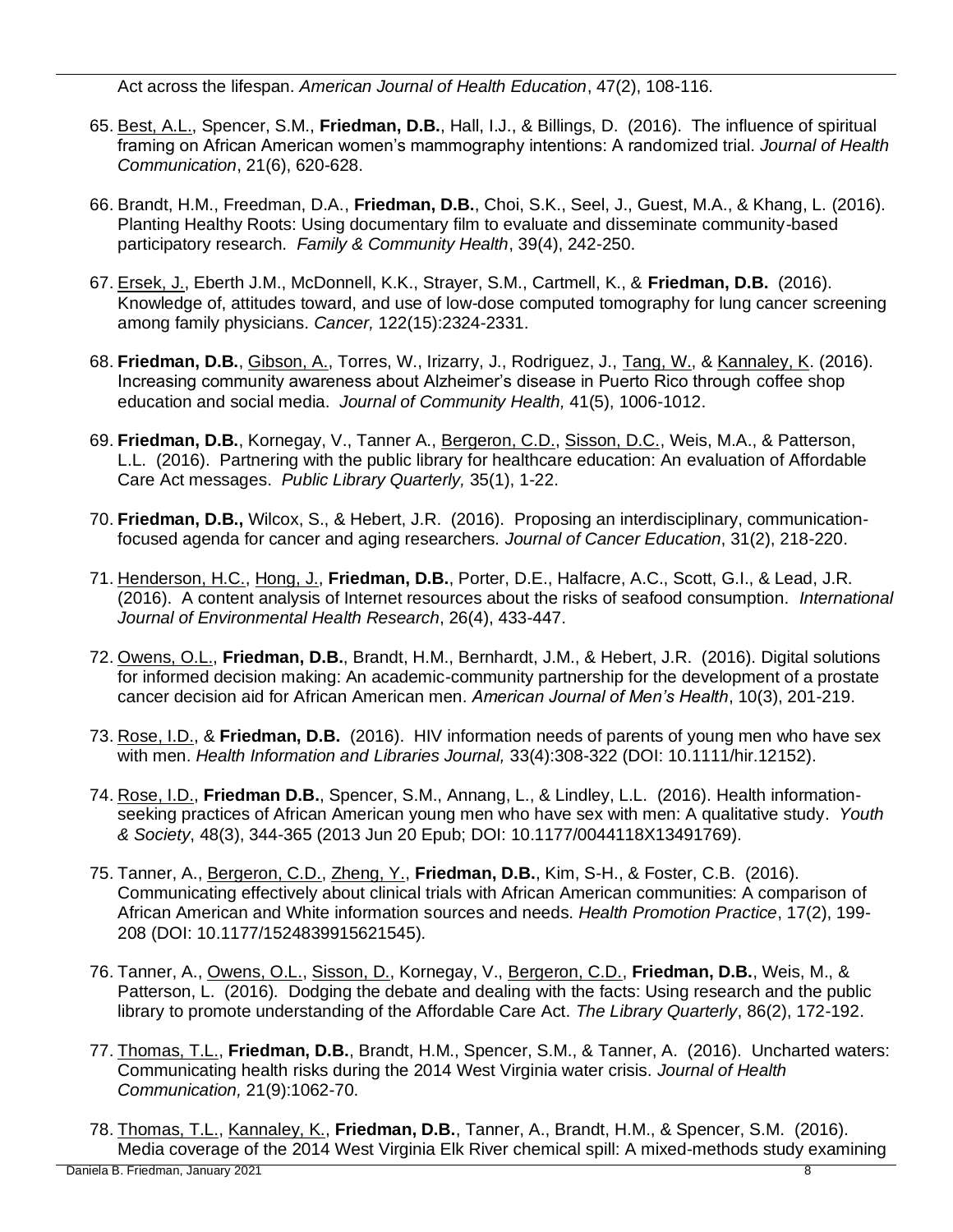Act across the lifespan. *American Journal of Health Education*, 47(2), 108-116.

65. Best, A.L., Spencer, S.M., **Friedman, D.B.**, Hall, I.J., & Billings, D. (2016). The influence of spiritual framing on African American women's mammography intentions: A randomized trial. *Journal of Health Communication*, 21(6), 620-628.

66. Brandt, H.M., Freedman, D.A., **Friedman, D.B.**, Choi, S.K., Seel, J., Guest, M.A., & Khang, L. (2016). Planting Healthy Roots: Using documentary film to evaluate and disseminate community-based participatory research. *Family & Community Health*, 39(4), 242-250.

67. Ersek, J., Eberth J.M., McDonnell, K.K., Strayer, S.M., Cartmell, K., & **Friedman, D.B.** (2016). Knowledge of, attitudes toward, and use of low-dose computed tomography for lung cancer screening among family physicians. *Cancer,* 122(15):2324-2331.

68. **Friedman, D.B.**, Gibson, A., Torres, W., Irizarry, J., Rodriguez, J., Tang, W., & Kannaley, K. (2016). Increasing community awareness about Alzheimer's disease in Puerto Rico through coffee shop education and social media. *Journal of Community Health,* 41(5), 1006-1012.

69. **Friedman, D.B.**, Kornegay, V., Tanner A., Bergeron, C.D., Sisson, D.C., Weis, M.A., & Patterson, L.L. (2016). Partnering with the public library for healthcare education: An evaluation of Affordable Care Act messages. *Public Library Quarterly,* 35(1), 1-22.

70. **Friedman, D.B.,** Wilcox, S., & Hebert, J.R. (2016). Proposing an interdisciplinary, communication-focused agenda for cancer and aging researchers. *Journal of Cancer Education*, 31(2), 218-220.

71. Henderson, H.C., Hong, J., **Friedman, D.B.**, Porter, D.E., Halfacre, A.C., Scott, G.I., & Lead, J.R. (2016). A content analysis of Internet resources about the risks of seafood consumption. *International Journal of Environmental Health Research*, 26(4), 433-447.

72. Owens, O.L., **Friedman, D.B.**, Brandt, H.M., Bernhardt, J.M., & Hebert, J.R. (2016). Digital solutions for informed decision making: An academic-community partnership for the development of a prostate cancer decision aid for African American men. *American Journal of Men's Health*, 10(3), 201-219.

73. Rose, I.D., & **Friedman, D.B.** (2016). HIV information needs of parents of young men who have sex with men. *Health Information and Libraries Journal,* 33(4):308-322 (DOI: 10.1111/hir.12152).

74. Rose, I.D., **Friedman D.B.**, Spencer, S.M., Annang, L., & Lindley, L.L. (2016). Health information-seeking practices of African American young men who have sex with men: A qualitative study. *Youth & Society*, 48(3), 344-365 (2013 Jun 20 Epub; DOI: 10.1177/0044118X13491769).

75. Tanner, A., Bergeron, C.D., Zheng, Y., **Friedman, D.B.**, Kim, S-H., & Foster, C.B. (2016). Communicating effectively about clinical trials with African American communities: A comparison of African American and White information sources and needs. *Health Promotion Practice*, 17(2), 199-208 (DOI: 10.1177/1524839915621545).

76. Tanner, A., Owens, O.L., Sisson, D., Kornegay, V., Bergeron, C.D., **Friedman, D.B.**, Weis, M., & Patterson, L. (2016). Dodging the debate and dealing with the facts: Using research and the public library to promote understanding of the Affordable Care Act. *The Library Quarterly*, 86(2), 172-192.

77. Thomas, T.L., **Friedman, D.B.**, Brandt, H.M., Spencer, S.M., & Tanner, A. (2016). Uncharted waters: Communicating health risks during the 2014 West Virginia water crisis. *Journal of Health Communication,* 21(9):1062-70.

78. Thomas, T.L., Kannaley, K., **Friedman, D.B.**, Tanner, A., Brandt, H.M., & Spencer, S.M. (2016). Media coverage of the 2014 West Virginia Elk River chemical spill: A mixed-methods study examining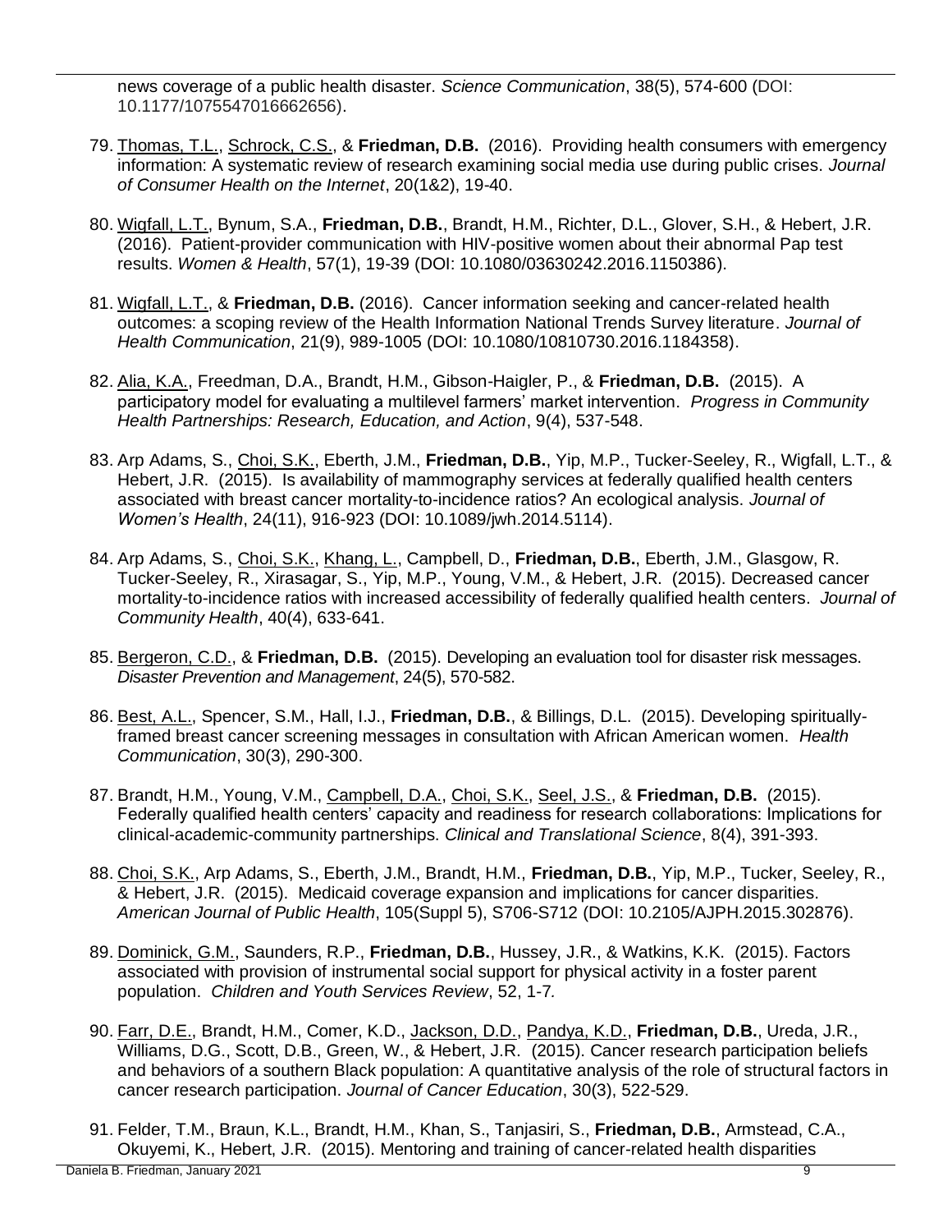news coverage of a public health disaster. *Science Communication*, 38(5), 574-600 (DOI: 10.1177/1075547016662656).

79. Thomas, T.L., Schrock, C.S., & **Friedman, D.B.** (2016). Providing health consumers with emergency information: A systematic review of research examining social media use during public crises. *Journal of Consumer Health on the Internet*, 20(1&2), 19-40.

80. Wigfall, L.T., Bynum, S.A., **Friedman, D.B.**, Brandt, H.M., Richter, D.L., Glover, S.H., & Hebert, J.R. (2016). Patient-provider communication with HIV-positive women about their abnormal Pap test results. *Women & Health*, 57(1), 19-39 (DOI: 10.1080/03630242.2016.1150386).

81. Wigfall, L.T., & **Friedman, D.B.** (2016). Cancer information seeking and cancer-related health outcomes: a scoping review of the Health Information National Trends Survey literature. *Journal of Health Communication*, 21(9), 989-1005 (DOI: 10.1080/10810730.2016.1184358).

82. Alia, K.A., Freedman, D.A., Brandt, H.M., Gibson-Haigler, P., & **Friedman, D.B.** (2015). A participatory model for evaluating a multilevel farmers' market intervention. *Progress in Community Health Partnerships: Research, Education, and Action*, 9(4), 537-548.

83. Arp Adams, S., Choi, S.K., Eberth, J.M., **Friedman, D.B.**, Yip, M.P., Tucker-Seeley, R., Wigfall, L.T., & Hebert, J.R. (2015). Is availability of mammography services at federally qualified health centers associated with breast cancer mortality-to-incidence ratios? An ecological analysis. *Journal of Women's Health*, 24(11), 916-923 (DOI: 10.1089/jwh.2014.5114).

84. Arp Adams, S., Choi, S.K., Khang, L., Campbell, D., **Friedman, D.B.**, Eberth, J.M., Glasgow, R. Tucker-Seeley, R., Xirasagar, S., Yip, M.P., Young, V.M., & Hebert, J.R. (2015). Decreased cancer mortality-to-incidence ratios with increased accessibility of federally qualified health centers. *Journal of Community Health*, 40(4), 633-641.

85. Bergeron, C.D., & **Friedman, D.B.** (2015). Developing an evaluation tool for disaster risk messages. *Disaster Prevention and Management*, 24(5), 570-582.

86. Best, A.L., Spencer, S.M., Hall, I.J., **Friedman, D.B.**, & Billings, D.L. (2015). Developing spiritually-framed breast cancer screening messages in consultation with African American women. *Health Communication*, 30(3), 290-300.

87. Brandt, H.M., Young, V.M., Campbell, D.A., Choi, S.K., Seel, J.S., & **Friedman, D.B.** (2015). Federally qualified health centers' capacity and readiness for research collaborations: Implications for clinical-academic-community partnerships. *Clinical and Translational Science*, 8(4), 391-393.

88. Choi, S.K., Arp Adams, S., Eberth, J.M., Brandt, H.M., **Friedman, D.B.**, Yip, M.P., Tucker, Seeley, R., & Hebert, J.R. (2015). Medicaid coverage expansion and implications for cancer disparities. *American Journal of Public Health*, 105(Suppl 5), S706-S712 (DOI: 10.2105/AJPH.2015.302876).

89. Dominick, G.M., Saunders, R.P., **Friedman, D.B.**, Hussey, J.R., & Watkins, K.K. (2015). Factors associated with provision of instrumental social support for physical activity in a foster parent population. *Children and Youth Services Review*, 52, 1-7.

90. Farr, D.E., Brandt, H.M., Comer, K.D., Jackson, D.D., Pandya, K.D., **Friedman, D.B.**, Ureda, J.R., Williams, D.G., Scott, D.B., Green, W., & Hebert, J.R. (2015). Cancer research participation beliefs and behaviors of a southern Black population: A quantitative analysis of the role of structural factors in cancer research participation. *Journal of Cancer Education*, 30(3), 522-529.

91. Felder, T.M., Braun, K.L., Brandt, H.M., Khan, S., Tanjasiri, S., **Friedman, D.B.**, Armstead, C.A., Okuyemi, K., Hebert, J.R. (2015). Mentoring and training of cancer-related health disparities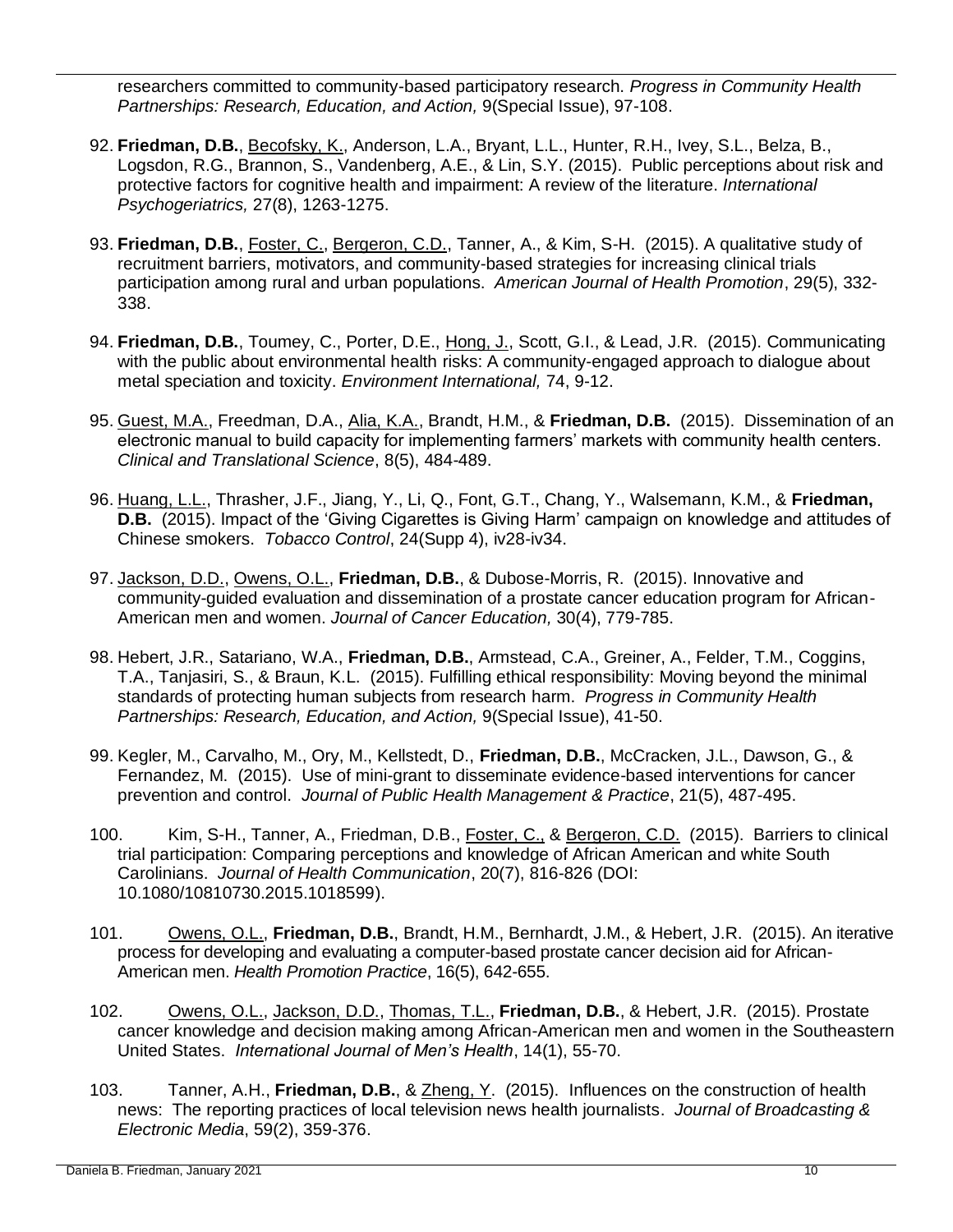researchers committed to community-based participatory research. *Progress in Community Health Partnerships: Research, Education, and Action,* 9(Special Issue), 97-108.

92. **Friedman, D.B.**, Becofsky, K., Anderson, L.A., Bryant, L.L., Hunter, R.H., Ivey, S.L., Belza, B., Logsdon, R.G., Brannon, S., Vandenberg, A.E., & Lin, S.Y. (2015). Public perceptions about risk and protective factors for cognitive health and impairment: A review of the literature. *International Psychogeriatrics,* 27(8), 1263-1275.

93. **Friedman, D.B.**, Foster, C., Bergeron, C.D., Tanner, A., & Kim, S-H. (2015). A qualitative study of recruitment barriers, motivators, and community-based strategies for increasing clinical trials participation among rural and urban populations. *American Journal of Health Promotion*, 29(5), 332-338.

94. **Friedman, D.B.**, Toumey, C., Porter, D.E., Hong, J., Scott, G.I., & Lead, J.R. (2015). Communicating with the public about environmental health risks: A community-engaged approach to dialogue about metal speciation and toxicity. *Environment International,* 74, 9-12.

95. Guest, M.A., Freedman, D.A., Alia, K.A., Brandt, H.M., & **Friedman, D.B.** (2015). Dissemination of an electronic manual to build capacity for implementing farmers' markets with community health centers. *Clinical and Translational Science*, 8(5), 484-489.

96. Huang, L.L., Thrasher, J.F., Jiang, Y., Li, Q., Font, G.T., Chang, Y., Walsemann, K.M., & **Friedman, D.B.** (2015). Impact of the 'Giving Cigarettes is Giving Harm' campaign on knowledge and attitudes of Chinese smokers. *Tobacco Control*, 24(Supp 4), iv28-iv34.

97. Jackson, D.D., Owens, O.L., **Friedman, D.B.**, & Dubose-Morris, R. (2015). Innovative and community-guided evaluation and dissemination of a prostate cancer education program for African-American men and women. *Journal of Cancer Education,* 30(4), 779-785.

98. Hebert, J.R., Satariano, W.A., **Friedman, D.B.**, Armstead, C.A., Greiner, A., Felder, T.M., Coggins, T.A., Tanjasiri, S., & Braun, K.L. (2015). Fulfilling ethical responsibility: Moving beyond the minimal standards of protecting human subjects from research harm. *Progress in Community Health Partnerships: Research, Education, and Action,* 9(Special Issue), 41-50.

99. Kegler, M., Carvalho, M., Ory, M., Kellstedt, D., **Friedman, D.B.**, McCracken, J.L., Dawson, G., & Fernandez, M. (2015). Use of mini-grant to disseminate evidence-based interventions for cancer prevention and control. *Journal of Public Health Management & Practice*, 21(5), 487-495.

100. Kim, S-H., Tanner, A., Friedman, D.B., Foster, C., & Bergeron, C.D. (2015). Barriers to clinical trial participation: Comparing perceptions and knowledge of African American and white South Carolinians. *Journal of Health Communication*, 20(7), 816-826 (DOI: 10.1080/10810730.2015.1018599).

101. Owens, O.L., **Friedman, D.B.**, Brandt, H.M., Bernhardt, J.M., & Hebert, J.R. (2015). An iterative process for developing and evaluating a computer-based prostate cancer decision aid for African-American men. *Health Promotion Practice*, 16(5), 642-655.

102. Owens, O.L., Jackson, D.D., Thomas, T.L., **Friedman, D.B.**, & Hebert, J.R. (2015). Prostate cancer knowledge and decision making among African-American men and women in the Southeastern United States. *International Journal of Men's Health*, 14(1), 55-70.

103. Tanner, A.H., **Friedman, D.B.**, & Zheng, Y. (2015). Influences on the construction of health news: The reporting practices of local television news health journalists. *Journal of Broadcasting & Electronic Media*, 59(2), 359-376.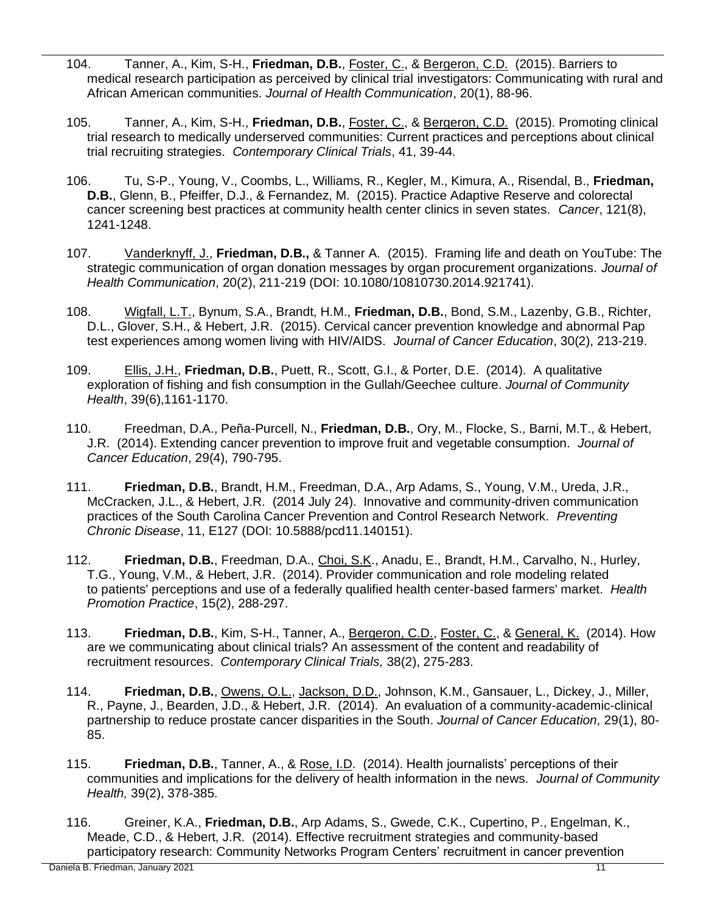104. Tanner, A., Kim, S-H., **Friedman, D.B.**, Foster, C., & Bergeron, C.D. (2015). Barriers to medical research participation as perceived by clinical trial investigators: Communicating with rural and African American communities. *Journal of Health Communication*, 20(1), 88-96.

105. Tanner, A., Kim, S-H., **Friedman, D.B.**, Foster, C., & Bergeron, C.D. (2015). Promoting clinical trial research to medically underserved communities: Current practices and perceptions about clinical trial recruiting strategies. *Contemporary Clinical Trials*, 41, 39-44.

106. Tu, S-P., Young, V., Coombs, L., Williams, R., Kegler, M., Kimura, A., Risendal, B., **Friedman, D.B.**, Glenn, B., Pfeiffer, D.J., & Fernandez, M. (2015). Practice Adaptive Reserve and colorectal cancer screening best practices at community health center clinics in seven states. *Cancer*, 121(8), 1241-1248.

107. Vanderknyff, J., **Friedman, D.B.,** & Tanner A. (2015). Framing life and death on YouTube: The strategic communication of organ donation messages by organ procurement organizations. *Journal of Health Communication*, 20(2), 211-219 (DOI: 10.1080/10810730.2014.921741).

108. Wigfall, L.T., Bynum, S.A., Brandt, H.M., **Friedman, D.B.**, Bond, S.M., Lazenby, G.B., Richter, D.L., Glover, S.H., & Hebert, J.R. (2015). Cervical cancer prevention knowledge and abnormal Pap test experiences among women living with HIV/AIDS. *Journal of Cancer Education*, 30(2), 213-219.

109. Ellis, J.H., **Friedman, D.B.**, Puett, R., Scott, G.I., & Porter, D.E. (2014). A qualitative exploration of fishing and fish consumption in the Gullah/Geechee culture. *Journal of Community Health*, 39(6),1161-1170.

110. Freedman, D.A., Peña-Purcell, N., **Friedman, D.B.**, Ory, M., Flocke, S., Barni, M.T., & Hebert, J.R. (2014). Extending cancer prevention to improve fruit and vegetable consumption. *Journal of Cancer Education*, 29(4), 790-795.

111. **Friedman, D.B.**, Brandt, H.M., Freedman, D.A., Arp Adams, S., Young, V.M., Ureda, J.R., McCracken, J.L., & Hebert, J.R. (2014 July 24). Innovative and community-driven communication practices of the South Carolina Cancer Prevention and Control Research Network. *Preventing Chronic Disease*, 11, E127 (DOI: 10.5888/pcd11.140151).

112. **Friedman, D.B.**, Freedman, D.A., Choi, S.K., Anadu, E., Brandt, H.M., Carvalho, N., Hurley, T.G., Young, V.M., & Hebert, J.R. (2014). Provider communication and role modeling related to patients' perceptions and use of a federally qualified health center-based farmers' market. *Health Promotion Practice*, 15(2), 288-297.

113. **Friedman, D.B.**, Kim, S-H., Tanner, A., Bergeron, C.D., Foster, C., & General, K. (2014). How are we communicating about clinical trials? An assessment of the content and readability of recruitment resources. *Contemporary Clinical Trials,* 38(2), 275-283.

114. **Friedman, D.B.**, Owens, O.L., Jackson, D.D., Johnson, K.M., Gansauer, L., Dickey, J., Miller, R., Payne, J., Bearden, J.D., & Hebert, J.R. (2014). An evaluation of a community-academic-clinical partnership to reduce prostate cancer disparities in the South. *Journal of Cancer Education,* 29(1), 80-85.

115. **Friedman, D.B.**, Tanner, A., & Rose, I.D. (2014). Health journalists' perceptions of their communities and implications for the delivery of health information in the news. *Journal of Community Health,* 39(2), 378-385.

116. Greiner, K.A., **Friedman, D.B.**, Arp Adams, S., Gwede, C.K., Cupertino, P., Engelman, K., Meade, C.D., & Hebert, J.R. (2014). Effective recruitment strategies and community-based participatory research: Community Networks Program Centers' recruitment in cancer prevention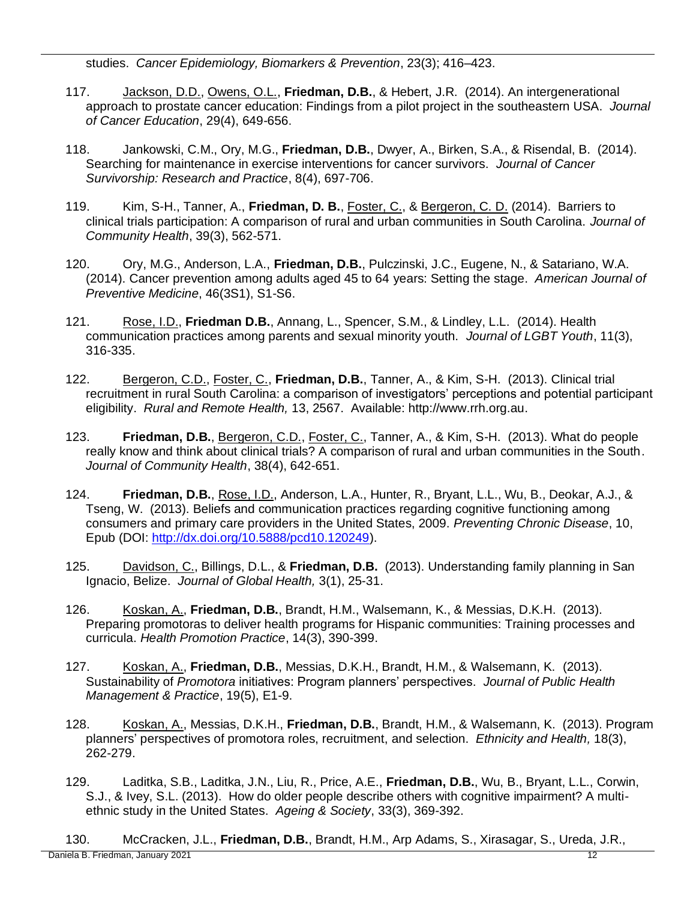studies. *Cancer Epidemiology, Biomarkers & Prevention*, 23(3); 416–423.

117. Jackson, D.D., Owens, O.L., **Friedman, D.B.**, & Hebert, J.R. (2014). An intergenerational approach to prostate cancer education: Findings from a pilot project in the southeastern USA. *Journal of Cancer Education*, 29(4), 649-656.

118. Jankowski, C.M., Ory, M.G., **Friedman, D.B.**, Dwyer, A., Birken, S.A., & Risendal, B. (2014). Searching for maintenance in exercise interventions for cancer survivors. *Journal of Cancer Survivorship: Research and Practice*, 8(4), 697-706.

119. Kim, S-H., Tanner, A., **Friedman, D. B.**, Foster, C., & Bergeron, C. D. (2014). Barriers to clinical trials participation: A comparison of rural and urban communities in South Carolina. *Journal of Community Health*, 39(3), 562-571.

120. Ory, M.G., Anderson, L.A., **Friedman, D.B.**, Pulczinski, J.C., Eugene, N., & Satariano, W.A. (2014). Cancer prevention among adults aged 45 to 64 years: Setting the stage. *American Journal of Preventive Medicine*, 46(3S1), S1-S6.

121. Rose, I.D., **Friedman D.B.**, Annang, L., Spencer, S.M., & Lindley, L.L. (2014). Health communication practices among parents and sexual minority youth. *Journal of LGBT Youth*, 11(3), 316-335.

122. Bergeron, C.D., Foster, C., **Friedman, D.B.**, Tanner, A., & Kim, S-H. (2013). Clinical trial recruitment in rural South Carolina: a comparison of investigators' perceptions and potential participant eligibility. *Rural and Remote Health,* 13, 2567. Available: http://www.rrh.org.au.

123. **Friedman, D.B.**, Bergeron, C.D., Foster, C., Tanner, A., & Kim, S-H. (2013). What do people really know and think about clinical trials? A comparison of rural and urban communities in the South. *Journal of Community Health*, 38(4), 642-651.

124. **Friedman, D.B.**, Rose, I.D., Anderson, L.A., Hunter, R., Bryant, L.L., Wu, B., Deokar, A.J., & Tseng, W. (2013). Beliefs and communication practices regarding cognitive functioning among consumers and primary care providers in the United States, 2009. *Preventing Chronic Disease*, 10, Epub (DOI: http://dx.doi.org/10.5888/pcd10.120249).

125. Davidson, C., Billings, D.L., & **Friedman, D.B.** (2013). Understanding family planning in San Ignacio, Belize. *Journal of Global Health,* 3(1), 25-31.

126. Koskan, A., **Friedman, D.B.**, Brandt, H.M., Walsemann, K., & Messias, D.K.H. (2013). Preparing promotoras to deliver health programs for Hispanic communities: Training processes and curricula. *Health Promotion Practice*, 14(3), 390-399.

127. Koskan, A., **Friedman, D.B.**, Messias, D.K.H., Brandt, H.M., & Walsemann, K. (2013). Sustainability of *Promotora* initiatives: Program planners' perspectives. *Journal of Public Health Management & Practice*, 19(5), E1-9.

128. Koskan, A., Messias, D.K.H., **Friedman, D.B.**, Brandt, H.M., & Walsemann, K. (2013). Program planners' perspectives of promotora roles, recruitment, and selection. *Ethnicity and Health,* 18(3), 262-279.

129. Laditka, S.B., Laditka, J.N., Liu, R., Price, A.E., **Friedman, D.B.**, Wu, B., Bryant, L.L., Corwin, S.J., & Ivey, S.L. (2013). How do older people describe others with cognitive impairment? A multi-ethnic study in the United States. *Ageing & Society*, 33(3), 369-392.

130. McCracken, J.L., **Friedman, D.B.**, Brandt, H.M., Arp Adams, S., Xirasagar, S., Ureda, J.R.,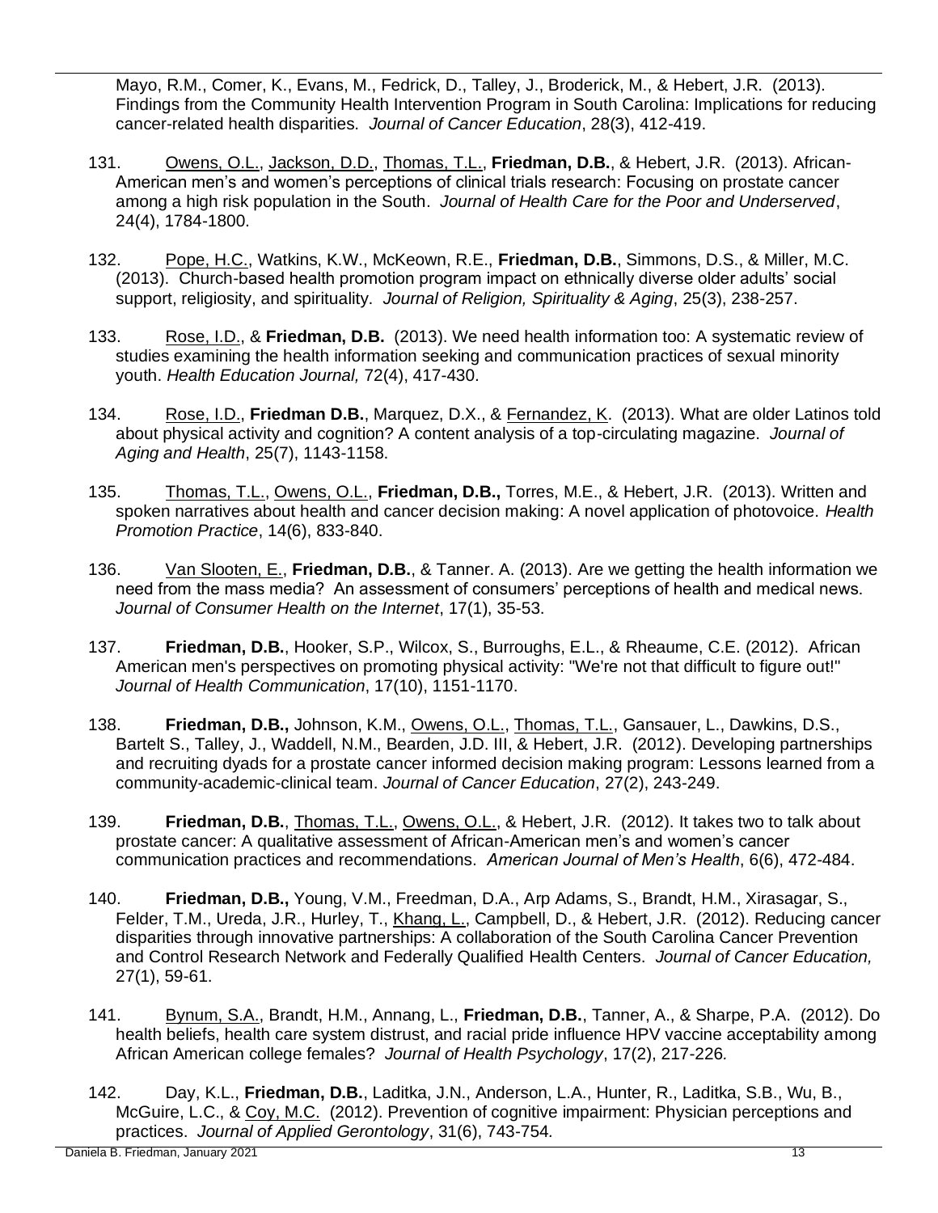Mayo, R.M., Comer, K., Evans, M., Fedrick, D., Talley, J., Broderick, M., & Hebert, J.R. (2013). Findings from the Community Health Intervention Program in South Carolina: Implications for reducing cancer-related health disparities. *Journal of Cancer Education*, 28(3), 412-419.

131. Owens, O.L., Jackson, D.D., Thomas, T.L., **Friedman, D.B.**, & Hebert, J.R. (2013). African-American men's and women's perceptions of clinical trials research: Focusing on prostate cancer among a high risk population in the South. *Journal of Health Care for the Poor and Underserved*, 24(4), 1784-1800.

132. Pope, H.C., Watkins, K.W., McKeown, R.E., **Friedman, D.B.**, Simmons, D.S., & Miller, M.C. (2013). Church-based health promotion program impact on ethnically diverse older adults' social support, religiosity, and spirituality. *Journal of Religion, Spirituality & Aging*, 25(3), 238-257.

133. Rose, I.D., & **Friedman, D.B.** (2013). We need health information too: A systematic review of studies examining the health information seeking and communication practices of sexual minority youth. *Health Education Journal,* 72(4), 417-430.

134. Rose, I.D., **Friedman D.B.**, Marquez, D.X., & Fernandez, K. (2013). What are older Latinos told about physical activity and cognition? A content analysis of a top-circulating magazine. *Journal of Aging and Health*, 25(7), 1143-1158.

135. Thomas, T.L., Owens, O.L., **Friedman, D.B.,** Torres, M.E., & Hebert, J.R. (2013). Written and spoken narratives about health and cancer decision making: A novel application of photovoice. *Health Promotion Practice*, 14(6), 833-840.

136. Van Slooten, E., **Friedman, D.B.**, & Tanner. A. (2013). Are we getting the health information we need from the mass media? An assessment of consumers' perceptions of health and medical news. *Journal of Consumer Health on the Internet*, 17(1), 35-53.

137. **Friedman, D.B.**, Hooker, S.P., Wilcox, S., Burroughs, E.L., & Rheaume, C.E. (2012). African American men's perspectives on promoting physical activity: "We're not that difficult to figure out!" *Journal of Health Communication*, 17(10), 1151-1170.

138. **Friedman, D.B.,** Johnson, K.M., Owens, O.L., Thomas, T.L., Gansauer, L., Dawkins, D.S., Bartelt S., Talley, J., Waddell, N.M., Bearden, J.D. III, & Hebert, J.R. (2012). Developing partnerships and recruiting dyads for a prostate cancer informed decision making program: Lessons learned from a community-academic-clinical team. *Journal of Cancer Education*, 27(2), 243-249.

139. **Friedman, D.B.**, Thomas, T.L., Owens, O.L., & Hebert, J.R. (2012). It takes two to talk about prostate cancer: A qualitative assessment of African-American men's and women's cancer communication practices and recommendations. *American Journal of Men's Health*, 6(6), 472-484.

140. **Friedman, D.B.,** Young, V.M., Freedman, D.A., Arp Adams, S., Brandt, H.M., Xirasagar, S., Felder, T.M., Ureda, J.R., Hurley, T., Khang, L., Campbell, D., & Hebert, J.R. (2012). Reducing cancer disparities through innovative partnerships: A collaboration of the South Carolina Cancer Prevention and Control Research Network and Federally Qualified Health Centers. *Journal of Cancer Education,* 27(1), 59-61.

141. Bynum, S.A., Brandt, H.M., Annang, L., **Friedman, D.B.**, Tanner, A., & Sharpe, P.A. (2012). Do health beliefs, health care system distrust, and racial pride influence HPV vaccine acceptability among African American college females? *Journal of Health Psychology*, 17(2), 217-226*.*

142. Day, K.L., **Friedman, D.B.**, Laditka, J.N., Anderson, L.A., Hunter, R., Laditka, S.B., Wu, B., McGuire, L.C., & Coy, M.C. (2012). Prevention of cognitive impairment: Physician perceptions and practices. *Journal of Applied Gerontology*, 31(6), 743-754*.*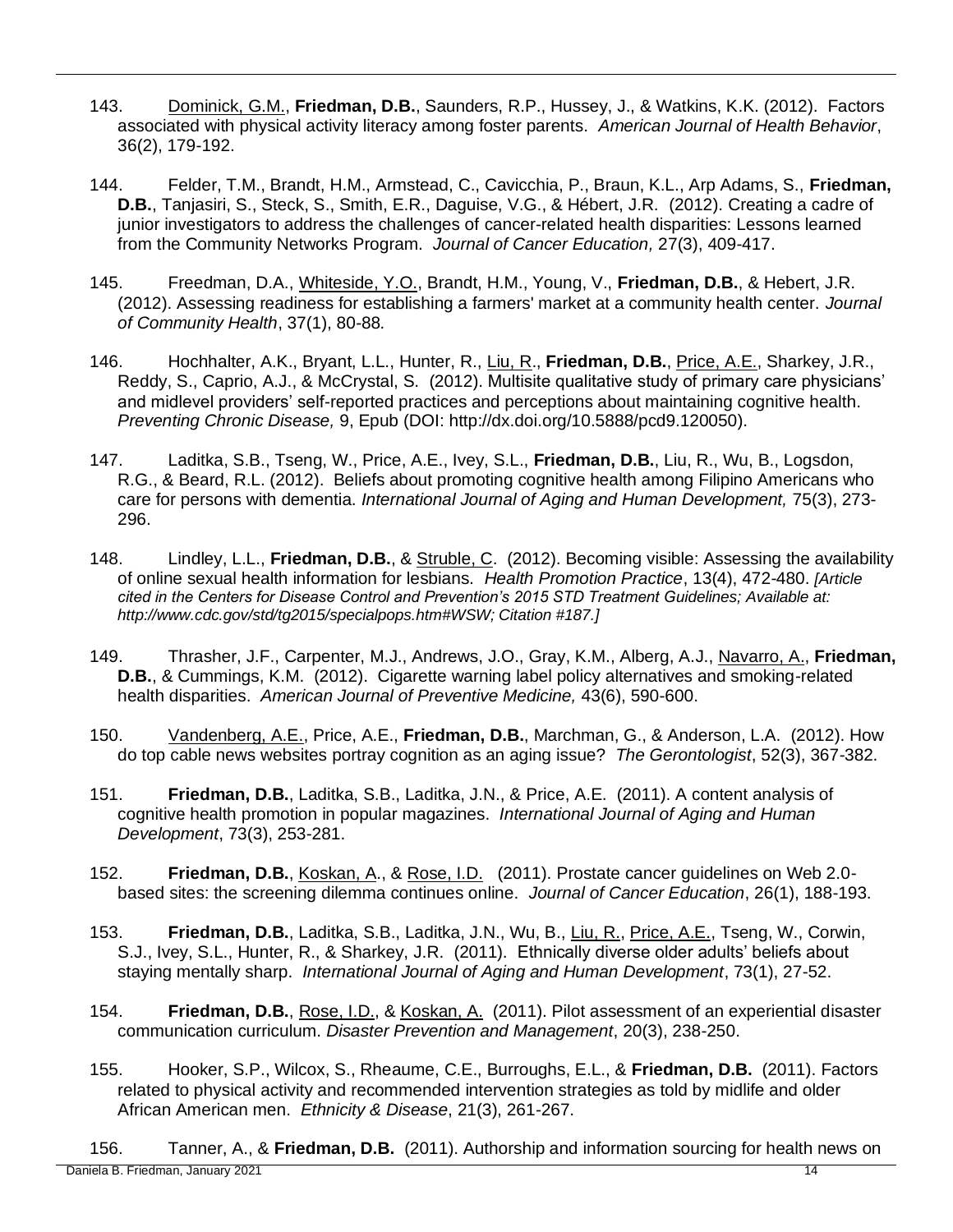143. Dominick, G.M., **Friedman, D.B.**, Saunders, R.P., Hussey, J., & Watkins, K.K. (2012). Factors associated with physical activity literacy among foster parents. *American Journal of Health Behavior*, 36(2), 179-192.

144. Felder, T.M., Brandt, H.M., Armstead, C., Cavicchia, P., Braun, K.L., Arp Adams, S., **Friedman, D.B.**, Tanjasiri, S., Steck, S., Smith, E.R., Daguise, V.G., & Hébert, J.R. (2012). Creating a cadre of junior investigators to address the challenges of cancer-related health disparities: Lessons learned from the Community Networks Program. *Journal of Cancer Education,* 27(3), 409-417.

145. Freedman, D.A., Whiteside, Y.O., Brandt, H.M., Young, V., **Friedman, D.B.**, & Hebert, J.R. (2012). Assessing readiness for establishing a farmers' market at a community health center. *Journal of Community Health*, 37(1), 80-88*.*

146. Hochhalter, A.K., Bryant, L.L., Hunter, R., Liu, R., **Friedman, D.B.**, Price, A.E., Sharkey, J.R., Reddy, S., Caprio, A.J., & McCrystal, S. (2012). Multisite qualitative study of primary care physicians' and midlevel providers' self-reported practices and perceptions about maintaining cognitive health. *Preventing Chronic Disease,* 9, Epub (DOI: http://dx.doi.org/10.5888/pcd9.120050).

147. Laditka, S.B., Tseng, W., Price, A.E., Ivey, S.L., **Friedman, D.B.**, Liu, R., Wu, B., Logsdon, R.G., & Beard, R.L. (2012). Beliefs about promoting cognitive health among Filipino Americans who care for persons with dementia. *International Journal of Aging and Human Development,* 75(3), 273-296.

148. Lindley, L.L., **Friedman, D.B.**, & Struble, C. (2012). Becoming visible: Assessing the availability of online sexual health information for lesbians. *Health Promotion Practice*, 13(4), 472-480. *[Article cited in the Centers for Disease Control and Prevention's 2015 STD Treatment Guidelines; Available at: http://www.cdc.gov/std/tg2015/specialpops.htm#WSW; Citation #187.]*

149. Thrasher, J.F., Carpenter, M.J., Andrews, J.O., Gray, K.M., Alberg, A.J., Navarro, A., **Friedman, D.B.**, & Cummings, K.M. (2012). Cigarette warning label policy alternatives and smoking-related health disparities. *American Journal of Preventive Medicine,* 43(6), 590-600.

150. Vandenberg, A.E., Price, A.E., **Friedman, D.B.**, Marchman, G., & Anderson, L.A. (2012). How do top cable news websites portray cognition as an aging issue? *The Gerontologist*, 52(3), 367-382.

151. **Friedman, D.B.**, Laditka, S.B., Laditka, J.N., & Price, A.E. (2011). A content analysis of cognitive health promotion in popular magazines. *International Journal of Aging and Human Development*, 73(3), 253-281.

152. **Friedman, D.B.**, Koskan, A., & Rose, I.D. (2011). Prostate cancer guidelines on Web 2.0-based sites: the screening dilemma continues online. *Journal of Cancer Education*, 26(1), 188-193.

153. **Friedman, D.B.**, Laditka, S.B., Laditka, J.N., Wu, B., Liu, R., Price, A.E., Tseng, W., Corwin, S.J., Ivey, S.L., Hunter, R., & Sharkey, J.R. (2011). Ethnically diverse older adults' beliefs about staying mentally sharp. *International Journal of Aging and Human Development*, 73(1), 27-52.

154. **Friedman, D.B.**, Rose, I.D., & Koskan, A. (2011). Pilot assessment of an experiential disaster communication curriculum. *Disaster Prevention and Management*, 20(3), 238-250.

155. Hooker, S.P., Wilcox, S., Rheaume, C.E., Burroughs, E.L., & **Friedman, D.B.** (2011). Factors related to physical activity and recommended intervention strategies as told by midlife and older African American men. *Ethnicity & Disease*, 21(3), 261-267.

156. Tanner, A., & **Friedman, D.B.** (2011). Authorship and information sourcing for health news on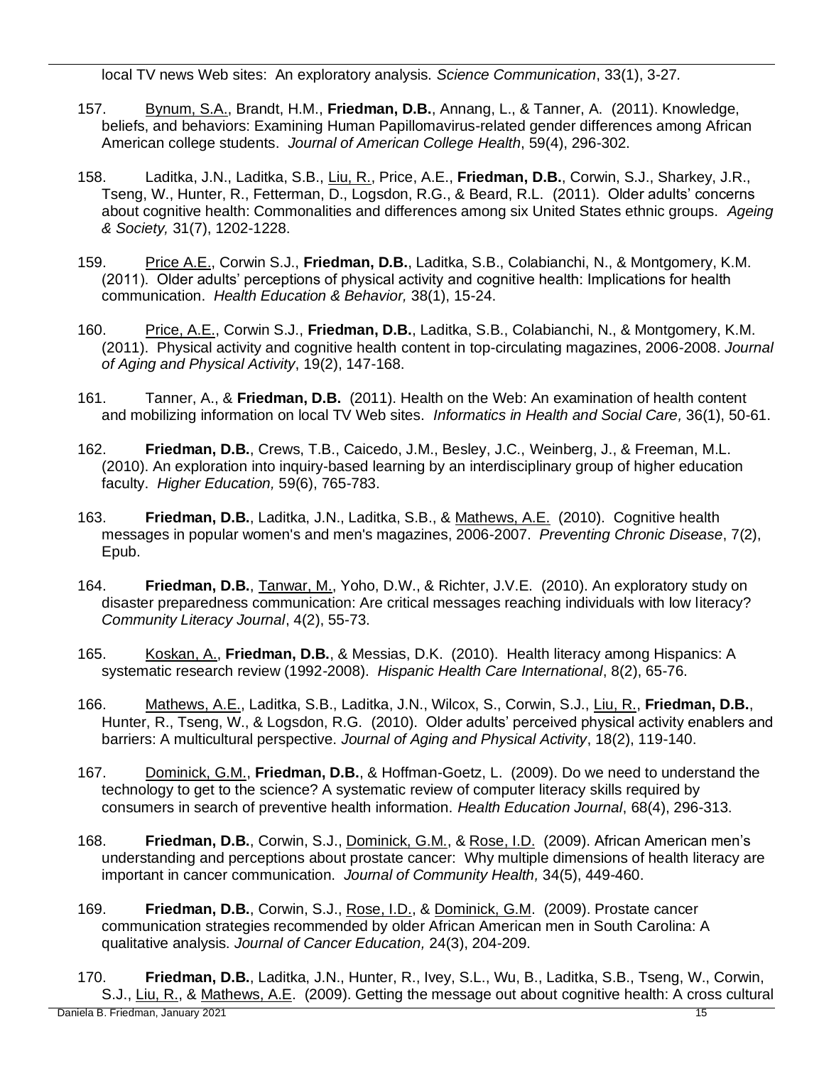local TV news Web sites: An exploratory analysis. *Science Communication*, 33(1), 3-27.

157. Bynum, S.A., Brandt, H.M., **Friedman, D.B.**, Annang, L., & Tanner, A. (2011). Knowledge, beliefs, and behaviors: Examining Human Papillomavirus-related gender differences among African American college students. *Journal of American College Health*, 59(4), 296-302.

158. Laditka, J.N., Laditka, S.B., Liu, R., Price, A.E., **Friedman, D.B.**, Corwin, S.J., Sharkey, J.R., Tseng, W., Hunter, R., Fetterman, D., Logsdon, R.G., & Beard, R.L. (2011). Older adults' concerns about cognitive health: Commonalities and differences among six United States ethnic groups. *Ageing & Society,* 31(7), 1202-1228.

159. Price A.E., Corwin S.J., **Friedman, D.B.**, Laditka, S.B., Colabianchi, N., & Montgomery, K.M. (2011). Older adults' perceptions of physical activity and cognitive health: Implications for health communication. *Health Education & Behavior,* 38(1), 15-24.

160. Price, A.E., Corwin S.J., **Friedman, D.B.**, Laditka, S.B., Colabianchi, N., & Montgomery, K.M. (2011). Physical activity and cognitive health content in top-circulating magazines, 2006-2008. *Journal of Aging and Physical Activity*, 19(2), 147-168.

161. Tanner, A., & **Friedman, D.B.** (2011). Health on the Web: An examination of health content and mobilizing information on local TV Web sites. *Informatics in Health and Social Care,* 36(1), 50-61.

162. **Friedman, D.B.**, Crews, T.B., Caicedo, J.M., Besley, J.C., Weinberg, J., & Freeman, M.L. (2010). An exploration into inquiry-based learning by an interdisciplinary group of higher education faculty. *Higher Education,* 59(6), 765-783.

163. **Friedman, D.B.**, Laditka, J.N., Laditka, S.B., & Mathews, A.E. (2010). Cognitive health messages in popular women's and men's magazines, 2006-2007. *Preventing Chronic Disease*, 7(2), Epub.

164. **Friedman, D.B.**, Tanwar, M., Yoho, D.W., & Richter, J.V.E. (2010). An exploratory study on disaster preparedness communication: Are critical messages reaching individuals with low literacy? *Community Literacy Journal*, 4(2), 55-73.

165. Koskan, A., **Friedman, D.B.**, & Messias, D.K. (2010). Health literacy among Hispanics: A systematic research review (1992-2008). *Hispanic Health Care International*, 8(2), 65-76.

166. Mathews, A.E., Laditka, S.B., Laditka, J.N., Wilcox, S., Corwin, S.J., Liu, R., **Friedman, D.B.**, Hunter, R., Tseng, W., & Logsdon, R.G. (2010). Older adults' perceived physical activity enablers and barriers: A multicultural perspective. *Journal of Aging and Physical Activity*, 18(2), 119-140.

167. Dominick, G.M., **Friedman, D.B.**, & Hoffman-Goetz, L. (2009). Do we need to understand the technology to get to the science? A systematic review of computer literacy skills required by consumers in search of preventive health information. *Health Education Journal*, 68(4), 296-313.

168. **Friedman, D.B.**, Corwin, S.J., Dominick, G.M., & Rose, I.D. (2009). African American men's understanding and perceptions about prostate cancer: Why multiple dimensions of health literacy are important in cancer communication. *Journal of Community Health,* 34(5), 449-460.

169. **Friedman, D.B.**, Corwin, S.J., Rose, I.D., & Dominick, G.M. (2009). Prostate cancer communication strategies recommended by older African American men in South Carolina: A qualitative analysis. *Journal of Cancer Education,* 24(3), 204-209.

170. **Friedman, D.B.**, Laditka, J.N., Hunter, R., Ivey, S.L., Wu, B., Laditka, S.B., Tseng, W., Corwin, S.J., Liu, R., & Mathews, A.E. (2009). Getting the message out about cognitive health: A cross cultural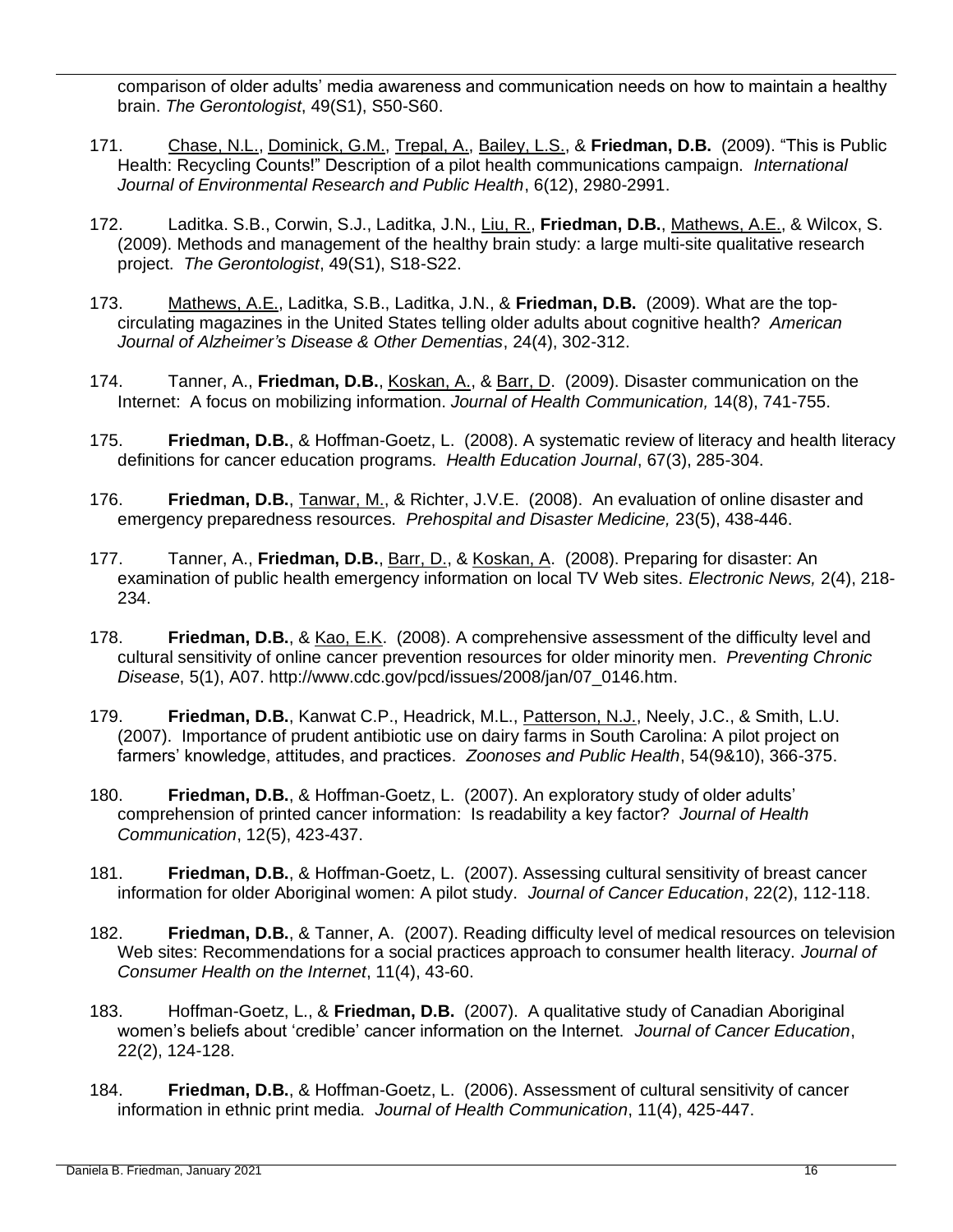comparison of older adults' media awareness and communication needs on how to maintain a healthy brain. *The Gerontologist*, 49(S1), S50-S60.

171. Chase, N.L., Dominick, G.M., Trepal, A., Bailey, L.S., & **Friedman, D.B.** (2009). "This is Public Health: Recycling Counts!" Description of a pilot health communications campaign. *International Journal of Environmental Research and Public Health*, 6(12), 2980-2991.

172. Laditka. S.B., Corwin, S.J., Laditka, J.N., Liu, R., **Friedman, D.B.**, Mathews, A.E., & Wilcox, S. (2009). Methods and management of the healthy brain study: a large multi-site qualitative research project. *The Gerontologist*, 49(S1), S18-S22.

173. Mathews, A.E., Laditka, S.B., Laditka, J.N., & **Friedman, D.B.** (2009). What are the top-circulating magazines in the United States telling older adults about cognitive health? *American Journal of Alzheimer's Disease & Other Dementias*, 24(4), 302-312.

174. Tanner, A., **Friedman, D.B.**, Koskan, A., & Barr, D. (2009). Disaster communication on the Internet: A focus on mobilizing information. *Journal of Health Communication,* 14(8), 741-755.

175. **Friedman, D.B.**, & Hoffman-Goetz, L. (2008). A systematic review of literacy and health literacy definitions for cancer education programs. *Health Education Journal*, 67(3), 285-304.

176. **Friedman, D.B.**, Tanwar, M., & Richter, J.V.E. (2008). An evaluation of online disaster and emergency preparedness resources. *Prehospital and Disaster Medicine,* 23(5), 438-446.

177. Tanner, A., **Friedman, D.B.**, Barr, D., & Koskan, A. (2008). Preparing for disaster: An examination of public health emergency information on local TV Web sites. *Electronic News,* 2(4), 218-234.

178. **Friedman, D.B.**, & Kao, E.K. (2008). A comprehensive assessment of the difficulty level and cultural sensitivity of online cancer prevention resources for older minority men. *Preventing Chronic Disease*, 5(1), A07. http://www.cdc.gov/pcd/issues/2008/jan/07_0146.htm.

179. **Friedman, D.B.**, Kanwat C.P., Headrick, M.L., Patterson, N.J., Neely, J.C., & Smith, L.U. (2007). Importance of prudent antibiotic use on dairy farms in South Carolina: A pilot project on farmers' knowledge, attitudes, and practices. *Zoonoses and Public Health*, 54(9&10), 366-375.

180. **Friedman, D.B.**, & Hoffman-Goetz, L. (2007). An exploratory study of older adults' comprehension of printed cancer information: Is readability a key factor? *Journal of Health Communication*, 12(5), 423-437.

181. **Friedman, D.B.**, & Hoffman-Goetz, L. (2007). Assessing cultural sensitivity of breast cancer information for older Aboriginal women: A pilot study. *Journal of Cancer Education*, 22(2), 112-118.

182. **Friedman, D.B.**, & Tanner, A. (2007). Reading difficulty level of medical resources on television Web sites: Recommendations for a social practices approach to consumer health literacy. *Journal of Consumer Health on the Internet*, 11(4), 43-60.

183. Hoffman-Goetz, L., & **Friedman, D.B.** (2007). A qualitative study of Canadian Aboriginal women's beliefs about 'credible' cancer information on the Internet. *Journal of Cancer Education*, 22(2), 124-128.

184. **Friedman, D.B.**, & Hoffman-Goetz, L. (2006). Assessment of cultural sensitivity of cancer information in ethnic print media. *Journal of Health Communication*, 11(4), 425-447.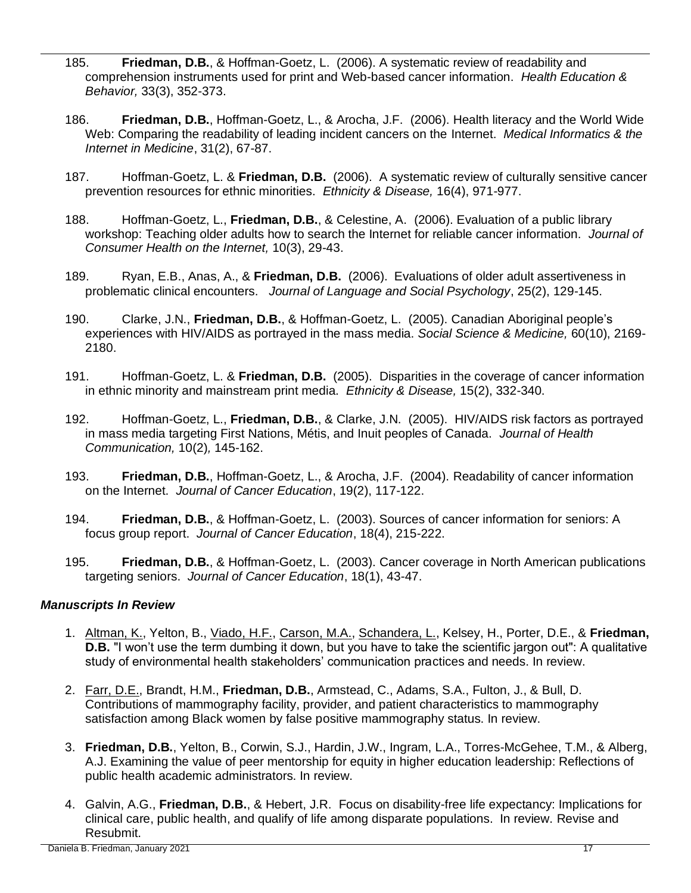185. **Friedman, D.B.**, & Hoffman-Goetz, L. (2006). A systematic review of readability and comprehension instruments used for print and Web-based cancer information. *Health Education & Behavior,* 33(3), 352-373.

186. **Friedman, D.B.**, Hoffman-Goetz, L., & Arocha, J.F. (2006). Health literacy and the World Wide Web: Comparing the readability of leading incident cancers on the Internet. *Medical Informatics & the Internet in Medicine*, 31(2), 67-87.

187. Hoffman-Goetz, L. & **Friedman, D.B.** (2006). A systematic review of culturally sensitive cancer prevention resources for ethnic minorities. *Ethnicity & Disease,* 16(4), 971-977.

188. Hoffman-Goetz, L., **Friedman, D.B.**, & Celestine, A. (2006). Evaluation of a public library workshop: Teaching older adults how to search the Internet for reliable cancer information. *Journal of Consumer Health on the Internet,* 10(3), 29-43.

189. Ryan, E.B., Anas, A., & **Friedman, D.B.** (2006). Evaluations of older adult assertiveness in problematic clinical encounters. *Journal of Language and Social Psychology*, 25(2), 129-145.

190. Clarke, J.N., **Friedman, D.B.**, & Hoffman-Goetz, L. (2005). Canadian Aboriginal people's experiences with HIV/AIDS as portrayed in the mass media. *Social Science & Medicine,* 60(10), 2169-2180.

191. Hoffman-Goetz, L. & **Friedman, D.B.** (2005). Disparities in the coverage of cancer information in ethnic minority and mainstream print media. *Ethnicity & Disease,* 15(2), 332-340.

192. Hoffman-Goetz, L., **Friedman, D.B.**, & Clarke, J.N. (2005). HIV/AIDS risk factors as portrayed in mass media targeting First Nations, Métis, and Inuit peoples of Canada. *Journal of Health Communication,* 10(2)*,* 145-162.

193. **Friedman, D.B.**, Hoffman-Goetz, L., & Arocha, J.F. (2004). Readability of cancer information on the Internet. *Journal of Cancer Education*, 19(2), 117-122.

194. **Friedman, D.B.**, & Hoffman-Goetz, L. (2003). Sources of cancer information for seniors: A focus group report. *Journal of Cancer Education*, 18(4), 215-222.

195. **Friedman, D.B.**, & Hoffman-Goetz, L. (2003). Cancer coverage in North American publications targeting seniors. *Journal of Cancer Education*, 18(1), 43-47.

### *Manuscripts In Review*

1. Altman, K., Yelton, B., Viado, H.F., Carson, M.A., Schandera, L., Kelsey, H., Porter, D.E., & **Friedman, D.B.** "I won't use the term dumbing it down, but you have to take the scientific jargon out": A qualitative study of environmental health stakeholders' communication practices and needs. In review.

2. Farr, D.E., Brandt, H.M., **Friedman, D.B.**, Armstead, C., Adams, S.A., Fulton, J., & Bull, D. Contributions of mammography facility, provider, and patient characteristics to mammography satisfaction among Black women by false positive mammography status. In review.

3. **Friedman, D.B.**, Yelton, B., Corwin, S.J., Hardin, J.W., Ingram, L.A., Torres-McGehee, T.M., & Alberg, A.J. Examining the value of peer mentorship for equity in higher education leadership: Reflections of public health academic administrators. In review.

4. Galvin, A.G., **Friedman, D.B.**, & Hebert, J.R. Focus on disability-free life expectancy: Implications for clinical care, public health, and qualify of life among disparate populations. In review. Revise and Resubmit.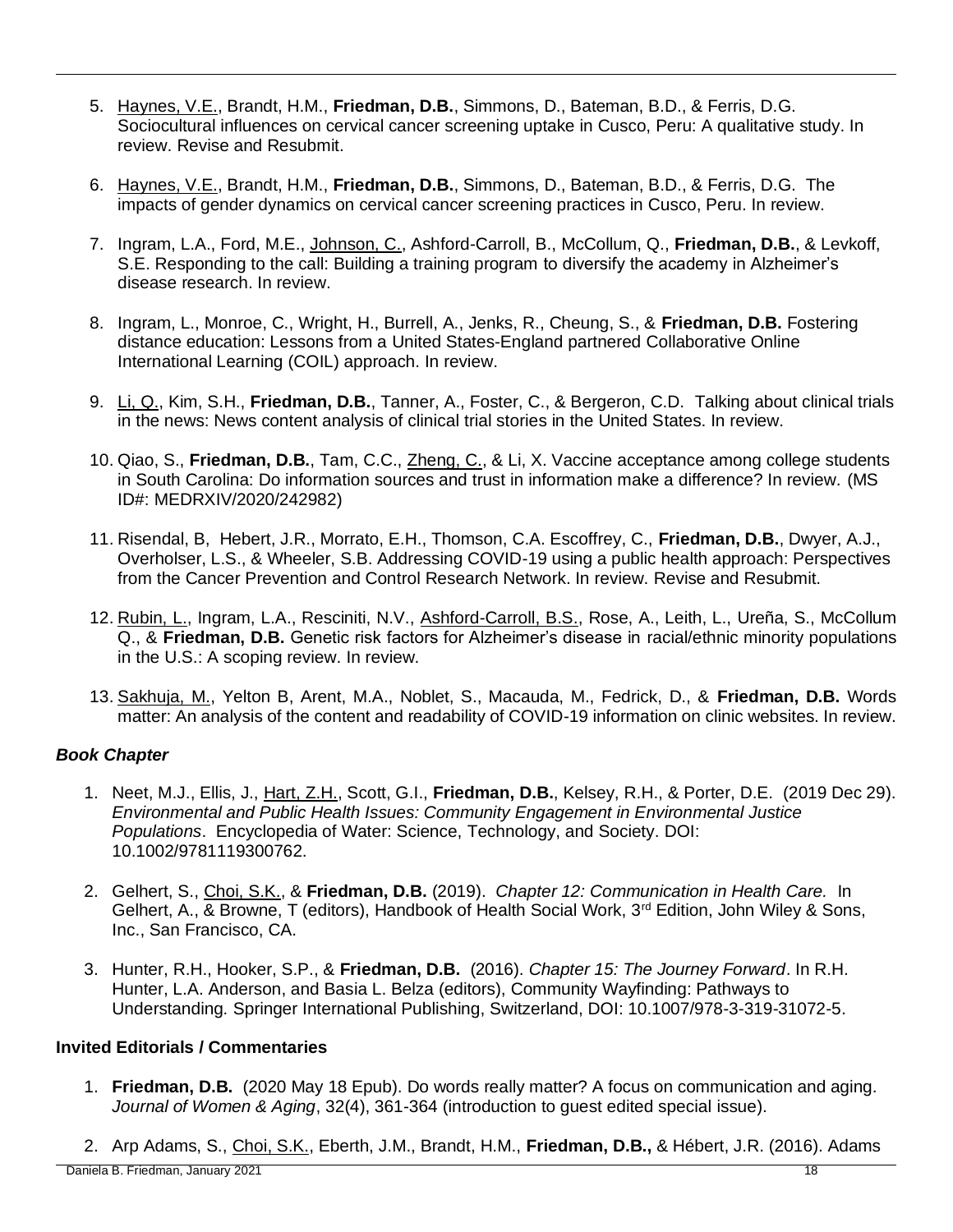5. Haynes, V.E., Brandt, H.M., **Friedman, D.B.**, Simmons, D., Bateman, B.D., & Ferris, D.G. Sociocultural influences on cervical cancer screening uptake in Cusco, Peru: A qualitative study. In review. Revise and Resubmit.

6. Haynes, V.E., Brandt, H.M., **Friedman, D.B.**, Simmons, D., Bateman, B.D., & Ferris, D.G. The impacts of gender dynamics on cervical cancer screening practices in Cusco, Peru. In review.

7. Ingram, L.A., Ford, M.E., Johnson, C., Ashford-Carroll, B., McCollum, Q., **Friedman, D.B.**, & Levkoff, S.E. Responding to the call: Building a training program to diversify the academy in Alzheimer's disease research. In review.

8. Ingram, L., Monroe, C., Wright, H., Burrell, A., Jenks, R., Cheung, S., & **Friedman, D.B.** Fostering distance education: Lessons from a United States-England partnered Collaborative Online International Learning (COIL) approach. In review.

9. Li, Q., Kim, S.H., **Friedman, D.B.**, Tanner, A., Foster, C., & Bergeron, C.D. Talking about clinical trials in the news: News content analysis of clinical trial stories in the United States. In review.

10. Qiao, S., **Friedman, D.B.**, Tam, C.C., Zheng, C., & Li, X. Vaccine acceptance among college students in South Carolina: Do information sources and trust in information make a difference? In review. (MS ID#: MEDRXIV/2020/242982)

11. Risendal, B, Hebert, J.R., Morrato, E.H., Thomson, C.A. Escoffrey, C., **Friedman, D.B.**, Dwyer, A.J., Overholser, L.S., & Wheeler, S.B. Addressing COVID-19 using a public health approach: Perspectives from the Cancer Prevention and Control Research Network. In review. Revise and Resubmit.

12. Rubin, L., Ingram, L.A., Resciniti, N.V., Ashford-Carroll, B.S., Rose, A., Leith, L., Ureña, S., McCollum Q., & **Friedman, D.B.** Genetic risk factors for Alzheimer's disease in racial/ethnic minority populations in the U.S.: A scoping review. In review.

13. Sakhuja, M., Yelton B, Arent, M.A., Noblet, S., Macauda, M., Fedrick, D., & **Friedman, D.B.** Words matter: An analysis of the content and readability of COVID-19 information on clinic websites. In review.

### *Book Chapter*

1. Neet, M.J., Ellis, J., Hart, Z.H., Scott, G.I., **Friedman, D.B.**, Kelsey, R.H., & Porter, D.E. (2019 Dec 29). *Environmental and Public Health Issues: Community Engagement in Environmental Justice Populations*. Encyclopedia of Water: Science, Technology, and Society. DOI: 10.1002/9781119300762.

2. Gelhert, S., Choi, S.K., & **Friedman, D.B.** (2019). *Chapter 12: Communication in Health Care.* In Gelhert, A., & Browne, T (editors), Handbook of Health Social Work, 3rd Edition, John Wiley & Sons, Inc., San Francisco, CA.

3. Hunter, R.H., Hooker, S.P., & **Friedman, D.B.** (2016). *Chapter 15: The Journey Forward*. In R.H. Hunter, L.A. Anderson, and Basia L. Belza (editors), Community Wayfinding: Pathways to Understanding. Springer International Publishing, Switzerland, DOI: 10.1007/978-3-319-31072-5.

### **Invited Editorials / Commentaries**

1. **Friedman, D.B.** (2020 May 18 Epub). Do words really matter? A focus on communication and aging. *Journal of Women & Aging*, 32(4), 361-364 (introduction to guest edited special issue).

2. Arp Adams, S., Choi, S.K., Eberth, J.M., Brandt, H.M., **Friedman, D.B.,** & Hébert, J.R. (2016). Adams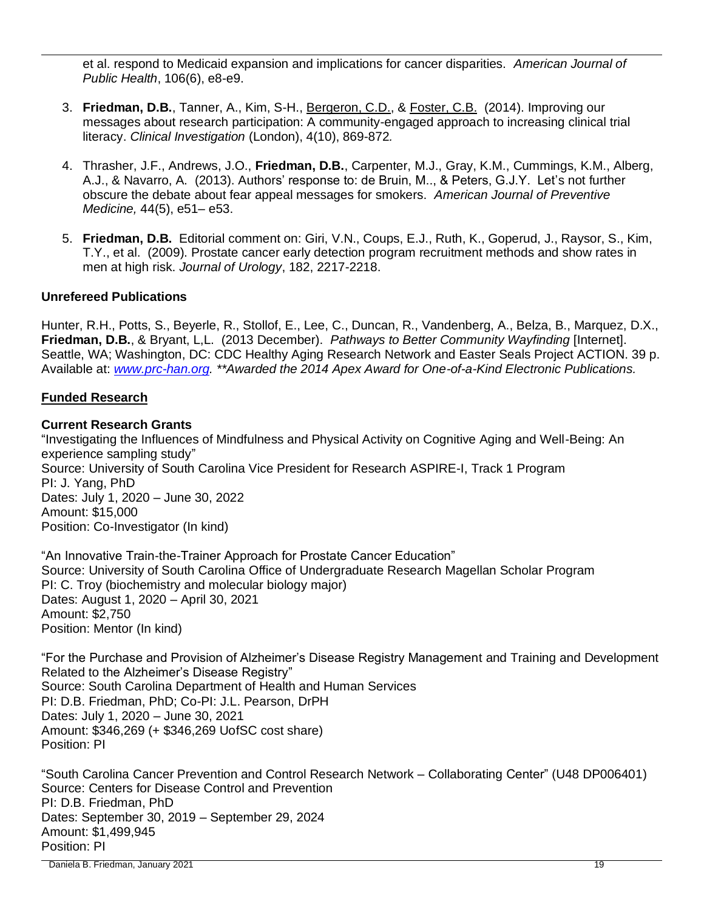et al. respond to Medicaid expansion and implications for cancer disparities. *American Journal of Public Health*, 106(6), e8-e9.

3. **Friedman, D.B.**, Tanner, A., Kim, S-H., <u>Bergeron, C.D.</u>, & <u>Foster, C.B.</u> (2014). Improving our messages about research participation: A community-engaged approach to increasing clinical trial literacy. *Clinical Investigation* (London), 4(10), 869-872.

4. Thrasher, J.F., Andrews, J.O., **Friedman, D.B.**, Carpenter, M.J., Gray, K.M., Cummings, K.M., Alberg, A.J., & Navarro, A. (2013). Authors' response to: de Bruin, M.., & Peters, G.J.Y. Let's not further obscure the debate about fear appeal messages for smokers. *American Journal of Preventive Medicine,* 44(5), e51– e53.

5. **Friedman, D.B.** Editorial comment on: Giri, V.N., Coups, E.J., Ruth, K., Goperud, J., Raysor, S., Kim, T.Y., et al. (2009). Prostate cancer early detection program recruitment methods and show rates in men at high risk. *Journal of Urology*, 182, 2217-2218.

**Unrefereed Publications**

Hunter, R.H., Potts, S., Beyerle, R., Stollof, E., Lee, C., Duncan, R., Vandenberg, A., Belza, B., Marquez, D.X., **Friedman, D.B.**, & Bryant, L,L. (2013 December). *Pathways to Better Community Wayfinding* [Internet]. Seattle, WA; Washington, DC: CDC Healthy Aging Research Network and Easter Seals Project ACTION. 39 p. Available at: *[www.prc-han.org](http://www.prc-han.org).* *\*\*Awarded the 2014 Apex Award for One-of-a-Kind Electronic Publications.*

## <u>Funded Research</u>

**Current Research Grants**

"Investigating the Influences of Mindfulness and Physical Activity on Cognitive Aging and Well-Being: An experience sampling study"
Source: University of South Carolina Vice President for Research ASPIRE-I, Track 1 Program
PI: J. Yang, PhD
Dates: July 1, 2020 – June 30, 2022
Amount: $15,000
Position: Co-Investigator (In kind)

"An Innovative Train-the-Trainer Approach for Prostate Cancer Education"
Source: University of South Carolina Office of Undergraduate Research Magellan Scholar Program
PI: C. Troy (biochemistry and molecular biology major)
Dates: August 1, 2020 – April 30, 2021
Amount: $2,750
Position: Mentor (In kind)

"For the Purchase and Provision of Alzheimer's Disease Registry Management and Training and Development Related to the Alzheimer's Disease Registry"
Source: South Carolina Department of Health and Human Services
PI: D.B. Friedman, PhD; Co-PI: J.L. Pearson, DrPH
Dates: July 1, 2020 – June 30, 2021
Amount: $346,269 (+ $346,269 UofSC cost share)
Position: PI

"South Carolina Cancer Prevention and Control Research Network – Collaborating Center" (U48 DP006401)
Source: Centers for Disease Control and Prevention
PI: D.B. Friedman, PhD
Dates: September 30, 2019 – September 29, 2024
Amount: $1,499,945
Position: PI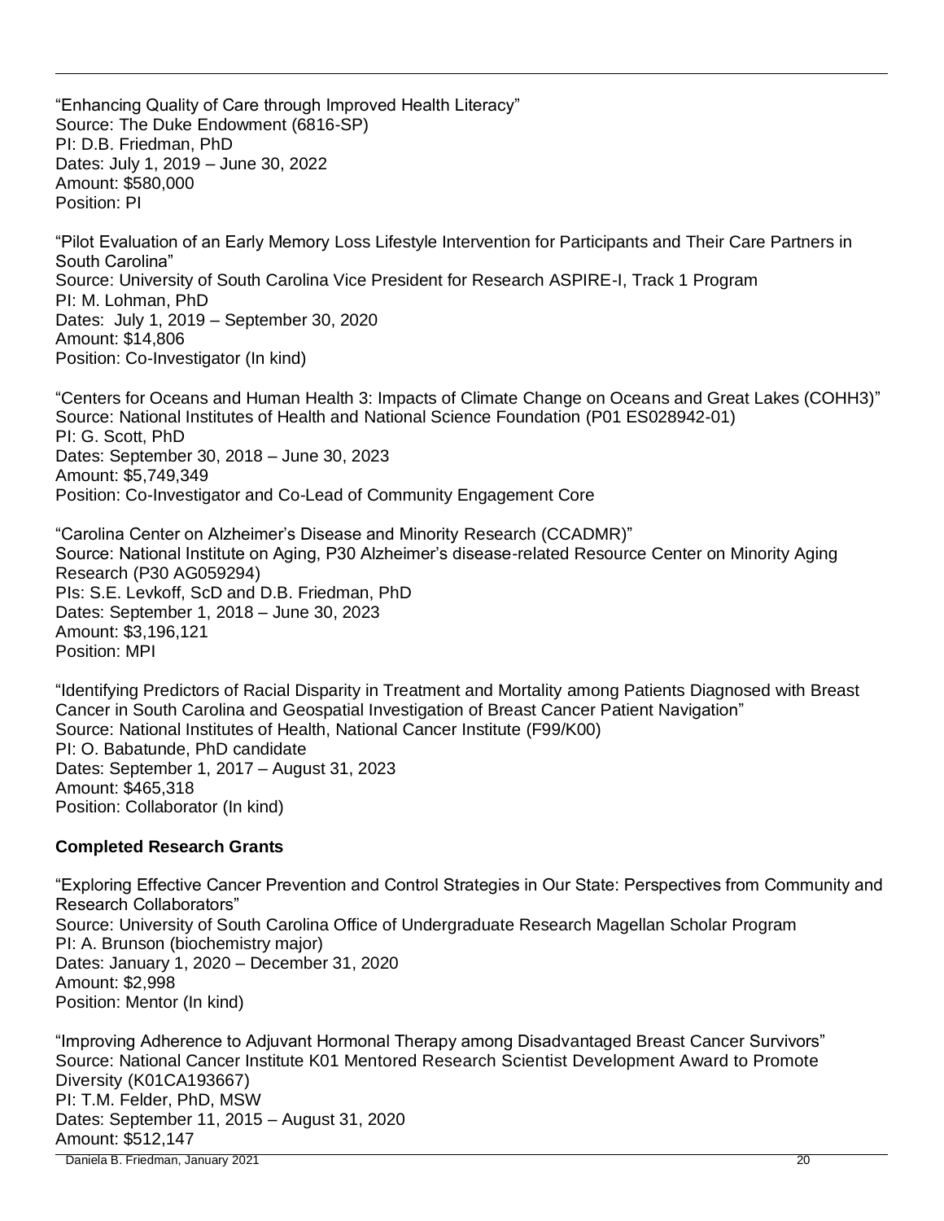"Enhancing Quality of Care through Improved Health Literacy"
Source: The Duke Endowment (6816-SP)
PI: D.B. Friedman, PhD
Dates: July 1, 2019 – June 30, 2022
Amount: $580,000
Position: PI

"Pilot Evaluation of an Early Memory Loss Lifestyle Intervention for Participants and Their Care Partners in South Carolina"
Source: University of South Carolina Vice President for Research ASPIRE-I, Track 1 Program
PI: M. Lohman, PhD
Dates: July 1, 2019 – September 30, 2020
Amount: $14,806
Position: Co-Investigator (In kind)

"Centers for Oceans and Human Health 3: Impacts of Climate Change on Oceans and Great Lakes (COHH3)"
Source: National Institutes of Health and National Science Foundation (P01 ES028942-01)
PI: G. Scott, PhD
Dates: September 30, 2018 – June 30, 2023
Amount: $5,749,349
Position: Co-Investigator and Co-Lead of Community Engagement Core

"Carolina Center on Alzheimer's Disease and Minority Research (CCADMR)"
Source: National Institute on Aging, P30 Alzheimer's disease-related Resource Center on Minority Aging Research (P30 AG059294)
PIs: S.E. Levkoff, ScD and D.B. Friedman, PhD
Dates: September 1, 2018 – June 30, 2023
Amount: $3,196,121
Position: MPI

"Identifying Predictors of Racial Disparity in Treatment and Mortality among Patients Diagnosed with Breast Cancer in South Carolina and Geospatial Investigation of Breast Cancer Patient Navigation"
Source: National Institutes of Health, National Cancer Institute (F99/K00)
PI: O. Babatunde, PhD candidate
Dates: September 1, 2017 – August 31, 2023
Amount: $465,318
Position: Collaborator (In kind)

**Completed Research Grants**

"Exploring Effective Cancer Prevention and Control Strategies in Our State: Perspectives from Community and Research Collaborators"
Source: University of South Carolina Office of Undergraduate Research Magellan Scholar Program
PI: A. Brunson (biochemistry major)
Dates: January 1, 2020 – December 31, 2020
Amount: $2,998
Position: Mentor (In kind)

"Improving Adherence to Adjuvant Hormonal Therapy among Disadvantaged Breast Cancer Survivors"
Source: National Cancer Institute K01 Mentored Research Scientist Development Award to Promote Diversity (K01CA193667)
PI: T.M. Felder, PhD, MSW
Dates: September 11, 2015 – August 31, 2020
Amount: $512,147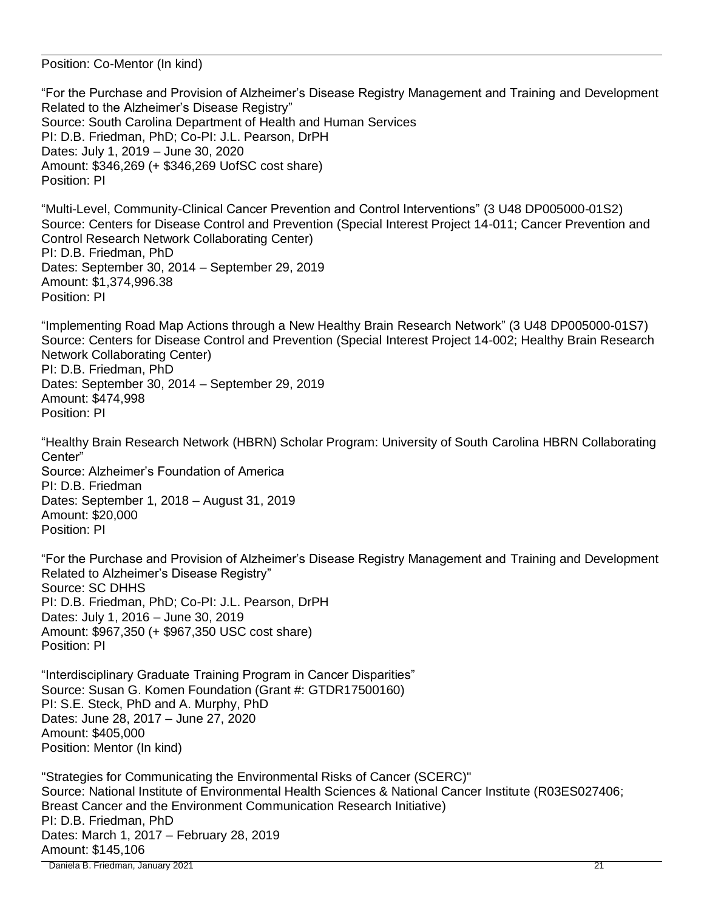Position: Co-Mentor (In kind)

"For the Purchase and Provision of Alzheimer's Disease Registry Management and Training and Development Related to the Alzheimer's Disease Registry"
Source: South Carolina Department of Health and Human Services
PI: D.B. Friedman, PhD; Co-PI: J.L. Pearson, DrPH
Dates: July 1, 2019 – June 30, 2020
Amount: $346,269 (+ $346,269 UofSC cost share)
Position: PI

"Multi-Level, Community-Clinical Cancer Prevention and Control Interventions" (3 U48 DP005000-01S2)
Source: Centers for Disease Control and Prevention (Special Interest Project 14-011; Cancer Prevention and Control Research Network Collaborating Center)
PI: D.B. Friedman, PhD
Dates: September 30, 2014 – September 29, 2019
Amount: $1,374,996.38
Position: PI

"Implementing Road Map Actions through a New Healthy Brain Research Network" (3 U48 DP005000-01S7)
Source: Centers for Disease Control and Prevention (Special Interest Project 14-002; Healthy Brain Research Network Collaborating Center)
PI: D.B. Friedman, PhD
Dates: September 30, 2014 – September 29, 2019
Amount: $474,998
Position: PI

"Healthy Brain Research Network (HBRN) Scholar Program: University of South Carolina HBRN Collaborating Center"
Source: Alzheimer's Foundation of America
PI: D.B. Friedman
Dates: September 1, 2018 – August 31, 2019
Amount: $20,000
Position: PI

"For the Purchase and Provision of Alzheimer's Disease Registry Management and Training and Development Related to Alzheimer's Disease Registry"
Source: SC DHHS
PI: D.B. Friedman, PhD; Co-PI: J.L. Pearson, DrPH
Dates: July 1, 2016 – June 30, 2019
Amount: $967,350 (+ $967,350 USC cost share)
Position: PI

"Interdisciplinary Graduate Training Program in Cancer Disparities"
Source: Susan G. Komen Foundation (Grant #: GTDR17500160)
PI: S.E. Steck, PhD and A. Murphy, PhD
Dates: June 28, 2017 – June 27, 2020
Amount: $405,000
Position: Mentor (In kind)

"Strategies for Communicating the Environmental Risks of Cancer (SCERC)"
Source: National Institute of Environmental Health Sciences & National Cancer Institute (R03ES027406; Breast Cancer and the Environment Communication Research Initiative)
PI: D.B. Friedman, PhD
Dates: March 1, 2017 – February 28, 2019
Amount: $145,106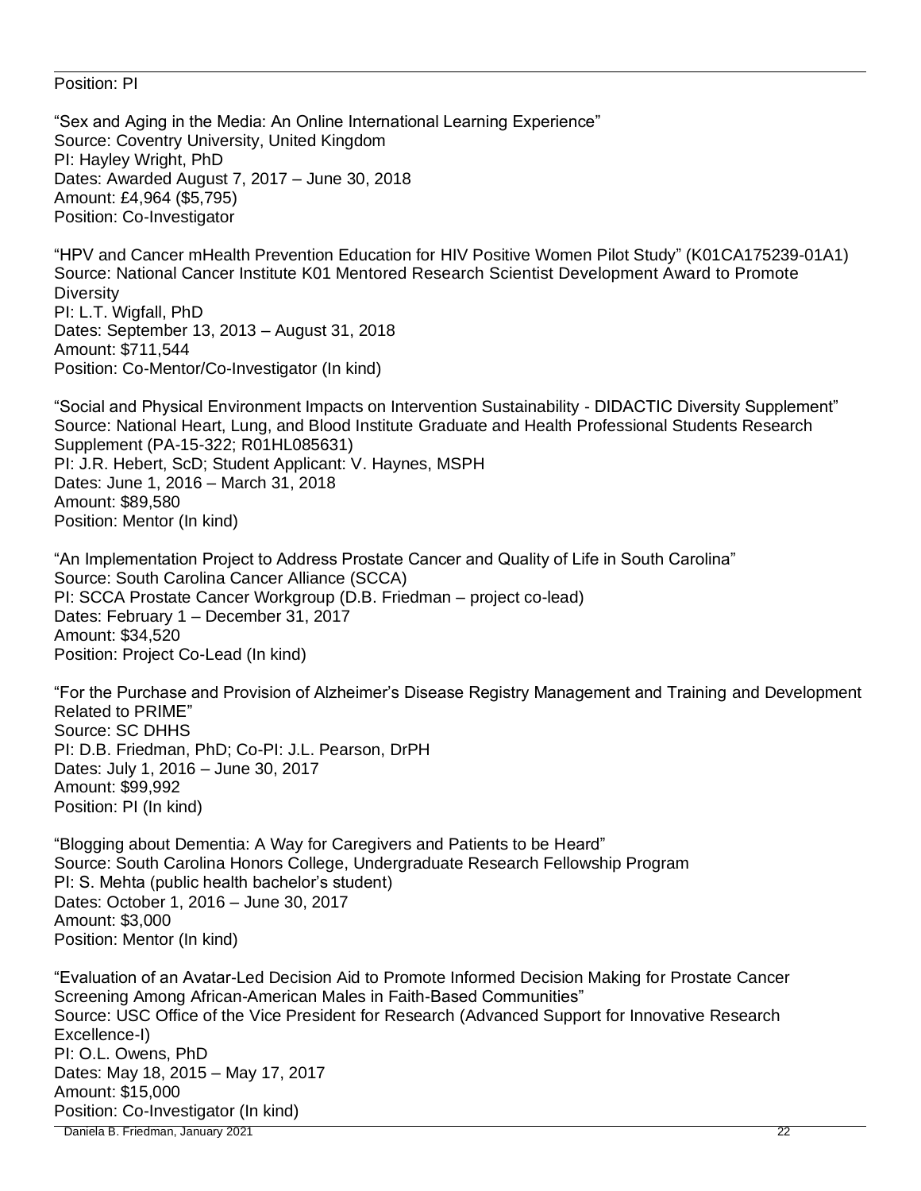Position: PI

"Sex and Aging in the Media: An Online International Learning Experience"
Source: Coventry University, United Kingdom
PI: Hayley Wright, PhD
Dates: Awarded August 7, 2017 – June 30, 2018
Amount: £4,964 ($5,795)
Position: Co-Investigator

"HPV and Cancer mHealth Prevention Education for HIV Positive Women Pilot Study" (K01CA175239-01A1)
Source: National Cancer Institute K01 Mentored Research Scientist Development Award to Promote Diversity
PI: L.T. Wigfall, PhD
Dates: September 13, 2013 – August 31, 2018
Amount: $711,544
Position: Co-Mentor/Co-Investigator (In kind)

"Social and Physical Environment Impacts on Intervention Sustainability - DIDACTIC Diversity Supplement"
Source: National Heart, Lung, and Blood Institute Graduate and Health Professional Students Research Supplement (PA-15-322; R01HL085631)
PI: J.R. Hebert, ScD; Student Applicant: V. Haynes, MSPH
Dates: June 1, 2016 – March 31, 2018
Amount: $89,580
Position: Mentor (In kind)

"An Implementation Project to Address Prostate Cancer and Quality of Life in South Carolina"
Source: South Carolina Cancer Alliance (SCCA)
PI: SCCA Prostate Cancer Workgroup (D.B. Friedman – project co-lead)
Dates: February 1 – December 31, 2017
Amount: $34,520
Position: Project Co-Lead (In kind)

"For the Purchase and Provision of Alzheimer's Disease Registry Management and Training and Development Related to PRIME"
Source: SC DHHS
PI: D.B. Friedman, PhD; Co-PI: J.L. Pearson, DrPH
Dates: July 1, 2016 – June 30, 2017
Amount: $99,992
Position: PI (In kind)

"Blogging about Dementia: A Way for Caregivers and Patients to be Heard"
Source: South Carolina Honors College, Undergraduate Research Fellowship Program
PI: S. Mehta (public health bachelor's student)
Dates: October 1, 2016 – June 30, 2017
Amount: $3,000
Position: Mentor (In kind)

"Evaluation of an Avatar-Led Decision Aid to Promote Informed Decision Making for Prostate Cancer Screening Among African-American Males in Faith-Based Communities"
Source: USC Office of the Vice President for Research (Advanced Support for Innovative Research Excellence-I)
PI: O.L. Owens, PhD
Dates: May 18, 2015 – May 17, 2017
Amount: $15,000
Position: Co-Investigator (In kind)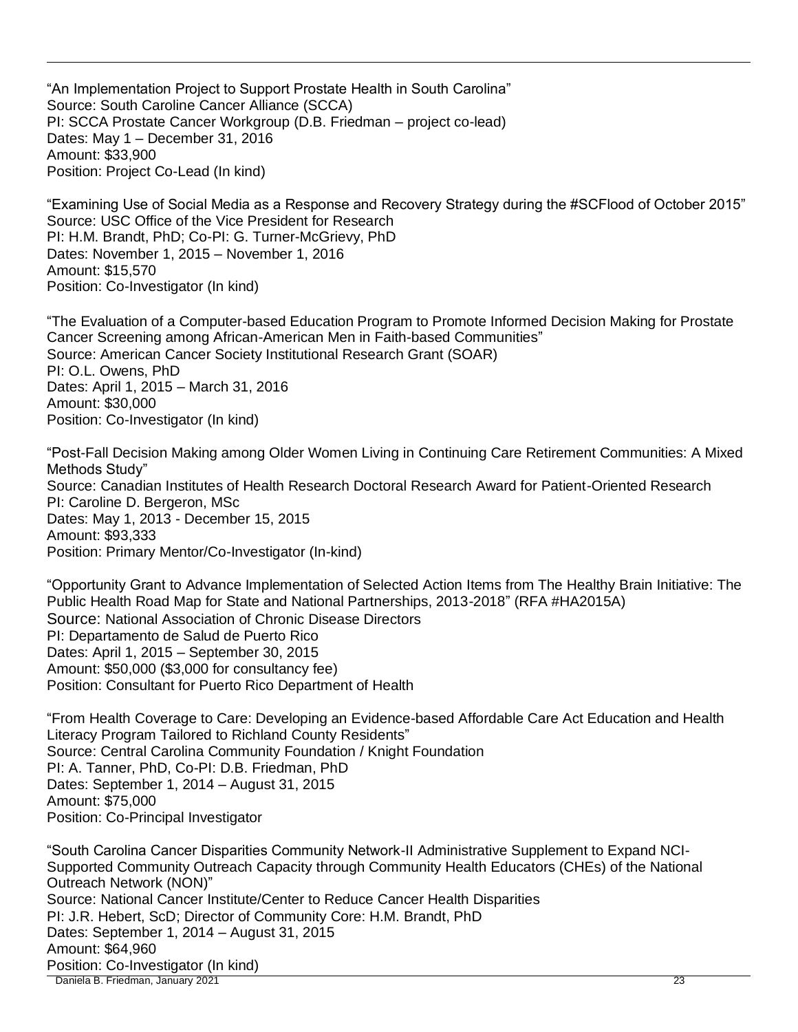"An Implementation Project to Support Prostate Health in South Carolina"
Source: South Caroline Cancer Alliance (SCCA)
PI: SCCA Prostate Cancer Workgroup (D.B. Friedman – project co-lead)
Dates: May 1 – December 31, 2016
Amount: $33,900
Position: Project Co-Lead (In kind)

"Examining Use of Social Media as a Response and Recovery Strategy during the #SCFlood of October 2015"
Source: USC Office of the Vice President for Research
PI: H.M. Brandt, PhD; Co-PI: G. Turner-McGrievy, PhD
Dates: November 1, 2015 – November 1, 2016
Amount: $15,570
Position: Co-Investigator (In kind)

"The Evaluation of a Computer-based Education Program to Promote Informed Decision Making for Prostate Cancer Screening among African-American Men in Faith-based Communities"
Source: American Cancer Society Institutional Research Grant (SOAR)
PI: O.L. Owens, PhD
Dates: April 1, 2015 – March 31, 2016
Amount: $30,000
Position: Co-Investigator (In kind)

"Post-Fall Decision Making among Older Women Living in Continuing Care Retirement Communities: A Mixed Methods Study"
Source: Canadian Institutes of Health Research Doctoral Research Award for Patient-Oriented Research
PI: Caroline D. Bergeron, MSc
Dates: May 1, 2013 - December 15, 2015
Amount: $93,333
Position: Primary Mentor/Co-Investigator (In-kind)

"Opportunity Grant to Advance Implementation of Selected Action Items from The Healthy Brain Initiative: The Public Health Road Map for State and National Partnerships, 2013-2018" (RFA #HA2015A)
Source: National Association of Chronic Disease Directors
PI: Departamento de Salud de Puerto Rico
Dates: April 1, 2015 – September 30, 2015
Amount: $50,000 ($3,000 for consultancy fee)
Position: Consultant for Puerto Rico Department of Health

"From Health Coverage to Care: Developing an Evidence-based Affordable Care Act Education and Health Literacy Program Tailored to Richland County Residents"
Source: Central Carolina Community Foundation / Knight Foundation
PI: A. Tanner, PhD, Co-PI: D.B. Friedman, PhD
Dates: September 1, 2014 – August 31, 2015
Amount: $75,000
Position: Co-Principal Investigator

"South Carolina Cancer Disparities Community Network-II Administrative Supplement to Expand NCI-Supported Community Outreach Capacity through Community Health Educators (CHEs) of the National Outreach Network (NON)"
Source: National Cancer Institute/Center to Reduce Cancer Health Disparities
PI: J.R. Hebert, ScD; Director of Community Core: H.M. Brandt, PhD
Dates: September 1, 2014 – August 31, 2015
Amount: $64,960
Position: Co-Investigator (In kind)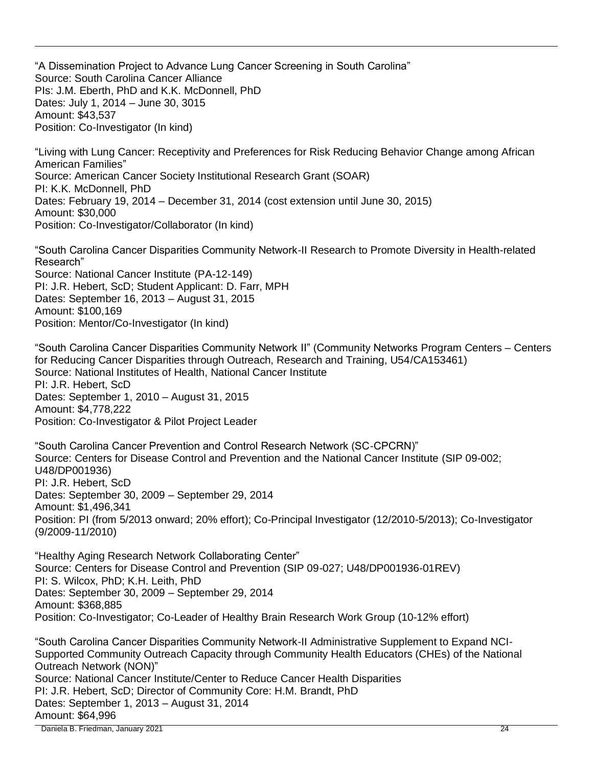"A Dissemination Project to Advance Lung Cancer Screening in South Carolina"
Source: South Carolina Cancer Alliance
PIs: J.M. Eberth, PhD and K.K. McDonnell, PhD
Dates: July 1, 2014 – June 30, 3015
Amount: $43,537
Position: Co-Investigator (In kind)

"Living with Lung Cancer: Receptivity and Preferences for Risk Reducing Behavior Change among African American Families"
Source: American Cancer Society Institutional Research Grant (SOAR)
PI: K.K. McDonnell, PhD
Dates: February 19, 2014 – December 31, 2014 (cost extension until June 30, 2015)
Amount: $30,000
Position: Co-Investigator/Collaborator (In kind)

"South Carolina Cancer Disparities Community Network-II Research to Promote Diversity in Health-related Research"
Source: National Cancer Institute (PA-12-149)
PI: J.R. Hebert, ScD; Student Applicant: D. Farr, MPH
Dates: September 16, 2013 – August 31, 2015
Amount: $100,169
Position: Mentor/Co-Investigator (In kind)

"South Carolina Cancer Disparities Community Network II" (Community Networks Program Centers – Centers for Reducing Cancer Disparities through Outreach, Research and Training, U54/CA153461)
Source: National Institutes of Health, National Cancer Institute
PI: J.R. Hebert, ScD
Dates: September 1, 2010 – August 31, 2015
Amount: $4,778,222
Position: Co-Investigator & Pilot Project Leader

"South Carolina Cancer Prevention and Control Research Network (SC-CPCRN)"
Source: Centers for Disease Control and Prevention and the National Cancer Institute (SIP 09-002; U48/DP001936)
PI: J.R. Hebert, ScD
Dates: September 30, 2009 – September 29, 2014
Amount: $1,496,341
Position: PI (from 5/2013 onward; 20% effort); Co-Principal Investigator (12/2010-5/2013); Co-Investigator (9/2009-11/2010)

"Healthy Aging Research Network Collaborating Center"
Source: Centers for Disease Control and Prevention (SIP 09-027; U48/DP001936-01REV)
PI: S. Wilcox, PhD; K.H. Leith, PhD
Dates: September 30, 2009 – September 29, 2014
Amount: $368,885
Position: Co-Investigator; Co-Leader of Healthy Brain Research Work Group (10-12% effort)

"South Carolina Cancer Disparities Community Network-II Administrative Supplement to Expand NCI-Supported Community Outreach Capacity through Community Health Educators (CHEs) of the National Outreach Network (NON)"
Source: National Cancer Institute/Center to Reduce Cancer Health Disparities
PI: J.R. Hebert, ScD; Director of Community Core: H.M. Brandt, PhD
Dates: September 1, 2013 – August 31, 2014
Amount: $64,996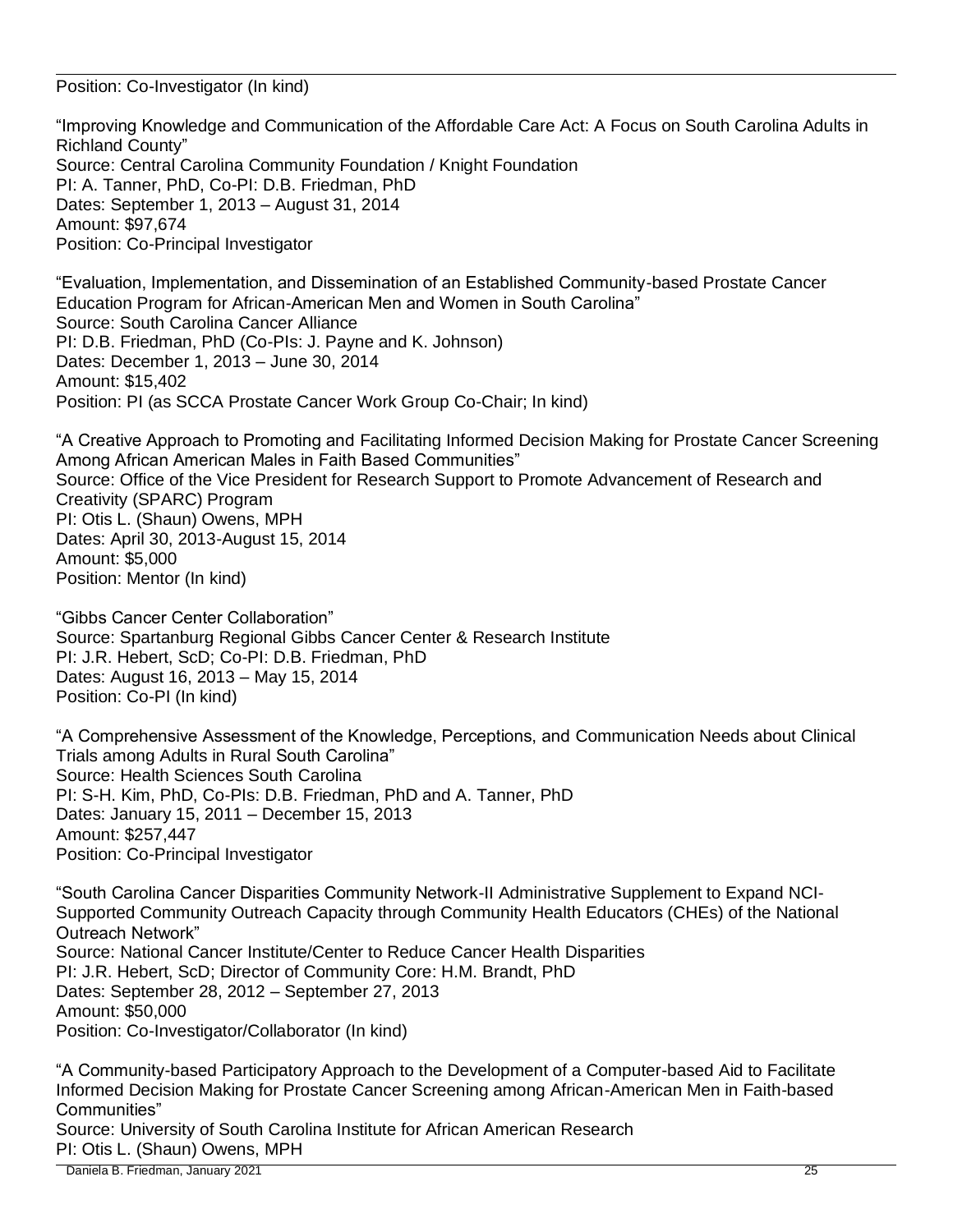Position: Co-Investigator (In kind)

"Improving Knowledge and Communication of the Affordable Care Act: A Focus on South Carolina Adults in Richland County"
Source: Central Carolina Community Foundation / Knight Foundation
PI: A. Tanner, PhD, Co-PI: D.B. Friedman, PhD
Dates: September 1, 2013 – August 31, 2014
Amount: $97,674
Position: Co-Principal Investigator

"Evaluation, Implementation, and Dissemination of an Established Community-based Prostate Cancer Education Program for African-American Men and Women in South Carolina"
Source: South Carolina Cancer Alliance
PI: D.B. Friedman, PhD (Co-PIs: J. Payne and K. Johnson)
Dates: December 1, 2013 – June 30, 2014
Amount: $15,402
Position: PI (as SCCA Prostate Cancer Work Group Co-Chair; In kind)

"A Creative Approach to Promoting and Facilitating Informed Decision Making for Prostate Cancer Screening Among African American Males in Faith Based Communities"
Source: Office of the Vice President for Research Support to Promote Advancement of Research and Creativity (SPARC) Program
PI: Otis L. (Shaun) Owens, MPH
Dates: April 30, 2013-August 15, 2014
Amount: $5,000
Position: Mentor (In kind)

"Gibbs Cancer Center Collaboration"
Source: Spartanburg Regional Gibbs Cancer Center & Research Institute
PI: J.R. Hebert, ScD; Co-PI: D.B. Friedman, PhD
Dates: August 16, 2013 – May 15, 2014
Position: Co-PI (In kind)

"A Comprehensive Assessment of the Knowledge, Perceptions, and Communication Needs about Clinical Trials among Adults in Rural South Carolina"
Source: Health Sciences South Carolina
PI: S-H. Kim, PhD, Co-PIs: D.B. Friedman, PhD and A. Tanner, PhD
Dates: January 15, 2011 – December 15, 2013
Amount: $257,447
Position: Co-Principal Investigator

"South Carolina Cancer Disparities Community Network-II Administrative Supplement to Expand NCI-Supported Community Outreach Capacity through Community Health Educators (CHEs) of the National Outreach Network"
Source: National Cancer Institute/Center to Reduce Cancer Health Disparities
PI: J.R. Hebert, ScD; Director of Community Core: H.M. Brandt, PhD
Dates: September 28, 2012 – September 27, 2013
Amount: $50,000
Position: Co-Investigator/Collaborator (In kind)

"A Community-based Participatory Approach to the Development of a Computer-based Aid to Facilitate Informed Decision Making for Prostate Cancer Screening among African-American Men in Faith-based Communities"
Source: University of South Carolina Institute for African American Research
PI: Otis L. (Shaun) Owens, MPH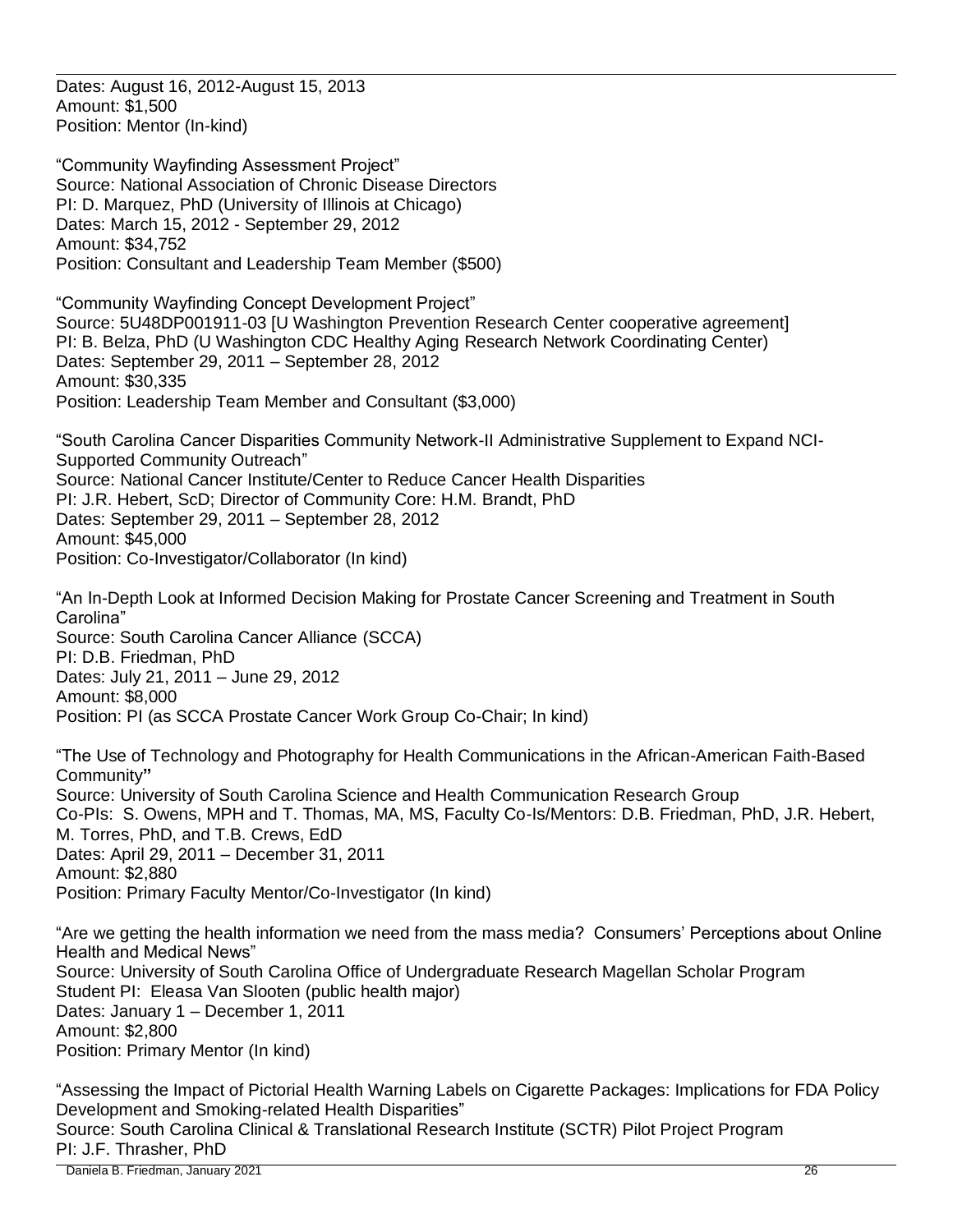Dates: August 16, 2012-August 15, 2013
Amount: $1,500
Position: Mentor (In-kind)

"Community Wayfinding Assessment Project"
Source: National Association of Chronic Disease Directors
PI: D. Marquez, PhD (University of Illinois at Chicago)
Dates: March 15, 2012 - September 29, 2012
Amount: $34,752
Position: Consultant and Leadership Team Member ($500)

"Community Wayfinding Concept Development Project"
Source: 5U48DP001911-03 [U Washington Prevention Research Center cooperative agreement]
PI: B. Belza, PhD (U Washington CDC Healthy Aging Research Network Coordinating Center)
Dates: September 29, 2011 – September 28, 2012
Amount: $30,335
Position: Leadership Team Member and Consultant ($3,000)

"South Carolina Cancer Disparities Community Network-II Administrative Supplement to Expand NCI-Supported Community Outreach"
Source: National Cancer Institute/Center to Reduce Cancer Health Disparities
PI: J.R. Hebert, ScD; Director of Community Core: H.M. Brandt, PhD
Dates: September 29, 2011 – September 28, 2012
Amount: $45,000
Position: Co-Investigator/Collaborator (In kind)

"An In-Depth Look at Informed Decision Making for Prostate Cancer Screening and Treatment in South Carolina"
Source: South Carolina Cancer Alliance (SCCA)
PI: D.B. Friedman, PhD
Dates: July 21, 2011 – June 29, 2012
Amount: $8,000
Position: PI (as SCCA Prostate Cancer Work Group Co-Chair; In kind)

"The Use of Technology and Photography for Health Communications in the African-American Faith-Based Community**"**
Source: University of South Carolina Science and Health Communication Research Group
Co-PIs: S. Owens, MPH and T. Thomas, MA, MS, Faculty Co-Is/Mentors: D.B. Friedman, PhD, J.R. Hebert, M. Torres, PhD, and T.B. Crews, EdD
Dates: April 29, 2011 – December 31, 2011
Amount: $2,880
Position: Primary Faculty Mentor/Co-Investigator (In kind)

"Are we getting the health information we need from the mass media? Consumers' Perceptions about Online Health and Medical News"
Source: University of South Carolina Office of Undergraduate Research Magellan Scholar Program
Student PI: Eleasa Van Slooten (public health major)
Dates: January 1 – December 1, 2011
Amount: $2,800
Position: Primary Mentor (In kind)

"Assessing the Impact of Pictorial Health Warning Labels on Cigarette Packages: Implications for FDA Policy Development and Smoking-related Health Disparities"
Source: South Carolina Clinical & Translational Research Institute (SCTR) Pilot Project Program
PI: J.F. Thrasher, PhD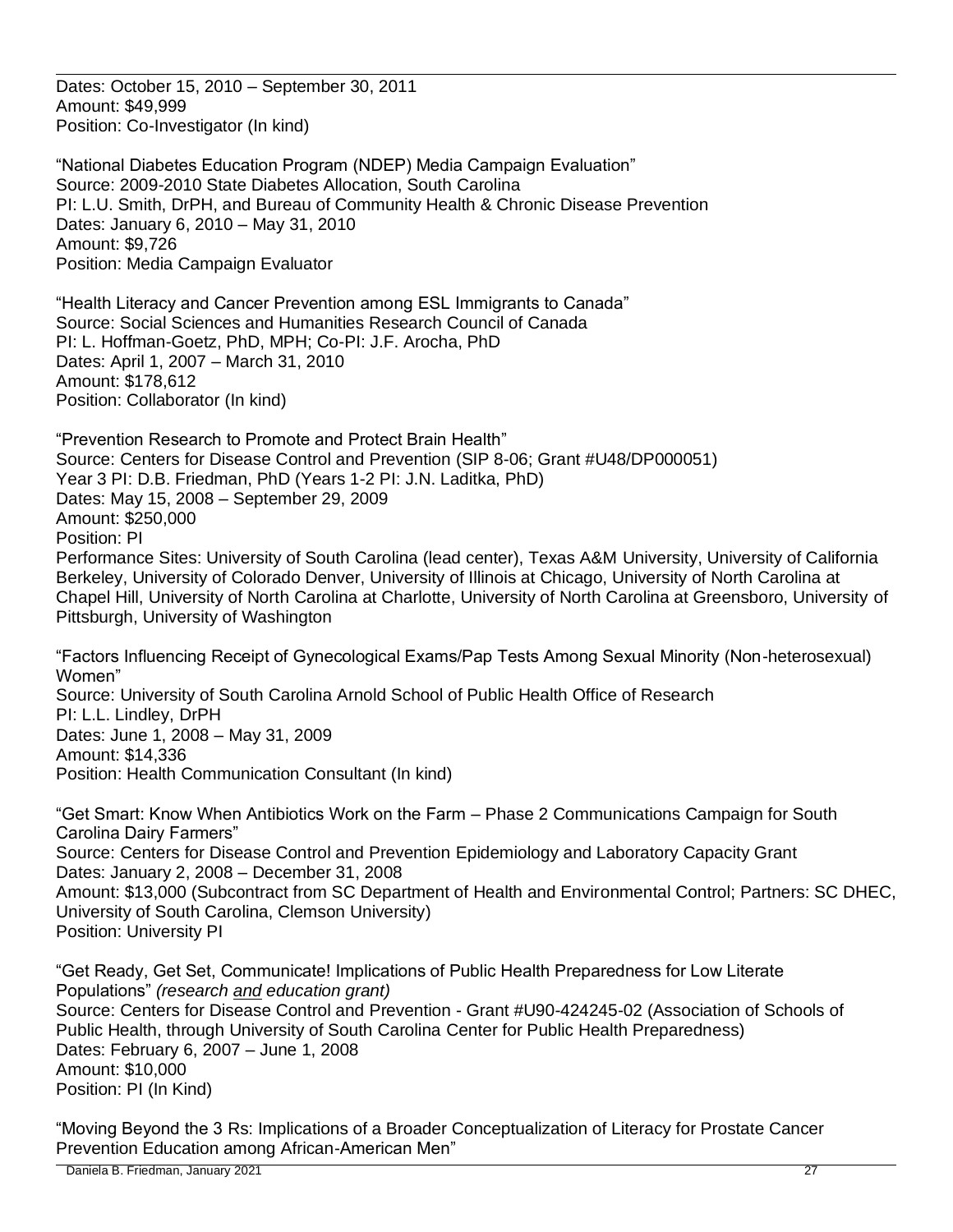Dates: October 15, 2010 – September 30, 2011
Amount: $49,999
Position: Co-Investigator (In kind)

"National Diabetes Education Program (NDEP) Media Campaign Evaluation"
Source: 2009-2010 State Diabetes Allocation, South Carolina
PI: L.U. Smith, DrPH, and Bureau of Community Health & Chronic Disease Prevention
Dates: January 6, 2010 – May 31, 2010
Amount: $9,726
Position: Media Campaign Evaluator

"Health Literacy and Cancer Prevention among ESL Immigrants to Canada"
Source: Social Sciences and Humanities Research Council of Canada
PI: L. Hoffman-Goetz, PhD, MPH; Co-PI: J.F. Arocha, PhD
Dates: April 1, 2007 – March 31, 2010
Amount: $178,612
Position: Collaborator (In kind)

"Prevention Research to Promote and Protect Brain Health"
Source: Centers for Disease Control and Prevention (SIP 8-06; Grant #U48/DP000051)
Year 3 PI: D.B. Friedman, PhD (Years 1-2 PI: J.N. Laditka, PhD)
Dates: May 15, 2008 – September 29, 2009
Amount: $250,000
Position: PI
Performance Sites: University of South Carolina (lead center), Texas A&M University, University of California Berkeley, University of Colorado Denver, University of Illinois at Chicago, University of North Carolina at Chapel Hill, University of North Carolina at Charlotte, University of North Carolina at Greensboro, University of Pittsburgh, University of Washington

"Factors Influencing Receipt of Gynecological Exams/Pap Tests Among Sexual Minority (Non-heterosexual) Women"
Source: University of South Carolina Arnold School of Public Health Office of Research
PI: L.L. Lindley, DrPH
Dates: June 1, 2008 – May 31, 2009
Amount: $14,336
Position: Health Communication Consultant (In kind)

"Get Smart: Know When Antibiotics Work on the Farm – Phase 2 Communications Campaign for South Carolina Dairy Farmers"
Source: Centers for Disease Control and Prevention Epidemiology and Laboratory Capacity Grant
Dates: January 2, 2008 – December 31, 2008
Amount: $13,000 (Subcontract from SC Department of Health and Environmental Control; Partners: SC DHEC, University of South Carolina, Clemson University)
Position: University PI

"Get Ready, Get Set, Communicate! Implications of Public Health Preparedness for Low Literate Populations" *(research and education grant)*
Source: Centers for Disease Control and Prevention - Grant #U90-424245-02 (Association of Schools of Public Health, through University of South Carolina Center for Public Health Preparedness)
Dates: February 6, 2007 – June 1, 2008
Amount: $10,000
Position: PI (In Kind)

"Moving Beyond the 3 Rs: Implications of a Broader Conceptualization of Literacy for Prostate Cancer Prevention Education among African-American Men"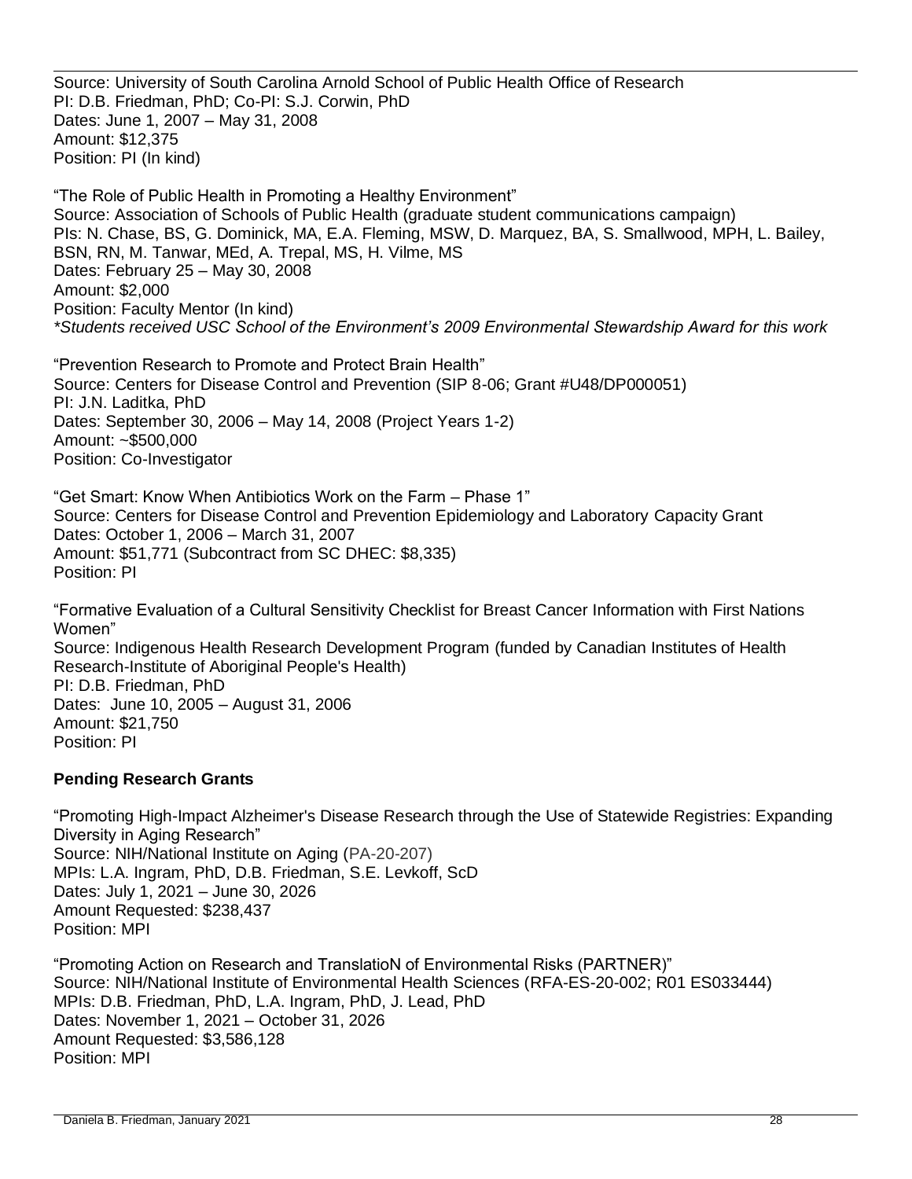Source: University of South Carolina Arnold School of Public Health Office of Research
PI: D.B. Friedman, PhD; Co-PI: S.J. Corwin, PhD
Dates: June 1, 2007 – May 31, 2008
Amount: $12,375
Position: PI (In kind)

"The Role of Public Health in Promoting a Healthy Environment"
Source: Association of Schools of Public Health (graduate student communications campaign)
PIs: N. Chase, BS, G. Dominick, MA, E.A. Fleming, MSW, D. Marquez, BA, S. Smallwood, MPH, L. Bailey, BSN, RN, M. Tanwar, MEd, A. Trepal, MS, H. Vilme, MS
Dates: February 25 – May 30, 2008
Amount: $2,000
Position: Faculty Mentor (In kind)
*\*Students received USC School of the Environment's 2009 Environmental Stewardship Award for this work*

"Prevention Research to Promote and Protect Brain Health"
Source: Centers for Disease Control and Prevention (SIP 8-06; Grant #U48/DP000051)
PI: J.N. Laditka, PhD
Dates: September 30, 2006 – May 14, 2008 (Project Years 1-2)
Amount: ~$500,000
Position: Co-Investigator

"Get Smart: Know When Antibiotics Work on the Farm – Phase 1"
Source: Centers for Disease Control and Prevention Epidemiology and Laboratory Capacity Grant
Dates: October 1, 2006 – March 31, 2007
Amount: $51,771 (Subcontract from SC DHEC: $8,335)
Position: PI

"Formative Evaluation of a Cultural Sensitivity Checklist for Breast Cancer Information with First Nations Women"
Source: Indigenous Health Research Development Program (funded by Canadian Institutes of Health Research-Institute of Aboriginal People's Health)
PI: D.B. Friedman, PhD
Dates: June 10, 2005 – August 31, 2006
Amount: $21,750
Position: PI

**Pending Research Grants**

"Promoting High-Impact Alzheimer's Disease Research through the Use of Statewide Registries: Expanding Diversity in Aging Research"
Source: NIH/National Institute on Aging (PA-20-207)
MPIs: L.A. Ingram, PhD, D.B. Friedman, S.E. Levkoff, ScD
Dates: July 1, 2021 – June 30, 2026
Amount Requested: $238,437
Position: MPI

"Promoting Action on Research and TranslatioN of Environmental Risks (PARTNER)"
Source: NIH/National Institute of Environmental Health Sciences (RFA-ES-20-002; R01 ES033444)
MPIs: D.B. Friedman, PhD, L.A. Ingram, PhD, J. Lead, PhD
Dates: November 1, 2021 – October 31, 2026
Amount Requested: $3,586,128
Position: MPI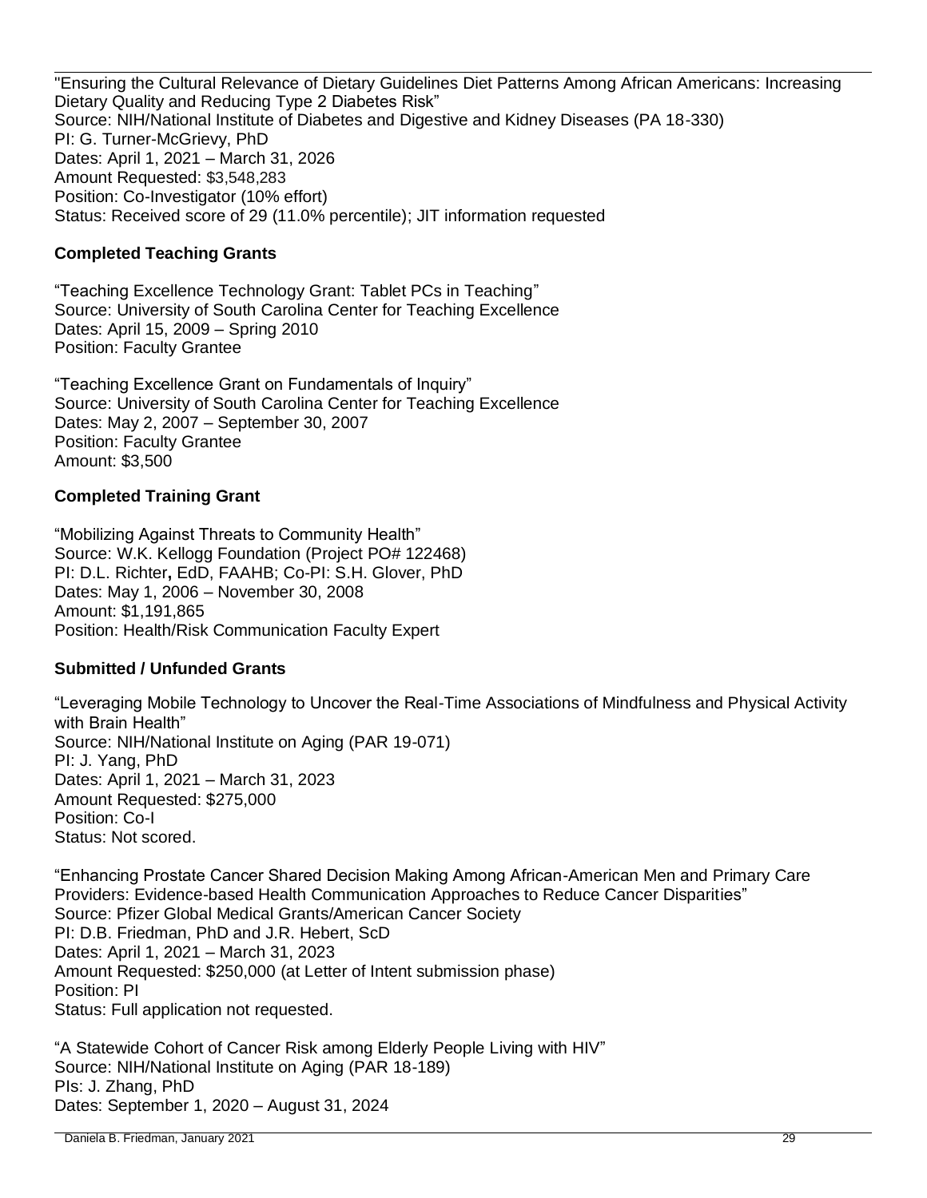"Ensuring the Cultural Relevance of Dietary Guidelines Diet Patterns Among African Americans: Increasing Dietary Quality and Reducing Type 2 Diabetes Risk"
Source: NIH/National Institute of Diabetes and Digestive and Kidney Diseases (PA 18-330)
PI: G. Turner-McGrievy, PhD
Dates: April 1, 2021 – March 31, 2026
Amount Requested: $3,548,283
Position: Co-Investigator (10% effort)
Status: Received score of 29 (11.0% percentile); JIT information requested

**Completed Teaching Grants**

"Teaching Excellence Technology Grant: Tablet PCs in Teaching"
Source: University of South Carolina Center for Teaching Excellence
Dates: April 15, 2009 – Spring 2010
Position: Faculty Grantee

"Teaching Excellence Grant on Fundamentals of Inquiry"
Source: University of South Carolina Center for Teaching Excellence
Dates: May 2, 2007 – September 30, 2007
Position: Faculty Grantee
Amount: $3,500

**Completed Training Grant**

"Mobilizing Against Threats to Community Health"
Source: W.K. Kellogg Foundation (Project PO# 122468)
PI: D.L. Richter**,** EdD, FAAHB; Co-PI: S.H. Glover, PhD
Dates: May 1, 2006 – November 30, 2008
Amount: $1,191,865
Position: Health/Risk Communication Faculty Expert

**Submitted / Unfunded Grants**

"Leveraging Mobile Technology to Uncover the Real-Time Associations of Mindfulness and Physical Activity with Brain Health"
Source: NIH/National Institute on Aging (PAR 19-071)
PI: J. Yang, PhD
Dates: April 1, 2021 – March 31, 2023
Amount Requested: $275,000
Position: Co-I
Status: Not scored.

"Enhancing Prostate Cancer Shared Decision Making Among African-American Men and Primary Care Providers: Evidence-based Health Communication Approaches to Reduce Cancer Disparities"
Source: Pfizer Global Medical Grants/American Cancer Society
PI: D.B. Friedman, PhD and J.R. Hebert, ScD
Dates: April 1, 2021 – March 31, 2023
Amount Requested: $250,000 (at Letter of Intent submission phase)
Position: PI
Status: Full application not requested.

"A Statewide Cohort of Cancer Risk among Elderly People Living with HIV"
Source: NIH/National Institute on Aging (PAR 18-189)
PIs: J. Zhang, PhD
Dates: September 1, 2020 – August 31, 2024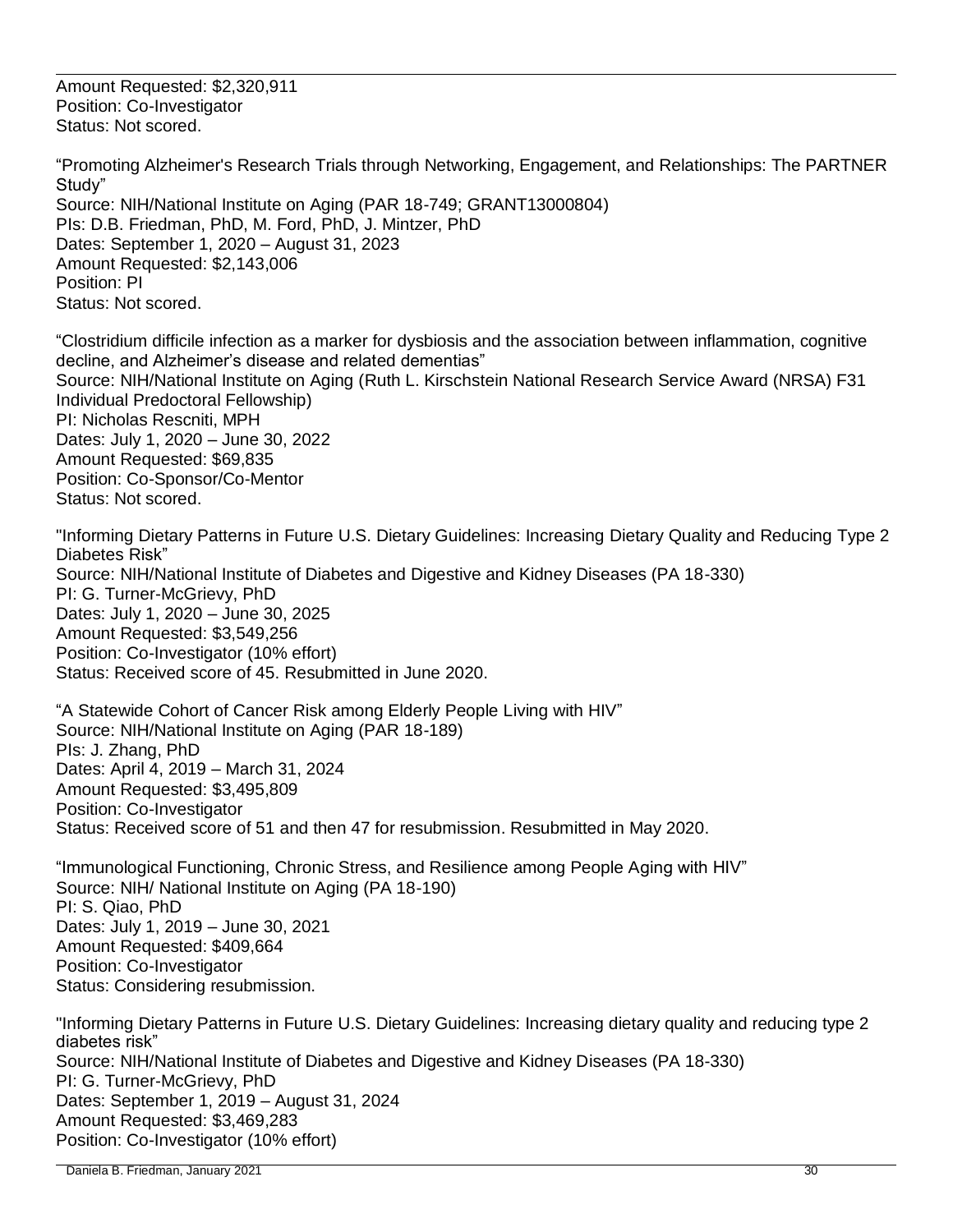Amount Requested: $2,320,911
Position: Co-Investigator
Status: Not scored.

"Promoting Alzheimer's Research Trials through Networking, Engagement, and Relationships: The PARTNER Study"
Source: NIH/National Institute on Aging (PAR 18-749; GRANT13000804)
PIs: D.B. Friedman, PhD, M. Ford, PhD, J. Mintzer, PhD
Dates: September 1, 2020 – August 31, 2023
Amount Requested: $2,143,006
Position: PI
Status: Not scored.

"Clostridium difficile infection as a marker for dysbiosis and the association between inflammation, cognitive decline, and Alzheimer's disease and related dementias"
Source: NIH/National Institute on Aging (Ruth L. Kirschstein National Research Service Award (NRSA) F31 Individual Predoctoral Fellowship)
PI: Nicholas Rescniti, MPH
Dates: July 1, 2020 – June 30, 2022
Amount Requested: $69,835
Position: Co-Sponsor/Co-Mentor
Status: Not scored.

"Informing Dietary Patterns in Future U.S. Dietary Guidelines: Increasing Dietary Quality and Reducing Type 2 Diabetes Risk"
Source: NIH/National Institute of Diabetes and Digestive and Kidney Diseases (PA 18-330)
PI: G. Turner-McGrievy, PhD
Dates: July 1, 2020 – June 30, 2025
Amount Requested: $3,549,256
Position: Co-Investigator (10% effort)
Status: Received score of 45. Resubmitted in June 2020.

"A Statewide Cohort of Cancer Risk among Elderly People Living with HIV"
Source: NIH/National Institute on Aging (PAR 18-189)
PIs: J. Zhang, PhD
Dates: April 4, 2019 – March 31, 2024
Amount Requested: $3,495,809
Position: Co-Investigator
Status: Received score of 51 and then 47 for resubmission. Resubmitted in May 2020.

"Immunological Functioning, Chronic Stress, and Resilience among People Aging with HIV"
Source: NIH/ National Institute on Aging (PA 18-190)
PI: S. Qiao, PhD
Dates: July 1, 2019 – June 30, 2021
Amount Requested: $409,664
Position: Co-Investigator
Status: Considering resubmission.

"Informing Dietary Patterns in Future U.S. Dietary Guidelines: Increasing dietary quality and reducing type 2 diabetes risk"
Source: NIH/National Institute of Diabetes and Digestive and Kidney Diseases (PA 18-330)
PI: G. Turner-McGrievy, PhD
Dates: September 1, 2019 – August 31, 2024
Amount Requested: $3,469,283
Position: Co-Investigator (10% effort)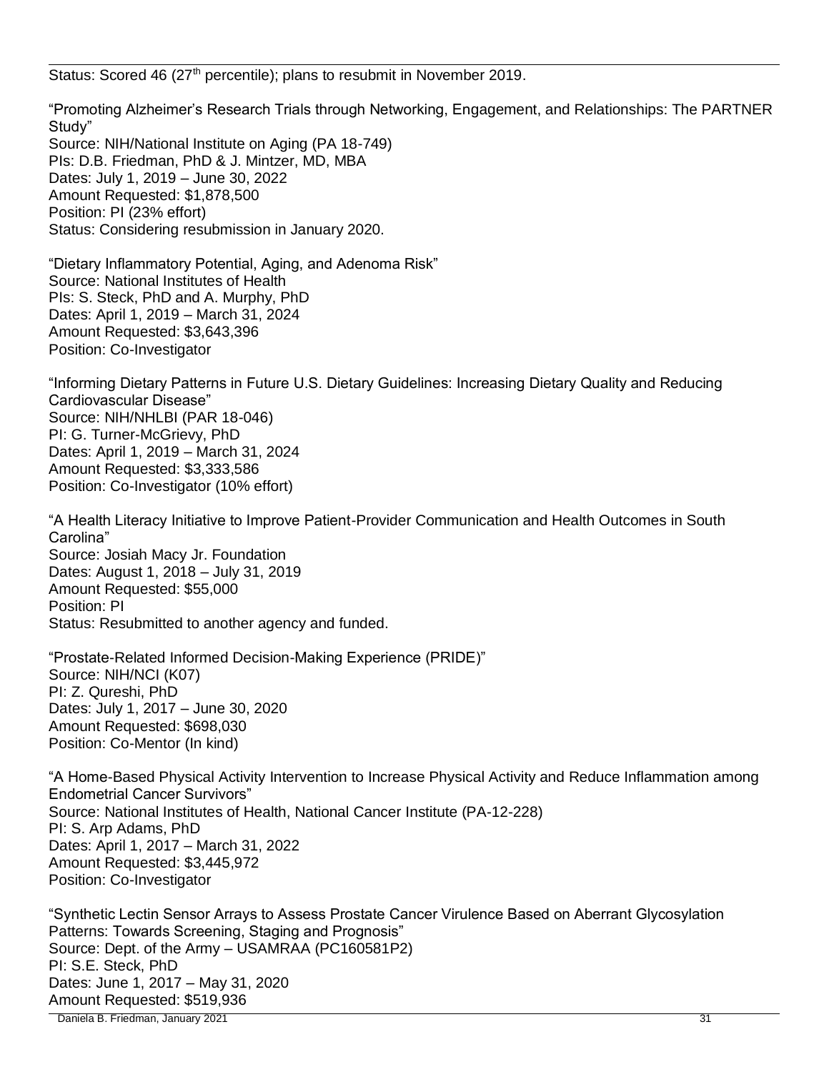Status: Scored 46 (27th percentile); plans to resubmit in November 2019.

"Promoting Alzheimer's Research Trials through Networking, Engagement, and Relationships: The PARTNER Study"
Source: NIH/National Institute on Aging (PA 18-749)
PIs: D.B. Friedman, PhD & J. Mintzer, MD, MBA
Dates: July 1, 2019 – June 30, 2022
Amount Requested: $1,878,500
Position: PI (23% effort)
Status: Considering resubmission in January 2020.

"Dietary Inflammatory Potential, Aging, and Adenoma Risk"
Source: National Institutes of Health
PIs: S. Steck, PhD and A. Murphy, PhD
Dates: April 1, 2019 – March 31, 2024
Amount Requested: $3,643,396
Position: Co-Investigator

"Informing Dietary Patterns in Future U.S. Dietary Guidelines: Increasing Dietary Quality and Reducing Cardiovascular Disease"
Source: NIH/NHLBI (PAR 18-046)
PI: G. Turner-McGrievy, PhD
Dates: April 1, 2019 – March 31, 2024
Amount Requested: $3,333,586
Position: Co-Investigator (10% effort)

"A Health Literacy Initiative to Improve Patient-Provider Communication and Health Outcomes in South Carolina"
Source: Josiah Macy Jr. Foundation
Dates: August 1, 2018 – July 31, 2019
Amount Requested: $55,000
Position: PI
Status: Resubmitted to another agency and funded.

"Prostate-Related Informed Decision-Making Experience (PRIDE)"
Source: NIH/NCI (K07)
PI: Z. Qureshi, PhD
Dates: July 1, 2017 – June 30, 2020
Amount Requested: $698,030
Position: Co-Mentor (In kind)

"A Home-Based Physical Activity Intervention to Increase Physical Activity and Reduce Inflammation among Endometrial Cancer Survivors"
Source: National Institutes of Health, National Cancer Institute (PA-12-228)
PI: S. Arp Adams, PhD
Dates: April 1, 2017 – March 31, 2022
Amount Requested: $3,445,972
Position: Co-Investigator

"Synthetic Lectin Sensor Arrays to Assess Prostate Cancer Virulence Based on Aberrant Glycosylation Patterns: Towards Screening, Staging and Prognosis"
Source: Dept. of the Army – USAMRAA (PC160581P2)
PI: S.E. Steck, PhD
Dates: June 1, 2017 – May 31, 2020
Amount Requested: $519,936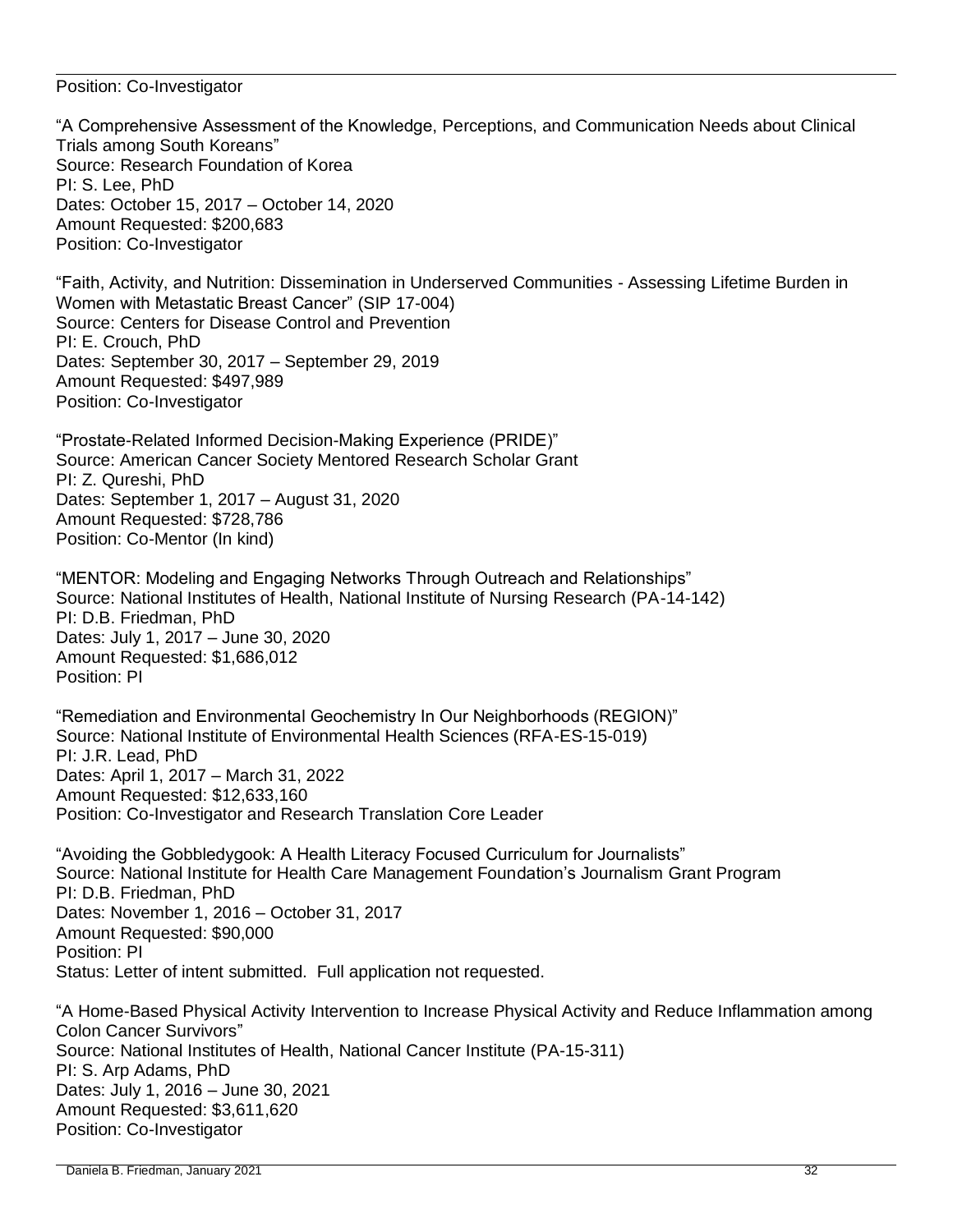Position: Co-Investigator

"A Comprehensive Assessment of the Knowledge, Perceptions, and Communication Needs about Clinical Trials among South Koreans"
Source: Research Foundation of Korea
PI: S. Lee, PhD
Dates: October 15, 2017 – October 14, 2020
Amount Requested: $200,683
Position: Co-Investigator

"Faith, Activity, and Nutrition: Dissemination in Underserved Communities - Assessing Lifetime Burden in Women with Metastatic Breast Cancer" (SIP 17-004)
Source: Centers for Disease Control and Prevention
PI: E. Crouch, PhD
Dates: September 30, 2017 – September 29, 2019
Amount Requested: $497,989
Position: Co-Investigator

"Prostate-Related Informed Decision-Making Experience (PRIDE)"
Source: American Cancer Society Mentored Research Scholar Grant
PI: Z. Qureshi, PhD
Dates: September 1, 2017 – August 31, 2020
Amount Requested: $728,786
Position: Co-Mentor (In kind)

"MENTOR: Modeling and Engaging Networks Through Outreach and Relationships"
Source: National Institutes of Health, National Institute of Nursing Research (PA-14-142)
PI: D.B. Friedman, PhD
Dates: July 1, 2017 – June 30, 2020
Amount Requested: $1,686,012
Position: PI

"Remediation and Environmental Geochemistry In Our Neighborhoods (REGION)"
Source: National Institute of Environmental Health Sciences (RFA-ES-15-019)
PI: J.R. Lead, PhD
Dates: April 1, 2017 – March 31, 2022
Amount Requested: $12,633,160
Position: Co-Investigator and Research Translation Core Leader

"Avoiding the Gobbledygook: A Health Literacy Focused Curriculum for Journalists"
Source: National Institute for Health Care Management Foundation's Journalism Grant Program
PI: D.B. Friedman, PhD
Dates: November 1, 2016 – October 31, 2017
Amount Requested: $90,000
Position: PI
Status: Letter of intent submitted. Full application not requested.

"A Home-Based Physical Activity Intervention to Increase Physical Activity and Reduce Inflammation among Colon Cancer Survivors"
Source: National Institutes of Health, National Cancer Institute (PA-15-311)
PI: S. Arp Adams, PhD
Dates: July 1, 2016 – June 30, 2021
Amount Requested: $3,611,620
Position: Co-Investigator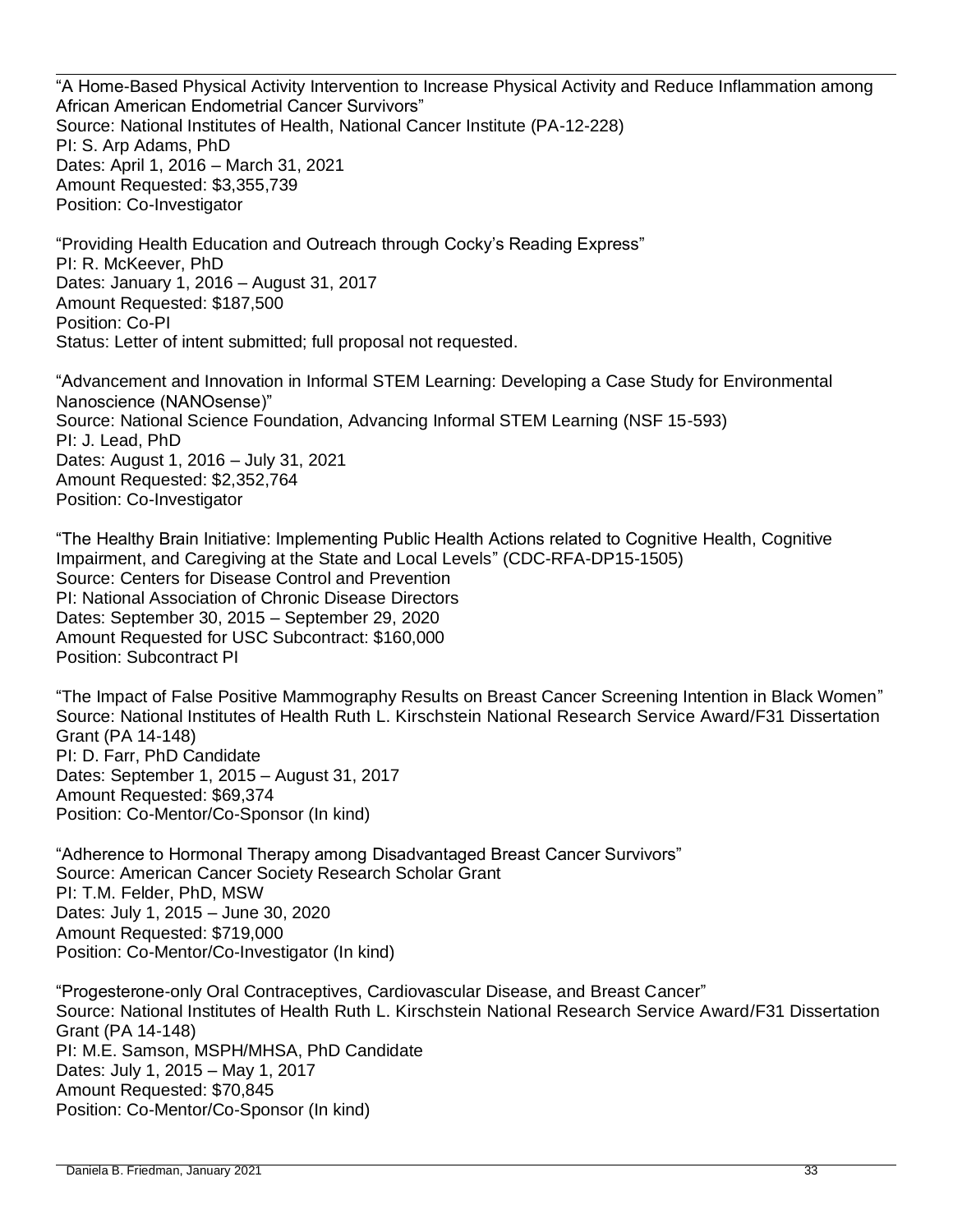"A Home-Based Physical Activity Intervention to Increase Physical Activity and Reduce Inflammation among African American Endometrial Cancer Survivors"
Source: National Institutes of Health, National Cancer Institute (PA-12-228)
PI: S. Arp Adams, PhD
Dates: April 1, 2016 – March 31, 2021
Amount Requested: $3,355,739
Position: Co-Investigator

"Providing Health Education and Outreach through Cocky's Reading Express"
PI: R. McKeever, PhD
Dates: January 1, 2016 – August 31, 2017
Amount Requested: $187,500
Position: Co-PI
Status: Letter of intent submitted; full proposal not requested.

"Advancement and Innovation in Informal STEM Learning: Developing a Case Study for Environmental Nanoscience (NANOsense)"
Source: National Science Foundation, Advancing Informal STEM Learning (NSF 15-593)
PI: J. Lead, PhD
Dates: August 1, 2016 – July 31, 2021
Amount Requested: $2,352,764
Position: Co-Investigator

"The Healthy Brain Initiative: Implementing Public Health Actions related to Cognitive Health, Cognitive Impairment, and Caregiving at the State and Local Levels" (CDC-RFA-DP15-1505)
Source: Centers for Disease Control and Prevention
PI: National Association of Chronic Disease Directors
Dates: September 30, 2015 – September 29, 2020
Amount Requested for USC Subcontract: $160,000
Position: Subcontract PI

"The Impact of False Positive Mammography Results on Breast Cancer Screening Intention in Black Women"
Source: National Institutes of Health Ruth L. Kirschstein National Research Service Award/F31 Dissertation Grant (PA 14-148)
PI: D. Farr, PhD Candidate
Dates: September 1, 2015 – August 31, 2017
Amount Requested: $69,374
Position: Co-Mentor/Co-Sponsor (In kind)

"Adherence to Hormonal Therapy among Disadvantaged Breast Cancer Survivors"
Source: American Cancer Society Research Scholar Grant
PI: T.M. Felder, PhD, MSW
Dates: July 1, 2015 – June 30, 2020
Amount Requested: $719,000
Position: Co-Mentor/Co-Investigator (In kind)

"Progesterone-only Oral Contraceptives, Cardiovascular Disease, and Breast Cancer"
Source: National Institutes of Health Ruth L. Kirschstein National Research Service Award/F31 Dissertation Grant (PA 14-148)
PI: M.E. Samson, MSPH/MHSA, PhD Candidate
Dates: July 1, 2015 – May 1, 2017
Amount Requested: $70,845
Position: Co-Mentor/Co-Sponsor (In kind)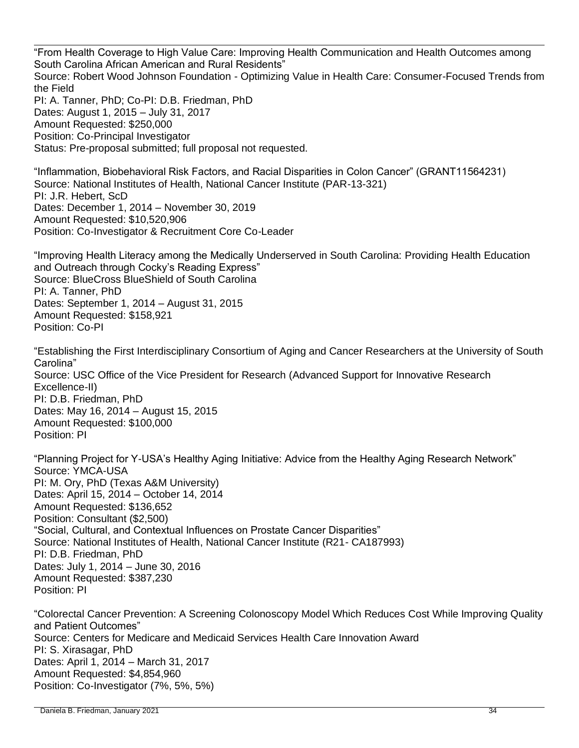"From Health Coverage to High Value Care: Improving Health Communication and Health Outcomes among South Carolina African American and Rural Residents"
Source: Robert Wood Johnson Foundation - Optimizing Value in Health Care: Consumer-Focused Trends from the Field
PI: A. Tanner, PhD; Co-PI: D.B. Friedman, PhD
Dates: August 1, 2015 – July 31, 2017
Amount Requested: $250,000
Position: Co-Principal Investigator
Status: Pre-proposal submitted; full proposal not requested.

"Inflammation, Biobehavioral Risk Factors, and Racial Disparities in Colon Cancer" (GRANT11564231)
Source: National Institutes of Health, National Cancer Institute (PAR-13-321)
PI: J.R. Hebert, ScD
Dates: December 1, 2014 – November 30, 2019
Amount Requested: $10,520,906
Position: Co-Investigator & Recruitment Core Co-Leader

"Improving Health Literacy among the Medically Underserved in South Carolina: Providing Health Education and Outreach through Cocky's Reading Express"
Source: BlueCross BlueShield of South Carolina
PI: A. Tanner, PhD
Dates: September 1, 2014 – August 31, 2015
Amount Requested: $158,921
Position: Co-PI

"Establishing the First Interdisciplinary Consortium of Aging and Cancer Researchers at the University of South Carolina"
Source: USC Office of the Vice President for Research (Advanced Support for Innovative Research Excellence-II)
PI: D.B. Friedman, PhD
Dates: May 16, 2014 – August 15, 2015
Amount Requested: $100,000
Position: PI

"Planning Project for Y-USA's Healthy Aging Initiative: Advice from the Healthy Aging Research Network"
Source: YMCA-USA
PI: M. Ory, PhD (Texas A&M University)
Dates: April 15, 2014 – October 14, 2014
Amount Requested: $136,652
Position: Consultant ($2,500)

"Social, Cultural, and Contextual Influences on Prostate Cancer Disparities"
Source: National Institutes of Health, National Cancer Institute (R21- CA187993)
PI: D.B. Friedman, PhD
Dates: July 1, 2014 – June 30, 2016
Amount Requested: $387,230
Position: PI

"Colorectal Cancer Prevention: A Screening Colonoscopy Model Which Reduces Cost While Improving Quality and Patient Outcomes"
Source: Centers for Medicare and Medicaid Services Health Care Innovation Award
PI: S. Xirasagar, PhD
Dates: April 1, 2014 – March 31, 2017
Amount Requested: $4,854,960
Position: Co-Investigator (7%, 5%, 5%)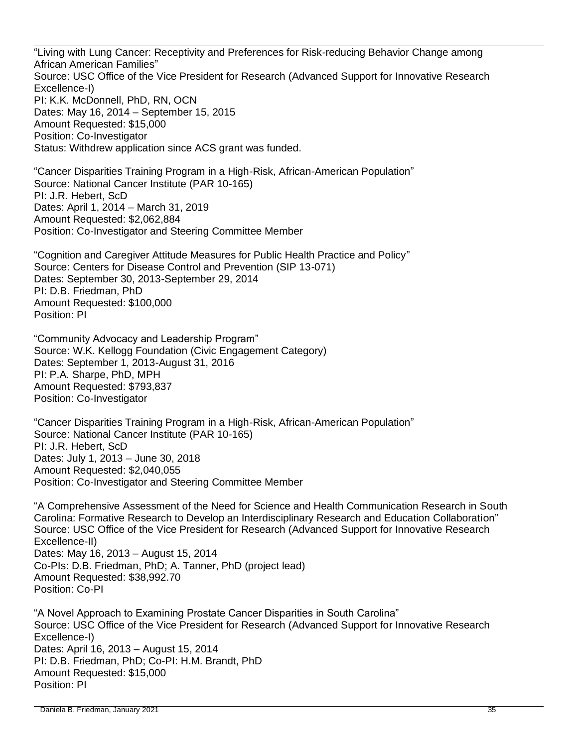"Living with Lung Cancer: Receptivity and Preferences for Risk-reducing Behavior Change among African American Families"
Source: USC Office of the Vice President for Research (Advanced Support for Innovative Research Excellence-I)
PI: K.K. McDonnell, PhD, RN, OCN
Dates: May 16, 2014 – September 15, 2015
Amount Requested: $15,000
Position: Co-Investigator
Status: Withdrew application since ACS grant was funded.

"Cancer Disparities Training Program in a High-Risk, African-American Population"
Source: National Cancer Institute (PAR 10-165)
PI: J.R. Hebert, ScD
Dates: April 1, 2014 – March 31, 2019
Amount Requested: $2,062,884
Position: Co-Investigator and Steering Committee Member

"Cognition and Caregiver Attitude Measures for Public Health Practice and Policy"
Source: Centers for Disease Control and Prevention (SIP 13-071)
Dates: September 30, 2013-September 29, 2014
PI: D.B. Friedman, PhD
Amount Requested: $100,000
Position: PI

"Community Advocacy and Leadership Program"
Source: W.K. Kellogg Foundation (Civic Engagement Category)
Dates: September 1, 2013-August 31, 2016
PI: P.A. Sharpe, PhD, MPH
Amount Requested: $793,837
Position: Co-Investigator

"Cancer Disparities Training Program in a High-Risk, African-American Population"
Source: National Cancer Institute (PAR 10-165)
PI: J.R. Hebert, ScD
Dates: July 1, 2013 – June 30, 2018
Amount Requested: $2,040,055
Position: Co-Investigator and Steering Committee Member

"A Comprehensive Assessment of the Need for Science and Health Communication Research in South Carolina: Formative Research to Develop an Interdisciplinary Research and Education Collaboration"
Source: USC Office of the Vice President for Research (Advanced Support for Innovative Research Excellence-II)
Dates: May 16, 2013 – August 15, 2014
Co-PIs: D.B. Friedman, PhD; A. Tanner, PhD (project lead)
Amount Requested: $38,992.70
Position: Co-PI

"A Novel Approach to Examining Prostate Cancer Disparities in South Carolina"
Source: USC Office of the Vice President for Research (Advanced Support for Innovative Research Excellence-I)
Dates: April 16, 2013 – August 15, 2014
PI: D.B. Friedman, PhD; Co-PI: H.M. Brandt, PhD
Amount Requested: $15,000
Position: PI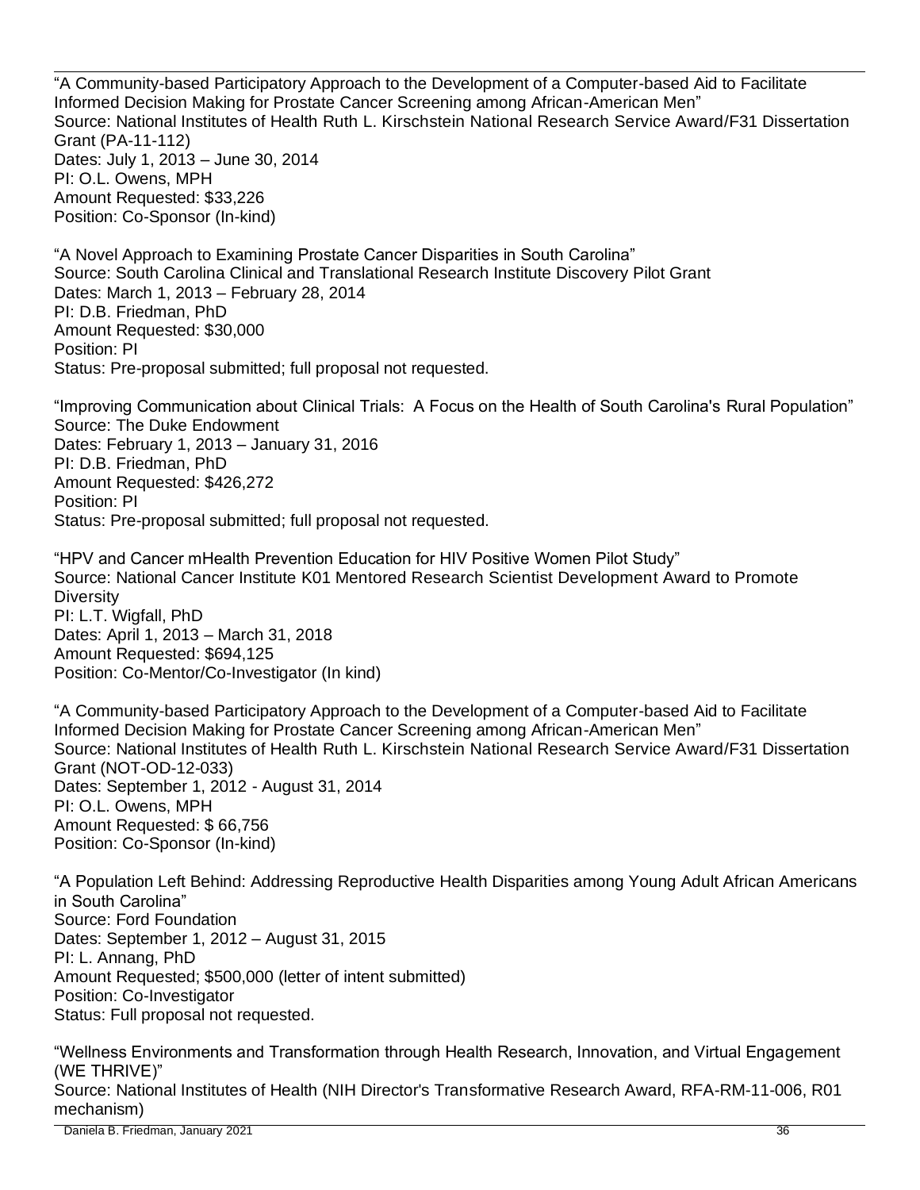"A Community-based Participatory Approach to the Development of a Computer-based Aid to Facilitate Informed Decision Making for Prostate Cancer Screening among African-American Men"
Source: National Institutes of Health Ruth L. Kirschstein National Research Service Award/F31 Dissertation Grant (PA-11-112)
Dates: July 1, 2013 – June 30, 2014
PI: O.L. Owens, MPH
Amount Requested: $33,226
Position: Co-Sponsor (In-kind)

"A Novel Approach to Examining Prostate Cancer Disparities in South Carolina"
Source: South Carolina Clinical and Translational Research Institute Discovery Pilot Grant
Dates: March 1, 2013 – February 28, 2014
PI: D.B. Friedman, PhD
Amount Requested: $30,000
Position: PI
Status: Pre-proposal submitted; full proposal not requested.

"Improving Communication about Clinical Trials: A Focus on the Health of South Carolina's Rural Population"
Source: The Duke Endowment
Dates: February 1, 2013 – January 31, 2016
PI: D.B. Friedman, PhD
Amount Requested: $426,272
Position: PI
Status: Pre-proposal submitted; full proposal not requested.

"HPV and Cancer mHealth Prevention Education for HIV Positive Women Pilot Study"
Source: National Cancer Institute K01 Mentored Research Scientist Development Award to Promote Diversity
PI: L.T. Wigfall, PhD
Dates: April 1, 2013 – March 31, 2018
Amount Requested: $694,125
Position: Co-Mentor/Co-Investigator (In kind)

"A Community-based Participatory Approach to the Development of a Computer-based Aid to Facilitate Informed Decision Making for Prostate Cancer Screening among African-American Men"
Source: National Institutes of Health Ruth L. Kirschstein National Research Service Award/F31 Dissertation Grant (NOT-OD-12-033)
Dates: September 1, 2012 - August 31, 2014
PI: O.L. Owens, MPH
Amount Requested: $ 66,756
Position: Co-Sponsor (In-kind)

"A Population Left Behind: Addressing Reproductive Health Disparities among Young Adult African Americans in South Carolina"
Source: Ford Foundation
Dates: September 1, 2012 – August 31, 2015
PI: L. Annang, PhD
Amount Requested; $500,000 (letter of intent submitted)
Position: Co-Investigator
Status: Full proposal not requested.

"Wellness Environments and Transformation through Health Research, Innovation, and Virtual Engagement (WE THRIVE)"
Source: National Institutes of Health (NIH Director's Transformative Research Award, RFA-RM-11-006, R01 mechanism)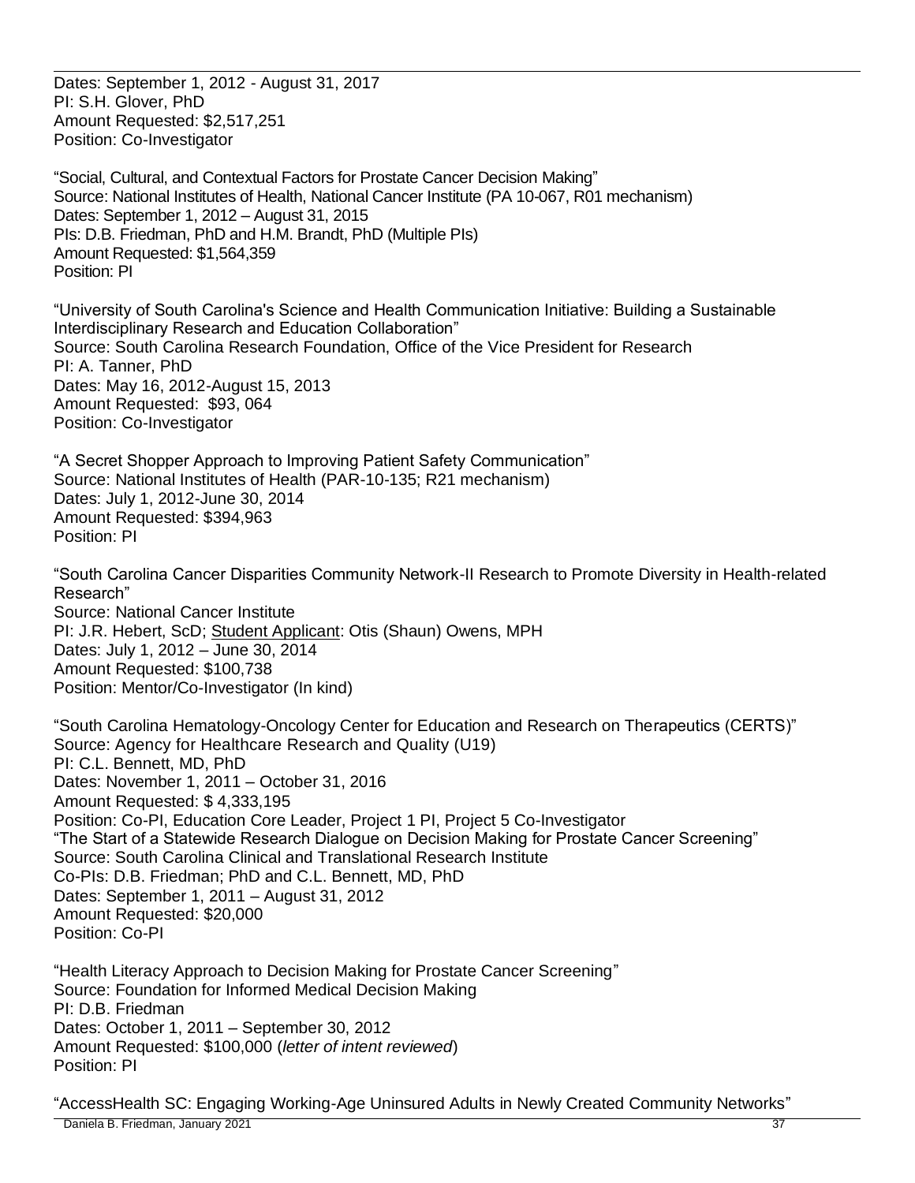Dates: September 1, 2012 - August 31, 2017
PI: S.H. Glover, PhD
Amount Requested: $2,517,251
Position: Co-Investigator

"Social, Cultural, and Contextual Factors for Prostate Cancer Decision Making"
Source: National Institutes of Health, National Cancer Institute (PA 10-067, R01 mechanism)
Dates: September 1, 2012 – August 31, 2015
PIs: D.B. Friedman, PhD and H.M. Brandt, PhD (Multiple PIs)
Amount Requested: $1,564,359
Position: PI

"University of South Carolina's Science and Health Communication Initiative: Building a Sustainable Interdisciplinary Research and Education Collaboration"
Source: South Carolina Research Foundation, Office of the Vice President for Research
PI: A. Tanner, PhD
Dates: May 16, 2012-August 15, 2013
Amount Requested: $93, 064
Position: Co-Investigator

"A Secret Shopper Approach to Improving Patient Safety Communication"
Source: National Institutes of Health (PAR-10-135; R21 mechanism)
Dates: July 1, 2012-June 30, 2014
Amount Requested: $394,963
Position: PI

"South Carolina Cancer Disparities Community Network-II Research to Promote Diversity in Health-related Research"
Source: National Cancer Institute
PI: J.R. Hebert, ScD; Student Applicant: Otis (Shaun) Owens, MPH
Dates: July 1, 2012 – June 30, 2014
Amount Requested: $100,738
Position: Mentor/Co-Investigator (In kind)

"South Carolina Hematology-Oncology Center for Education and Research on Therapeutics (CERTS)"
Source: Agency for Healthcare Research and Quality (U19)
PI: C.L. Bennett, MD, PhD
Dates: November 1, 2011 – October 31, 2016
Amount Requested: $ 4,333,195
Position: Co-PI, Education Core Leader, Project 1 PI, Project 5 Co-Investigator

"The Start of a Statewide Research Dialogue on Decision Making for Prostate Cancer Screening"
Source: South Carolina Clinical and Translational Research Institute
Co-PIs: D.B. Friedman; PhD and C.L. Bennett, MD, PhD
Dates: September 1, 2011 – August 31, 2012
Amount Requested: $20,000
Position: Co-PI

"Health Literacy Approach to Decision Making for Prostate Cancer Screening"
Source: Foundation for Informed Medical Decision Making
PI: D.B. Friedman
Dates: October 1, 2011 – September 30, 2012
Amount Requested: $100,000 (*letter of intent reviewed*)
Position: PI

"AccessHealth SC: Engaging Working-Age Uninsured Adults in Newly Created Community Networks"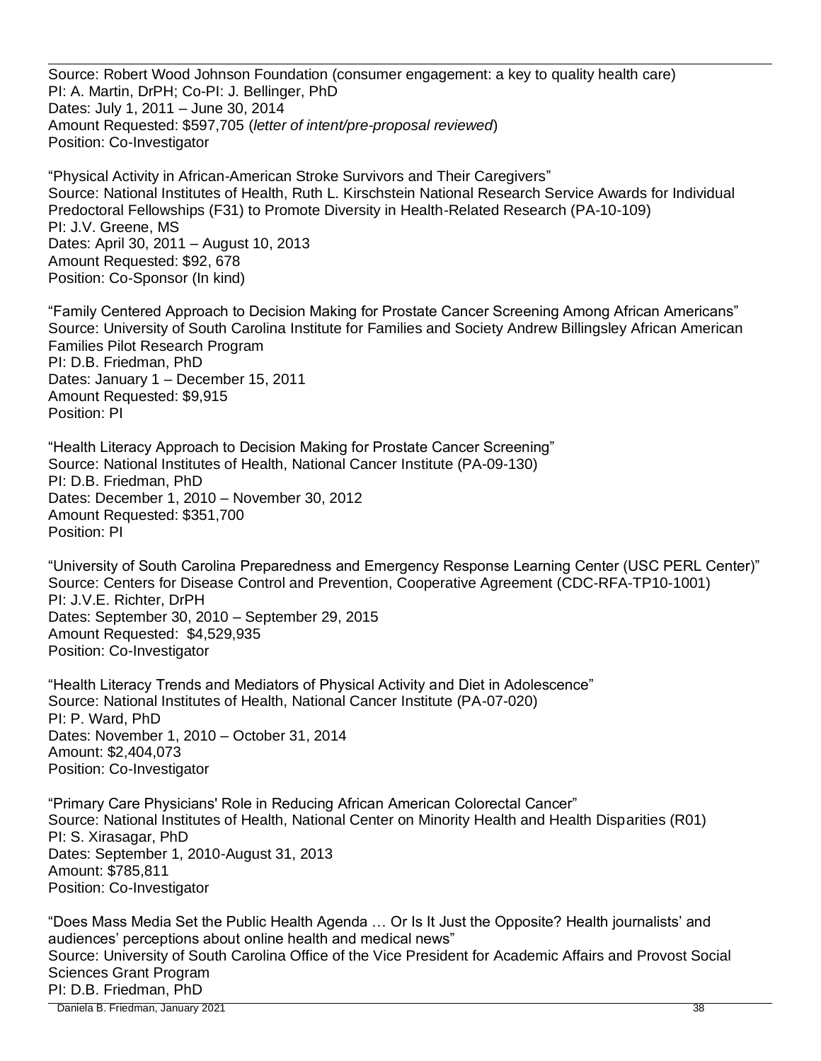Source: Robert Wood Johnson Foundation (consumer engagement: a key to quality health care)
PI: A. Martin, DrPH; Co-PI: J. Bellinger, PhD
Dates: July 1, 2011 – June 30, 2014
Amount Requested: $597,705 (*letter of intent/pre-proposal reviewed*)
Position: Co-Investigator

"Physical Activity in African-American Stroke Survivors and Their Caregivers"
Source: National Institutes of Health, Ruth L. Kirschstein National Research Service Awards for Individual Predoctoral Fellowships (F31) to Promote Diversity in Health-Related Research (PA-10-109)
PI: J.V. Greene, MS
Dates: April 30, 2011 – August 10, 2013
Amount Requested: $92, 678
Position: Co-Sponsor (In kind)

"Family Centered Approach to Decision Making for Prostate Cancer Screening Among African Americans"
Source: University of South Carolina Institute for Families and Society Andrew Billingsley African American Families Pilot Research Program
PI: D.B. Friedman, PhD
Dates: January 1 – December 15, 2011
Amount Requested: $9,915
Position: PI

"Health Literacy Approach to Decision Making for Prostate Cancer Screening"
Source: National Institutes of Health, National Cancer Institute (PA-09-130)
PI: D.B. Friedman, PhD
Dates: December 1, 2010 – November 30, 2012
Amount Requested: $351,700
Position: PI

"University of South Carolina Preparedness and Emergency Response Learning Center (USC PERL Center)"
Source: Centers for Disease Control and Prevention, Cooperative Agreement (CDC-RFA-TP10-1001)
PI: J.V.E. Richter, DrPH
Dates: September 30, 2010 – September 29, 2015
Amount Requested: $4,529,935
Position: Co-Investigator

"Health Literacy Trends and Mediators of Physical Activity and Diet in Adolescence"
Source: National Institutes of Health, National Cancer Institute (PA-07-020)
PI: P. Ward, PhD
Dates: November 1, 2010 – October 31, 2014
Amount: $2,404,073
Position: Co-Investigator

"Primary Care Physicians' Role in Reducing African American Colorectal Cancer"
Source: National Institutes of Health, National Center on Minority Health and Health Disparities (R01)
PI: S. Xirasagar, PhD
Dates: September 1, 2010-August 31, 2013
Amount: $785,811
Position: Co-Investigator

"Does Mass Media Set the Public Health Agenda … Or Is It Just the Opposite? Health journalists' and audiences' perceptions about online health and medical news"
Source: University of South Carolina Office of the Vice President for Academic Affairs and Provost Social Sciences Grant Program
PI: D.B. Friedman, PhD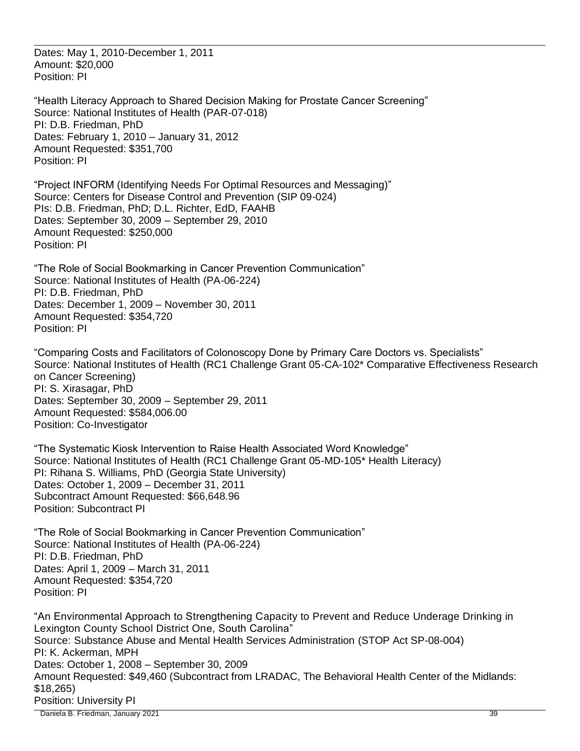Dates: May 1, 2010-December 1, 2011
Amount: $20,000
Position: PI

"Health Literacy Approach to Shared Decision Making for Prostate Cancer Screening"
Source: National Institutes of Health (PAR-07-018)
PI: D.B. Friedman, PhD
Dates: February 1, 2010 – January 31, 2012
Amount Requested: $351,700
Position: PI

"Project INFORM (Identifying Needs For Optimal Resources and Messaging)"
Source: Centers for Disease Control and Prevention (SIP 09-024)
PIs: D.B. Friedman, PhD; D.L. Richter, EdD, FAAHB
Dates: September 30, 2009 – September 29, 2010
Amount Requested: $250,000
Position: PI

"The Role of Social Bookmarking in Cancer Prevention Communication"
Source: National Institutes of Health (PA-06-224)
PI: D.B. Friedman, PhD
Dates: December 1, 2009 – November 30, 2011
Amount Requested: $354,720
Position: PI

"Comparing Costs and Facilitators of Colonoscopy Done by Primary Care Doctors vs. Specialists"
Source: National Institutes of Health (RC1 Challenge Grant 05-CA-102* Comparative Effectiveness Research on Cancer Screening)
PI: S. Xirasagar, PhD
Dates: September 30, 2009 – September 29, 2011
Amount Requested: $584,006.00
Position: Co-Investigator

"The Systematic Kiosk Intervention to Raise Health Associated Word Knowledge"
Source: National Institutes of Health (RC1 Challenge Grant 05-MD-105* Health Literacy)
PI: Rihana S. Williams, PhD (Georgia State University)
Dates: October 1, 2009 – December 31, 2011
Subcontract Amount Requested: $66,648.96
Position: Subcontract PI

"The Role of Social Bookmarking in Cancer Prevention Communication"
Source: National Institutes of Health (PA-06-224)
PI: D.B. Friedman, PhD
Dates: April 1, 2009 – March 31, 2011
Amount Requested: $354,720
Position: PI

"An Environmental Approach to Strengthening Capacity to Prevent and Reduce Underage Drinking in Lexington County School District One, South Carolina"
Source: Substance Abuse and Mental Health Services Administration (STOP Act SP-08-004)
PI: K. Ackerman, MPH
Dates: October 1, 2008 – September 30, 2009
Amount Requested: $49,460 (Subcontract from LRADAC, The Behavioral Health Center of the Midlands: $18,265)
Position: University PI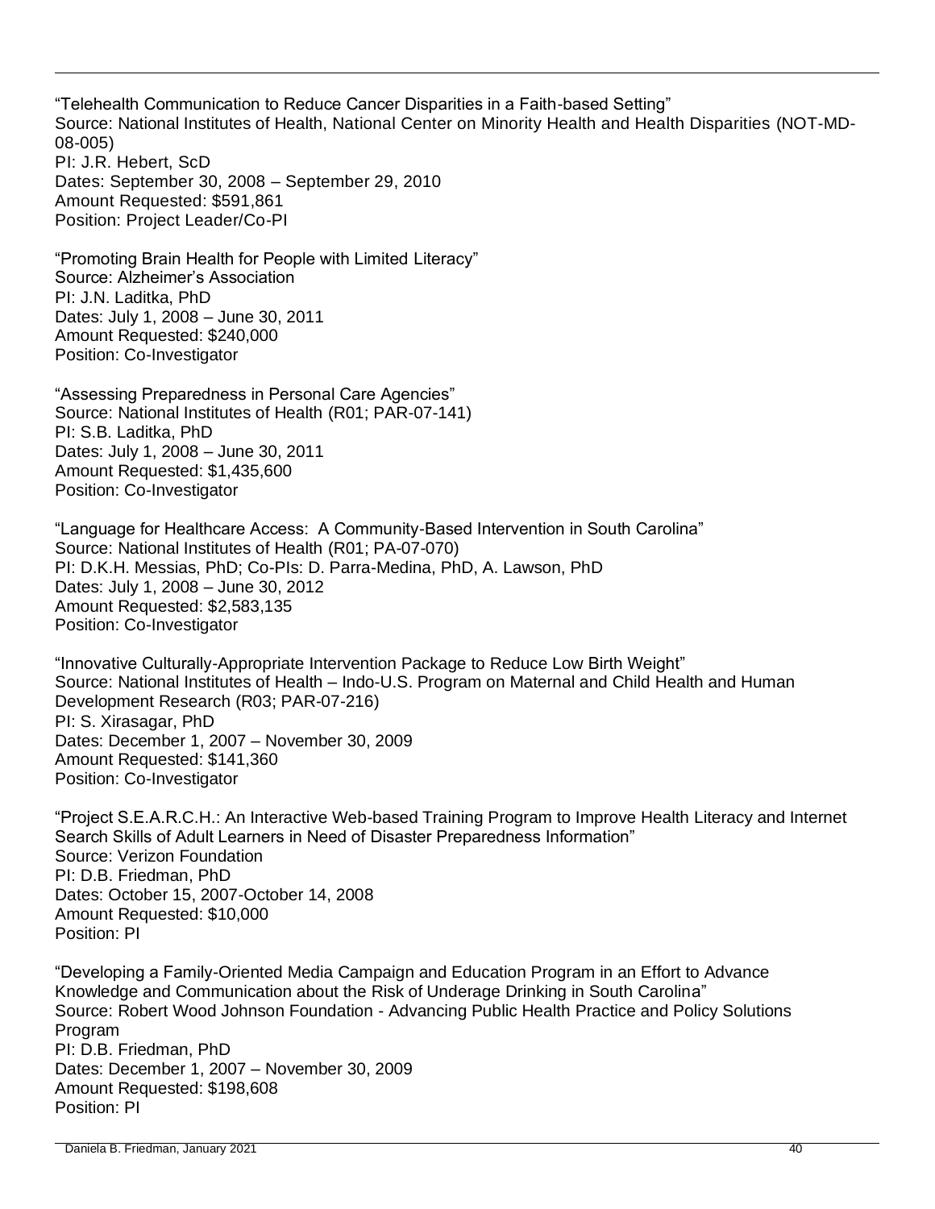"Telehealth Communication to Reduce Cancer Disparities in a Faith-based Setting"
Source: National Institutes of Health, National Center on Minority Health and Health Disparities (NOT-MD-08-005)
PI: J.R. Hebert, ScD
Dates: September 30, 2008 – September 29, 2010
Amount Requested: $591,861
Position: Project Leader/Co-PI

"Promoting Brain Health for People with Limited Literacy"
Source: Alzheimer's Association
PI: J.N. Laditka, PhD
Dates: July 1, 2008 – June 30, 2011
Amount Requested: $240,000
Position: Co-Investigator

"Assessing Preparedness in Personal Care Agencies"
Source: National Institutes of Health (R01; PAR-07-141)
PI: S.B. Laditka, PhD
Dates: July 1, 2008 – June 30, 2011
Amount Requested: $1,435,600
Position: Co-Investigator

"Language for Healthcare Access: A Community-Based Intervention in South Carolina"
Source: National Institutes of Health (R01; PA-07-070)
PI: D.K.H. Messias, PhD; Co-PIs: D. Parra-Medina, PhD, A. Lawson, PhD
Dates: July 1, 2008 – June 30, 2012
Amount Requested: $2,583,135
Position: Co-Investigator

"Innovative Culturally-Appropriate Intervention Package to Reduce Low Birth Weight"
Source: National Institutes of Health – Indo-U.S. Program on Maternal and Child Health and Human Development Research (R03; PAR-07-216)
PI: S. Xirasagar, PhD
Dates: December 1, 2007 – November 30, 2009
Amount Requested: $141,360
Position: Co-Investigator

"Project S.E.A.R.C.H.: An Interactive Web-based Training Program to Improve Health Literacy and Internet Search Skills of Adult Learners in Need of Disaster Preparedness Information"
Source: Verizon Foundation
PI: D.B. Friedman, PhD
Dates: October 15, 2007-October 14, 2008
Amount Requested: $10,000
Position: PI

"Developing a Family-Oriented Media Campaign and Education Program in an Effort to Advance Knowledge and Communication about the Risk of Underage Drinking in South Carolina"
Source: Robert Wood Johnson Foundation - Advancing Public Health Practice and Policy Solutions Program
PI: D.B. Friedman, PhD
Dates: December 1, 2007 – November 30, 2009
Amount Requested: $198,608
Position: PI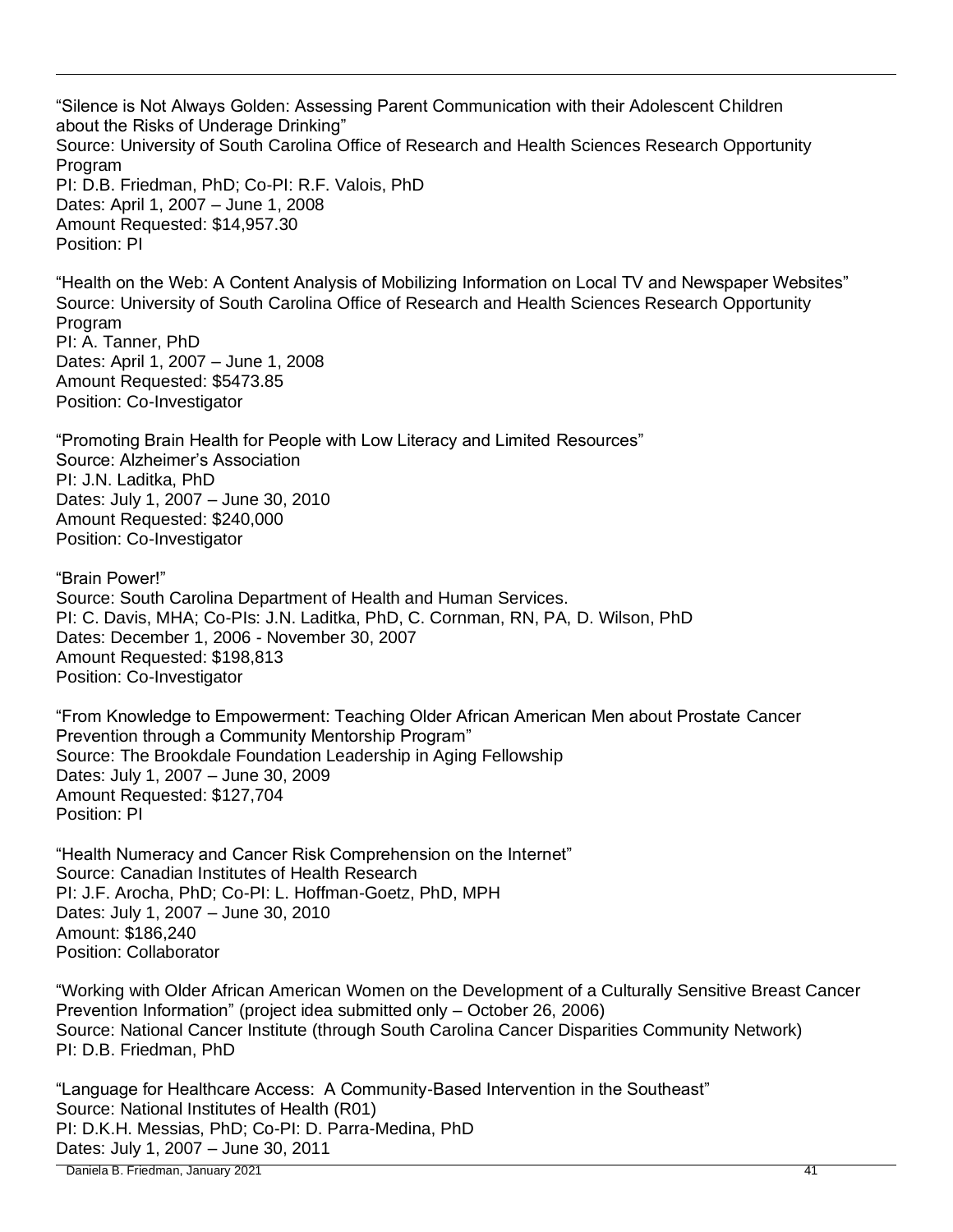"Silence is Not Always Golden: Assessing Parent Communication with their Adolescent Children about the Risks of Underage Drinking"
Source: University of South Carolina Office of Research and Health Sciences Research Opportunity Program
PI: D.B. Friedman, PhD; Co-PI: R.F. Valois, PhD
Dates: April 1, 2007 – June 1, 2008
Amount Requested: $14,957.30
Position: PI

"Health on the Web: A Content Analysis of Mobilizing Information on Local TV and Newspaper Websites"
Source: University of South Carolina Office of Research and Health Sciences Research Opportunity Program
PI: A. Tanner, PhD
Dates: April 1, 2007 – June 1, 2008
Amount Requested: $5473.85
Position: Co-Investigator

"Promoting Brain Health for People with Low Literacy and Limited Resources"
Source: Alzheimer's Association
PI: J.N. Laditka, PhD
Dates: July 1, 2007 – June 30, 2010
Amount Requested: $240,000
Position: Co-Investigator

"Brain Power!"
Source: South Carolina Department of Health and Human Services.
PI: C. Davis, MHA; Co-PIs: J.N. Laditka, PhD, C. Cornman, RN, PA, D. Wilson, PhD
Dates: December 1, 2006 - November 30, 2007
Amount Requested: $198,813
Position: Co-Investigator

"From Knowledge to Empowerment: Teaching Older African American Men about Prostate Cancer Prevention through a Community Mentorship Program"
Source: The Brookdale Foundation Leadership in Aging Fellowship
Dates: July 1, 2007 – June 30, 2009
Amount Requested: $127,704
Position: PI

"Health Numeracy and Cancer Risk Comprehension on the Internet"
Source: Canadian Institutes of Health Research
PI: J.F. Arocha, PhD; Co-PI: L. Hoffman-Goetz, PhD, MPH
Dates: July 1, 2007 – June 30, 2010
Amount: $186,240
Position: Collaborator

"Working with Older African American Women on the Development of a Culturally Sensitive Breast Cancer Prevention Information" (project idea submitted only – October 26, 2006)
Source: National Cancer Institute (through South Carolina Cancer Disparities Community Network)
PI: D.B. Friedman, PhD

"Language for Healthcare Access: A Community-Based Intervention in the Southeast"
Source: National Institutes of Health (R01)
PI: D.K.H. Messias, PhD; Co-PI: D. Parra-Medina, PhD
Dates: July 1, 2007 – June 30, 2011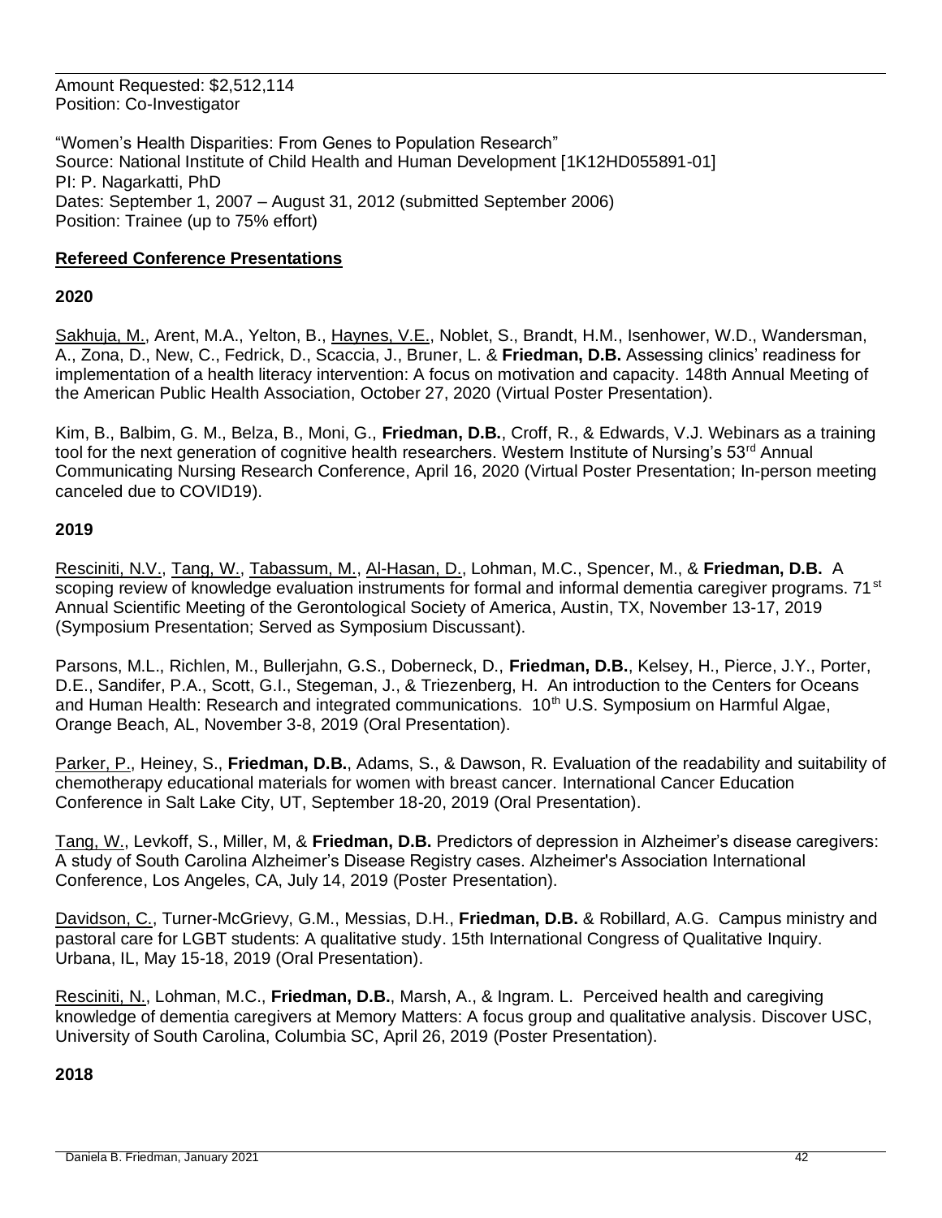Amount Requested: $2,512,114
Position: Co-Investigator

"Women's Health Disparities: From Genes to Population Research"
Source: National Institute of Child Health and Human Development [1K12HD055891-01]
PI: P. Nagarkatti, PhD
Dates: September 1, 2007 – August 31, 2012 (submitted September 2006)
Position: Trainee (up to 75% effort)

## Refereed Conference Presentations

### 2020

Sakhuja, M., Arent, M.A., Yelton, B., Haynes, V.E., Noblet, S., Brandt, H.M., Isenhower, W.D., Wandersman, A., Zona, D., New, C., Fedrick, D., Scaccia, J., Bruner, L. & **Friedman, D.B.** Assessing clinics' readiness for implementation of a health literacy intervention: A focus on motivation and capacity. 148th Annual Meeting of the American Public Health Association, October 27, 2020 (Virtual Poster Presentation).

Kim, B., Balbim, G. M., Belza, B., Moni, G., **Friedman, D.B.**, Croff, R., & Edwards, V.J. Webinars as a training tool for the next generation of cognitive health researchers. Western Institute of Nursing's 53rd Annual Communicating Nursing Research Conference, April 16, 2020 (Virtual Poster Presentation; In-person meeting canceled due to COVID19).

### 2019

Resciniti, N.V., Tang, W., Tabassum, M., Al-Hasan, D., Lohman, M.C., Spencer, M., & **Friedman, D.B.** A scoping review of knowledge evaluation instruments for formal and informal dementia caregiver programs. 71st Annual Scientific Meeting of the Gerontological Society of America, Austin, TX, November 13-17, 2019 (Symposium Presentation; Served as Symposium Discussant).

Parsons, M.L., Richlen, M., Bullerjahn, G.S., Doberneck, D., **Friedman, D.B.**, Kelsey, H., Pierce, J.Y., Porter, D.E., Sandifer, P.A., Scott, G.I., Stegeman, J., & Triezenberg, H. An introduction to the Centers for Oceans and Human Health: Research and integrated communications. 10th U.S. Symposium on Harmful Algae, Orange Beach, AL, November 3-8, 2019 (Oral Presentation).

Parker, P., Heiney, S., **Friedman, D.B.**, Adams, S., & Dawson, R. Evaluation of the readability and suitability of chemotherapy educational materials for women with breast cancer. International Cancer Education Conference in Salt Lake City, UT, September 18-20, 2019 (Oral Presentation).

Tang, W., Levkoff, S., Miller, M, & **Friedman, D.B.** Predictors of depression in Alzheimer's disease caregivers: A study of South Carolina Alzheimer's Disease Registry cases. Alzheimer's Association International Conference, Los Angeles, CA, July 14, 2019 (Poster Presentation).

Davidson, C., Turner-McGrievy, G.M., Messias, D.H., **Friedman, D.B.** & Robillard, A.G. Campus ministry and pastoral care for LGBT students: A qualitative study. 15th International Congress of Qualitative Inquiry. Urbana, IL, May 15-18, 2019 (Oral Presentation).

Resciniti, N., Lohman, M.C., **Friedman, D.B.**, Marsh, A., & Ingram. L. Perceived health and caregiving knowledge of dementia caregivers at Memory Matters: A focus group and qualitative analysis. Discover USC, University of South Carolina, Columbia SC, April 26, 2019 (Poster Presentation).

### 2018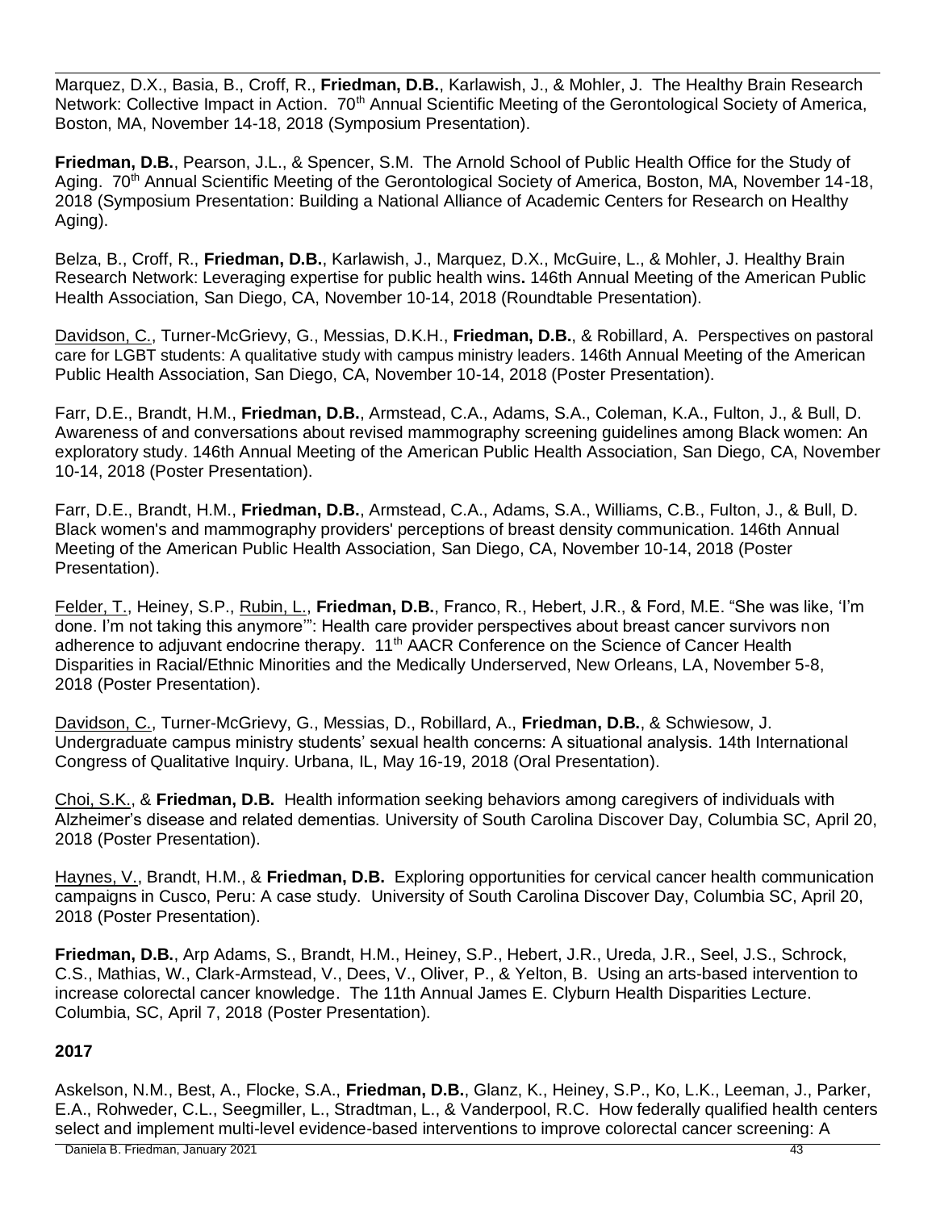Marquez, D.X., Basia, B., Croff, R., **Friedman, D.B.**, Karlawish, J., & Mohler, J. The Healthy Brain Research Network: Collective Impact in Action. 70th Annual Scientific Meeting of the Gerontological Society of America, Boston, MA, November 14-18, 2018 (Symposium Presentation).

**Friedman, D.B.**, Pearson, J.L., & Spencer, S.M. The Arnold School of Public Health Office for the Study of Aging. 70th Annual Scientific Meeting of the Gerontological Society of America, Boston, MA, November 14-18, 2018 (Symposium Presentation: Building a National Alliance of Academic Centers for Research on Healthy Aging).

Belza, B., Croff, R., **Friedman, D.B.**, Karlawish, J., Marquez, D.X., McGuire, L., & Mohler, J. Healthy Brain Research Network: Leveraging expertise for public health wins**.** 146th Annual Meeting of the American Public Health Association, San Diego, CA, November 10-14, 2018 (Roundtable Presentation).

Davidson, C., Turner-McGrievy, G., Messias, D.K.H., **Friedman, D.B.**, & Robillard, A. Perspectives on pastoral care for LGBT students: A qualitative study with campus ministry leaders. 146th Annual Meeting of the American Public Health Association, San Diego, CA, November 10-14, 2018 (Poster Presentation).

Farr, D.E., Brandt, H.M., **Friedman, D.B.**, Armstead, C.A., Adams, S.A., Coleman, K.A., Fulton, J., & Bull, D. Awareness of and conversations about revised mammography screening guidelines among Black women: An exploratory study. 146th Annual Meeting of the American Public Health Association, San Diego, CA, November 10-14, 2018 (Poster Presentation).

Farr, D.E., Brandt, H.M., **Friedman, D.B.**, Armstead, C.A., Adams, S.A., Williams, C.B., Fulton, J., & Bull, D. Black women's and mammography providers' perceptions of breast density communication. 146th Annual Meeting of the American Public Health Association, San Diego, CA, November 10-14, 2018 (Poster Presentation).

Felder, T., Heiney, S.P., Rubin, L., **Friedman, D.B.**, Franco, R., Hebert, J.R., & Ford, M.E. "She was like, 'I'm done. I'm not taking this anymore'": Health care provider perspectives about breast cancer survivors non adherence to adjuvant endocrine therapy. 11th AACR Conference on the Science of Cancer Health Disparities in Racial/Ethnic Minorities and the Medically Underserved, New Orleans, LA, November 5-8, 2018 (Poster Presentation).

Davidson, C., Turner-McGrievy, G., Messias, D., Robillard, A., **Friedman, D.B.**, & Schwiesow, J. Undergraduate campus ministry students' sexual health concerns: A situational analysis. 14th International Congress of Qualitative Inquiry. Urbana, IL, May 16-19, 2018 (Oral Presentation).

Choi, S.K., & **Friedman, D.B.** Health information seeking behaviors among caregivers of individuals with Alzheimer's disease and related dementias. University of South Carolina Discover Day, Columbia SC, April 20, 2018 (Poster Presentation).

Haynes, V., Brandt, H.M., & **Friedman, D.B.** Exploring opportunities for cervical cancer health communication campaigns in Cusco, Peru: A case study. University of South Carolina Discover Day, Columbia SC, April 20, 2018 (Poster Presentation).

**Friedman, D.B.**, Arp Adams, S., Brandt, H.M., Heiney, S.P., Hebert, J.R., Ureda, J.R., Seel, J.S., Schrock, C.S., Mathias, W., Clark-Armstead, V., Dees, V., Oliver, P., & Yelton, B. Using an arts-based intervention to increase colorectal cancer knowledge. The 11th Annual James E. Clyburn Health Disparities Lecture. Columbia, SC, April 7, 2018 (Poster Presentation).

**2017**

Askelson, N.M., Best, A., Flocke, S.A., **Friedman, D.B.**, Glanz, K., Heiney, S.P., Ko, L.K., Leeman, J., Parker, E.A., Rohweder, C.L., Seegmiller, L., Stradtman, L., & Vanderpool, R.C. How federally qualified health centers select and implement multi-level evidence-based interventions to improve colorectal cancer screening: A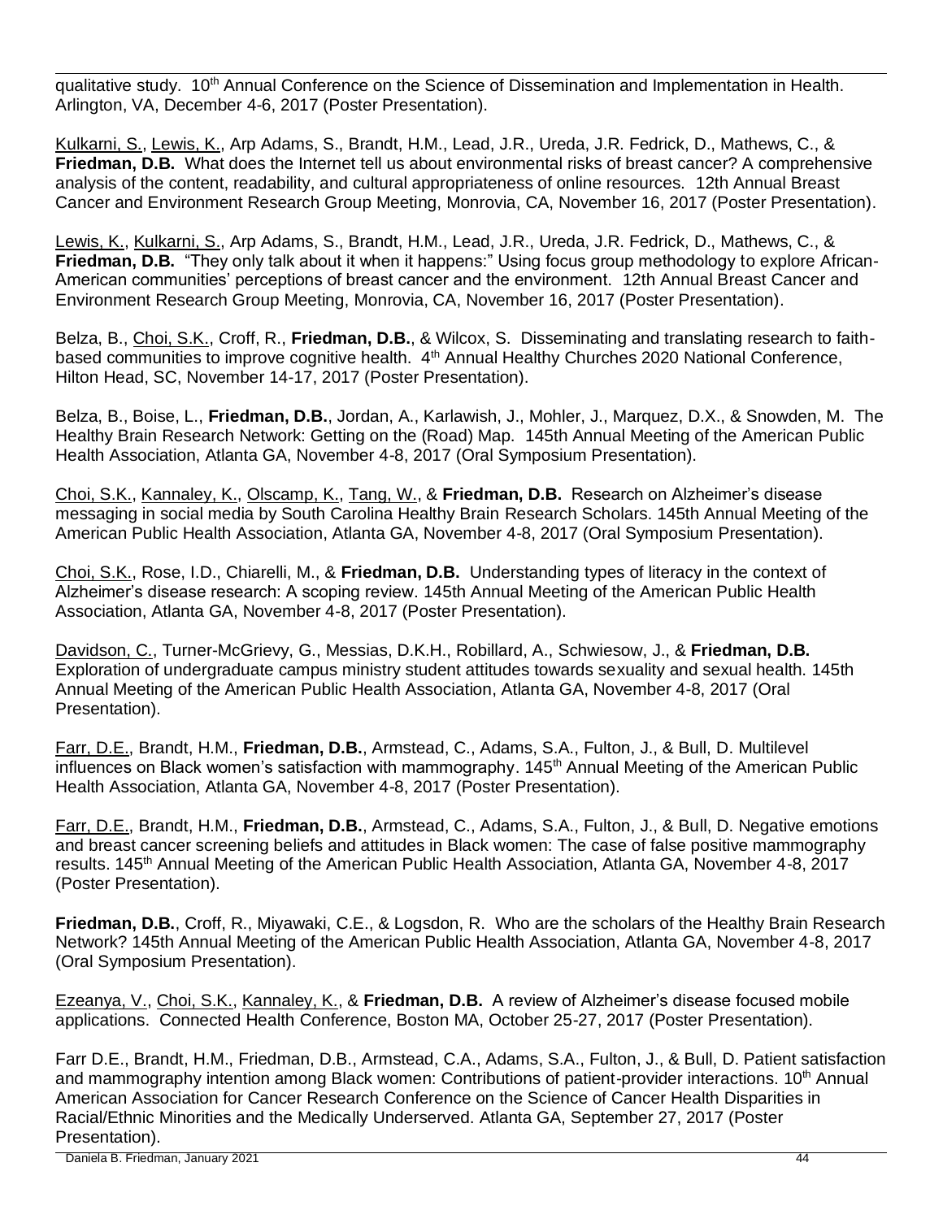qualitative study. 10th Annual Conference on the Science of Dissemination and Implementation in Health. Arlington, VA, December 4-6, 2017 (Poster Presentation).

Kulkarni, S., Lewis, K., Arp Adams, S., Brandt, H.M., Lead, J.R., Ureda, J.R. Fedrick, D., Mathews, C., & **Friedman, D.B.** What does the Internet tell us about environmental risks of breast cancer? A comprehensive analysis of the content, readability, and cultural appropriateness of online resources. 12th Annual Breast Cancer and Environment Research Group Meeting, Monrovia, CA, November 16, 2017 (Poster Presentation).

Lewis, K., Kulkarni, S., Arp Adams, S., Brandt, H.M., Lead, J.R., Ureda, J.R. Fedrick, D., Mathews, C., & **Friedman, D.B.** "They only talk about it when it happens:" Using focus group methodology to explore African-American communities' perceptions of breast cancer and the environment. 12th Annual Breast Cancer and Environment Research Group Meeting, Monrovia, CA, November 16, 2017 (Poster Presentation).

Belza, B., Choi, S.K., Croff, R., **Friedman, D.B.**, & Wilcox, S. Disseminating and translating research to faith-based communities to improve cognitive health. 4th Annual Healthy Churches 2020 National Conference, Hilton Head, SC, November 14-17, 2017 (Poster Presentation).

Belza, B., Boise, L., **Friedman, D.B.**, Jordan, A., Karlawish, J., Mohler, J., Marquez, D.X., & Snowden, M. The Healthy Brain Research Network: Getting on the (Road) Map. 145th Annual Meeting of the American Public Health Association, Atlanta GA, November 4-8, 2017 (Oral Symposium Presentation).

Choi, S.K., Kannaley, K., Olscamp, K., Tang, W., & **Friedman, D.B.** Research on Alzheimer's disease messaging in social media by South Carolina Healthy Brain Research Scholars. 145th Annual Meeting of the American Public Health Association, Atlanta GA, November 4-8, 2017 (Oral Symposium Presentation).

Choi, S.K., Rose, I.D., Chiarelli, M., & **Friedman, D.B.** Understanding types of literacy in the context of Alzheimer's disease research: A scoping review. 145th Annual Meeting of the American Public Health Association, Atlanta GA, November 4-8, 2017 (Poster Presentation).

Davidson, C., Turner-McGrievy, G., Messias, D.K.H., Robillard, A., Schwiesow, J., & **Friedman, D.B.** Exploration of undergraduate campus ministry student attitudes towards sexuality and sexual health. 145th Annual Meeting of the American Public Health Association, Atlanta GA, November 4-8, 2017 (Oral Presentation).

Farr, D.E., Brandt, H.M., **Friedman, D.B.**, Armstead, C., Adams, S.A., Fulton, J., & Bull, D. Multilevel influences on Black women's satisfaction with mammography. 145th Annual Meeting of the American Public Health Association, Atlanta GA, November 4-8, 2017 (Poster Presentation).

Farr, D.E., Brandt, H.M., **Friedman, D.B.**, Armstead, C., Adams, S.A., Fulton, J., & Bull, D. Negative emotions and breast cancer screening beliefs and attitudes in Black women: The case of false positive mammography results. 145th Annual Meeting of the American Public Health Association, Atlanta GA, November 4-8, 2017 (Poster Presentation).

**Friedman, D.B.**, Croff, R., Miyawaki, C.E., & Logsdon, R. Who are the scholars of the Healthy Brain Research Network? 145th Annual Meeting of the American Public Health Association, Atlanta GA, November 4-8, 2017 (Oral Symposium Presentation).

Ezeanya, V., Choi, S.K., Kannaley, K., & **Friedman, D.B.** A review of Alzheimer's disease focused mobile applications. Connected Health Conference, Boston MA, October 25-27, 2017 (Poster Presentation).

Farr D.E., Brandt, H.M., Friedman, D.B., Armstead, C.A., Adams, S.A., Fulton, J., & Bull, D. Patient satisfaction and mammography intention among Black women: Contributions of patient-provider interactions. 10th Annual American Association for Cancer Research Conference on the Science of Cancer Health Disparities in Racial/Ethnic Minorities and the Medically Underserved. Atlanta GA, September 27, 2017 (Poster Presentation).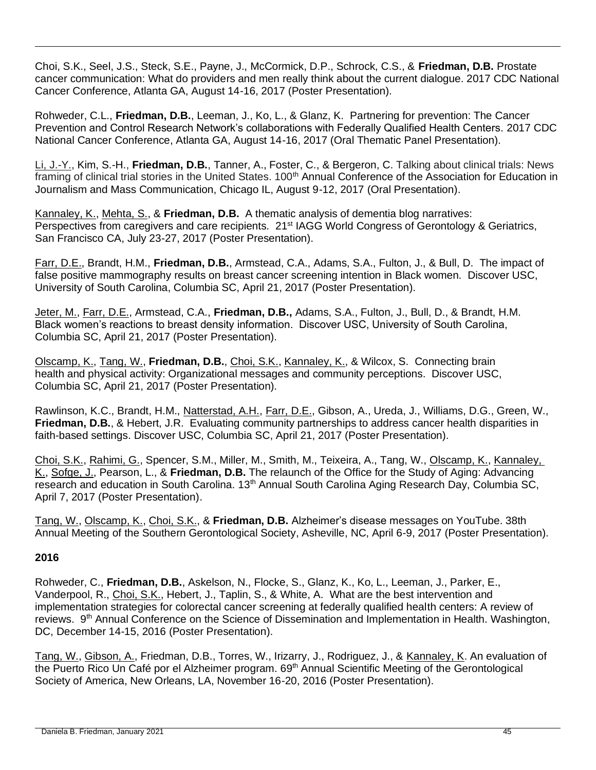Choi, S.K., Seel, J.S., Steck, S.E., Payne, J., McCormick, D.P., Schrock, C.S., & **Friedman, D.B.** Prostate cancer communication: What do providers and men really think about the current dialogue. 2017 CDC National Cancer Conference, Atlanta GA, August 14-16, 2017 (Poster Presentation).

Rohweder, C.L., **Friedman, D.B.**, Leeman, J., Ko, L., & Glanz, K. Partnering for prevention: The Cancer Prevention and Control Research Network's collaborations with Federally Qualified Health Centers. 2017 CDC National Cancer Conference, Atlanta GA, August 14-16, 2017 (Oral Thematic Panel Presentation).

Li, J.-Y., Kim, S.-H., **Friedman, D.B.**, Tanner, A., Foster, C., & Bergeron, C. Talking about clinical trials: News framing of clinical trial stories in the United States. 100th Annual Conference of the Association for Education in Journalism and Mass Communication, Chicago IL, August 9-12, 2017 (Oral Presentation).

Kannaley, K., Mehta, S., & **Friedman, D.B.** A thematic analysis of dementia blog narratives: Perspectives from caregivers and care recipients. 21st IAGG World Congress of Gerontology & Geriatrics, San Francisco CA, July 23-27, 2017 (Poster Presentation).

Farr, D.E., Brandt, H.M., **Friedman, D.B.**, Armstead, C.A., Adams, S.A., Fulton, J., & Bull, D. The impact of false positive mammography results on breast cancer screening intention in Black women. Discover USC, University of South Carolina, Columbia SC, April 21, 2017 (Poster Presentation).

Jeter, M., Farr, D.E., Armstead, C.A., **Friedman, D.B.,** Adams, S.A., Fulton, J., Bull, D., & Brandt, H.M. Black women's reactions to breast density information. Discover USC, University of South Carolina, Columbia SC, April 21, 2017 (Poster Presentation).

Olscamp, K., Tang, W., **Friedman, D.B.**, Choi, S.K., Kannaley, K., & Wilcox, S. Connecting brain health and physical activity: Organizational messages and community perceptions. Discover USC, Columbia SC, April 21, 2017 (Poster Presentation).

Rawlinson, K.C., Brandt, H.M., Natterstad, A.H., Farr, D.E., Gibson, A., Ureda, J., Williams, D.G., Green, W., **Friedman, D.B.**, & Hebert, J.R. Evaluating community partnerships to address cancer health disparities in faith-based settings. Discover USC, Columbia SC, April 21, 2017 (Poster Presentation).

Choi, S.K., Rahimi, G., Spencer, S.M., Miller, M., Smith, M., Teixeira, A., Tang, W., Olscamp, K., Kannaley, K., Sofge, J., Pearson, L., & **Friedman, D.B.** The relaunch of the Office for the Study of Aging: Advancing research and education in South Carolina. 13th Annual South Carolina Aging Research Day, Columbia SC, April 7, 2017 (Poster Presentation).

Tang, W., Olscamp, K., Choi, S.K., & **Friedman, D.B.** Alzheimer's disease messages on YouTube. 38th Annual Meeting of the Southern Gerontological Society, Asheville, NC, April 6-9, 2017 (Poster Presentation).

**2016**

Rohweder, C., **Friedman, D.B.**, Askelson, N., Flocke, S., Glanz, K., Ko, L., Leeman, J., Parker, E., Vanderpool, R., Choi, S.K., Hebert, J., Taplin, S., & White, A. What are the best intervention and implementation strategies for colorectal cancer screening at federally qualified health centers: A review of reviews. 9th Annual Conference on the Science of Dissemination and Implementation in Health. Washington, DC, December 14-15, 2016 (Poster Presentation).

Tang, W., Gibson, A., Friedman, D.B., Torres, W., Irizarry, J., Rodriguez, J., & Kannaley, K. An evaluation of the Puerto Rico Un Café por el Alzheimer program. 69th Annual Scientific Meeting of the Gerontological Society of America, New Orleans, LA, November 16-20, 2016 (Poster Presentation).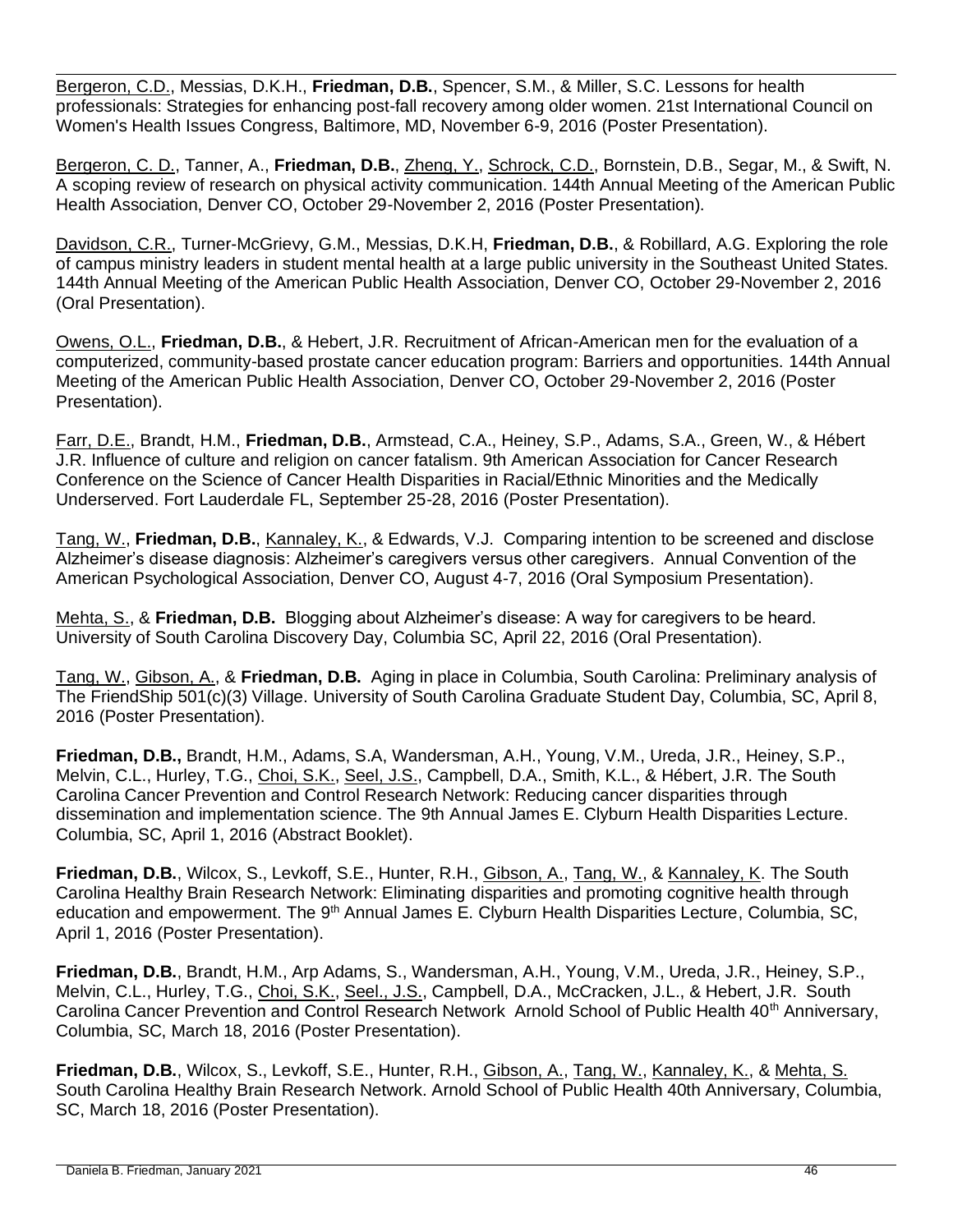<u>Bergeron, C.D.</u>, Messias, D.K.H., **Friedman, D.B.**, Spencer, S.M., & Miller, S.C. Lessons for health professionals: Strategies for enhancing post-fall recovery among older women. 21st International Council on Women's Health Issues Congress, Baltimore, MD, November 6-9, 2016 (Poster Presentation).

<u>Bergeron, C. D.</u>, Tanner, A., **Friedman, D.B.**, <u>Zheng, Y.</u>, <u>Schrock, C.D.</u>, Bornstein, D.B., Segar, M., & Swift, N. A scoping review of research on physical activity communication. 144th Annual Meeting of the American Public Health Association, Denver CO, October 29-November 2, 2016 (Poster Presentation).

<u>Davidson, C.R.</u>, Turner-McGrievy, G.M., Messias, D.K.H, **Friedman, D.B.**, & Robillard, A.G. Exploring the role of campus ministry leaders in student mental health at a large public university in the Southeast United States. 144th Annual Meeting of the American Public Health Association, Denver CO, October 29-November 2, 2016 (Oral Presentation).

<u>Owens, O.L.</u>, **Friedman, D.B.**, & Hebert, J.R. Recruitment of African-American men for the evaluation of a computerized, community-based prostate cancer education program: Barriers and opportunities. 144th Annual Meeting of the American Public Health Association, Denver CO, October 29-November 2, 2016 (Poster Presentation).

<u>Farr, D.E.</u>, Brandt, H.M., **Friedman, D.B.**, Armstead, C.A., Heiney, S.P., Adams, S.A., Green, W., & Hébert J.R. Influence of culture and religion on cancer fatalism. 9th American Association for Cancer Research Conference on the Science of Cancer Health Disparities in Racial/Ethnic Minorities and the Medically Underserved. Fort Lauderdale FL, September 25-28, 2016 (Poster Presentation).

<u>Tang, W.</u>, **Friedman, D.B.**, <u>Kannaley, K.</u>, & Edwards, V.J. Comparing intention to be screened and disclose Alzheimer's disease diagnosis: Alzheimer's caregivers versus other caregivers. Annual Convention of the American Psychological Association, Denver CO, August 4-7, 2016 (Oral Symposium Presentation).

<u>Mehta, S.</u>, & **Friedman, D.B.** Blogging about Alzheimer's disease: A way for caregivers to be heard. University of South Carolina Discovery Day, Columbia SC, April 22, 2016 (Oral Presentation).

<u>Tang, W.</u>, <u>Gibson, A.</u>, & **Friedman, D.B.** Aging in place in Columbia, South Carolina: Preliminary analysis of The FriendShip 501(c)(3) Village. University of South Carolina Graduate Student Day, Columbia, SC, April 8, 2016 (Poster Presentation).

**Friedman, D.B.,** Brandt, H.M., Adams, S.A, Wandersman, A.H., Young, V.M., Ureda, J.R., Heiney, S.P., Melvin, C.L., Hurley, T.G., <u>Choi, S.K.</u>, <u>Seel, J.S.</u>, Campbell, D.A., Smith, K.L., & Hébert, J.R. The South Carolina Cancer Prevention and Control Research Network: Reducing cancer disparities through dissemination and implementation science. The 9th Annual James E. Clyburn Health Disparities Lecture. Columbia, SC, April 1, 2016 (Abstract Booklet).

**Friedman, D.B.**, Wilcox, S., Levkoff, S.E., Hunter, R.H., <u>Gibson, A.</u>, <u>Tang, W.</u>, & <u>Kannaley, K</u>. The South Carolina Healthy Brain Research Network: Eliminating disparities and promoting cognitive health through education and empowerment. The 9th Annual James E. Clyburn Health Disparities Lecture, Columbia, SC, April 1, 2016 (Poster Presentation).

**Friedman, D.B.**, Brandt, H.M., Arp Adams, S., Wandersman, A.H., Young, V.M., Ureda, J.R., Heiney, S.P., Melvin, C.L., Hurley, T.G., <u>Choi, S.K.</u>, <u>Seel., J.S.</u>, Campbell, D.A., McCracken, J.L., & Hebert, J.R. South Carolina Cancer Prevention and Control Research Network Arnold School of Public Health 40th Anniversary, Columbia, SC, March 18, 2016 (Poster Presentation).

**Friedman, D.B.**, Wilcox, S., Levkoff, S.E., Hunter, R.H., <u>Gibson, A.</u>, <u>Tang, W.</u>, <u>Kannaley, K.</u>, & <u>Mehta, S.</u> South Carolina Healthy Brain Research Network. Arnold School of Public Health 40th Anniversary, Columbia, SC, March 18, 2016 (Poster Presentation).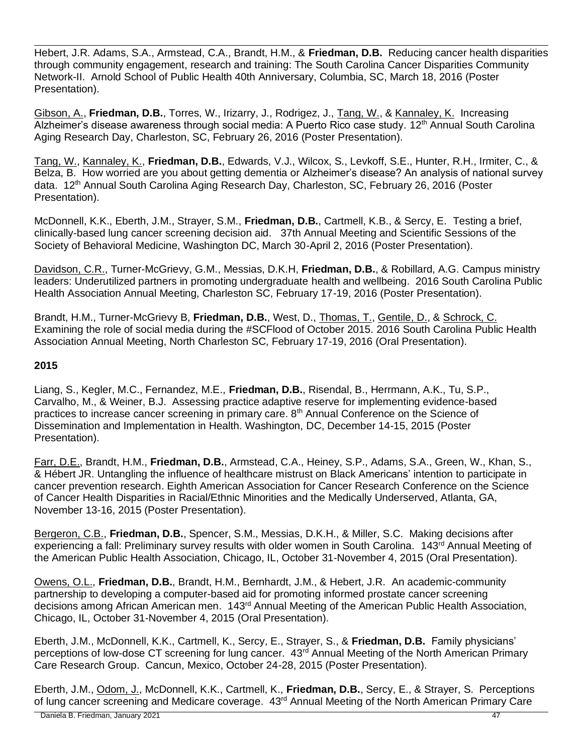Hebert, J.R. Adams, S.A., Armstead, C.A., Brandt, H.M., & **Friedman, D.B.** Reducing cancer health disparities through community engagement, research and training: The South Carolina Cancer Disparities Community Network-II. Arnold School of Public Health 40th Anniversary, Columbia, SC, March 18, 2016 (Poster Presentation).

<u>Gibson, A.</u>, **Friedman, D.B.**, Torres, W., Irizarry, J., Rodrigez, J., <u>Tang, W.</u>, & <u>Kannaley, K.</u> Increasing Alzheimer's disease awareness through social media: A Puerto Rico case study. 12th Annual South Carolina Aging Research Day, Charleston, SC, February 26, 2016 (Poster Presentation).

<u>Tang, W.</u>, <u>Kannaley, K.</u>, **Friedman, D.B.**, Edwards, V.J., Wilcox, S., Levkoff, S.E., Hunter, R.H., Irmiter, C., & Belza, B. How worried are you about getting dementia or Alzheimer's disease? An analysis of national survey data. 12th Annual South Carolina Aging Research Day, Charleston, SC, February 26, 2016 (Poster Presentation).

McDonnell, K.K., Eberth, J.M., Strayer, S.M., **Friedman, D.B.**, Cartmell, K.B., & Sercy, E. Testing a brief, clinically-based lung cancer screening decision aid. 37th Annual Meeting and Scientific Sessions of the Society of Behavioral Medicine, Washington DC, March 30-April 2, 2016 (Poster Presentation).

<u>Davidson, C.R.</u>, Turner-McGrievy, G.M., Messias, D.K.H, **Friedman, D.B.**, & Robillard, A.G. Campus ministry leaders: Underutilized partners in promoting undergraduate health and wellbeing. 2016 South Carolina Public Health Association Annual Meeting, Charleston SC, February 17-19, 2016 (Poster Presentation).

Brandt, H.M., Turner-McGrievy B, **Friedman, D.B.**, West, D., <u>Thomas, T.</u>, <u>Gentile, D.</u>, & <u>Schrock, C.</u> Examining the role of social media during the #SCFlood of October 2015. 2016 South Carolina Public Health Association Annual Meeting, North Charleston SC, February 17-19, 2016 (Oral Presentation).

**2015**

Liang, S., Kegler, M.C., Fernandez, M.E., **Friedman, D.B.**, Risendal, B., Herrmann, A.K., Tu, S.P., Carvalho, M., & Weiner, B.J. Assessing practice adaptive reserve for implementing evidence-based practices to increase cancer screening in primary care. 8th Annual Conference on the Science of Dissemination and Implementation in Health. Washington, DC, December 14-15, 2015 (Poster Presentation).

<u>Farr, D.E.</u>, Brandt, H.M., **Friedman, D.B.**, Armstead, C.A., Heiney, S.P., Adams, S.A., Green, W., Khan, S., & Hébert JR. Untangling the influence of healthcare mistrust on Black Americans' intention to participate in cancer prevention research. Eighth American Association for Cancer Research Conference on the Science of Cancer Health Disparities in Racial/Ethnic Minorities and the Medically Underserved, Atlanta, GA, November 13-16, 2015 (Poster Presentation).

<u>Bergeron, C.B.</u>, **Friedman, D.B.**, Spencer, S.M., Messias, D.K.H., & Miller, S.C. Making decisions after experiencing a fall: Preliminary survey results with older women in South Carolina. 143rd Annual Meeting of the American Public Health Association, Chicago, IL, October 31-November 4, 2015 (Oral Presentation).

<u>Owens, O.L.</u>, **Friedman, D.B.**, Brandt, H.M., Bernhardt, J.M., & Hebert, J.R. An academic-community partnership to developing a computer-based aid for promoting informed prostate cancer screening decisions among African American men. 143rd Annual Meeting of the American Public Health Association, Chicago, IL, October 31-November 4, 2015 (Oral Presentation).

Eberth, J.M., McDonnell, K.K., Cartmell, K., Sercy, E., Strayer, S., & **Friedman, D.B.** Family physicians' perceptions of low-dose CT screening for lung cancer. 43rd Annual Meeting of the North American Primary Care Research Group. Cancun, Mexico, October 24-28, 2015 (Poster Presentation).

Eberth, J.M., <u>Odom, J.</u>, McDonnell, K.K., Cartmell, K., **Friedman, D.B.**, Sercy, E., & Strayer, S. Perceptions of lung cancer screening and Medicare coverage. 43rd Annual Meeting of the North American Primary Care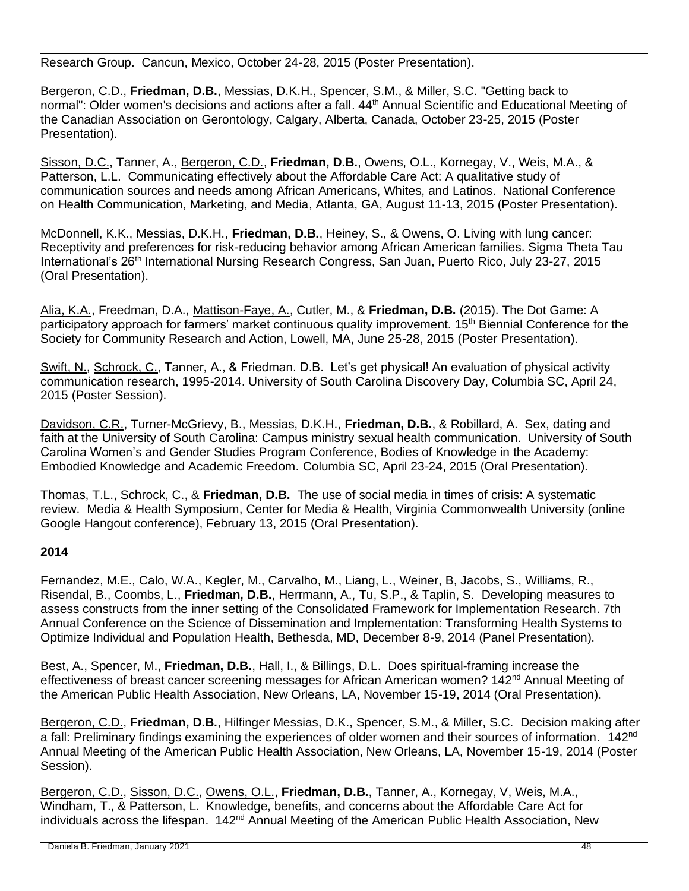Research Group. Cancun, Mexico, October 24-28, 2015 (Poster Presentation).

<u>Bergeron, C.D.</u>, **Friedman, D.B.**, Messias, D.K.H., Spencer, S.M., & Miller, S.C. "Getting back to normal": Older women's decisions and actions after a fall. 44th Annual Scientific and Educational Meeting of the Canadian Association on Gerontology, Calgary, Alberta, Canada, October 23-25, 2015 (Poster Presentation).

<u>Sisson, D.C.</u>, Tanner, A., <u>Bergeron, C.D.</u>, **Friedman, D.B.**, Owens, O.L., Kornegay, V., Weis, M.A., & Patterson, L.L. Communicating effectively about the Affordable Care Act: A qualitative study of communication sources and needs among African Americans, Whites, and Latinos. National Conference on Health Communication, Marketing, and Media, Atlanta, GA, August 11-13, 2015 (Poster Presentation).

McDonnell, K.K., Messias, D.K.H., **Friedman, D.B.**, Heiney, S., & Owens, O. Living with lung cancer: Receptivity and preferences for risk-reducing behavior among African American families. Sigma Theta Tau International's 26th International Nursing Research Congress, San Juan, Puerto Rico, July 23-27, 2015 (Oral Presentation).

<u>Alia, K.A.</u>, Freedman, D.A., <u>Mattison-Faye, A.</u>, Cutler, M., & **Friedman, D.B.** (2015). The Dot Game: A participatory approach for farmers' market continuous quality improvement. 15th Biennial Conference for the Society for Community Research and Action, Lowell, MA, June 25-28, 2015 (Poster Presentation).

<u>Swift, N.</u>, <u>Schrock, C.</u>, Tanner, A., & Friedman. D.B. Let's get physical! An evaluation of physical activity communication research, 1995-2014. University of South Carolina Discovery Day, Columbia SC, April 24, 2015 (Poster Session).

<u>Davidson, C.R.</u>, Turner-McGrievy, B., Messias, D.K.H., **Friedman, D.B.**, & Robillard, A. Sex, dating and faith at the University of South Carolina: Campus ministry sexual health communication. University of South Carolina Women's and Gender Studies Program Conference, Bodies of Knowledge in the Academy: Embodied Knowledge and Academic Freedom. Columbia SC, April 23-24, 2015 (Oral Presentation).

<u>Thomas, T.L.</u>, <u>Schrock, C.</u>, & **Friedman, D.B.** The use of social media in times of crisis: A systematic review. Media & Health Symposium, Center for Media & Health, Virginia Commonwealth University (online Google Hangout conference), February 13, 2015 (Oral Presentation).

**2014**

Fernandez, M.E., Calo, W.A., Kegler, M., Carvalho, M., Liang, L., Weiner, B, Jacobs, S., Williams, R., Risendal, B., Coombs, L., **Friedman, D.B.**, Herrmann, A., Tu, S.P., & Taplin, S. Developing measures to assess constructs from the inner setting of the Consolidated Framework for Implementation Research. 7th Annual Conference on the Science of Dissemination and Implementation: Transforming Health Systems to Optimize Individual and Population Health, Bethesda, MD, December 8-9, 2014 (Panel Presentation).

<u>Best, A.</u>, Spencer, M., **Friedman, D.B.**, Hall, I., & Billings, D.L. Does spiritual-framing increase the effectiveness of breast cancer screening messages for African American women? 142nd Annual Meeting of the American Public Health Association, New Orleans, LA, November 15-19, 2014 (Oral Presentation).

<u>Bergeron, C.D.</u>, **Friedman, D.B.**, Hilfinger Messias, D.K., Spencer, S.M., & Miller, S.C. Decision making after a fall: Preliminary findings examining the experiences of older women and their sources of information. 142nd Annual Meeting of the American Public Health Association, New Orleans, LA, November 15-19, 2014 (Poster Session).

<u>Bergeron, C.D.</u>, <u>Sisson, D.C.</u>, <u>Owens, O.L.</u>, **Friedman, D.B.**, Tanner, A., Kornegay, V, Weis, M.A., Windham, T., & Patterson, L. Knowledge, benefits, and concerns about the Affordable Care Act for individuals across the lifespan. 142nd Annual Meeting of the American Public Health Association, New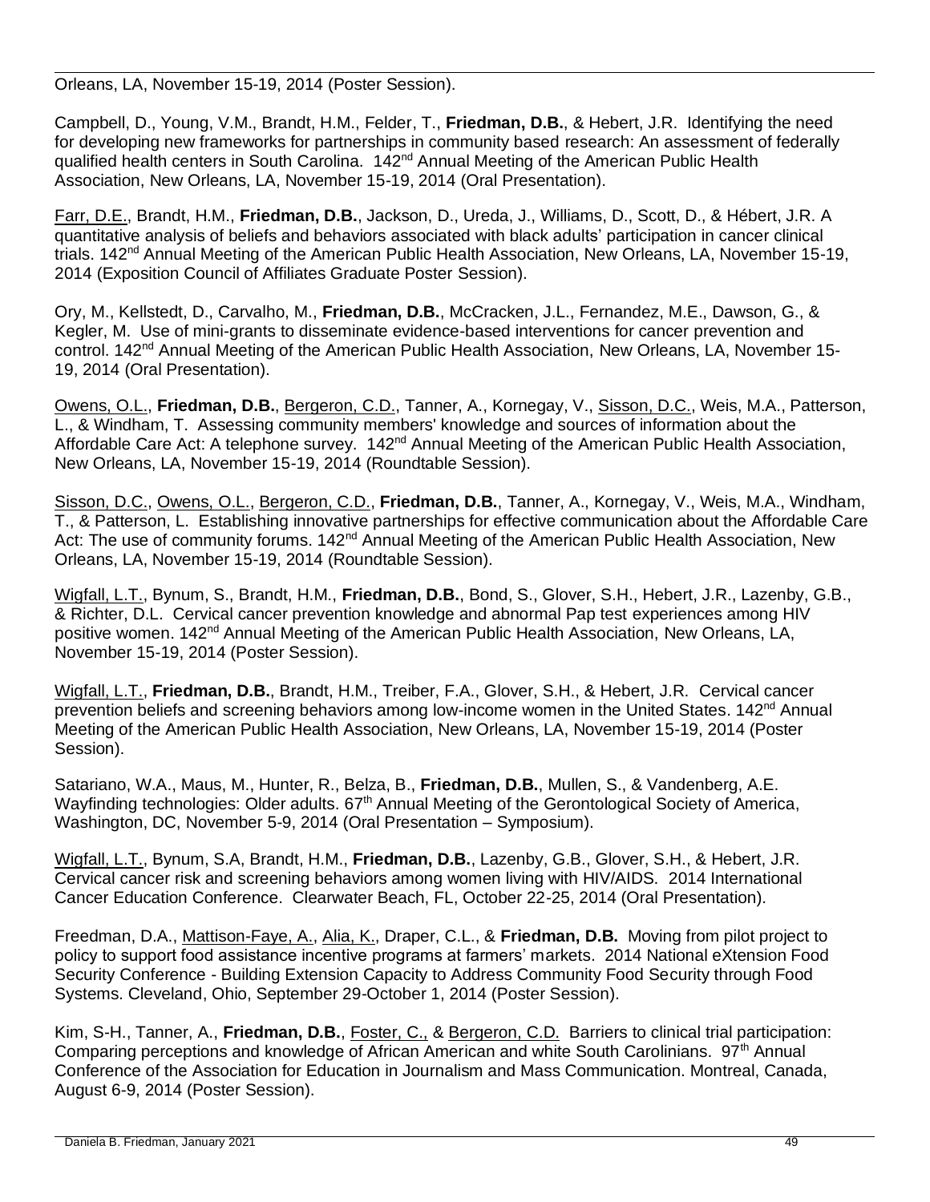Orleans, LA, November 15-19, 2014 (Poster Session).

Campbell, D., Young, V.M., Brandt, H.M., Felder, T., **Friedman, D.B.**, & Hebert, J.R. Identifying the need for developing new frameworks for partnerships in community based research: An assessment of federally qualified health centers in South Carolina. 142nd Annual Meeting of the American Public Health Association, New Orleans, LA, November 15-19, 2014 (Oral Presentation).

Farr, D.E., Brandt, H.M., **Friedman, D.B.**, Jackson, D., Ureda, J., Williams, D., Scott, D., & Hébert, J.R. A quantitative analysis of beliefs and behaviors associated with black adults' participation in cancer clinical trials. 142nd Annual Meeting of the American Public Health Association, New Orleans, LA, November 15-19, 2014 (Exposition Council of Affiliates Graduate Poster Session).

Ory, M., Kellstedt, D., Carvalho, M., **Friedman, D.B.**, McCracken, J.L., Fernandez, M.E., Dawson, G., & Kegler, M. Use of mini-grants to disseminate evidence-based interventions for cancer prevention and control. 142nd Annual Meeting of the American Public Health Association, New Orleans, LA, November 15-19, 2014 (Oral Presentation).

Owens, O.L., **Friedman, D.B.**, Bergeron, C.D., Tanner, A., Kornegay, V., Sisson, D.C., Weis, M.A., Patterson, L., & Windham, T. Assessing community members' knowledge and sources of information about the Affordable Care Act: A telephone survey. 142nd Annual Meeting of the American Public Health Association, New Orleans, LA, November 15-19, 2014 (Roundtable Session).

Sisson, D.C., Owens, O.L., Bergeron, C.D., **Friedman, D.B.**, Tanner, A., Kornegay, V., Weis, M.A., Windham, T., & Patterson, L. Establishing innovative partnerships for effective communication about the Affordable Care Act: The use of community forums. 142nd Annual Meeting of the American Public Health Association, New Orleans, LA, November 15-19, 2014 (Roundtable Session).

Wigfall, L.T., Bynum, S., Brandt, H.M., **Friedman, D.B.**, Bond, S., Glover, S.H., Hebert, J.R., Lazenby, G.B., & Richter, D.L. Cervical cancer prevention knowledge and abnormal Pap test experiences among HIV positive women. 142nd Annual Meeting of the American Public Health Association, New Orleans, LA, November 15-19, 2014 (Poster Session).

Wigfall, L.T., **Friedman, D.B.**, Brandt, H.M., Treiber, F.A., Glover, S.H., & Hebert, J.R. Cervical cancer prevention beliefs and screening behaviors among low-income women in the United States. 142nd Annual Meeting of the American Public Health Association, New Orleans, LA, November 15-19, 2014 (Poster Session).

Satariano, W.A., Maus, M., Hunter, R., Belza, B., **Friedman, D.B.**, Mullen, S., & Vandenberg, A.E. Wayfinding technologies: Older adults. 67th Annual Meeting of the Gerontological Society of America, Washington, DC, November 5-9, 2014 (Oral Presentation – Symposium).

Wigfall, L.T., Bynum, S.A, Brandt, H.M., **Friedman, D.B.**, Lazenby, G.B., Glover, S.H., & Hebert, J.R. Cervical cancer risk and screening behaviors among women living with HIV/AIDS. 2014 International Cancer Education Conference. Clearwater Beach, FL, October 22-25, 2014 (Oral Presentation).

Freedman, D.A., Mattison-Faye, A., Alia, K., Draper, C.L., & **Friedman, D.B.** Moving from pilot project to policy to support food assistance incentive programs at farmers' markets. 2014 National eXtension Food Security Conference - Building Extension Capacity to Address Community Food Security through Food Systems. Cleveland, Ohio, September 29-October 1, 2014 (Poster Session).

Kim, S-H., Tanner, A., **Friedman, D.B.**, Foster, C., & Bergeron, C.D. Barriers to clinical trial participation: Comparing perceptions and knowledge of African American and white South Carolinians. 97th Annual Conference of the Association for Education in Journalism and Mass Communication. Montreal, Canada, August 6-9, 2014 (Poster Session).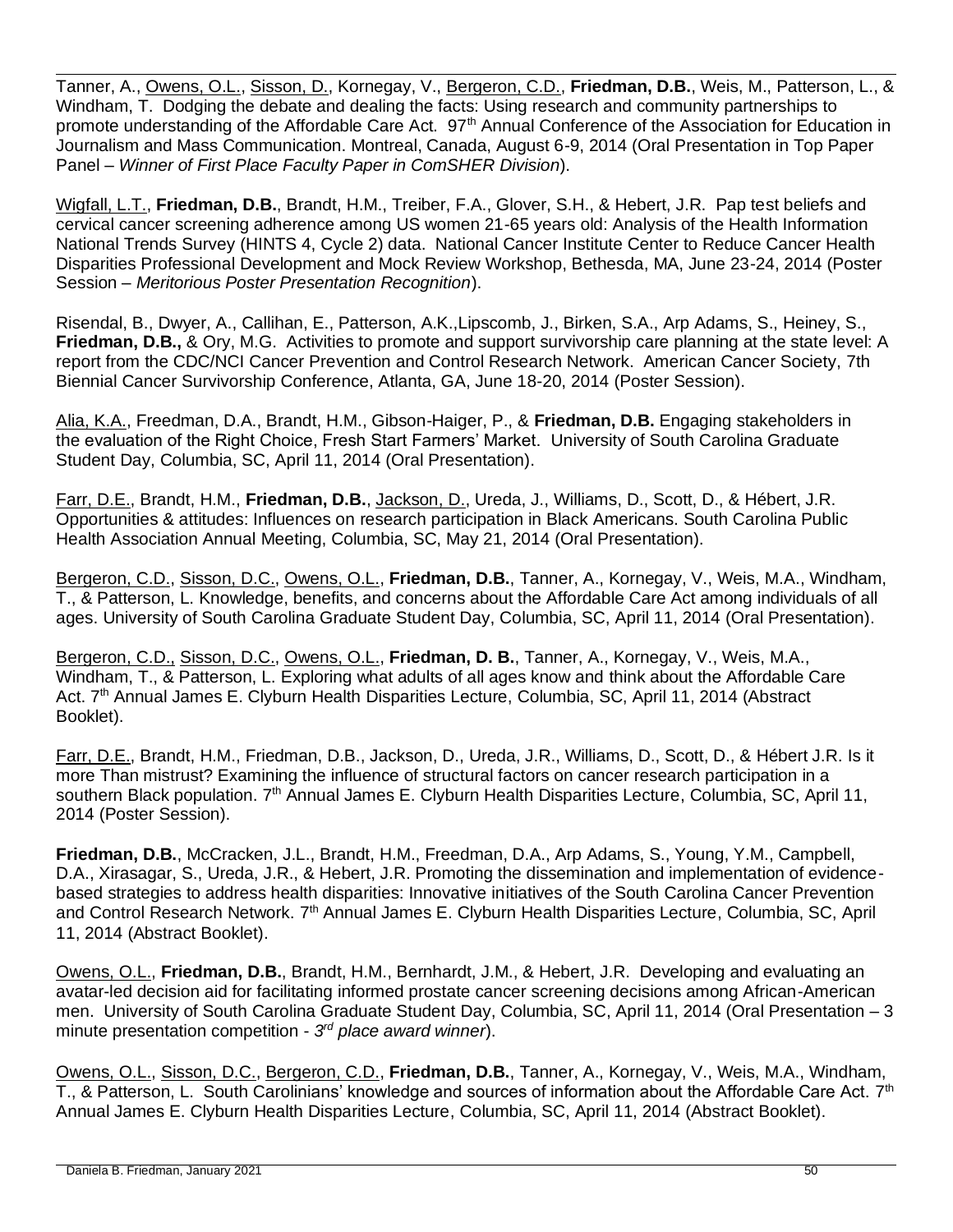Tanner, A., <u>Owens, O.L.</u>, <u>Sisson, D.</u>, Kornegay, V., <u>Bergeron, C.D.</u>, **Friedman, D.B.**, Weis, M., Patterson, L., & Windham, T. Dodging the debate and dealing the facts: Using research and community partnerships to promote understanding of the Affordable Care Act. 97th Annual Conference of the Association for Education in Journalism and Mass Communication. Montreal, Canada, August 6-9, 2014 (Oral Presentation in Top Paper Panel – *Winner of First Place Faculty Paper in ComSHER Division*).

<u>Wigfall, L.T.</u>, **Friedman, D.B.**, Brandt, H.M., Treiber, F.A., Glover, S.H., & Hebert, J.R. Pap test beliefs and cervical cancer screening adherence among US women 21-65 years old: Analysis of the Health Information National Trends Survey (HINTS 4, Cycle 2) data. National Cancer Institute Center to Reduce Cancer Health Disparities Professional Development and Mock Review Workshop, Bethesda, MA, June 23-24, 2014 (Poster Session – *Meritorious Poster Presentation Recognition*).

Risendal, B., Dwyer, A., Callihan, E., Patterson, A.K.,Lipscomb, J., Birken, S.A., Arp Adams, S., Heiney, S., **Friedman, D.B.,** & Ory, M.G. Activities to promote and support survivorship care planning at the state level: A report from the CDC/NCI Cancer Prevention and Control Research Network. American Cancer Society, 7th Biennial Cancer Survivorship Conference, Atlanta, GA, June 18-20, 2014 (Poster Session).

<u>Alia, K.A.</u>, Freedman, D.A., Brandt, H.M., Gibson-Haiger, P., & **Friedman, D.B.** Engaging stakeholders in the evaluation of the Right Choice, Fresh Start Farmers' Market. University of South Carolina Graduate Student Day, Columbia, SC, April 11, 2014 (Oral Presentation).

<u>Farr, D.E.</u>, Brandt, H.M., **Friedman, D.B.**, <u>Jackson, D.</u>, Ureda, J., Williams, D., Scott, D., & Hébert, J.R. Opportunities & attitudes: Influences on research participation in Black Americans. South Carolina Public Health Association Annual Meeting, Columbia, SC, May 21, 2014 (Oral Presentation).

<u>Bergeron, C.D.</u>, <u>Sisson, D.C.</u>, <u>Owens, O.L.</u>, **Friedman, D.B.**, Tanner, A., Kornegay, V., Weis, M.A., Windham, T., & Patterson, L. Knowledge, benefits, and concerns about the Affordable Care Act among individuals of all ages. University of South Carolina Graduate Student Day, Columbia, SC, April 11, 2014 (Oral Presentation).

<u>Bergeron, C.D.</u>, <u>Sisson, D.C.</u>, <u>Owens, O.L.</u>, **Friedman, D. B.**, Tanner, A., Kornegay, V., Weis, M.A., Windham, T., & Patterson, L. Exploring what adults of all ages know and think about the Affordable Care Act. 7th Annual James E. Clyburn Health Disparities Lecture, Columbia, SC, April 11, 2014 (Abstract Booklet).

<u>Farr, D.E.</u>, Brandt, H.M., Friedman, D.B., Jackson, D., Ureda, J.R., Williams, D., Scott, D., & Hébert J.R. Is it more Than mistrust? Examining the influence of structural factors on cancer research participation in a southern Black population. 7th Annual James E. Clyburn Health Disparities Lecture, Columbia, SC, April 11, 2014 (Poster Session).

**Friedman, D.B.**, McCracken, J.L., Brandt, H.M., Freedman, D.A., Arp Adams, S., Young, Y.M., Campbell, D.A., Xirasagar, S., Ureda, J.R., & Hebert, J.R. Promoting the dissemination and implementation of evidence-based strategies to address health disparities: Innovative initiatives of the South Carolina Cancer Prevention and Control Research Network. 7th Annual James E. Clyburn Health Disparities Lecture, Columbia, SC, April 11, 2014 (Abstract Booklet).

<u>Owens, O.L.</u>, **Friedman, D.B.**, Brandt, H.M., Bernhardt, J.M., & Hebert, J.R. Developing and evaluating an avatar-led decision aid for facilitating informed prostate cancer screening decisions among African-American men. University of South Carolina Graduate Student Day, Columbia, SC, April 11, 2014 (Oral Presentation – 3 minute presentation competition - *3rd place award winner*).

<u>Owens, O.L.</u>, <u>Sisson, D.C.</u>, <u>Bergeron, C.D.</u>, **Friedman, D.B.**, Tanner, A., Kornegay, V., Weis, M.A., Windham, T., & Patterson, L. South Carolinians' knowledge and sources of information about the Affordable Care Act. 7th Annual James E. Clyburn Health Disparities Lecture, Columbia, SC, April 11, 2014 (Abstract Booklet).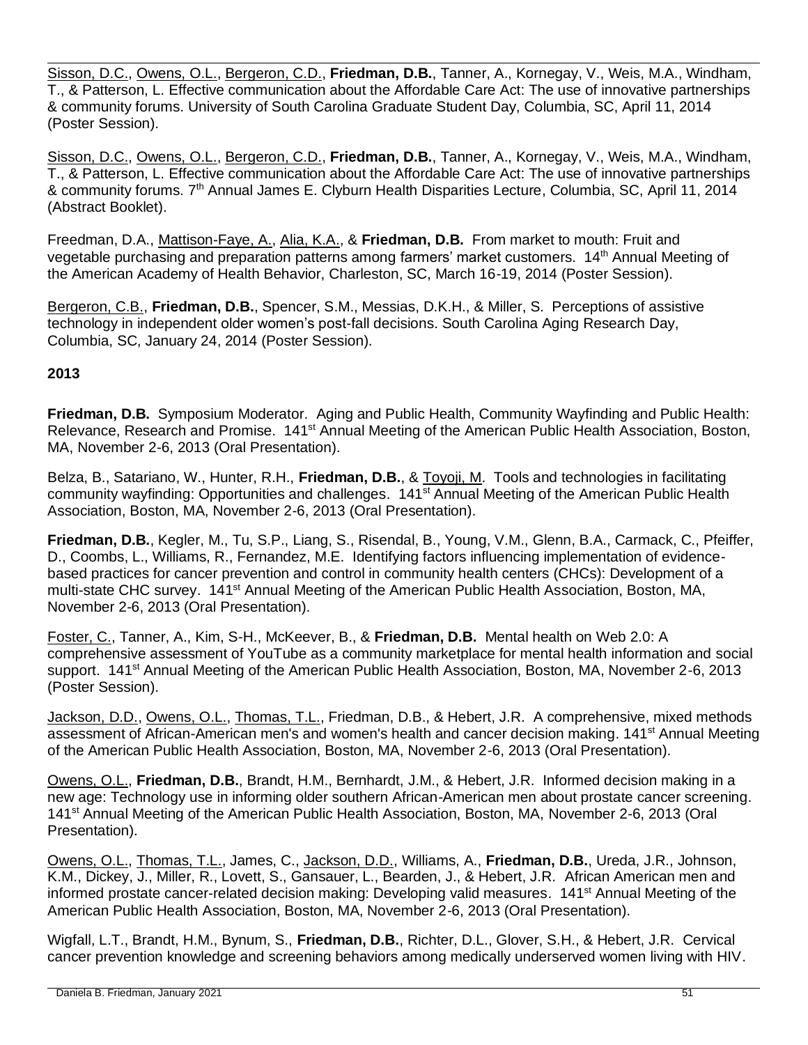Sisson, D.C., Owens, O.L., Bergeron, C.D., **Friedman, D.B.**, Tanner, A., Kornegay, V., Weis, M.A., Windham, T., & Patterson, L. Effective communication about the Affordable Care Act: The use of innovative partnerships & community forums. University of South Carolina Graduate Student Day, Columbia, SC, April 11, 2014 (Poster Session).

Sisson, D.C., Owens, O.L., Bergeron, C.D., **Friedman, D.B.**, Tanner, A., Kornegay, V., Weis, M.A., Windham, T., & Patterson, L. Effective communication about the Affordable Care Act: The use of innovative partnerships & community forums. 7th Annual James E. Clyburn Health Disparities Lecture, Columbia, SC, April 11, 2014 (Abstract Booklet).

Freedman, D.A., Mattison-Faye, A., Alia, K.A., & **Friedman, D.B.** From market to mouth: Fruit and vegetable purchasing and preparation patterns among farmers' market customers. 14th Annual Meeting of the American Academy of Health Behavior, Charleston, SC, March 16-19, 2014 (Poster Session).

Bergeron, C.B., **Friedman, D.B.**, Spencer, S.M., Messias, D.K.H., & Miller, S. Perceptions of assistive technology in independent older women's post-fall decisions. South Carolina Aging Research Day, Columbia, SC, January 24, 2014 (Poster Session).

**2013**

**Friedman, D.B.** Symposium Moderator. Aging and Public Health, Community Wayfinding and Public Health: Relevance, Research and Promise. 141st Annual Meeting of the American Public Health Association, Boston, MA, November 2-6, 2013 (Oral Presentation).

Belza, B., Satariano, W., Hunter, R.H., **Friedman, D.B.**, & Toyoji, M. Tools and technologies in facilitating community wayfinding: Opportunities and challenges. 141st Annual Meeting of the American Public Health Association, Boston, MA, November 2-6, 2013 (Oral Presentation).

**Friedman, D.B.**, Kegler, M., Tu, S.P., Liang, S., Risendal, B., Young, V.M., Glenn, B.A., Carmack, C., Pfeiffer, D., Coombs, L., Williams, R., Fernandez, M.E. Identifying factors influencing implementation of evidence-based practices for cancer prevention and control in community health centers (CHCs): Development of a multi-state CHC survey. 141st Annual Meeting of the American Public Health Association, Boston, MA, November 2-6, 2013 (Oral Presentation).

Foster, C., Tanner, A., Kim, S-H., McKeever, B., & **Friedman, D.B.** Mental health on Web 2.0: A comprehensive assessment of YouTube as a community marketplace for mental health information and social support. 141st Annual Meeting of the American Public Health Association, Boston, MA, November 2-6, 2013 (Poster Session).

Jackson, D.D., Owens, O.L., Thomas, T.L., Friedman, D.B., & Hebert, J.R. A comprehensive, mixed methods assessment of African-American men's and women's health and cancer decision making. 141st Annual Meeting of the American Public Health Association, Boston, MA, November 2-6, 2013 (Oral Presentation).

Owens, O.L., **Friedman, D.B.**, Brandt, H.M., Bernhardt, J.M., & Hebert, J.R. Informed decision making in a new age: Technology use in informing older southern African-American men about prostate cancer screening. 141st Annual Meeting of the American Public Health Association, Boston, MA, November 2-6, 2013 (Oral Presentation).

Owens, O.L., Thomas, T.L., James, C., Jackson, D.D., Williams, A., **Friedman, D.B.**, Ureda, J.R., Johnson, K.M., Dickey, J., Miller, R., Lovett, S., Gansauer, L., Bearden, J., & Hebert, J.R. African American men and informed prostate cancer-related decision making: Developing valid measures. 141st Annual Meeting of the American Public Health Association, Boston, MA, November 2-6, 2013 (Oral Presentation).

Wigfall, L.T., Brandt, H.M., Bynum, S., **Friedman, D.B.**, Richter, D.L., Glover, S.H., & Hebert, J.R. Cervical cancer prevention knowledge and screening behaviors among medically underserved women living with HIV.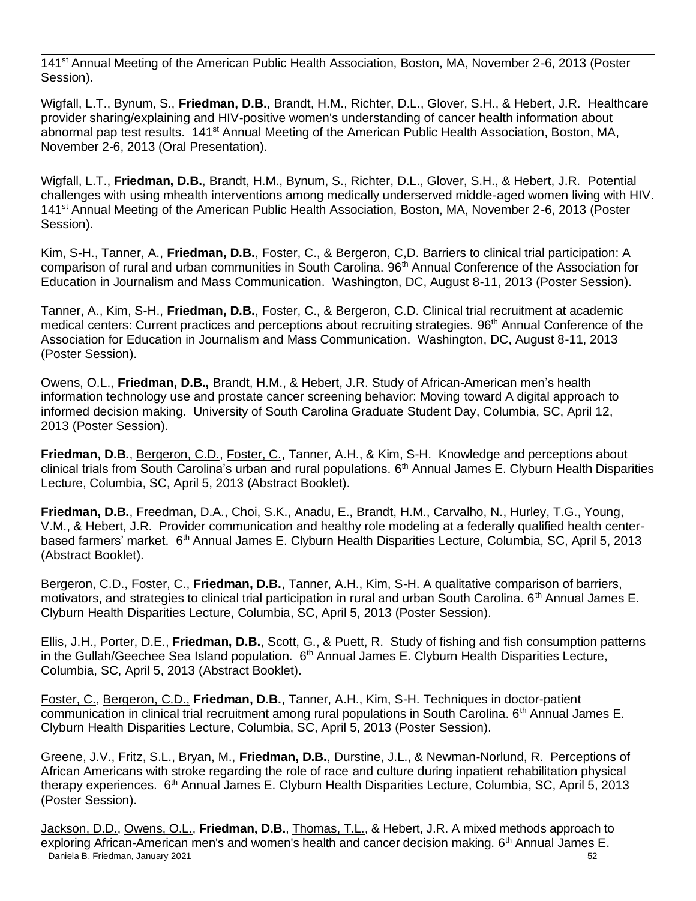141st Annual Meeting of the American Public Health Association, Boston, MA, November 2-6, 2013 (Poster Session).

Wigfall, L.T., Bynum, S., **Friedman, D.B.**, Brandt, H.M., Richter, D.L., Glover, S.H., & Hebert, J.R. Healthcare provider sharing/explaining and HIV-positive women's understanding of cancer health information about abnormal pap test results. 141st Annual Meeting of the American Public Health Association, Boston, MA, November 2-6, 2013 (Oral Presentation).

Wigfall, L.T., **Friedman, D.B.**, Brandt, H.M., Bynum, S., Richter, D.L., Glover, S.H., & Hebert, J.R. Potential challenges with using mhealth interventions among medically underserved middle-aged women living with HIV. 141st Annual Meeting of the American Public Health Association, Boston, MA, November 2-6, 2013 (Poster Session).

Kim, S-H., Tanner, A., **Friedman, D.B.**, <u>Foster, C.</u>, & <u>Bergeron, C,D</u>. Barriers to clinical trial participation: A comparison of rural and urban communities in South Carolina. 96th Annual Conference of the Association for Education in Journalism and Mass Communication. Washington, DC, August 8-11, 2013 (Poster Session).

Tanner, A., Kim, S-H., **Friedman, D.B.**, <u>Foster, C.</u>, & <u>Bergeron, C.D.</u> Clinical trial recruitment at academic medical centers: Current practices and perceptions about recruiting strategies. 96th Annual Conference of the Association for Education in Journalism and Mass Communication. Washington, DC, August 8-11, 2013 (Poster Session).

<u>Owens, O.L.</u>, **Friedman, D.B.,** Brandt, H.M., & Hebert, J.R. Study of African-American men's health information technology use and prostate cancer screening behavior: Moving toward A digital approach to informed decision making. University of South Carolina Graduate Student Day, Columbia, SC, April 12, 2013 (Poster Session).

**Friedman, D.B.**, <u>Bergeron, C.D.</u>, <u>Foster, C.</u>, Tanner, A.H., & Kim, S-H. Knowledge and perceptions about clinical trials from South Carolina's urban and rural populations. 6th Annual James E. Clyburn Health Disparities Lecture, Columbia, SC, April 5, 2013 (Abstract Booklet).

**Friedman, D.B.**, Freedman, D.A., <u>Choi, S.K.</u>, Anadu, E., Brandt, H.M., Carvalho, N., Hurley, T.G., Young, V.M., & Hebert, J.R. Provider communication and healthy role modeling at a federally qualified health center-based farmers' market. 6th Annual James E. Clyburn Health Disparities Lecture, Columbia, SC, April 5, 2013 (Abstract Booklet).

<u>Bergeron, C.D.</u>, <u>Foster, C.</u>, **Friedman, D.B.**, Tanner, A.H., Kim, S-H. A qualitative comparison of barriers, motivators, and strategies to clinical trial participation in rural and urban South Carolina. 6th Annual James E. Clyburn Health Disparities Lecture, Columbia, SC, April 5, 2013 (Poster Session).

<u>Ellis, J.H.</u>, Porter, D.E., **Friedman, D.B.**, Scott, G., & Puett, R. Study of fishing and fish consumption patterns in the Gullah/Geechee Sea Island population. 6th Annual James E. Clyburn Health Disparities Lecture, Columbia, SC, April 5, 2013 (Abstract Booklet).

<u>Foster, C.</u>, <u>Bergeron, C.D.,</u> **Friedman, D.B.**, Tanner, A.H., Kim, S-H. Techniques in doctor-patient communication in clinical trial recruitment among rural populations in South Carolina. 6th Annual James E. Clyburn Health Disparities Lecture, Columbia, SC, April 5, 2013 (Poster Session).

<u>Greene, J.V.</u>, Fritz, S.L., Bryan, M., **Friedman, D.B.**, Durstine, J.L., & Newman-Norlund, R. Perceptions of African Americans with stroke regarding the role of race and culture during inpatient rehabilitation physical therapy experiences. 6th Annual James E. Clyburn Health Disparities Lecture, Columbia, SC, April 5, 2013 (Poster Session).

<u>Jackson, D.D.</u>, <u>Owens, O.L.</u>, **Friedman, D.B.**, <u>Thomas, T.L.</u>, & Hebert, J.R. A mixed methods approach to exploring African-American men's and women's health and cancer decision making. 6th Annual James E.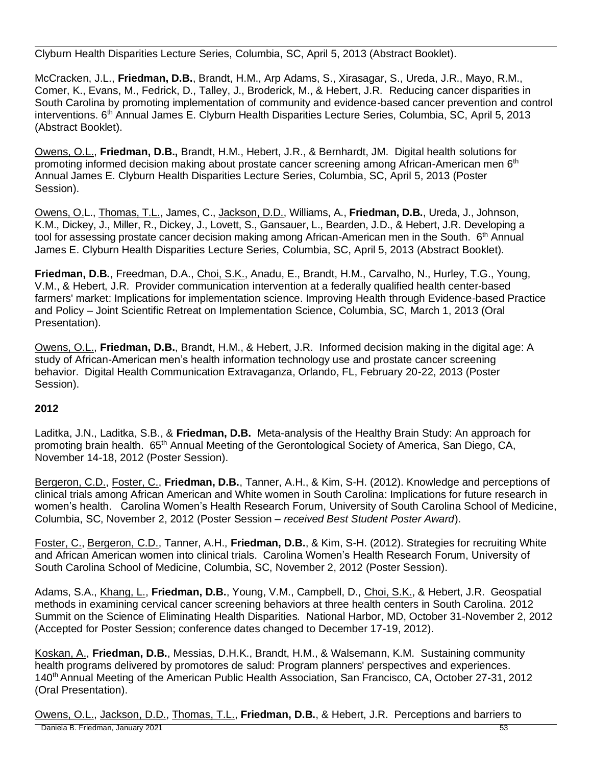Clyburn Health Disparities Lecture Series, Columbia, SC, April 5, 2013 (Abstract Booklet).

McCracken, J.L., **Friedman, D.B.**, Brandt, H.M., Arp Adams, S., Xirasagar, S., Ureda, J.R., Mayo, R.M., Comer, K., Evans, M., Fedrick, D., Talley, J., Broderick, M., & Hebert, J.R. Reducing cancer disparities in South Carolina by promoting implementation of community and evidence-based cancer prevention and control interventions. 6th Annual James E. Clyburn Health Disparities Lecture Series, Columbia, SC, April 5, 2013 (Abstract Booklet).

Owens, O.L., **Friedman, D.B.,** Brandt, H.M., Hebert, J.R., & Bernhardt, JM. Digital health solutions for promoting informed decision making about prostate cancer screening among African-American men 6th Annual James E. Clyburn Health Disparities Lecture Series, Columbia, SC, April 5, 2013 (Poster Session).

Owens, O.L., Thomas, T.L., James, C., Jackson, D.D., Williams, A., **Friedman, D.B.**, Ureda, J., Johnson, K.M., Dickey, J., Miller, R., Dickey, J., Lovett, S., Gansauer, L., Bearden, J.D., & Hebert, J.R. Developing a tool for assessing prostate cancer decision making among African-American men in the South. 6th Annual James E. Clyburn Health Disparities Lecture Series, Columbia, SC, April 5, 2013 (Abstract Booklet).

**Friedman, D.B.**, Freedman, D.A., Choi, S.K., Anadu, E., Brandt, H.M., Carvalho, N., Hurley, T.G., Young, V.M., & Hebert, J.R. Provider communication intervention at a federally qualified health center-based farmers' market: Implications for implementation science. Improving Health through Evidence-based Practice and Policy – Joint Scientific Retreat on Implementation Science, Columbia, SC, March 1, 2013 (Oral Presentation).

Owens, O.L., **Friedman, D.B.**, Brandt, H.M., & Hebert, J.R. Informed decision making in the digital age: A study of African-American men's health information technology use and prostate cancer screening behavior. Digital Health Communication Extravaganza, Orlando, FL, February 20-22, 2013 (Poster Session).

**2012**

Laditka, J.N., Laditka, S.B., & **Friedman, D.B.** Meta-analysis of the Healthy Brain Study: An approach for promoting brain health. 65th Annual Meeting of the Gerontological Society of America, San Diego, CA, November 14-18, 2012 (Poster Session).

Bergeron, C.D., Foster, C., **Friedman, D.B.**, Tanner, A.H., & Kim, S-H. (2012). Knowledge and perceptions of clinical trials among African American and White women in South Carolina: Implications for future research in women's health. Carolina Women's Health Research Forum, University of South Carolina School of Medicine, Columbia, SC, November 2, 2012 (Poster Session – *received Best Student Poster Award*).

Foster, C., Bergeron, C.D., Tanner, A.H., **Friedman, D.B.**, & Kim, S-H. (2012). Strategies for recruiting White and African American women into clinical trials. Carolina Women's Health Research Forum, University of South Carolina School of Medicine, Columbia, SC, November 2, 2012 (Poster Session).

Adams, S.A., Khang, L., **Friedman, D.B.**, Young, V.M., Campbell, D., Choi, S.K., & Hebert, J.R. Geospatial methods in examining cervical cancer screening behaviors at three health centers in South Carolina. 2012 Summit on the Science of Eliminating Health Disparities. National Harbor, MD, October 31-November 2, 2012 (Accepted for Poster Session; conference dates changed to December 17-19, 2012).

Koskan, A., **Friedman, D.B.**, Messias, D.H.K., Brandt, H.M., & Walsemann, K.M. Sustaining community health programs delivered by promotores de salud: Program planners' perspectives and experiences. 140th Annual Meeting of the American Public Health Association, San Francisco, CA, October 27-31, 2012 (Oral Presentation).

Owens, O.L., Jackson, D.D., Thomas, T.L., **Friedman, D.B.**, & Hebert, J.R. Perceptions and barriers to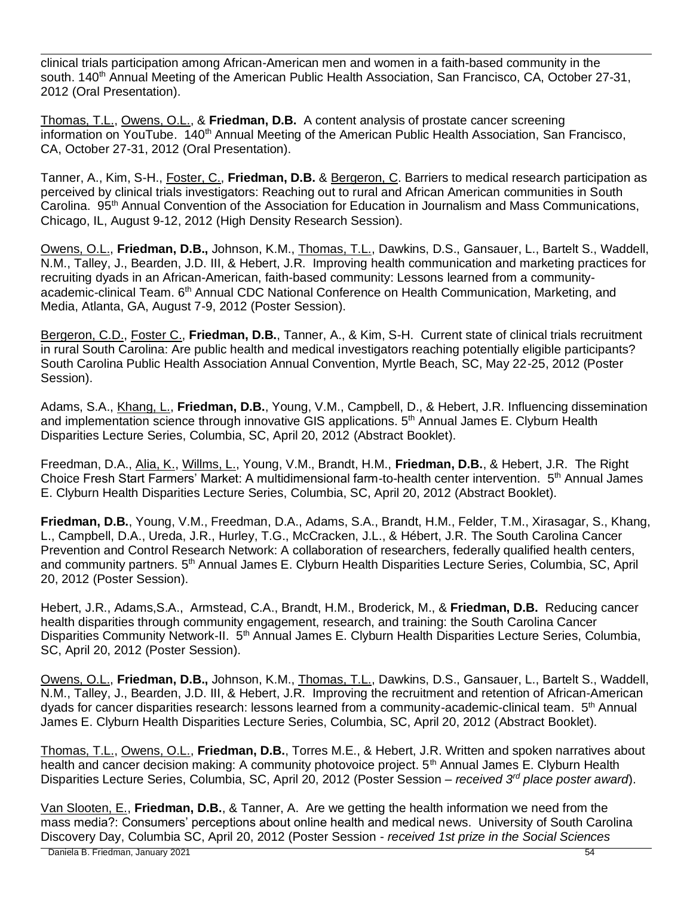clinical trials participation among African-American men and women in a faith-based community in the south. 140th Annual Meeting of the American Public Health Association, San Francisco, CA, October 27-31, 2012 (Oral Presentation).

Thomas, T.L., Owens, O.L., & **Friedman, D.B.** A content analysis of prostate cancer screening information on YouTube. 140th Annual Meeting of the American Public Health Association, San Francisco, CA, October 27-31, 2012 (Oral Presentation).

Tanner, A., Kim, S-H., Foster, C., **Friedman, D.B.** & Bergeron, C. Barriers to medical research participation as perceived by clinical trials investigators: Reaching out to rural and African American communities in South Carolina. 95th Annual Convention of the Association for Education in Journalism and Mass Communications, Chicago, IL, August 9-12, 2012 (High Density Research Session).

Owens, O.L., **Friedman, D.B.,** Johnson, K.M., Thomas, T.L., Dawkins, D.S., Gansauer, L., Bartelt S., Waddell, N.M., Talley, J., Bearden, J.D. III, & Hebert, J.R. Improving health communication and marketing practices for recruiting dyads in an African-American, faith-based community: Lessons learned from a community-academic-clinical Team. 6th Annual CDC National Conference on Health Communication, Marketing, and Media, Atlanta, GA, August 7-9, 2012 (Poster Session).

Bergeron, C.D., Foster C., **Friedman, D.B.**, Tanner, A., & Kim, S-H. Current state of clinical trials recruitment in rural South Carolina: Are public health and medical investigators reaching potentially eligible participants? South Carolina Public Health Association Annual Convention, Myrtle Beach, SC, May 22-25, 2012 (Poster Session).

Adams, S.A., Khang, L., **Friedman, D.B.**, Young, V.M., Campbell, D., & Hebert, J.R. Influencing dissemination and implementation science through innovative GIS applications. 5th Annual James E. Clyburn Health Disparities Lecture Series, Columbia, SC, April 20, 2012 (Abstract Booklet).

Freedman, D.A., Alia, K., Willms, L., Young, V.M., Brandt, H.M., **Friedman, D.B.**, & Hebert, J.R. The Right Choice Fresh Start Farmers' Market: A multidimensional farm-to-health center intervention. 5th Annual James E. Clyburn Health Disparities Lecture Series, Columbia, SC, April 20, 2012 (Abstract Booklet).

**Friedman, D.B.**, Young, V.M., Freedman, D.A., Adams, S.A., Brandt, H.M., Felder, T.M., Xirasagar, S., Khang, L., Campbell, D.A., Ureda, J.R., Hurley, T.G., McCracken, J.L., & Hébert, J.R. The South Carolina Cancer Prevention and Control Research Network: A collaboration of researchers, federally qualified health centers, and community partners. 5th Annual James E. Clyburn Health Disparities Lecture Series, Columbia, SC, April 20, 2012 (Poster Session).

Hebert, J.R., Adams,S.A., Armstead, C.A., Brandt, H.M., Broderick, M., & **Friedman, D.B.** Reducing cancer health disparities through community engagement, research, and training: the South Carolina Cancer Disparities Community Network-II. 5th Annual James E. Clyburn Health Disparities Lecture Series, Columbia, SC, April 20, 2012 (Poster Session).

Owens, O.L., **Friedman, D.B.,** Johnson, K.M., Thomas, T.L., Dawkins, D.S., Gansauer, L., Bartelt S., Waddell, N.M., Talley, J., Bearden, J.D. III, & Hebert, J.R. Improving the recruitment and retention of African-American dyads for cancer disparities research: lessons learned from a community-academic-clinical team. 5th Annual James E. Clyburn Health Disparities Lecture Series, Columbia, SC, April 20, 2012 (Abstract Booklet).

Thomas, T.L., Owens, O.L., **Friedman, D.B.**, Torres M.E., & Hebert, J.R. Written and spoken narratives about health and cancer decision making: A community photovoice project. 5th Annual James E. Clyburn Health Disparities Lecture Series, Columbia, SC, April 20, 2012 (Poster Session – *received 3rd place poster award*).

Van Slooten, E., **Friedman, D.B.**, & Tanner, A. Are we getting the health information we need from the mass media?: Consumers' perceptions about online health and medical news. University of South Carolina Discovery Day, Columbia SC, April 20, 2012 (Poster Session - *received 1st prize in the Social Sciences*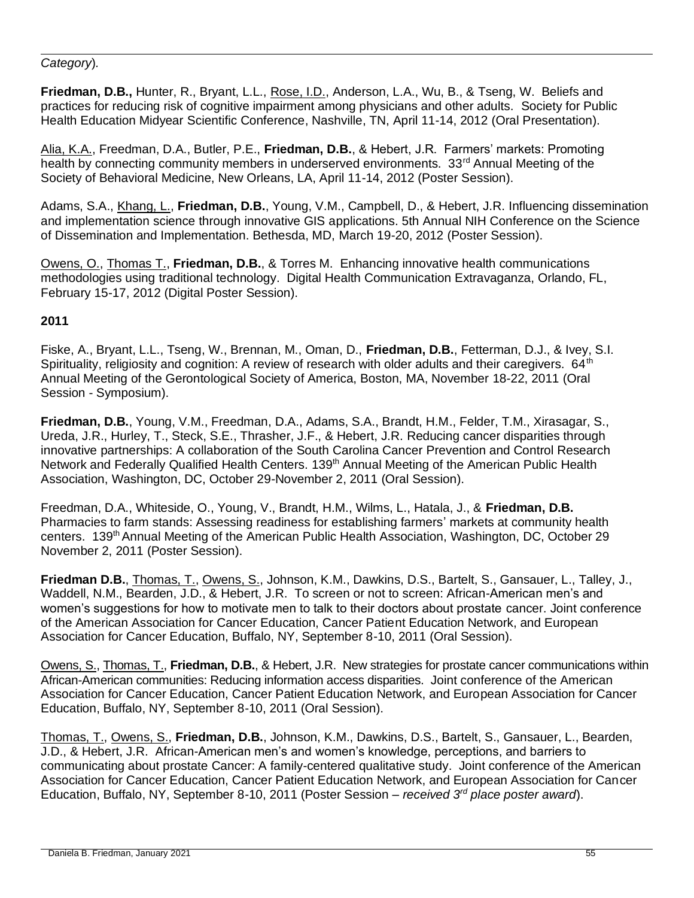*Category*).

**Friedman, D.B.,** Hunter, R., Bryant, L.L., Rose, I.D., Anderson, L.A., Wu, B., & Tseng, W. Beliefs and practices for reducing risk of cognitive impairment among physicians and other adults. Society for Public Health Education Midyear Scientific Conference, Nashville, TN, April 11-14, 2012 (Oral Presentation).

Alia, K.A., Freedman, D.A., Butler, P.E., **Friedman, D.B.**, & Hebert, J.R. Farmers' markets: Promoting health by connecting community members in underserved environments. 33rd Annual Meeting of the Society of Behavioral Medicine, New Orleans, LA, April 11-14, 2012 (Poster Session).

Adams, S.A., Khang, L., **Friedman, D.B.**, Young, V.M., Campbell, D., & Hebert, J.R. Influencing dissemination and implementation science through innovative GIS applications. 5th Annual NIH Conference on the Science of Dissemination and Implementation. Bethesda, MD, March 19-20, 2012 (Poster Session).

Owens, O., Thomas T., **Friedman, D.B.**, & Torres M. Enhancing innovative health communications methodologies using traditional technology. Digital Health Communication Extravaganza, Orlando, FL, February 15-17, 2012 (Digital Poster Session).

**2011**

Fiske, A., Bryant, L.L., Tseng, W., Brennan, M., Oman, D., **Friedman, D.B.**, Fetterman, D.J., & Ivey, S.I. Spirituality, religiosity and cognition: A review of research with older adults and their caregivers. 64th Annual Meeting of the Gerontological Society of America, Boston, MA, November 18-22, 2011 (Oral Session - Symposium).

**Friedman, D.B.**, Young, V.M., Freedman, D.A., Adams, S.A., Brandt, H.M., Felder, T.M., Xirasagar, S., Ureda, J.R., Hurley, T., Steck, S.E., Thrasher, J.F., & Hebert, J.R. Reducing cancer disparities through innovative partnerships: A collaboration of the South Carolina Cancer Prevention and Control Research Network and Federally Qualified Health Centers. 139th Annual Meeting of the American Public Health Association, Washington, DC, October 29-November 2, 2011 (Oral Session).

Freedman, D.A., Whiteside, O., Young, V., Brandt, H.M., Wilms, L., Hatala, J., & **Friedman, D.B.** Pharmacies to farm stands: Assessing readiness for establishing farmers' markets at community health centers. 139th Annual Meeting of the American Public Health Association, Washington, DC, October 29 November 2, 2011 (Poster Session).

**Friedman D.B.**, Thomas, T., Owens, S., Johnson, K.M., Dawkins, D.S., Bartelt, S., Gansauer, L., Talley, J., Waddell, N.M., Bearden, J.D., & Hebert, J.R. To screen or not to screen: African-American men's and women's suggestions for how to motivate men to talk to their doctors about prostate cancer. Joint conference of the American Association for Cancer Education, Cancer Patient Education Network, and European Association for Cancer Education, Buffalo, NY, September 8-10, 2011 (Oral Session).

Owens, S., Thomas, T., **Friedman, D.B.**, & Hebert, J.R. New strategies for prostate cancer communications within African-American communities: Reducing information access disparities. Joint conference of the American Association for Cancer Education, Cancer Patient Education Network, and European Association for Cancer Education, Buffalo, NY, September 8-10, 2011 (Oral Session).

Thomas, T., Owens, S., **Friedman, D.B.**, Johnson, K.M., Dawkins, D.S., Bartelt, S., Gansauer, L., Bearden, J.D., & Hebert, J.R. African-American men's and women's knowledge, perceptions, and barriers to communicating about prostate Cancer: A family-centered qualitative study. Joint conference of the American Association for Cancer Education, Cancer Patient Education Network, and European Association for Cancer Education, Buffalo, NY, September 8-10, 2011 (Poster Session – *received 3rd place poster award*).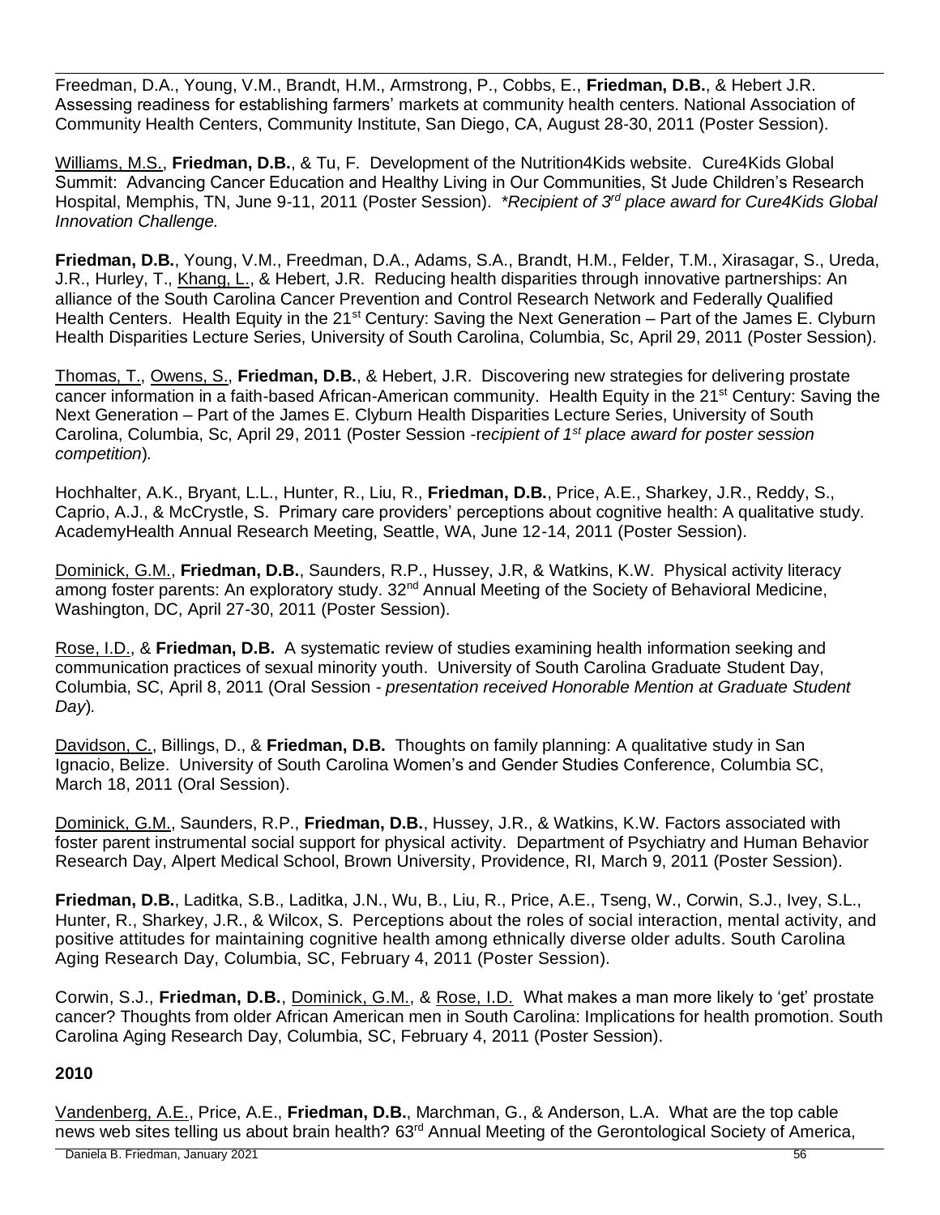Freedman, D.A., Young, V.M., Brandt, H.M., Armstrong, P., Cobbs, E., **Friedman, D.B.**, & Hebert J.R. Assessing readiness for establishing farmers' markets at community health centers. National Association of Community Health Centers, Community Institute, San Diego, CA, August 28-30, 2011 (Poster Session).

Williams, M.S., **Friedman, D.B.**, & Tu, F. Development of the Nutrition4Kids website. Cure4Kids Global Summit: Advancing Cancer Education and Healthy Living in Our Communities, St Jude Children's Research Hospital, Memphis, TN, June 9-11, 2011 (Poster Session). *\*Recipient of 3rd place award for Cure4Kids Global Innovation Challenge.*

**Friedman, D.B.**, Young, V.M., Freedman, D.A., Adams, S.A., Brandt, H.M., Felder, T.M., Xirasagar, S., Ureda, J.R., Hurley, T., Khang, L., & Hebert, J.R. Reducing health disparities through innovative partnerships: An alliance of the South Carolina Cancer Prevention and Control Research Network and Federally Qualified Health Centers. Health Equity in the 21st Century: Saving the Next Generation – Part of the James E. Clyburn Health Disparities Lecture Series, University of South Carolina, Columbia, Sc, April 29, 2011 (Poster Session).

Thomas, T., Owens, S., **Friedman, D.B.**, & Hebert, J.R. Discovering new strategies for delivering prostate cancer information in a faith-based African-American community. Health Equity in the 21st Century: Saving the Next Generation – Part of the James E. Clyburn Health Disparities Lecture Series, University of South Carolina, Columbia, Sc, April 29, 2011 (Poster Session -*recipient of 1st place award for poster session competition*).

Hochhalter, A.K., Bryant, L.L., Hunter, R., Liu, R., **Friedman, D.B.**, Price, A.E., Sharkey, J.R., Reddy, S., Caprio, A.J., & McCrystle, S. Primary care providers' perceptions about cognitive health: A qualitative study. AcademyHealth Annual Research Meeting, Seattle, WA, June 12-14, 2011 (Poster Session).

Dominick, G.M., **Friedman, D.B.**, Saunders, R.P., Hussey, J.R, & Watkins, K.W. Physical activity literacy among foster parents: An exploratory study. 32nd Annual Meeting of the Society of Behavioral Medicine, Washington, DC, April 27-30, 2011 (Poster Session).

Rose, I.D., & **Friedman, D.B.** A systematic review of studies examining health information seeking and communication practices of sexual minority youth. University of South Carolina Graduate Student Day, Columbia, SC, April 8, 2011 (Oral Session - *presentation received Honorable Mention at Graduate Student Day*).

Davidson, C., Billings, D., & **Friedman, D.B.** Thoughts on family planning: A qualitative study in San Ignacio, Belize. University of South Carolina Women's and Gender Studies Conference, Columbia SC, March 18, 2011 (Oral Session).

Dominick, G.M., Saunders, R.P., **Friedman, D.B.**, Hussey, J.R., & Watkins, K.W. Factors associated with foster parent instrumental social support for physical activity. Department of Psychiatry and Human Behavior Research Day, Alpert Medical School, Brown University, Providence, RI, March 9, 2011 (Poster Session).

**Friedman, D.B.**, Laditka, S.B., Laditka, J.N., Wu, B., Liu, R., Price, A.E., Tseng, W., Corwin, S.J., Ivey, S.L., Hunter, R., Sharkey, J.R., & Wilcox, S. Perceptions about the roles of social interaction, mental activity, and positive attitudes for maintaining cognitive health among ethnically diverse older adults. South Carolina Aging Research Day, Columbia, SC, February 4, 2011 (Poster Session).

Corwin, S.J., **Friedman, D.B.**, Dominick, G.M., & Rose, I.D. What makes a man more likely to 'get' prostate cancer? Thoughts from older African American men in South Carolina: Implications for health promotion. South Carolina Aging Research Day, Columbia, SC, February 4, 2011 (Poster Session).

**2010**

Vandenberg, A.E., Price, A.E., **Friedman, D.B.**, Marchman, G., & Anderson, L.A. What are the top cable news web sites telling us about brain health? 63rd Annual Meeting of the Gerontological Society of America,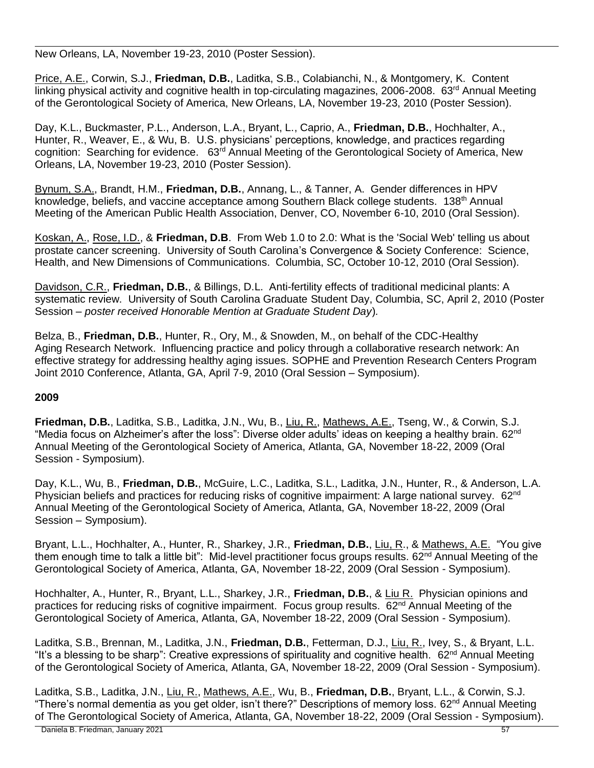New Orleans, LA, November 19-23, 2010 (Poster Session).

<u>Price, A.E.</u>, Corwin, S.J., **Friedman, D.B.**, Laditka, S.B., Colabianchi, N., & Montgomery, K. Content linking physical activity and cognitive health in top-circulating magazines, 2006-2008. 63rd Annual Meeting of the Gerontological Society of America, New Orleans, LA, November 19-23, 2010 (Poster Session).

Day, K.L., Buckmaster, P.L., Anderson, L.A., Bryant, L., Caprio, A., **Friedman, D.B.**, Hochhalter, A., Hunter, R., Weaver, E., & Wu, B. U.S. physicians' perceptions, knowledge, and practices regarding cognition: Searching for evidence. 63rd Annual Meeting of the Gerontological Society of America, New Orleans, LA, November 19-23, 2010 (Poster Session).

<u>Bynum, S.A.</u>, Brandt, H.M., **Friedman, D.B.**, Annang, L., & Tanner, A. Gender differences in HPV knowledge, beliefs, and vaccine acceptance among Southern Black college students. 138th Annual Meeting of the American Public Health Association, Denver, CO, November 6-10, 2010 (Oral Session).

<u>Koskan, A.</u>, <u>Rose, I.D.</u>, & **Friedman, D.B**. From Web 1.0 to 2.0: What is the 'Social Web' telling us about prostate cancer screening. University of South Carolina's Convergence & Society Conference: Science, Health, and New Dimensions of Communications. Columbia, SC, October 10-12, 2010 (Oral Session).

<u>Davidson, C.R.</u>, **Friedman, D.B.**, & Billings, D.L. Anti-fertility effects of traditional medicinal plants: A systematic review. University of South Carolina Graduate Student Day, Columbia, SC, April 2, 2010 (Poster Session – *poster received Honorable Mention at Graduate Student Day*).

Belza, B., **Friedman, D.B.**, Hunter, R., Ory, M., & Snowden, M., on behalf of the CDC-Healthy Aging Research Network. Influencing practice and policy through a collaborative research network: An effective strategy for addressing healthy aging issues. SOPHE and Prevention Research Centers Program Joint 2010 Conference, Atlanta, GA, April 7-9, 2010 (Oral Session – Symposium).

**2009**

**Friedman, D.B.**, Laditka, S.B., Laditka, J.N., Wu, B., <u>Liu, R.</u>, <u>Mathews, A.E.</u>, Tseng, W., & Corwin, S.J. "Media focus on Alzheimer's after the loss": Diverse older adults' ideas on keeping a healthy brain. 62nd Annual Meeting of the Gerontological Society of America, Atlanta, GA, November 18-22, 2009 (Oral Session - Symposium).

Day, K.L., Wu, B., **Friedman, D.B.**, McGuire, L.C., Laditka, S.L., Laditka, J.N., Hunter, R., & Anderson, L.A. Physician beliefs and practices for reducing risks of cognitive impairment: A large national survey. 62nd Annual Meeting of the Gerontological Society of America, Atlanta, GA, November 18-22, 2009 (Oral Session – Symposium).

Bryant, L.L., Hochhalter, A., Hunter, R., Sharkey, J.R., **Friedman, D.B.**, <u>Liu, R</u>., & <u>Mathews, A.E.</u> "You give them enough time to talk a little bit": Mid-level practitioner focus groups results. 62nd Annual Meeting of the Gerontological Society of America, Atlanta, GA, November 18-22, 2009 (Oral Session - Symposium).

Hochhalter, A., Hunter, R., Bryant, L.L., Sharkey, J.R., **Friedman, D.B.**, & <u>Liu R.</u> Physician opinions and practices for reducing risks of cognitive impairment. Focus group results. 62nd Annual Meeting of the Gerontological Society of America, Atlanta, GA, November 18-22, 2009 (Oral Session - Symposium).

Laditka, S.B., Brennan, M., Laditka, J.N., **Friedman, D.B.**, Fetterman, D.J., <u>Liu, R.</u>, Ivey, S., & Bryant, L.L. "It's a blessing to be sharp": Creative expressions of spirituality and cognitive health. 62nd Annual Meeting of the Gerontological Society of America, Atlanta, GA, November 18-22, 2009 (Oral Session - Symposium).

Laditka, S.B., Laditka, J.N., <u>Liu, R.</u>, <u>Mathews, A.E.</u>, Wu, B., **Friedman, D.B.**, Bryant, L.L., & Corwin, S.J. "There's normal dementia as you get older, isn't there?" Descriptions of memory loss. 62nd Annual Meeting of The Gerontological Society of America, Atlanta, GA, November 18-22, 2009 (Oral Session - Symposium).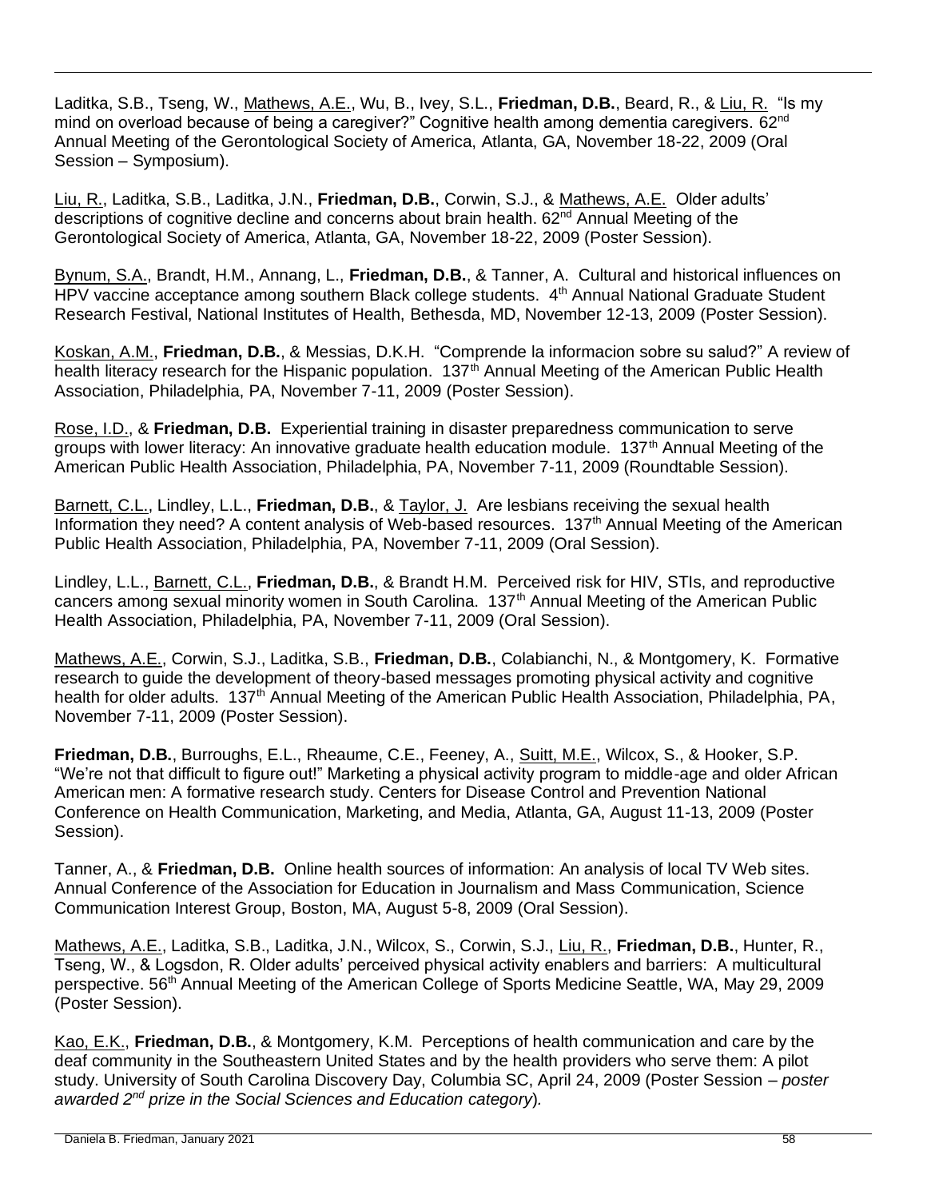Laditka, S.B., Tseng, W., Mathews, A.E., Wu, B., Ivey, S.L., **Friedman, D.B.**, Beard, R., & Liu, R. "Is my mind on overload because of being a caregiver?" Cognitive health among dementia caregivers. 62nd Annual Meeting of the Gerontological Society of America, Atlanta, GA, November 18-22, 2009 (Oral Session – Symposium).

Liu, R., Laditka, S.B., Laditka, J.N., **Friedman, D.B.**, Corwin, S.J., & Mathews, A.E. Older adults' descriptions of cognitive decline and concerns about brain health. 62nd Annual Meeting of the Gerontological Society of America, Atlanta, GA, November 18-22, 2009 (Poster Session).

Bynum, S.A., Brandt, H.M., Annang, L., **Friedman, D.B.**, & Tanner, A. Cultural and historical influences on HPV vaccine acceptance among southern Black college students. 4th Annual National Graduate Student Research Festival, National Institutes of Health, Bethesda, MD, November 12-13, 2009 (Poster Session).

Koskan, A.M., **Friedman, D.B.**, & Messias, D.K.H. "Comprende la informacion sobre su salud?" A review of health literacy research for the Hispanic population. 137th Annual Meeting of the American Public Health Association, Philadelphia, PA, November 7-11, 2009 (Poster Session).

Rose, I.D., & **Friedman, D.B.** Experiential training in disaster preparedness communication to serve groups with lower literacy: An innovative graduate health education module. 137th Annual Meeting of the American Public Health Association, Philadelphia, PA, November 7-11, 2009 (Roundtable Session).

Barnett, C.L., Lindley, L.L., **Friedman, D.B.**, & Taylor, J. Are lesbians receiving the sexual health Information they need? A content analysis of Web-based resources. 137th Annual Meeting of the American Public Health Association, Philadelphia, PA, November 7-11, 2009 (Oral Session).

Lindley, L.L., Barnett, C.L., **Friedman, D.B.**, & Brandt H.M. Perceived risk for HIV, STIs, and reproductive cancers among sexual minority women in South Carolina. 137th Annual Meeting of the American Public Health Association, Philadelphia, PA, November 7-11, 2009 (Oral Session).

Mathews, A.E., Corwin, S.J., Laditka, S.B., **Friedman, D.B.**, Colabianchi, N., & Montgomery, K. Formative research to guide the development of theory-based messages promoting physical activity and cognitive health for older adults. 137th Annual Meeting of the American Public Health Association, Philadelphia, PA, November 7-11, 2009 (Poster Session).

**Friedman, D.B.**, Burroughs, E.L., Rheaume, C.E., Feeney, A., Suitt, M.E., Wilcox, S., & Hooker, S.P. "We're not that difficult to figure out!" Marketing a physical activity program to middle-age and older African American men: A formative research study. Centers for Disease Control and Prevention National Conference on Health Communication, Marketing, and Media, Atlanta, GA, August 11-13, 2009 (Poster Session).

Tanner, A., & **Friedman, D.B.** Online health sources of information: An analysis of local TV Web sites. Annual Conference of the Association for Education in Journalism and Mass Communication, Science Communication Interest Group, Boston, MA, August 5-8, 2009 (Oral Session).

Mathews, A.E., Laditka, S.B., Laditka, J.N., Wilcox, S., Corwin, S.J., Liu, R., **Friedman, D.B.**, Hunter, R., Tseng, W., & Logsdon, R. Older adults' perceived physical activity enablers and barriers: A multicultural perspective. 56th Annual Meeting of the American College of Sports Medicine Seattle, WA, May 29, 2009 (Poster Session).

Kao, E.K., **Friedman, D.B.**, & Montgomery, K.M. Perceptions of health communication and care by the deaf community in the Southeastern United States and by the health providers who serve them: A pilot study. University of South Carolina Discovery Day, Columbia SC, April 24, 2009 (Poster Session – *poster awarded 2nd prize in the Social Sciences and Education category*).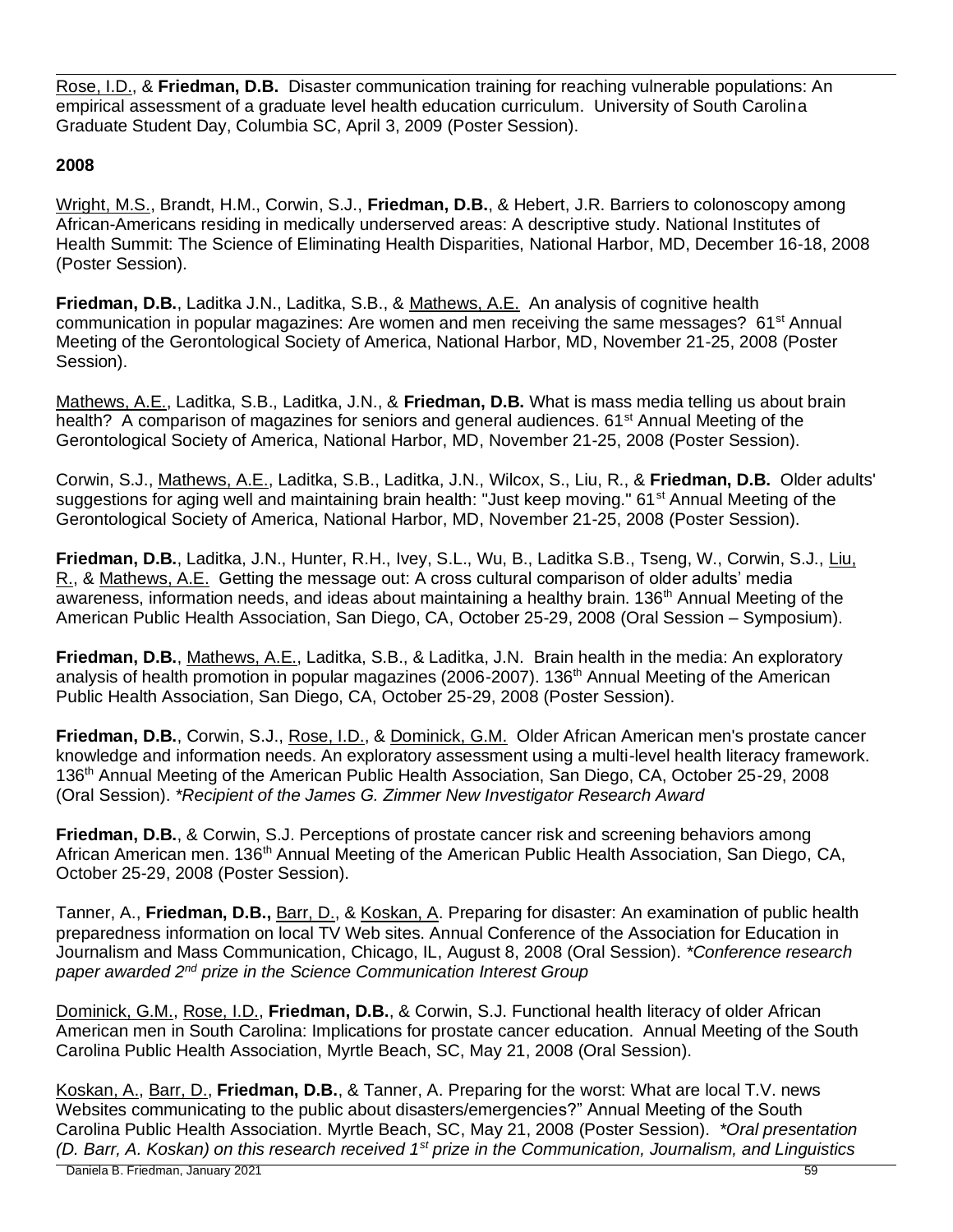Rose, I.D., & **Friedman, D.B.** Disaster communication training for reaching vulnerable populations: An empirical assessment of a graduate level health education curriculum. University of South Carolina Graduate Student Day, Columbia SC, April 3, 2009 (Poster Session).

**2008**

Wright, M.S., Brandt, H.M., Corwin, S.J., **Friedman, D.B.**, & Hebert, J.R. Barriers to colonoscopy among African-Americans residing in medically underserved areas: A descriptive study. National Institutes of Health Summit: The Science of Eliminating Health Disparities, National Harbor, MD, December 16-18, 2008 (Poster Session).

**Friedman, D.B.**, Laditka J.N., Laditka, S.B., & Mathews, A.E. An analysis of cognitive health communication in popular magazines: Are women and men receiving the same messages? 61st Annual Meeting of the Gerontological Society of America, National Harbor, MD, November 21-25, 2008 (Poster Session).

Mathews, A.E., Laditka, S.B., Laditka, J.N., & **Friedman, D.B.** What is mass media telling us about brain health? A comparison of magazines for seniors and general audiences. 61st Annual Meeting of the Gerontological Society of America, National Harbor, MD, November 21-25, 2008 (Poster Session).

Corwin, S.J., Mathews, A.E., Laditka, S.B., Laditka, J.N., Wilcox, S., Liu, R., & **Friedman, D.B.** Older adults' suggestions for aging well and maintaining brain health: "Just keep moving." 61st Annual Meeting of the Gerontological Society of America, National Harbor, MD, November 21-25, 2008 (Poster Session).

**Friedman, D.B.**, Laditka, J.N., Hunter, R.H., Ivey, S.L., Wu, B., Laditka S.B., Tseng, W., Corwin, S.J., Liu, R., & Mathews, A.E. Getting the message out: A cross cultural comparison of older adults' media awareness, information needs, and ideas about maintaining a healthy brain. 136th Annual Meeting of the American Public Health Association, San Diego, CA, October 25-29, 2008 (Oral Session – Symposium).

**Friedman, D.B.**, Mathews, A.E., Laditka, S.B., & Laditka, J.N. Brain health in the media: An exploratory analysis of health promotion in popular magazines (2006-2007). 136th Annual Meeting of the American Public Health Association, San Diego, CA, October 25-29, 2008 (Poster Session).

**Friedman, D.B.**, Corwin, S.J., Rose, I.D., & Dominick, G.M. Older African American men's prostate cancer knowledge and information needs. An exploratory assessment using a multi-level health literacy framework. 136th Annual Meeting of the American Public Health Association, San Diego, CA, October 25-29, 2008 (Oral Session). *\*Recipient of the James G. Zimmer New Investigator Research Award*

**Friedman, D.B.**, & Corwin, S.J. Perceptions of prostate cancer risk and screening behaviors among African American men. 136th Annual Meeting of the American Public Health Association, San Diego, CA, October 25-29, 2008 (Poster Session).

Tanner, A., **Friedman, D.B.,** Barr, D., & Koskan, A. Preparing for disaster: An examination of public health preparedness information on local TV Web sites. Annual Conference of the Association for Education in Journalism and Mass Communication, Chicago, IL, August 8, 2008 (Oral Session). *\*Conference research paper awarded 2nd prize in the Science Communication Interest Group*

Dominick, G.M., Rose, I.D., **Friedman, D.B.**, & Corwin, S.J. Functional health literacy of older African American men in South Carolina: Implications for prostate cancer education. Annual Meeting of the South Carolina Public Health Association, Myrtle Beach, SC, May 21, 2008 (Oral Session).

Koskan, A., Barr, D., **Friedman, D.B.**, & Tanner, A. Preparing for the worst: What are local T.V. news Websites communicating to the public about disasters/emergencies?" Annual Meeting of the South Carolina Public Health Association. Myrtle Beach, SC, May 21, 2008 (Poster Session). *\*Oral presentation (D. Barr, A. Koskan) on this research received 1st prize in the Communication, Journalism, and Linguistics*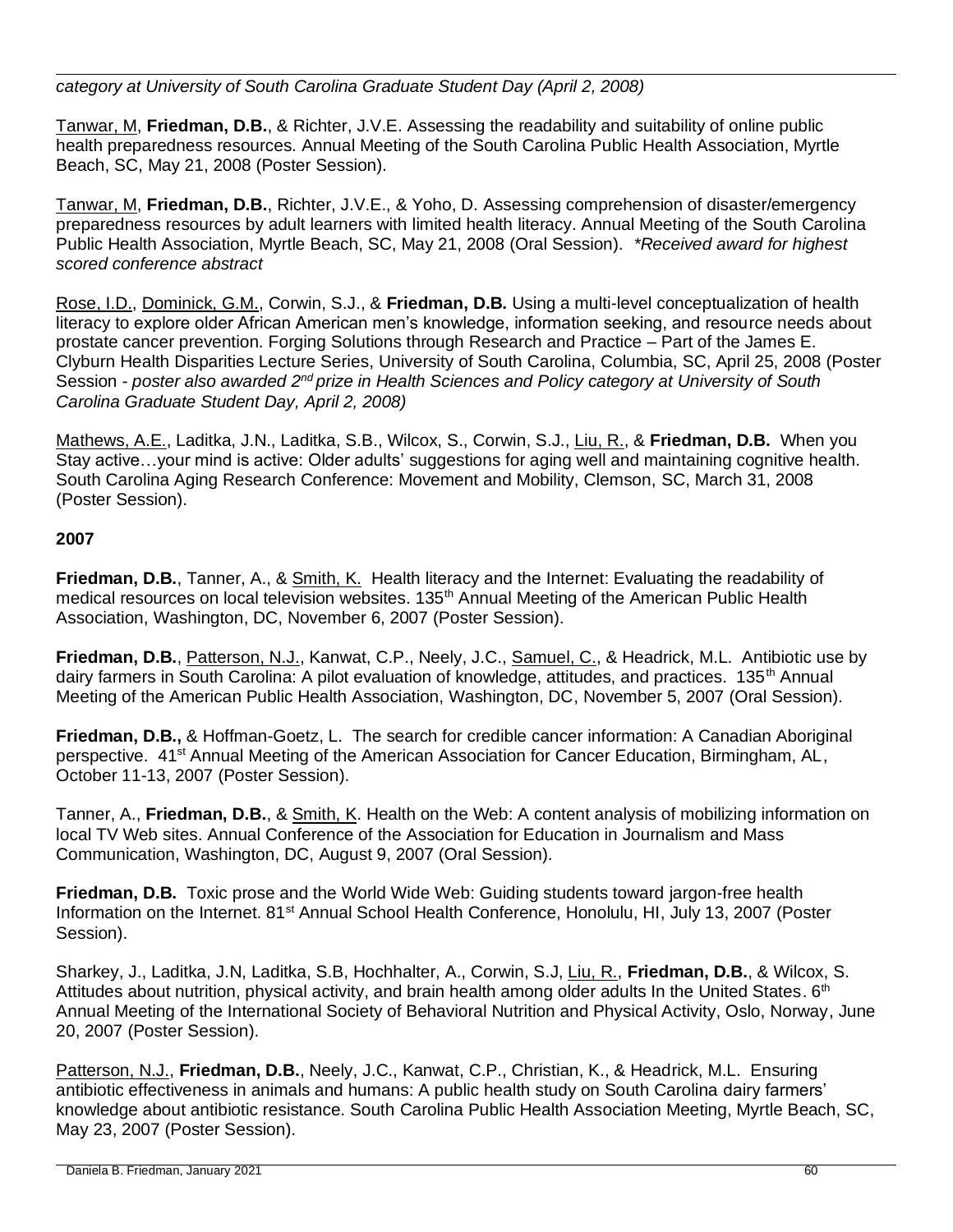*category at University of South Carolina Graduate Student Day (April 2, 2008)*

Tanwar, M, **Friedman, D.B.**, & Richter, J.V.E. Assessing the readability and suitability of online public health preparedness resources. Annual Meeting of the South Carolina Public Health Association, Myrtle Beach, SC, May 21, 2008 (Poster Session).

Tanwar, M, **Friedman, D.B.**, Richter, J.V.E., & Yoho, D. Assessing comprehension of disaster/emergency preparedness resources by adult learners with limited health literacy. Annual Meeting of the South Carolina Public Health Association, Myrtle Beach, SC, May 21, 2008 (Oral Session). *\*Received award for highest scored conference abstract*

Rose, I.D., Dominick, G.M., Corwin, S.J., & **Friedman, D.B.** Using a multi-level conceptualization of health literacy to explore older African American men's knowledge, information seeking, and resource needs about prostate cancer prevention. Forging Solutions through Research and Practice – Part of the James E. Clyburn Health Disparities Lecture Series, University of South Carolina, Columbia, SC, April 25, 2008 (Poster Session - *poster also awarded 2nd prize in Health Sciences and Policy category at University of South Carolina Graduate Student Day, April 2, 2008)*

Mathews, A.E., Laditka, J.N., Laditka, S.B., Wilcox, S., Corwin, S.J., Liu, R., & **Friedman, D.B.** When you Stay active…your mind is active: Older adults' suggestions for aging well and maintaining cognitive health. South Carolina Aging Research Conference: Movement and Mobility, Clemson, SC, March 31, 2008 (Poster Session).

**2007**

**Friedman, D.B.**, Tanner, A., & Smith, K. Health literacy and the Internet: Evaluating the readability of medical resources on local television websites. 135th Annual Meeting of the American Public Health Association, Washington, DC, November 6, 2007 (Poster Session).

**Friedman, D.B.**, Patterson, N.J., Kanwat, C.P., Neely, J.C., Samuel, C., & Headrick, M.L. Antibiotic use by dairy farmers in South Carolina: A pilot evaluation of knowledge, attitudes, and practices. 135th Annual Meeting of the American Public Health Association, Washington, DC, November 5, 2007 (Oral Session).

**Friedman, D.B.,** & Hoffman-Goetz, L. The search for credible cancer information: A Canadian Aboriginal perspective. 41st Annual Meeting of the American Association for Cancer Education, Birmingham, AL, October 11-13, 2007 (Poster Session).

Tanner, A., **Friedman, D.B.**, & Smith, K. Health on the Web: A content analysis of mobilizing information on local TV Web sites. Annual Conference of the Association for Education in Journalism and Mass Communication, Washington, DC, August 9, 2007 (Oral Session).

**Friedman, D.B.** Toxic prose and the World Wide Web: Guiding students toward jargon-free health Information on the Internet. 81st Annual School Health Conference, Honolulu, HI, July 13, 2007 (Poster Session).

Sharkey, J., Laditka, J.N, Laditka, S.B, Hochhalter, A., Corwin, S.J, Liu, R., **Friedman, D.B.**, & Wilcox, S. Attitudes about nutrition, physical activity, and brain health among older adults In the United States. 6th Annual Meeting of the International Society of Behavioral Nutrition and Physical Activity, Oslo, Norway, June 20, 2007 (Poster Session).

Patterson, N.J., **Friedman, D.B.**, Neely, J.C., Kanwat, C.P., Christian, K., & Headrick, M.L. Ensuring antibiotic effectiveness in animals and humans: A public health study on South Carolina dairy farmers' knowledge about antibiotic resistance. South Carolina Public Health Association Meeting, Myrtle Beach, SC, May 23, 2007 (Poster Session).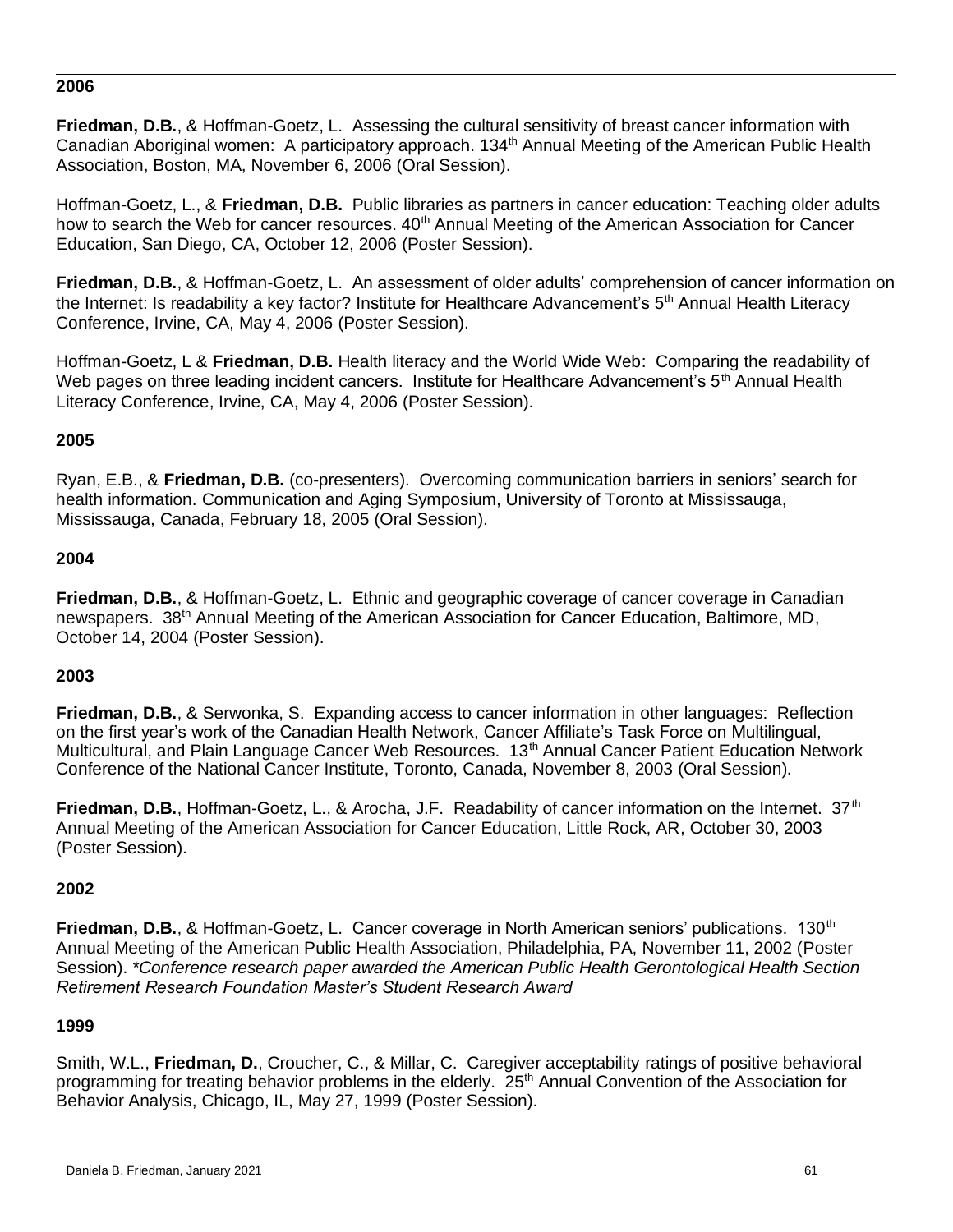**2006**

**Friedman, D.B.**, & Hoffman-Goetz, L. Assessing the cultural sensitivity of breast cancer information with Canadian Aboriginal women: A participatory approach. 134th Annual Meeting of the American Public Health Association, Boston, MA, November 6, 2006 (Oral Session).

Hoffman-Goetz, L., & **Friedman, D.B.** Public libraries as partners in cancer education: Teaching older adults how to search the Web for cancer resources. 40th Annual Meeting of the American Association for Cancer Education, San Diego, CA, October 12, 2006 (Poster Session).

**Friedman, D.B.**, & Hoffman-Goetz, L. An assessment of older adults' comprehension of cancer information on the Internet: Is readability a key factor? Institute for Healthcare Advancement's 5th Annual Health Literacy Conference, Irvine, CA, May 4, 2006 (Poster Session).

Hoffman-Goetz, L & **Friedman, D.B.** Health literacy and the World Wide Web: Comparing the readability of Web pages on three leading incident cancers. Institute for Healthcare Advancement's 5th Annual Health Literacy Conference, Irvine, CA, May 4, 2006 (Poster Session).

**2005**

Ryan, E.B., & **Friedman, D.B.** (co-presenters). Overcoming communication barriers in seniors' search for health information. Communication and Aging Symposium, University of Toronto at Mississauga, Mississauga, Canada, February 18, 2005 (Oral Session).

**2004**

**Friedman, D.B.**, & Hoffman-Goetz, L. Ethnic and geographic coverage of cancer coverage in Canadian newspapers. 38th Annual Meeting of the American Association for Cancer Education, Baltimore, MD, October 14, 2004 (Poster Session).

**2003**

**Friedman, D.B.**, & Serwonka, S. Expanding access to cancer information in other languages: Reflection on the first year's work of the Canadian Health Network, Cancer Affiliate's Task Force on Multilingual, Multicultural, and Plain Language Cancer Web Resources. 13th Annual Cancer Patient Education Network Conference of the National Cancer Institute, Toronto, Canada, November 8, 2003 (Oral Session).

**Friedman, D.B.**, Hoffman-Goetz, L., & Arocha, J.F. Readability of cancer information on the Internet. 37th Annual Meeting of the American Association for Cancer Education, Little Rock, AR, October 30, 2003 (Poster Session).

**2002**

**Friedman, D.B.**, & Hoffman-Goetz, L. Cancer coverage in North American seniors' publications. 130th Annual Meeting of the American Public Health Association, Philadelphia, PA, November 11, 2002 (Poster Session). *\*Conference research paper awarded the American Public Health Gerontological Health Section Retirement Research Foundation Master's Student Research Award*

**1999**

Smith, W.L., **Friedman, D.**, Croucher, C., & Millar, C. Caregiver acceptability ratings of positive behavioral programming for treating behavior problems in the elderly. 25th Annual Convention of the Association for Behavior Analysis, Chicago, IL, May 27, 1999 (Poster Session).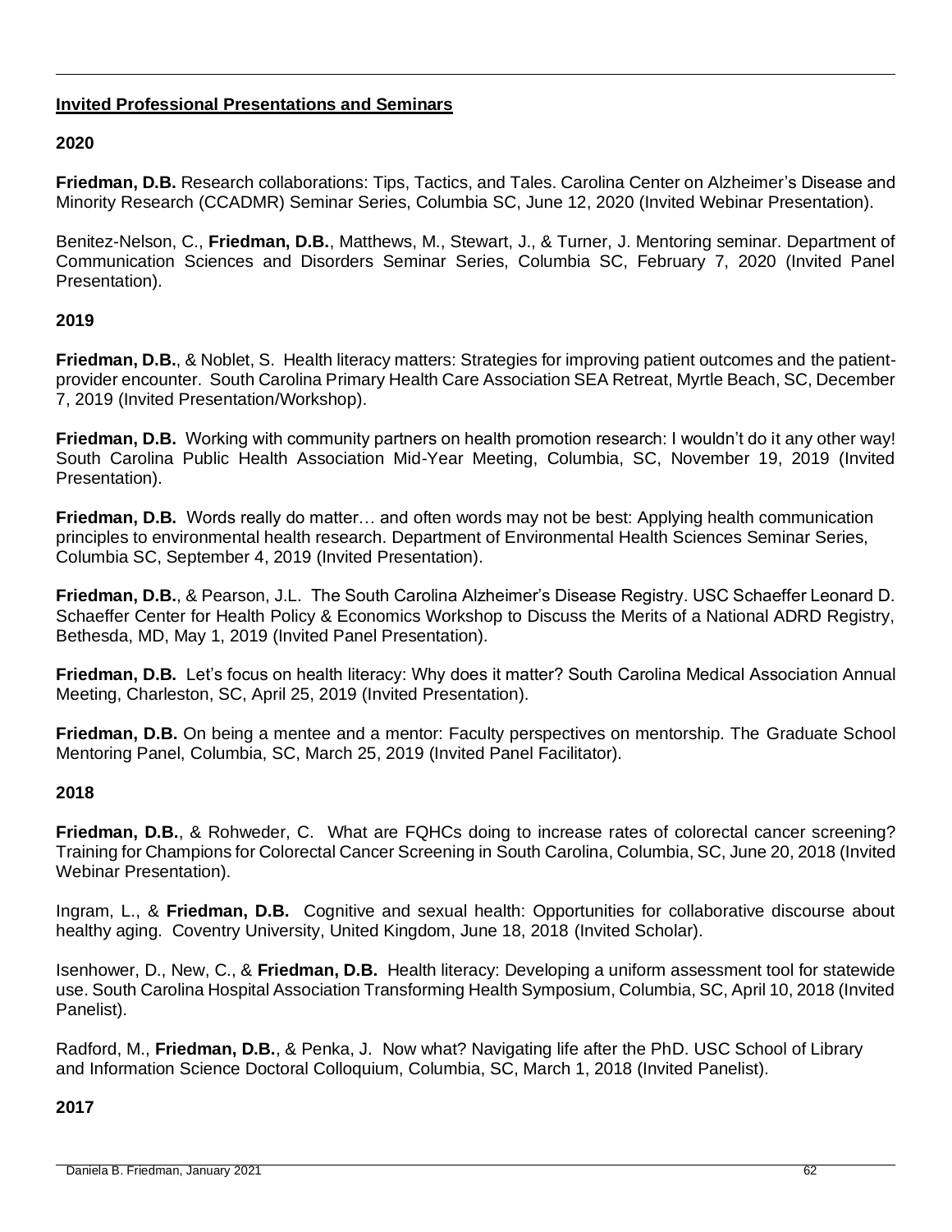## Invited Professional Presentations and Seminars

### 2020

**Friedman, D.B.** Research collaborations: Tips, Tactics, and Tales. Carolina Center on Alzheimer's Disease and Minority Research (CCADMR) Seminar Series, Columbia SC, June 12, 2020 (Invited Webinar Presentation).

Benitez-Nelson, C., **Friedman, D.B.**, Matthews, M., Stewart, J., & Turner, J. Mentoring seminar. Department of Communication Sciences and Disorders Seminar Series, Columbia SC, February 7, 2020 (Invited Panel Presentation).

### 2019

**Friedman, D.B.**, & Noblet, S. Health literacy matters: Strategies for improving patient outcomes and the patient-provider encounter. South Carolina Primary Health Care Association SEA Retreat, Myrtle Beach, SC, December 7, 2019 (Invited Presentation/Workshop).

**Friedman, D.B.** Working with community partners on health promotion research: I wouldn't do it any other way! South Carolina Public Health Association Mid-Year Meeting, Columbia, SC, November 19, 2019 (Invited Presentation).

**Friedman, D.B.** Words really do matter… and often words may not be best: Applying health communication principles to environmental health research. Department of Environmental Health Sciences Seminar Series, Columbia SC, September 4, 2019 (Invited Presentation).

**Friedman, D.B.**, & Pearson, J.L. The South Carolina Alzheimer's Disease Registry. USC Schaeffer Leonard D. Schaeffer Center for Health Policy & Economics Workshop to Discuss the Merits of a National ADRD Registry, Bethesda, MD, May 1, 2019 (Invited Panel Presentation).

**Friedman, D.B.** Let's focus on health literacy: Why does it matter? South Carolina Medical Association Annual Meeting, Charleston, SC, April 25, 2019 (Invited Presentation).

**Friedman, D.B.** On being a mentee and a mentor: Faculty perspectives on mentorship. The Graduate School Mentoring Panel, Columbia, SC, March 25, 2019 (Invited Panel Facilitator).

### 2018

**Friedman, D.B.**, & Rohweder, C. What are FQHCs doing to increase rates of colorectal cancer screening? Training for Champions for Colorectal Cancer Screening in South Carolina, Columbia, SC, June 20, 2018 (Invited Webinar Presentation).

Ingram, L., & **Friedman, D.B.** Cognitive and sexual health: Opportunities for collaborative discourse about healthy aging. Coventry University, United Kingdom, June 18, 2018 (Invited Scholar).

Isenhower, D., New, C., & **Friedman, D.B.** Health literacy: Developing a uniform assessment tool for statewide use. South Carolina Hospital Association Transforming Health Symposium, Columbia, SC, April 10, 2018 (Invited Panelist).

Radford, M., **Friedman, D.B.**, & Penka, J. Now what? Navigating life after the PhD. USC School of Library and Information Science Doctoral Colloquium, Columbia, SC, March 1, 2018 (Invited Panelist).

### 2017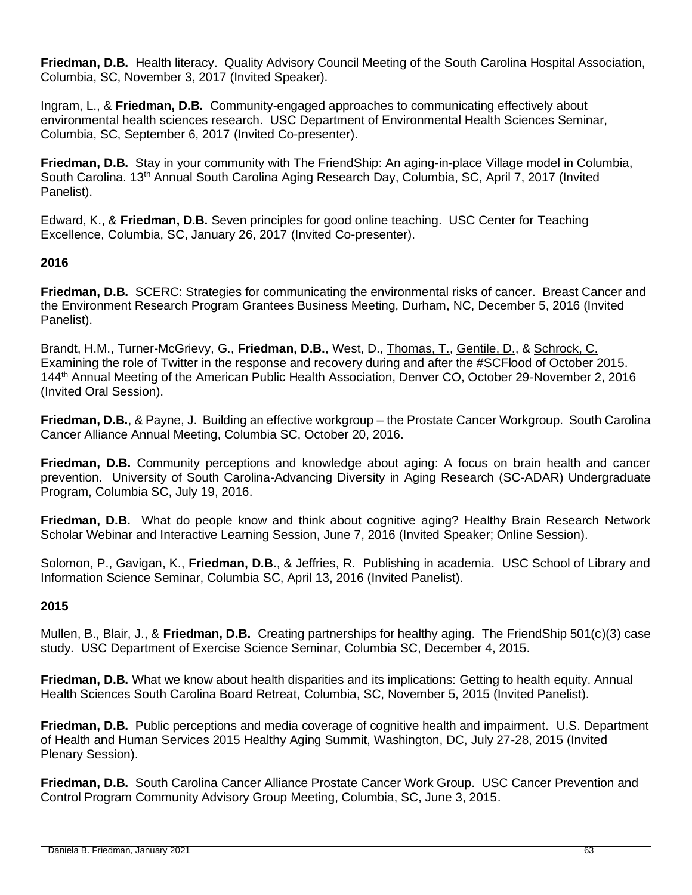**Friedman, D.B.** Health literacy. Quality Advisory Council Meeting of the South Carolina Hospital Association, Columbia, SC, November 3, 2017 (Invited Speaker).

Ingram, L., & **Friedman, D.B.** Community-engaged approaches to communicating effectively about environmental health sciences research. USC Department of Environmental Health Sciences Seminar, Columbia, SC, September 6, 2017 (Invited Co-presenter).

**Friedman, D.B.** Stay in your community with The FriendShip: An aging-in-place Village model in Columbia, South Carolina. 13th Annual South Carolina Aging Research Day, Columbia, SC, April 7, 2017 (Invited Panelist).

Edward, K., & **Friedman, D.B.** Seven principles for good online teaching. USC Center for Teaching Excellence, Columbia, SC, January 26, 2017 (Invited Co-presenter).

**2016**

**Friedman, D.B.** SCERC: Strategies for communicating the environmental risks of cancer. Breast Cancer and the Environment Research Program Grantees Business Meeting, Durham, NC, December 5, 2016 (Invited Panelist).

Brandt, H.M., Turner-McGrievy, G., **Friedman, D.B.**, West, D., <u>Thomas, T.</u>, <u>Gentile, D.</u>, & <u>Schrock, C.</u> Examining the role of Twitter in the response and recovery during and after the #SCFlood of October 2015. 144th Annual Meeting of the American Public Health Association, Denver CO, October 29-November 2, 2016 (Invited Oral Session).

**Friedman, D.B.**, & Payne, J. Building an effective workgroup – the Prostate Cancer Workgroup. South Carolina Cancer Alliance Annual Meeting, Columbia SC, October 20, 2016.

**Friedman, D.B.** Community perceptions and knowledge about aging: A focus on brain health and cancer prevention. University of South Carolina-Advancing Diversity in Aging Research (SC-ADAR) Undergraduate Program, Columbia SC, July 19, 2016.

**Friedman, D.B.** What do people know and think about cognitive aging? Healthy Brain Research Network Scholar Webinar and Interactive Learning Session, June 7, 2016 (Invited Speaker; Online Session).

Solomon, P., Gavigan, K., **Friedman, D.B.**, & Jeffries, R. Publishing in academia. USC School of Library and Information Science Seminar, Columbia SC, April 13, 2016 (Invited Panelist).

**2015**

Mullen, B., Blair, J., & **Friedman, D.B.** Creating partnerships for healthy aging. The FriendShip 501(c)(3) case study. USC Department of Exercise Science Seminar, Columbia SC, December 4, 2015.

**Friedman, D.B.** What we know about health disparities and its implications: Getting to health equity. Annual Health Sciences South Carolina Board Retreat, Columbia, SC, November 5, 2015 (Invited Panelist).

**Friedman, D.B.** Public perceptions and media coverage of cognitive health and impairment. U.S. Department of Health and Human Services 2015 Healthy Aging Summit, Washington, DC, July 27-28, 2015 (Invited Plenary Session).

**Friedman, D.B.** South Carolina Cancer Alliance Prostate Cancer Work Group. USC Cancer Prevention and Control Program Community Advisory Group Meeting, Columbia, SC, June 3, 2015.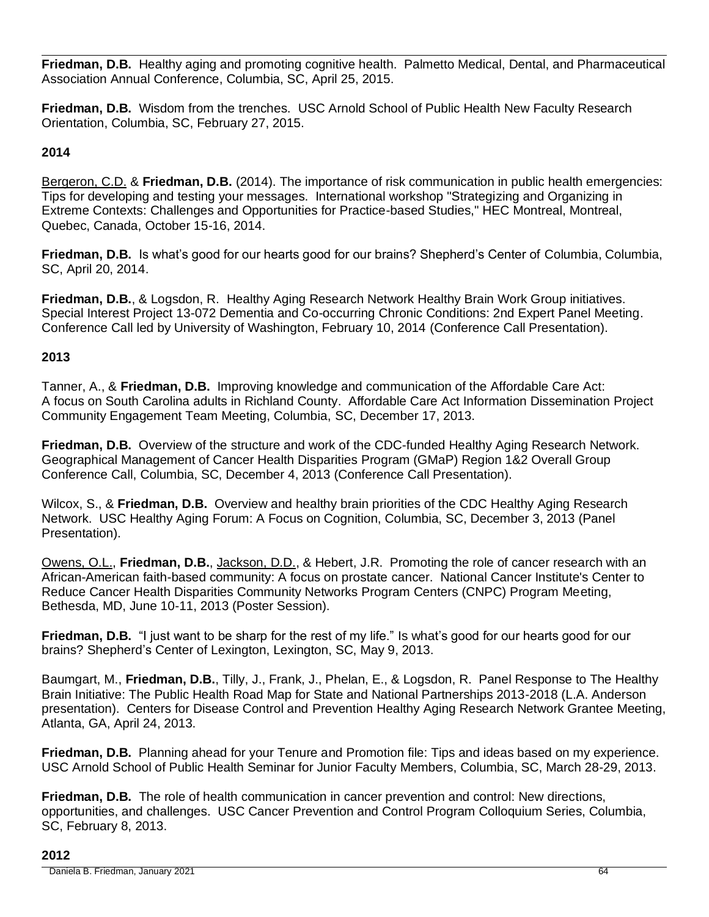**Friedman, D.B.** Healthy aging and promoting cognitive health. Palmetto Medical, Dental, and Pharmaceutical Association Annual Conference, Columbia, SC, April 25, 2015.

**Friedman, D.B.** Wisdom from the trenches. USC Arnold School of Public Health New Faculty Research Orientation, Columbia, SC, February 27, 2015.

**2014**

Bergeron, C.D. & **Friedman, D.B.** (2014). The importance of risk communication in public health emergencies: Tips for developing and testing your messages. International workshop "Strategizing and Organizing in Extreme Contexts: Challenges and Opportunities for Practice-based Studies," HEC Montreal, Montreal, Quebec, Canada, October 15-16, 2014.

**Friedman, D.B.** Is what's good for our hearts good for our brains? Shepherd's Center of Columbia, Columbia, SC, April 20, 2014.

**Friedman, D.B.**, & Logsdon, R. Healthy Aging Research Network Healthy Brain Work Group initiatives. Special Interest Project 13-072 Dementia and Co-occurring Chronic Conditions: 2nd Expert Panel Meeting. Conference Call led by University of Washington, February 10, 2014 (Conference Call Presentation).

**2013**

Tanner, A., & **Friedman, D.B.** Improving knowledge and communication of the Affordable Care Act: A focus on South Carolina adults in Richland County. Affordable Care Act Information Dissemination Project Community Engagement Team Meeting, Columbia, SC, December 17, 2013.

**Friedman, D.B.** Overview of the structure and work of the CDC-funded Healthy Aging Research Network. Geographical Management of Cancer Health Disparities Program (GMaP) Region 1&2 Overall Group Conference Call, Columbia, SC, December 4, 2013 (Conference Call Presentation).

Wilcox, S., & **Friedman, D.B.** Overview and healthy brain priorities of the CDC Healthy Aging Research Network. USC Healthy Aging Forum: A Focus on Cognition, Columbia, SC, December 3, 2013 (Panel Presentation).

Owens, O.L., **Friedman, D.B.**, Jackson, D.D., & Hebert, J.R. Promoting the role of cancer research with an African-American faith-based community: A focus on prostate cancer. National Cancer Institute's Center to Reduce Cancer Health Disparities Community Networks Program Centers (CNPC) Program Meeting, Bethesda, MD, June 10-11, 2013 (Poster Session).

**Friedman, D.B.** "I just want to be sharp for the rest of my life." Is what's good for our hearts good for our brains? Shepherd's Center of Lexington, Lexington, SC, May 9, 2013.

Baumgart, M., **Friedman, D.B.**, Tilly, J., Frank, J., Phelan, E., & Logsdon, R. Panel Response to The Healthy Brain Initiative: The Public Health Road Map for State and National Partnerships 2013-2018 (L.A. Anderson presentation). Centers for Disease Control and Prevention Healthy Aging Research Network Grantee Meeting, Atlanta, GA, April 24, 2013.

**Friedman, D.B.** Planning ahead for your Tenure and Promotion file: Tips and ideas based on my experience. USC Arnold School of Public Health Seminar for Junior Faculty Members, Columbia, SC, March 28-29, 2013.

**Friedman, D.B.** The role of health communication in cancer prevention and control: New directions, opportunities, and challenges. USC Cancer Prevention and Control Program Colloquium Series, Columbia, SC, February 8, 2013.

**2012**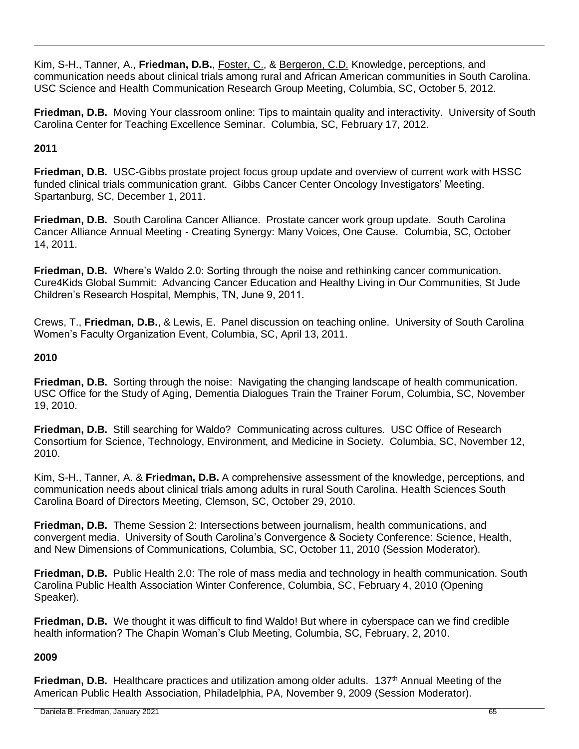Kim, S-H., Tanner, A., **Friedman, D.B.**, Foster, C., & Bergeron, C.D. Knowledge, perceptions, and communication needs about clinical trials among rural and African American communities in South Carolina. USC Science and Health Communication Research Group Meeting, Columbia, SC, October 5, 2012.

**Friedman, D.B.** Moving Your classroom online: Tips to maintain quality and interactivity. University of South Carolina Center for Teaching Excellence Seminar. Columbia, SC, February 17, 2012.

**2011**

**Friedman, D.B.** USC-Gibbs prostate project focus group update and overview of current work with HSSC funded clinical trials communication grant. Gibbs Cancer Center Oncology Investigators' Meeting. Spartanburg, SC, December 1, 2011.

**Friedman, D.B.** South Carolina Cancer Alliance. Prostate cancer work group update. South Carolina Cancer Alliance Annual Meeting - Creating Synergy: Many Voices, One Cause. Columbia, SC, October 14, 2011.

**Friedman, D.B.** Where's Waldo 2.0: Sorting through the noise and rethinking cancer communication. Cure4Kids Global Summit: Advancing Cancer Education and Healthy Living in Our Communities, St Jude Children's Research Hospital, Memphis, TN, June 9, 2011.

Crews, T., **Friedman, D.B.**, & Lewis, E. Panel discussion on teaching online. University of South Carolina Women's Faculty Organization Event, Columbia, SC, April 13, 2011.

**2010**

**Friedman, D.B.** Sorting through the noise: Navigating the changing landscape of health communication. USC Office for the Study of Aging, Dementia Dialogues Train the Trainer Forum, Columbia, SC, November 19, 2010.

**Friedman, D.B.** Still searching for Waldo? Communicating across cultures. USC Office of Research Consortium for Science, Technology, Environment, and Medicine in Society. Columbia, SC, November 12, 2010.

Kim, S-H., Tanner, A. & **Friedman, D.B.** A comprehensive assessment of the knowledge, perceptions, and communication needs about clinical trials among adults in rural South Carolina. Health Sciences South Carolina Board of Directors Meeting, Clemson, SC, October 29, 2010.

**Friedman, D.B.** Theme Session 2: Intersections between journalism, health communications, and convergent media. University of South Carolina's Convergence & Society Conference: Science, Health, and New Dimensions of Communications, Columbia, SC, October 11, 2010 (Session Moderator).

**Friedman, D.B.** Public Health 2.0: The role of mass media and technology in health communication. South Carolina Public Health Association Winter Conference, Columbia, SC, February 4, 2010 (Opening Speaker).

**Friedman, D.B.** We thought it was difficult to find Waldo! But where in cyberspace can we find credible health information? The Chapin Woman's Club Meeting, Columbia, SC, February, 2, 2010.

**2009**

**Friedman, D.B.** Healthcare practices and utilization among older adults. 137th Annual Meeting of the American Public Health Association, Philadelphia, PA, November 9, 2009 (Session Moderator).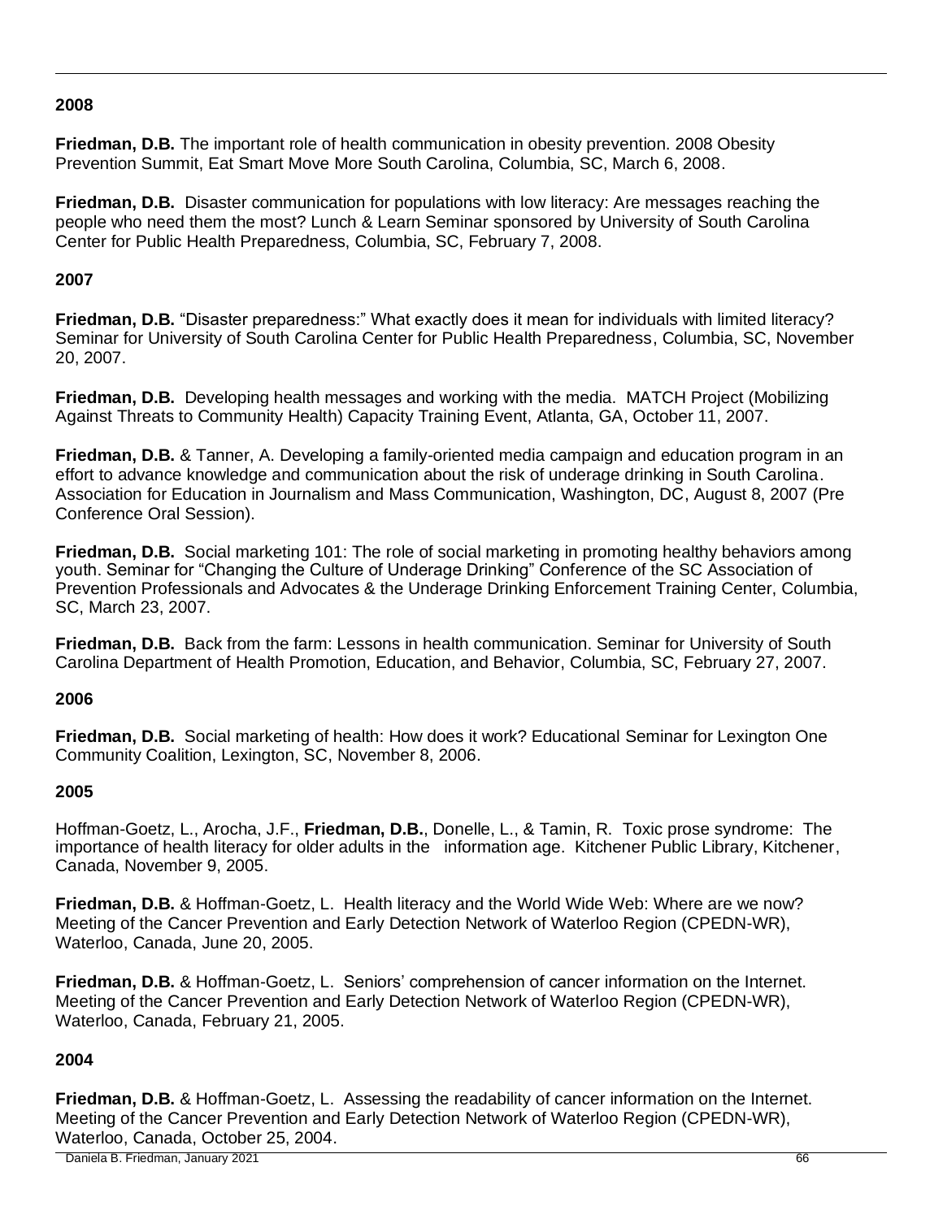**2008**

**Friedman, D.B.** The important role of health communication in obesity prevention. 2008 Obesity Prevention Summit, Eat Smart Move More South Carolina, Columbia, SC, March 6, 2008.

**Friedman, D.B.** Disaster communication for populations with low literacy: Are messages reaching the people who need them the most? Lunch & Learn Seminar sponsored by University of South Carolina Center for Public Health Preparedness, Columbia, SC, February 7, 2008.

**2007**

**Friedman, D.B.** "Disaster preparedness:" What exactly does it mean for individuals with limited literacy? Seminar for University of South Carolina Center for Public Health Preparedness, Columbia, SC, November 20, 2007.

**Friedman, D.B.** Developing health messages and working with the media. MATCH Project (Mobilizing Against Threats to Community Health) Capacity Training Event, Atlanta, GA, October 11, 2007.

**Friedman, D.B.** & Tanner, A. Developing a family-oriented media campaign and education program in an effort to advance knowledge and communication about the risk of underage drinking in South Carolina. Association for Education in Journalism and Mass Communication, Washington, DC, August 8, 2007 (Pre Conference Oral Session).

**Friedman, D.B.** Social marketing 101: The role of social marketing in promoting healthy behaviors among youth. Seminar for "Changing the Culture of Underage Drinking" Conference of the SC Association of Prevention Professionals and Advocates & the Underage Drinking Enforcement Training Center, Columbia, SC, March 23, 2007.

**Friedman, D.B.** Back from the farm: Lessons in health communication. Seminar for University of South Carolina Department of Health Promotion, Education, and Behavior, Columbia, SC, February 27, 2007.

**2006**

**Friedman, D.B.** Social marketing of health: How does it work? Educational Seminar for Lexington One Community Coalition, Lexington, SC, November 8, 2006.

**2005**

Hoffman-Goetz, L., Arocha, J.F., **Friedman, D.B.**, Donelle, L., & Tamin, R. Toxic prose syndrome: The importance of health literacy for older adults in the information age. Kitchener Public Library, Kitchener, Canada, November 9, 2005.

**Friedman, D.B.** & Hoffman-Goetz, L. Health literacy and the World Wide Web: Where are we now? Meeting of the Cancer Prevention and Early Detection Network of Waterloo Region (CPEDN-WR), Waterloo, Canada, June 20, 2005.

**Friedman, D.B.** & Hoffman-Goetz, L. Seniors' comprehension of cancer information on the Internet. Meeting of the Cancer Prevention and Early Detection Network of Waterloo Region (CPEDN-WR), Waterloo, Canada, February 21, 2005.

**2004**

**Friedman, D.B.** & Hoffman-Goetz, L. Assessing the readability of cancer information on the Internet. Meeting of the Cancer Prevention and Early Detection Network of Waterloo Region (CPEDN-WR), Waterloo, Canada, October 25, 2004.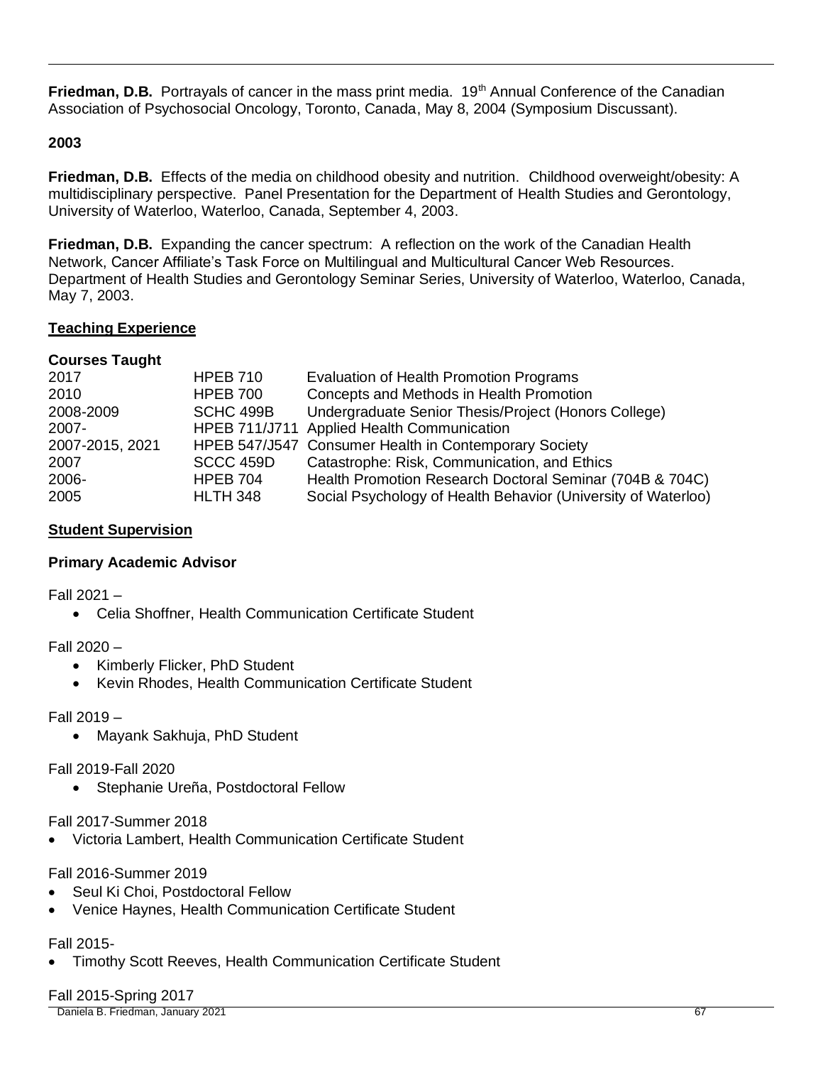**Friedman, D.B.** Portrayals of cancer in the mass print media. 19th Annual Conference of the Canadian Association of Psychosocial Oncology, Toronto, Canada, May 8, 2004 (Symposium Discussant).

**2003**

**Friedman, D.B.** Effects of the media on childhood obesity and nutrition. Childhood overweight/obesity: A multidisciplinary perspective. Panel Presentation for the Department of Health Studies and Gerontology, University of Waterloo, Waterloo, Canada, September 4, 2003.

**Friedman, D.B.** Expanding the cancer spectrum: A reflection on the work of the Canadian Health Network, Cancer Affiliate's Task Force on Multilingual and Multicultural Cancer Web Resources. Department of Health Studies and Gerontology Seminar Series, University of Waterloo, Waterloo, Canada, May 7, 2003.

## Teaching Experience

### Courses Taught

| | | |
|---|---|---|
| 2017 | HPEB 710 | Evaluation of Health Promotion Programs |
| 2010 | HPEB 700 | Concepts and Methods in Health Promotion |
| 2008-2009 | SCHC 499B | Undergraduate Senior Thesis/Project (Honors College) |
| 2007- | HPEB 711/J711 | Applied Health Communication |
| 2007-2015, 2021 | HPEB 547/J547 | Consumer Health in Contemporary Society |
| 2007 | SCCC 459D | Catastrophe: Risk, Communication, and Ethics |
| 2006- | HPEB 704 | Health Promotion Research Doctoral Seminar (704B & 704C) |
| 2005 | HLTH 348 | Social Psychology of Health Behavior (University of Waterloo) |

## Student Supervision

### Primary Academic Advisor

Fall 2021 –

- Celia Shoffner, Health Communication Certificate Student

Fall 2020 –

- Kimberly Flicker, PhD Student
- Kevin Rhodes, Health Communication Certificate Student

Fall 2019 –

- Mayank Sakhuja, PhD Student

Fall 2019-Fall 2020

- Stephanie Ureña, Postdoctoral Fellow

Fall 2017-Summer 2018

- Victoria Lambert, Health Communication Certificate Student

Fall 2016-Summer 2019

- Seul Ki Choi, Postdoctoral Fellow
- Venice Haynes, Health Communication Certificate Student

Fall 2015-

- Timothy Scott Reeves, Health Communication Certificate Student

Fall 2015-Spring 2017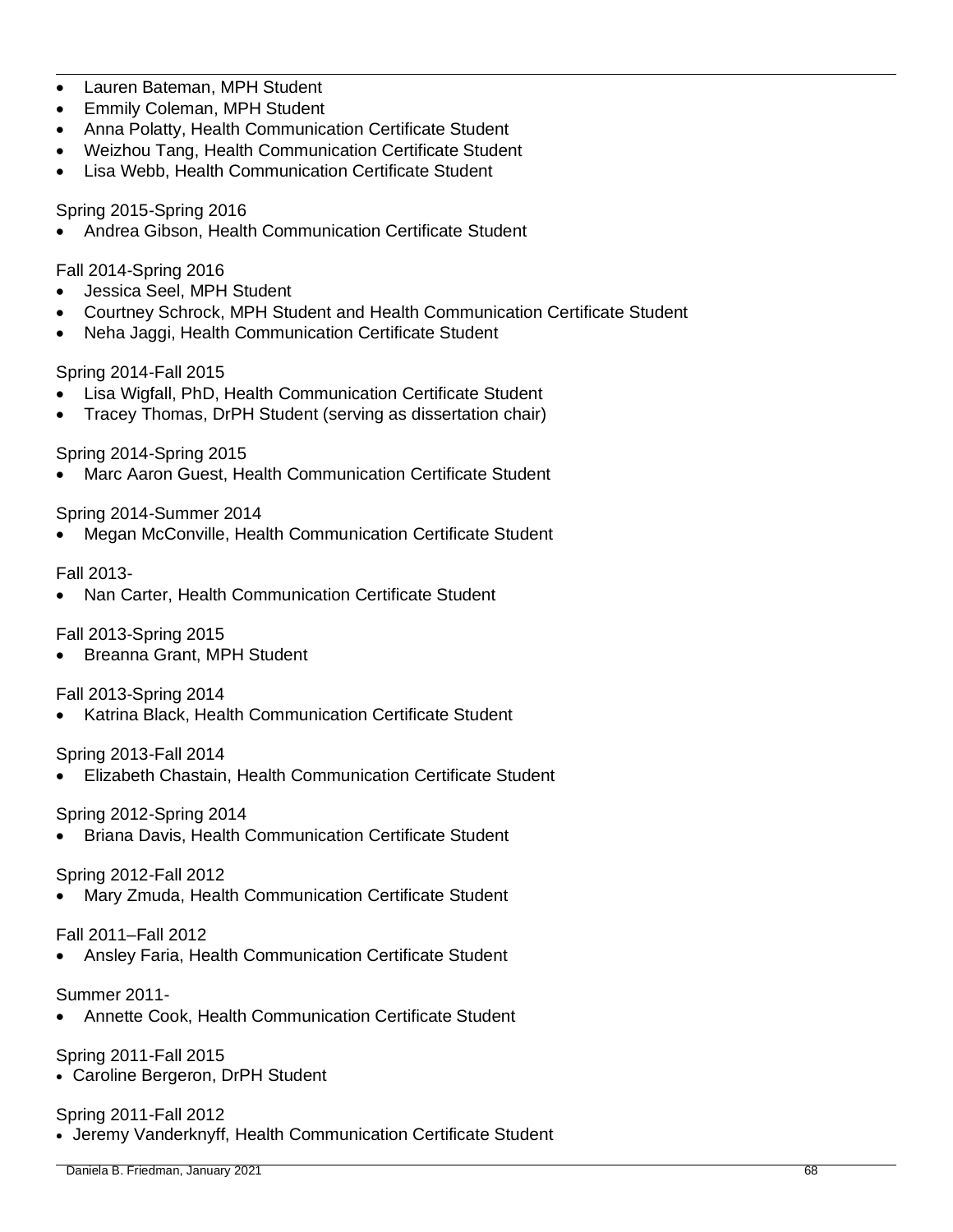- Lauren Bateman, MPH Student
- Emmily Coleman, MPH Student
- Anna Polatty, Health Communication Certificate Student
- Weizhou Tang, Health Communication Certificate Student
- Lisa Webb, Health Communication Certificate Student

Spring 2015-Spring 2016

- Andrea Gibson, Health Communication Certificate Student

Fall 2014-Spring 2016

- Jessica Seel, MPH Student
- Courtney Schrock, MPH Student and Health Communication Certificate Student
- Neha Jaggi, Health Communication Certificate Student

Spring 2014-Fall 2015

- Lisa Wigfall, PhD, Health Communication Certificate Student
- Tracey Thomas, DrPH Student (serving as dissertation chair)

Spring 2014-Spring 2015

- Marc Aaron Guest, Health Communication Certificate Student

Spring 2014-Summer 2014

- Megan McConville, Health Communication Certificate Student

Fall 2013-

- Nan Carter, Health Communication Certificate Student

Fall 2013-Spring 2015

- Breanna Grant, MPH Student

Fall 2013-Spring 2014

- Katrina Black, Health Communication Certificate Student

Spring 2013-Fall 2014

- Elizabeth Chastain, Health Communication Certificate Student

Spring 2012-Spring 2014

- Briana Davis, Health Communication Certificate Student

Spring 2012-Fall 2012

- Mary Zmuda, Health Communication Certificate Student

Fall 2011–Fall 2012

- Ansley Faria, Health Communication Certificate Student

Summer 2011-

- Annette Cook, Health Communication Certificate Student

Spring 2011-Fall 2015

- Caroline Bergeron, DrPH Student

Spring 2011-Fall 2012

- Jeremy Vanderknyff, Health Communication Certificate Student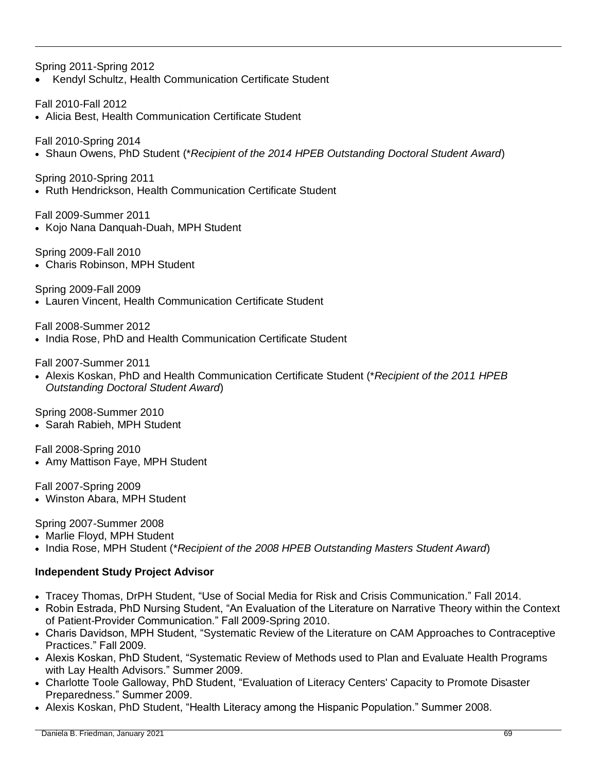Spring 2011-Spring 2012

- Kendyl Schultz, Health Communication Certificate Student

Fall 2010-Fall 2012

- Alicia Best, Health Communication Certificate Student

Fall 2010-Spring 2014

- Shaun Owens, PhD Student (*Recipient of the 2014 HPEB Outstanding Doctoral Student Award*)

Spring 2010-Spring 2011

- Ruth Hendrickson, Health Communication Certificate Student

Fall 2009-Summer 2011

- Kojo Nana Danquah-Duah, MPH Student

Spring 2009-Fall 2010

- Charis Robinson, MPH Student

Spring 2009-Fall 2009

- Lauren Vincent, Health Communication Certificate Student

Fall 2008-Summer 2012

- India Rose, PhD and Health Communication Certificate Student

Fall 2007-Summer 2011

- Alexis Koskan, PhD and Health Communication Certificate Student (*Recipient of the 2011 HPEB Outstanding Doctoral Student Award*)

Spring 2008-Summer 2010

- Sarah Rabieh, MPH Student

Fall 2008-Spring 2010

- Amy Mattison Faye, MPH Student

Fall 2007-Spring 2009

- Winston Abara, MPH Student

Spring 2007-Summer 2008

- Marlie Floyd, MPH Student
- India Rose, MPH Student (*Recipient of the 2008 HPEB Outstanding Masters Student Award*)

**Independent Study Project Advisor**

- Tracey Thomas, DrPH Student, "Use of Social Media for Risk and Crisis Communication." Fall 2014.
- Robin Estrada, PhD Nursing Student, "An Evaluation of the Literature on Narrative Theory within the Context of Patient-Provider Communication." Fall 2009-Spring 2010.
- Charis Davidson, MPH Student, "Systematic Review of the Literature on CAM Approaches to Contraceptive Practices." Fall 2009.
- Alexis Koskan, PhD Student, "Systematic Review of Methods used to Plan and Evaluate Health Programs with Lay Health Advisors." Summer 2009.
- Charlotte Toole Galloway, PhD Student, "Evaluation of Literacy Centers' Capacity to Promote Disaster Preparedness." Summer 2009.
- Alexis Koskan, PhD Student, "Health Literacy among the Hispanic Population." Summer 2008.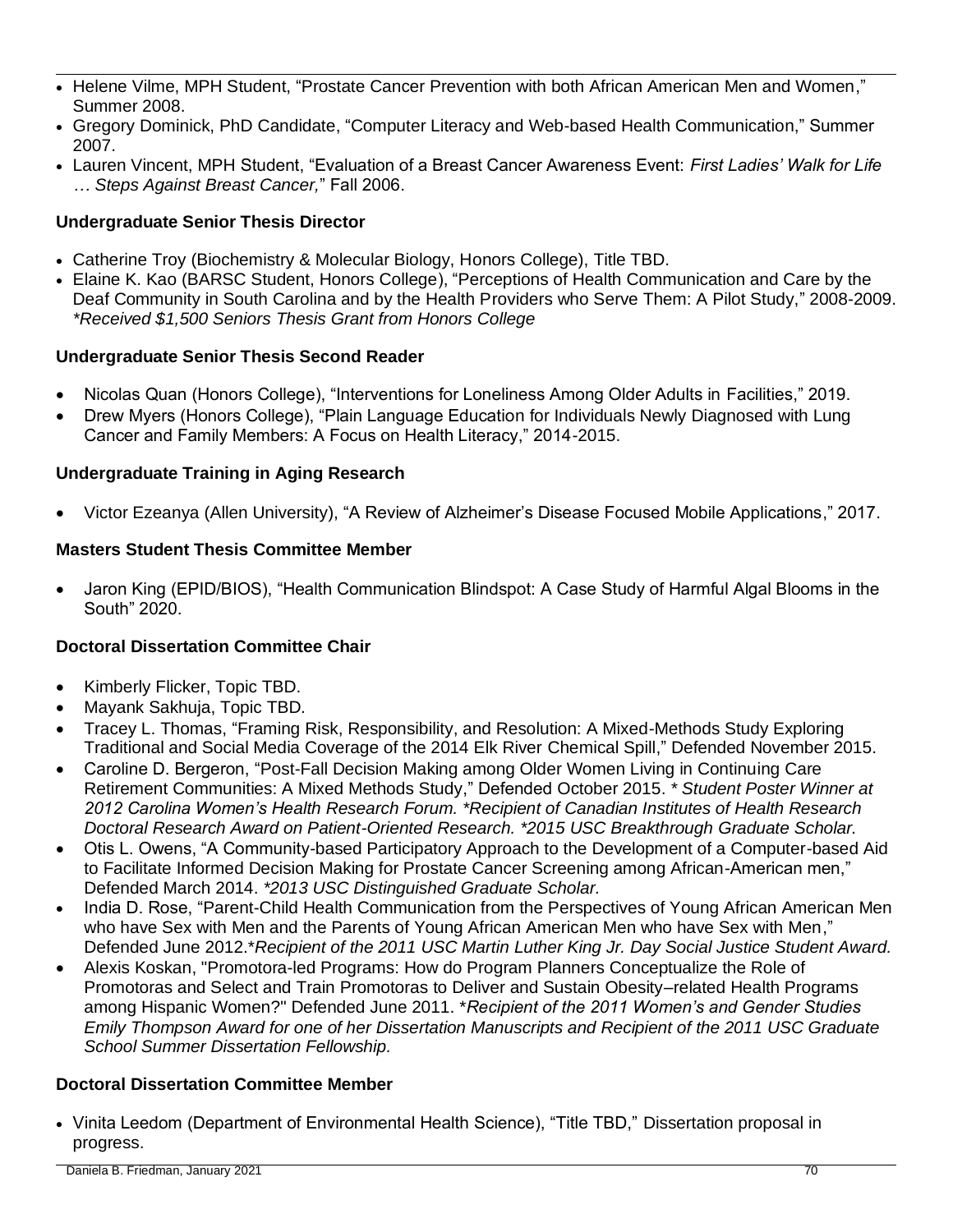- Helene Vilme, MPH Student, "Prostate Cancer Prevention with both African American Men and Women," Summer 2008.
- Gregory Dominick, PhD Candidate, "Computer Literacy and Web-based Health Communication," Summer 2007.
- Lauren Vincent, MPH Student, "Evaluation of a Breast Cancer Awareness Event: *First Ladies' Walk for Life … Steps Against Breast Cancer,*" Fall 2006.

**Undergraduate Senior Thesis Director**

- Catherine Troy (Biochemistry & Molecular Biology, Honors College), Title TBD.
- Elaine K. Kao (BARSC Student, Honors College), "Perceptions of Health Communication and Care by the Deaf Community in South Carolina and by the Health Providers who Serve Them: A Pilot Study," 2008-2009. *\*Received $1,500 Seniors Thesis Grant from Honors College*

**Undergraduate Senior Thesis Second Reader**

- Nicolas Quan (Honors College), "Interventions for Loneliness Among Older Adults in Facilities," 2019.
- Drew Myers (Honors College), "Plain Language Education for Individuals Newly Diagnosed with Lung Cancer and Family Members: A Focus on Health Literacy," 2014-2015.

**Undergraduate Training in Aging Research**

- Victor Ezeanya (Allen University), "A Review of Alzheimer's Disease Focused Mobile Applications," 2017.

**Masters Student Thesis Committee Member**

- Jaron King (EPID/BIOS), "Health Communication Blindspot: A Case Study of Harmful Algal Blooms in the South" 2020.

**Doctoral Dissertation Committee Chair**

- Kimberly Flicker, Topic TBD.
- Mayank Sakhuja, Topic TBD.
- Tracey L. Thomas, "Framing Risk, Responsibility, and Resolution: A Mixed-Methods Study Exploring Traditional and Social Media Coverage of the 2014 Elk River Chemical Spill," Defended November 2015.
- Caroline D. Bergeron, "Post-Fall Decision Making among Older Women Living in Continuing Care Retirement Communities: A Mixed Methods Study," Defended October 2015. *\* Student Poster Winner at 2012 Carolina Women's Health Research Forum. \*Recipient of Canadian Institutes of Health Research Doctoral Research Award on Patient-Oriented Research. \*2015 USC Breakthrough Graduate Scholar.*
- Otis L. Owens, "A Community-based Participatory Approach to the Development of a Computer-based Aid to Facilitate Informed Decision Making for Prostate Cancer Screening among African-American men," Defended March 2014. *\*2013 USC Distinguished Graduate Scholar.*
- India D. Rose, "Parent-Child Health Communication from the Perspectives of Young African American Men who have Sex with Men and the Parents of Young African American Men who have Sex with Men," Defended June 2012.*\*Recipient of the 2011 USC Martin Luther King Jr. Day Social Justice Student Award.*
- Alexis Koskan, "Promotora-led Programs: How do Program Planners Conceptualize the Role of Promotoras and Select and Train Promotoras to Deliver and Sustain Obesity–related Health Programs among Hispanic Women?" Defended June 2011. \**Recipient of the 2011 Women's and Gender Studies Emily Thompson Award for one of her Dissertation Manuscripts and Recipient of the 2011 USC Graduate School Summer Dissertation Fellowship.*

**Doctoral Dissertation Committee Member**

- Vinita Leedom (Department of Environmental Health Science), "Title TBD," Dissertation proposal in progress.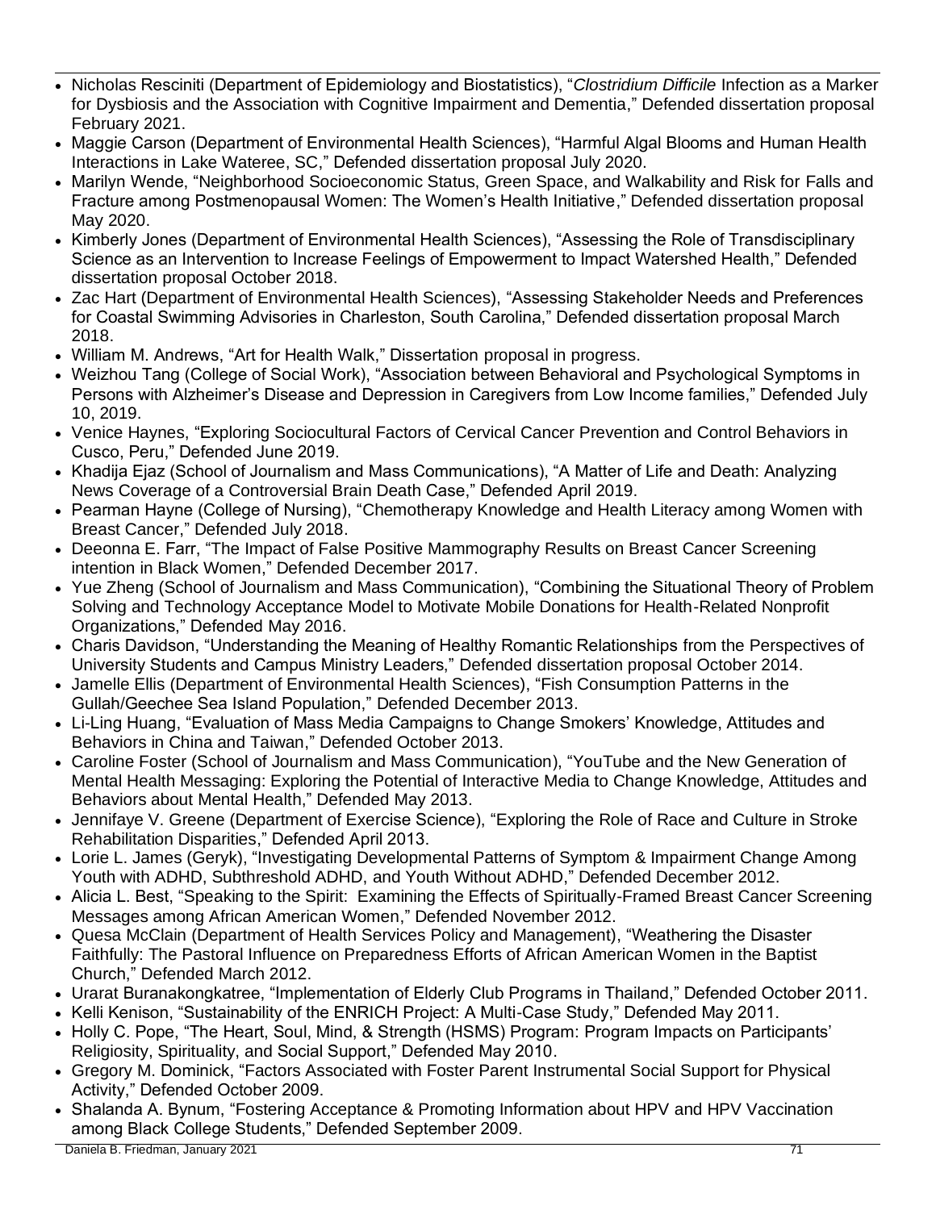- Nicholas Resciniti (Department of Epidemiology and Biostatistics), "*Clostridium Difficile* Infection as a Marker for Dysbiosis and the Association with Cognitive Impairment and Dementia," Defended dissertation proposal February 2021.
- Maggie Carson (Department of Environmental Health Sciences), "Harmful Algal Blooms and Human Health Interactions in Lake Wateree, SC," Defended dissertation proposal July 2020.
- Marilyn Wende, "Neighborhood Socioeconomic Status, Green Space, and Walkability and Risk for Falls and Fracture among Postmenopausal Women: The Women's Health Initiative," Defended dissertation proposal May 2020.
- Kimberly Jones (Department of Environmental Health Sciences), "Assessing the Role of Transdisciplinary Science as an Intervention to Increase Feelings of Empowerment to Impact Watershed Health," Defended dissertation proposal October 2018.
- Zac Hart (Department of Environmental Health Sciences), "Assessing Stakeholder Needs and Preferences for Coastal Swimming Advisories in Charleston, South Carolina," Defended dissertation proposal March 2018.
- William M. Andrews, "Art for Health Walk," Dissertation proposal in progress.
- Weizhou Tang (College of Social Work), "Association between Behavioral and Psychological Symptoms in Persons with Alzheimer's Disease and Depression in Caregivers from Low Income families," Defended July 10, 2019.
- Venice Haynes, "Exploring Sociocultural Factors of Cervical Cancer Prevention and Control Behaviors in Cusco, Peru," Defended June 2019.
- Khadija Ejaz (School of Journalism and Mass Communications), "A Matter of Life and Death: Analyzing News Coverage of a Controversial Brain Death Case," Defended April 2019.
- Pearman Hayne (College of Nursing), "Chemotherapy Knowledge and Health Literacy among Women with Breast Cancer," Defended July 2018.
- Deeonna E. Farr, "The Impact of False Positive Mammography Results on Breast Cancer Screening intention in Black Women," Defended December 2017.
- Yue Zheng (School of Journalism and Mass Communication), "Combining the Situational Theory of Problem Solving and Technology Acceptance Model to Motivate Mobile Donations for Health-Related Nonprofit Organizations," Defended May 2016.
- Charis Davidson, "Understanding the Meaning of Healthy Romantic Relationships from the Perspectives of University Students and Campus Ministry Leaders," Defended dissertation proposal October 2014.
- Jamelle Ellis (Department of Environmental Health Sciences), "Fish Consumption Patterns in the Gullah/Geechee Sea Island Population," Defended December 2013.
- Li-Ling Huang, "Evaluation of Mass Media Campaigns to Change Smokers' Knowledge, Attitudes and Behaviors in China and Taiwan," Defended October 2013.
- Caroline Foster (School of Journalism and Mass Communication), "YouTube and the New Generation of Mental Health Messaging: Exploring the Potential of Interactive Media to Change Knowledge, Attitudes and Behaviors about Mental Health," Defended May 2013.
- Jennifaye V. Greene (Department of Exercise Science), "Exploring the Role of Race and Culture in Stroke Rehabilitation Disparities," Defended April 2013.
- Lorie L. James (Geryk), "Investigating Developmental Patterns of Symptom & Impairment Change Among Youth with ADHD, Subthreshold ADHD, and Youth Without ADHD," Defended December 2012.
- Alicia L. Best, "Speaking to the Spirit: Examining the Effects of Spiritually-Framed Breast Cancer Screening Messages among African American Women," Defended November 2012.
- Quesa McClain (Department of Health Services Policy and Management), "Weathering the Disaster Faithfully: The Pastoral Influence on Preparedness Efforts of African American Women in the Baptist Church," Defended March 2012.
- Urarat Buranakongkatree, "Implementation of Elderly Club Programs in Thailand," Defended October 2011.
- Kelli Kenison, "Sustainability of the ENRICH Project: A Multi-Case Study," Defended May 2011.
- Holly C. Pope, "The Heart, Soul, Mind, & Strength (HSMS) Program: Program Impacts on Participants' Religiosity, Spirituality, and Social Support," Defended May 2010.
- Gregory M. Dominick, "Factors Associated with Foster Parent Instrumental Social Support for Physical Activity," Defended October 2009.
- Shalanda A. Bynum, "Fostering Acceptance & Promoting Information about HPV and HPV Vaccination among Black College Students," Defended September 2009.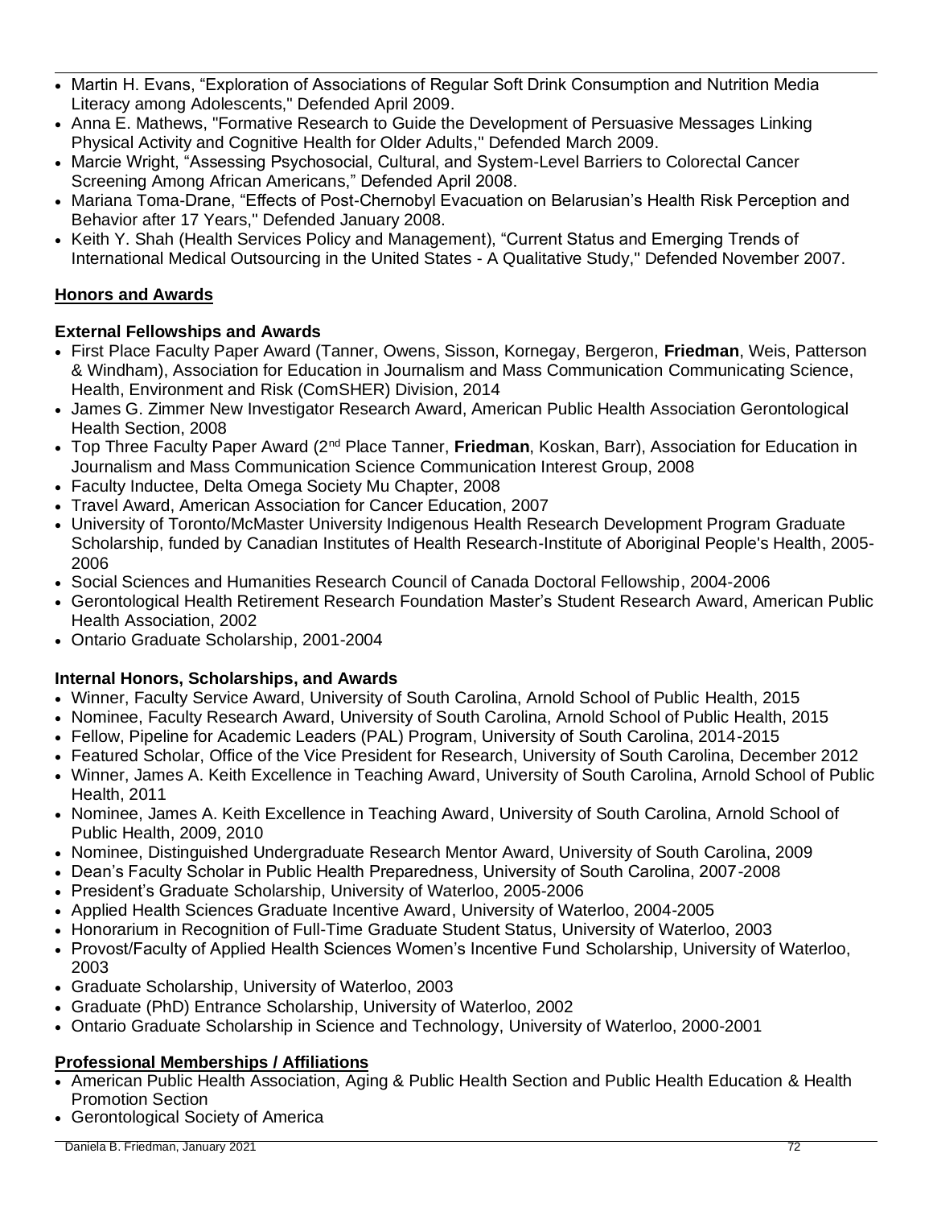- Martin H. Evans, "Exploration of Associations of Regular Soft Drink Consumption and Nutrition Media Literacy among Adolescents," Defended April 2009.
- Anna E. Mathews, "Formative Research to Guide the Development of Persuasive Messages Linking Physical Activity and Cognitive Health for Older Adults," Defended March 2009.
- Marcie Wright, "Assessing Psychosocial, Cultural, and System-Level Barriers to Colorectal Cancer Screening Among African Americans," Defended April 2008.
- Mariana Toma-Drane, "Effects of Post-Chernobyl Evacuation on Belarusian's Health Risk Perception and Behavior after 17 Years," Defended January 2008.
- Keith Y. Shah (Health Services Policy and Management), "Current Status and Emerging Trends of International Medical Outsourcing in the United States - A Qualitative Study," Defended November 2007.

## Honors and Awards

### External Fellowships and Awards

- First Place Faculty Paper Award (Tanner, Owens, Sisson, Kornegay, Bergeron, **Friedman**, Weis, Patterson & Windham), Association for Education in Journalism and Mass Communication Communicating Science, Health, Environment and Risk (ComSHER) Division, 2014
- James G. Zimmer New Investigator Research Award, American Public Health Association Gerontological Health Section, 2008
- Top Three Faculty Paper Award (2nd Place Tanner, **Friedman**, Koskan, Barr), Association for Education in Journalism and Mass Communication Science Communication Interest Group, 2008
- Faculty Inductee, Delta Omega Society Mu Chapter, 2008
- Travel Award, American Association for Cancer Education, 2007
- University of Toronto/McMaster University Indigenous Health Research Development Program Graduate Scholarship, funded by Canadian Institutes of Health Research-Institute of Aboriginal People's Health, 2005-2006
- Social Sciences and Humanities Research Council of Canada Doctoral Fellowship, 2004-2006
- Gerontological Health Retirement Research Foundation Master's Student Research Award, American Public Health Association, 2002
- Ontario Graduate Scholarship, 2001-2004

### Internal Honors, Scholarships, and Awards

- Winner, Faculty Service Award, University of South Carolina, Arnold School of Public Health, 2015
- Nominee, Faculty Research Award, University of South Carolina, Arnold School of Public Health, 2015
- Fellow, Pipeline for Academic Leaders (PAL) Program, University of South Carolina, 2014-2015
- Featured Scholar, Office of the Vice President for Research, University of South Carolina, December 2012
- Winner, James A. Keith Excellence in Teaching Award, University of South Carolina, Arnold School of Public Health, 2011
- Nominee, James A. Keith Excellence in Teaching Award, University of South Carolina, Arnold School of Public Health, 2009, 2010
- Nominee, Distinguished Undergraduate Research Mentor Award, University of South Carolina, 2009
- Dean's Faculty Scholar in Public Health Preparedness, University of South Carolina, 2007-2008
- President's Graduate Scholarship, University of Waterloo, 2005-2006
- Applied Health Sciences Graduate Incentive Award, University of Waterloo, 2004-2005
- Honorarium in Recognition of Full-Time Graduate Student Status, University of Waterloo, 2003
- Provost/Faculty of Applied Health Sciences Women's Incentive Fund Scholarship, University of Waterloo, 2003
- Graduate Scholarship, University of Waterloo, 2003
- Graduate (PhD) Entrance Scholarship, University of Waterloo, 2002
- Ontario Graduate Scholarship in Science and Technology, University of Waterloo, 2000-2001

## Professional Memberships / Affiliations

- American Public Health Association, Aging & Public Health Section and Public Health Education & Health Promotion Section
- Gerontological Society of America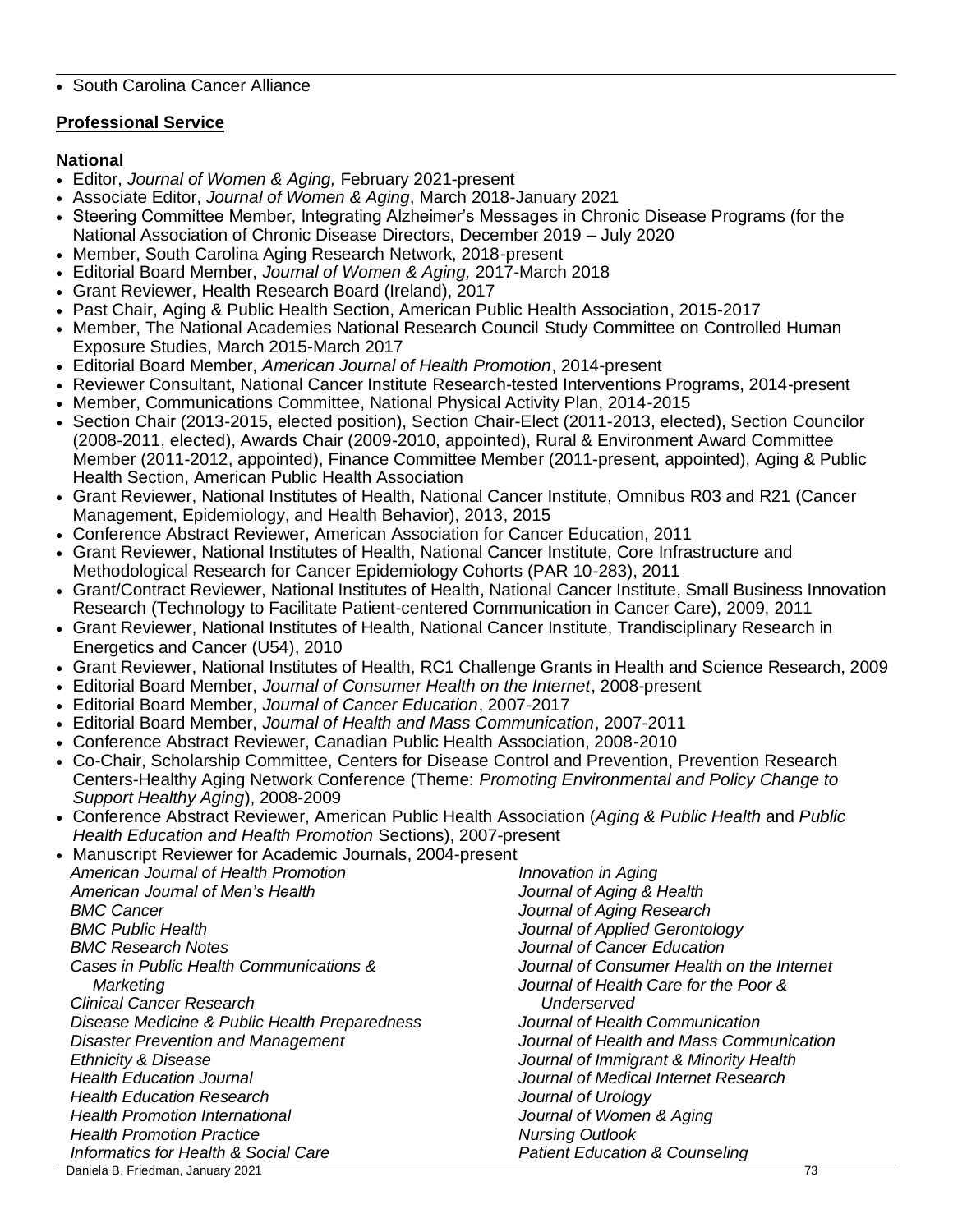- South Carolina Cancer Alliance

## Professional Service

### National

- Editor, *Journal of Women & Aging,* February 2021-present
- Associate Editor, *Journal of Women & Aging*, March 2018-January 2021
- Steering Committee Member, Integrating Alzheimer's Messages in Chronic Disease Programs (for the National Association of Chronic Disease Directors, December 2019 – July 2020
- Member, South Carolina Aging Research Network, 2018-present
- Editorial Board Member, *Journal of Women & Aging,* 2017-March 2018
- Grant Reviewer, Health Research Board (Ireland), 2017
- Past Chair, Aging & Public Health Section, American Public Health Association, 2015-2017
- Member, The National Academies National Research Council Study Committee on Controlled Human Exposure Studies, March 2015-March 2017
- Editorial Board Member, *American Journal of Health Promotion*, 2014-present
- Reviewer Consultant, National Cancer Institute Research-tested Interventions Programs, 2014-present
- Member, Communications Committee, National Physical Activity Plan, 2014-2015
- Section Chair (2013-2015, elected position), Section Chair-Elect (2011-2013, elected), Section Councilor (2008-2011, elected), Awards Chair (2009-2010, appointed), Rural & Environment Award Committee Member (2011-2012, appointed), Finance Committee Member (2011-present, appointed), Aging & Public Health Section, American Public Health Association
- Grant Reviewer, National Institutes of Health, National Cancer Institute, Omnibus R03 and R21 (Cancer Management, Epidemiology, and Health Behavior), 2013, 2015
- Conference Abstract Reviewer, American Association for Cancer Education, 2011
- Grant Reviewer, National Institutes of Health, National Cancer Institute, Core Infrastructure and Methodological Research for Cancer Epidemiology Cohorts (PAR 10-283), 2011
- Grant/Contract Reviewer, National Institutes of Health, National Cancer Institute, Small Business Innovation Research (Technology to Facilitate Patient-centered Communication in Cancer Care), 2009, 2011
- Grant Reviewer, National Institutes of Health, National Cancer Institute, Trandisciplinary Research in Energetics and Cancer (U54), 2010
- Grant Reviewer, National Institutes of Health, RC1 Challenge Grants in Health and Science Research, 2009
- Editorial Board Member, *Journal of Consumer Health on the Internet*, 2008-present
- Editorial Board Member, *Journal of Cancer Education*, 2007-2017
- Editorial Board Member, *Journal of Health and Mass Communication*, 2007-2011
- Conference Abstract Reviewer, Canadian Public Health Association, 2008-2010
- Co-Chair, Scholarship Committee, Centers for Disease Control and Prevention, Prevention Research Centers-Healthy Aging Network Conference (Theme: *Promoting Environmental and Policy Change to Support Healthy Aging*), 2008-2009
- Conference Abstract Reviewer, American Public Health Association (*Aging & Public Health* and *Public Health Education and Health Promotion* Sections), 2007-present
- Manuscript Reviewer for Academic Journals, 2004-present

  *American Journal of Health Promotion*
  *American Journal of Men's Health*
  *BMC Cancer*
  *BMC Public Health*
  *BMC Research Notes*
  *Cases in Public Health Communications & Marketing*
  *Clinical Cancer Research*
  *Disease Medicine & Public Health Preparedness*
  *Disaster Prevention and Management*
  *Ethnicity & Disease*
  *Health Education Journal*
  *Health Education Research*
  *Health Promotion International*
  *Health Promotion Practice*
  *Informatics for Health & Social Care*
  *Innovation in Aging*
  *Journal of Aging & Health*
  *Journal of Aging Research*
  *Journal of Applied Gerontology*
  *Journal of Cancer Education*
  *Journal of Consumer Health on the Internet*
  *Journal of Health Care for the Poor & Underserved*
  *Journal of Health Communication*
  *Journal of Health and Mass Communication*
  *Journal of Immigrant & Minority Health*
  *Journal of Medical Internet Research*
  *Journal of Urology*
  *Journal of Women & Aging*
  *Nursing Outlook*
  *Patient Education & Counseling*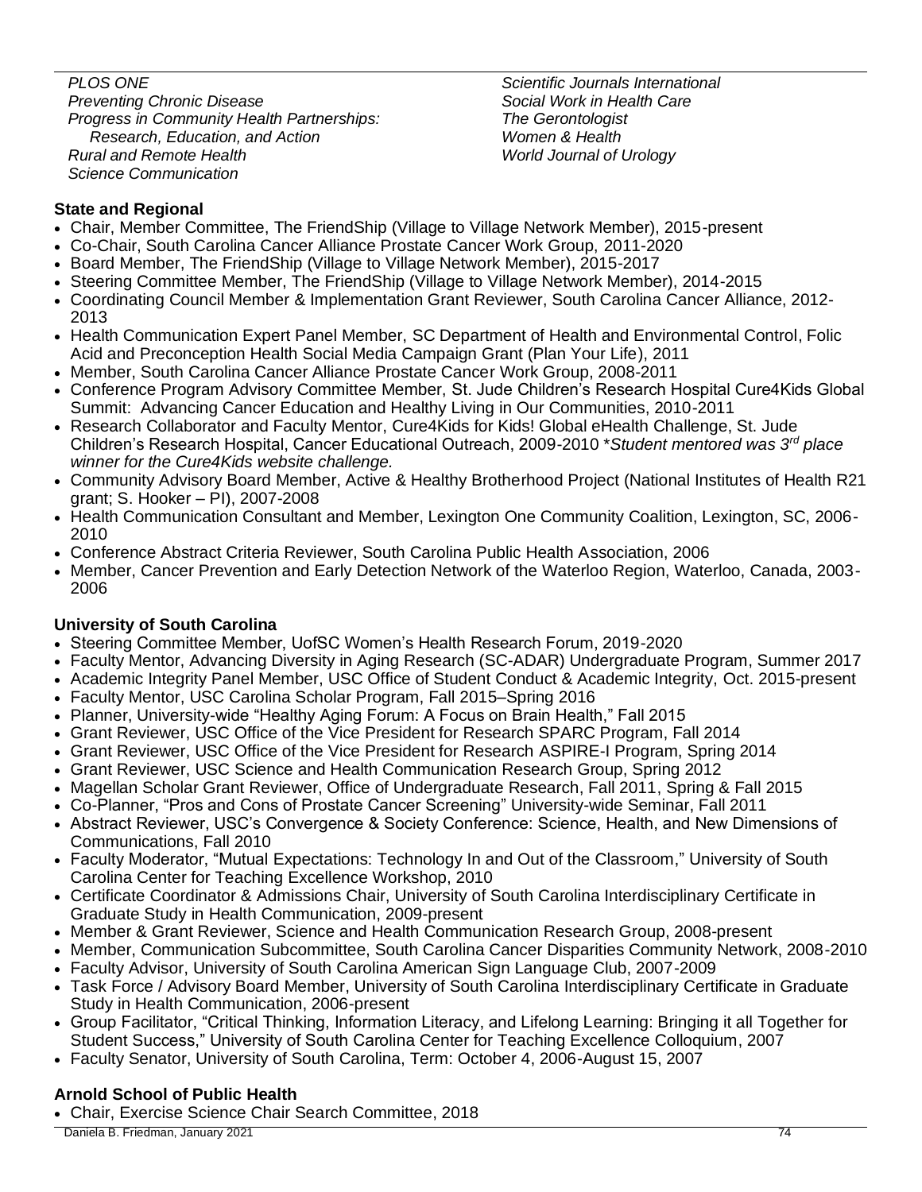*PLOS ONE*
*Preventing Chronic Disease*
*Progress in Community Health Partnerships: Research, Education, and Action*
*Rural and Remote Health*
*Science Communication*
*Scientific Journals International*
*Social Work in Health Care*
*The Gerontologist*
*Women & Health*
*World Journal of Urology*

**State and Regional**

- Chair, Member Committee, The FriendShip (Village to Village Network Member), 2015-present
- Co-Chair, South Carolina Cancer Alliance Prostate Cancer Work Group, 2011-2020
- Board Member, The FriendShip (Village to Village Network Member), 2015-2017
- Steering Committee Member, The FriendShip (Village to Village Network Member), 2014-2015
- Coordinating Council Member & Implementation Grant Reviewer, South Carolina Cancer Alliance, 2012-2013
- Health Communication Expert Panel Member, SC Department of Health and Environmental Control, Folic Acid and Preconception Health Social Media Campaign Grant (Plan Your Life), 2011
- Member, South Carolina Cancer Alliance Prostate Cancer Work Group, 2008-2011
- Conference Program Advisory Committee Member, St. Jude Children's Research Hospital Cure4Kids Global Summit: Advancing Cancer Education and Healthy Living in Our Communities, 2010-2011
- Research Collaborator and Faculty Mentor, Cure4Kids for Kids! Global eHealth Challenge, St. Jude Children's Research Hospital, Cancer Educational Outreach, 2009-2010 **Student mentored was 3rd place winner for the Cure4Kids website challenge.*
- Community Advisory Board Member, Active & Healthy Brotherhood Project (National Institutes of Health R21 grant; S. Hooker – PI), 2007-2008
- Health Communication Consultant and Member, Lexington One Community Coalition, Lexington, SC, 2006-2010
- Conference Abstract Criteria Reviewer, South Carolina Public Health Association, 2006
- Member, Cancer Prevention and Early Detection Network of the Waterloo Region, Waterloo, Canada, 2003-2006

**University of South Carolina**

- Steering Committee Member, UofSC Women's Health Research Forum, 2019-2020
- Faculty Mentor, Advancing Diversity in Aging Research (SC-ADAR) Undergraduate Program, Summer 2017
- Academic Integrity Panel Member, USC Office of Student Conduct & Academic Integrity, Oct. 2015-present
- Faculty Mentor, USC Carolina Scholar Program, Fall 2015–Spring 2016
- Planner, University-wide "Healthy Aging Forum: A Focus on Brain Health," Fall 2015
- Grant Reviewer, USC Office of the Vice President for Research SPARC Program, Fall 2014
- Grant Reviewer, USC Office of the Vice President for Research ASPIRE-I Program, Spring 2014
- Grant Reviewer, USC Science and Health Communication Research Group, Spring 2012
- Magellan Scholar Grant Reviewer, Office of Undergraduate Research, Fall 2011, Spring & Fall 2015
- Co-Planner, "Pros and Cons of Prostate Cancer Screening" University-wide Seminar, Fall 2011
- Abstract Reviewer, USC's Convergence & Society Conference: Science, Health, and New Dimensions of Communications, Fall 2010
- Faculty Moderator, "Mutual Expectations: Technology In and Out of the Classroom," University of South Carolina Center for Teaching Excellence Workshop, 2010
- Certificate Coordinator & Admissions Chair, University of South Carolina Interdisciplinary Certificate in Graduate Study in Health Communication, 2009-present
- Member & Grant Reviewer, Science and Health Communication Research Group, 2008-present
- Member, Communication Subcommittee, South Carolina Cancer Disparities Community Network, 2008-2010
- Faculty Advisor, University of South Carolina American Sign Language Club, 2007-2009
- Task Force / Advisory Board Member, University of South Carolina Interdisciplinary Certificate in Graduate Study in Health Communication, 2006-present
- Group Facilitator, "Critical Thinking, Information Literacy, and Lifelong Learning: Bringing it all Together for Student Success," University of South Carolina Center for Teaching Excellence Colloquium, 2007
- Faculty Senator, University of South Carolina, Term: October 4, 2006-August 15, 2007

**Arnold School of Public Health**

- Chair, Exercise Science Chair Search Committee, 2018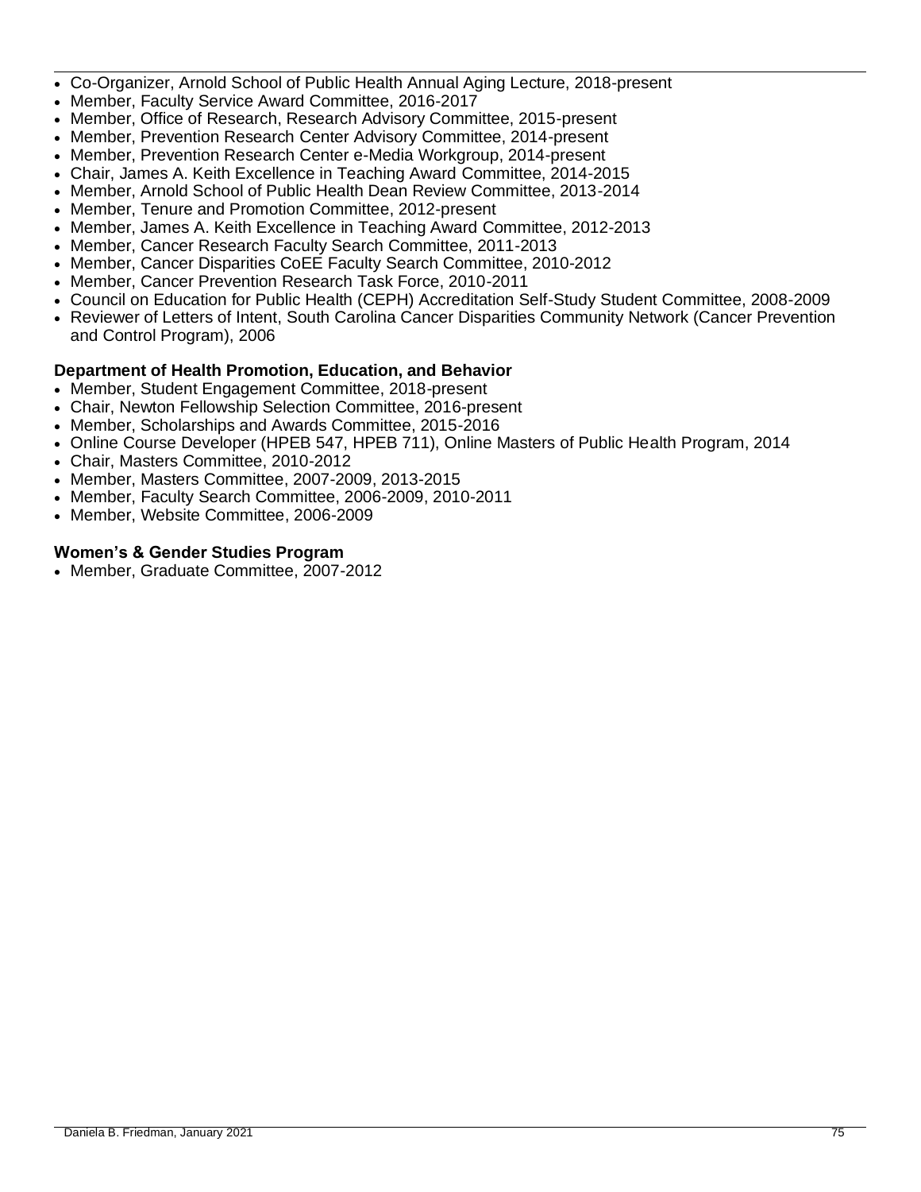- Co-Organizer, Arnold School of Public Health Annual Aging Lecture, 2018-present
- Member, Faculty Service Award Committee, 2016-2017
- Member, Office of Research, Research Advisory Committee, 2015-present
- Member, Prevention Research Center Advisory Committee, 2014-present
- Member, Prevention Research Center e-Media Workgroup, 2014-present
- Chair, James A. Keith Excellence in Teaching Award Committee, 2014-2015
- Member, Arnold School of Public Health Dean Review Committee, 2013-2014
- Member, Tenure and Promotion Committee, 2012-present
- Member, James A. Keith Excellence in Teaching Award Committee, 2012-2013
- Member, Cancer Research Faculty Search Committee, 2011-2013
- Member, Cancer Disparities CoEE Faculty Search Committee, 2010-2012
- Member, Cancer Prevention Research Task Force, 2010-2011
- Council on Education for Public Health (CEPH) Accreditation Self-Study Student Committee, 2008-2009
- Reviewer of Letters of Intent, South Carolina Cancer Disparities Community Network (Cancer Prevention and Control Program), 2006

**Department of Health Promotion, Education, and Behavior**

- Member, Student Engagement Committee, 2018-present
- Chair, Newton Fellowship Selection Committee, 2016-present
- Member, Scholarships and Awards Committee, 2015-2016
- Online Course Developer (HPEB 547, HPEB 711), Online Masters of Public Health Program, 2014
- Chair, Masters Committee, 2010-2012
- Member, Masters Committee, 2007-2009, 2013-2015
- Member, Faculty Search Committee, 2006-2009, 2010-2011
- Member, Website Committee, 2006-2009

**Women's & Gender Studies Program**

- Member, Graduate Committee, 2007-2012